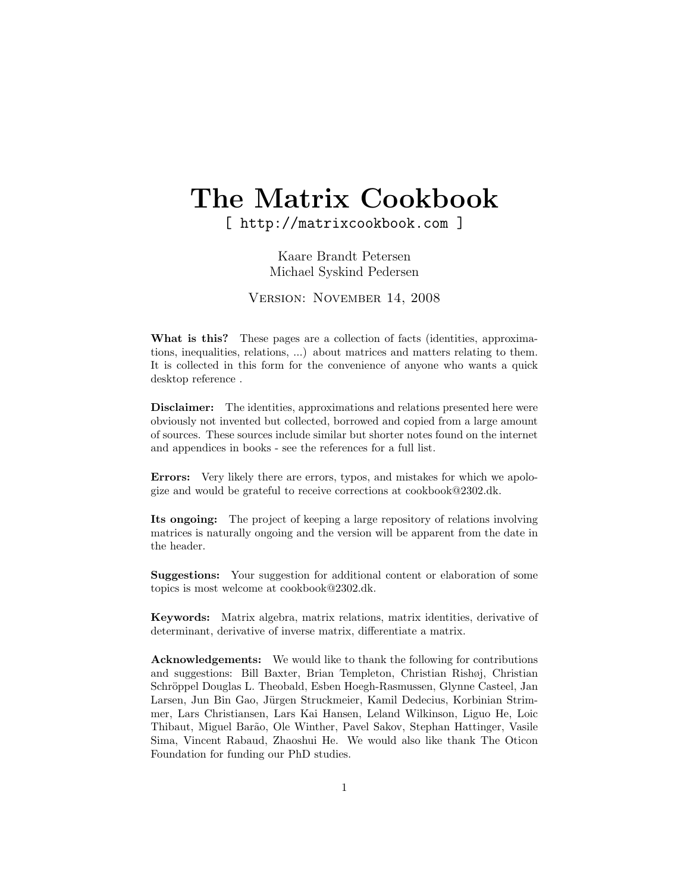# The Matrix Cookbook

[ http://matrixcookbook.com ]

Kaare Brandt Petersen
Michael Syskind Pedersen

Version: November 14, 2008

**What is this?** These pages are a collection of facts (identities, approximations, inequalities, relations, ...) about matrices and matters relating to them. It is collected in this form for the convenience of anyone who wants a quick desktop reference .

**Disclaimer:** The identities, approximations and relations presented here were obviously not invented but collected, borrowed and copied from a large amount of sources. These sources include similar but shorter notes found on the internet and appendices in books - see the references for a full list.

**Errors:** Very likely there are errors, typos, and mistakes for which we apologize and would be grateful to receive corrections at cookbook@2302.dk.

**Its ongoing:** The project of keeping a large repository of relations involving matrices is naturally ongoing and the version will be apparent from the date in the header.

**Suggestions:** Your suggestion for additional content or elaboration of some topics is most welcome at cookbook@2302.dk.

**Keywords:** Matrix algebra, matrix relations, matrix identities, derivative of determinant, derivative of inverse matrix, differentiate a matrix.

**Acknowledgements:** We would like to thank the following for contributions and suggestions: Bill Baxter, Brian Templeton, Christian Rishøj, Christian Schröppel Douglas L. Theobald, Esben Hoegh-Rasmussen, Glynne Casteel, Jan Larsen, Jun Bin Gao, Jürgen Struckmeier, Kamil Dedecius, Korbinian Strimmer, Lars Christiansen, Lars Kai Hansen, Leland Wilkinson, Liguo He, Loic Thibaut, Miguel Barão, Ole Winther, Pavel Sakov, Stephan Hattinger, Vasile Sima, Vincent Rabaud, Zhaoshui He. We would also like thank The Oticon Foundation for funding our PhD studies.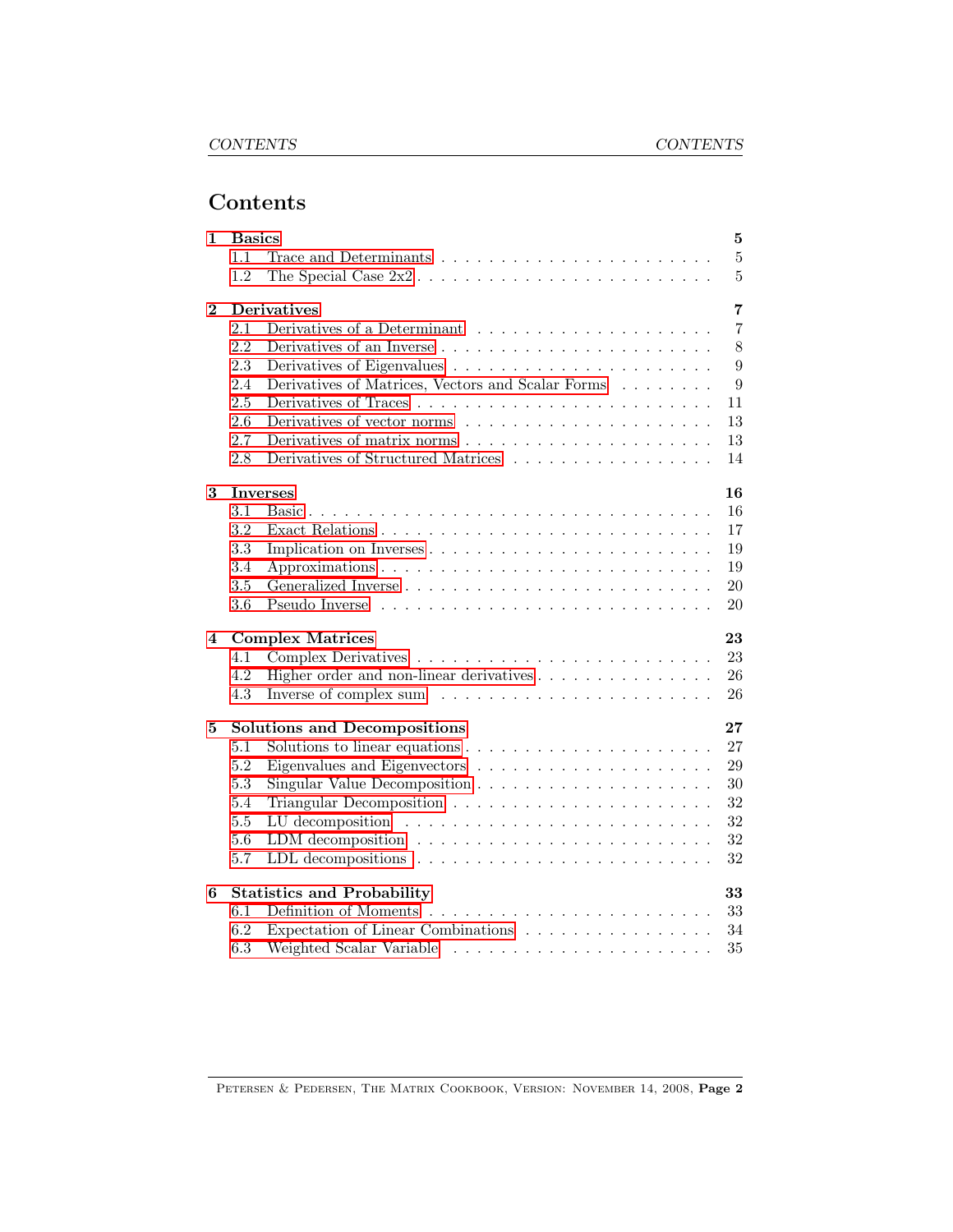# Contents

| | | |
|---|---|---|
| **1** | **Basics** | **5** |
| 1.1 | Trace and Determinants | 5 |
| 1.2 | The Special Case 2x2 | 5 |
| **2** | **Derivatives** | **7** |
| 2.1 | Derivatives of a Determinant | 7 |
| 2.2 | Derivatives of an Inverse | 8 |
| 2.3 | Derivatives of Eigenvalues | 9 |
| 2.4 | Derivatives of Matrices, Vectors and Scalar Forms | 9 |
| 2.5 | Derivatives of Traces | 11 |
| 2.6 | Derivatives of vector norms | 13 |
| 2.7 | Derivatives of matrix norms | 13 |
| 2.8 | Derivatives of Structured Matrices | 14 |
| **3** | **Inverses** | **16** |
| 3.1 | Basic | 16 |
| 3.2 | Exact Relations | 17 |
| 3.3 | Implication on Inverses | 19 |
| 3.4 | Approximations | 19 |
| 3.5 | Generalized Inverse | 20 |
| 3.6 | Pseudo Inverse | 20 |
| **4** | **Complex Matrices** | **23** |
| 4.1 | Complex Derivatives | 23 |
| 4.2 | Higher order and non-linear derivatives | 26 |
| 4.3 | Inverse of complex sum | 26 |
| **5** | **Solutions and Decompositions** | **27** |
| 5.1 | Solutions to linear equations | 27 |
| 5.2 | Eigenvalues and Eigenvectors | 29 |
| 5.3 | Singular Value Decomposition | 30 |
| 5.4 | Triangular Decomposition | 32 |
| 5.5 | LU decomposition | 32 |
| 5.6 | LDM decomposition | 32 |
| 5.7 | LDL decompositions | 32 |
| **6** | **Statistics and Probability** | **33** |
| 6.1 | Definition of Moments | 33 |
| 6.2 | Expectation of Linear Combinations | 34 |
| 6.3 | Weighted Scalar Variable | 35 |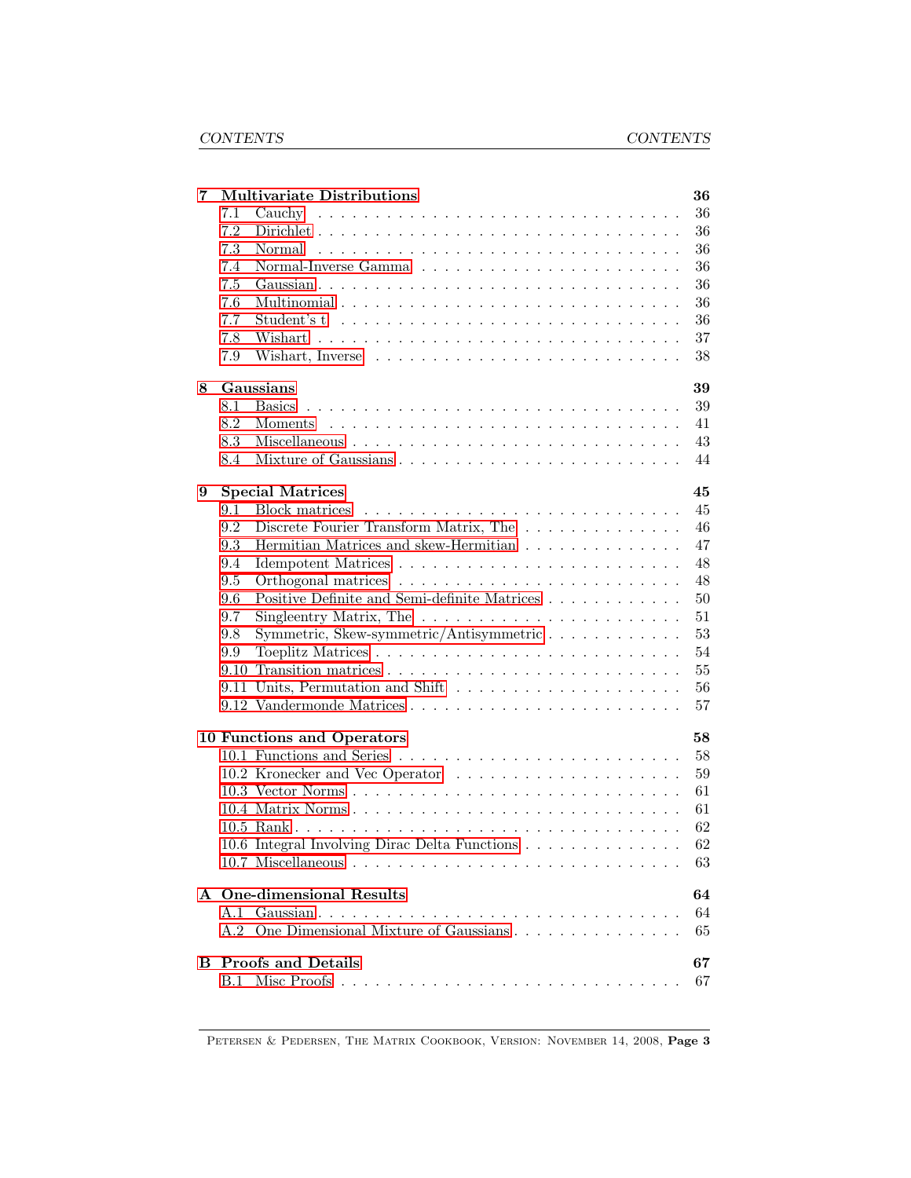**7 Multivariate Distributions** **36**

- 7.1 Cauchy . . . 36
- 7.2 Dirichlet . . . 36
- 7.3 Normal . . . 36
- 7.4 Normal-Inverse Gamma . . . 36
- 7.5 Gaussian . . . 36
- 7.6 Multinomial . . . 36
- 7.7 Student's t . . . 36
- 7.8 Wishart . . . 37
- 7.9 Wishart, Inverse . . . 38

**8 Gaussians** **39**

- 8.1 Basics . . . 39
- 8.2 Moments . . . 41
- 8.3 Miscellaneous . . . 43
- 8.4 Mixture of Gaussians . . . 44

**9 Special Matrices** **45**

- 9.1 Block matrices . . . 45
- 9.2 Discrete Fourier Transform Matrix, The . . . 46
- 9.3 Hermitian Matrices and skew-Hermitian . . . 47
- 9.4 Idempotent Matrices . . . 48
- 9.5 Orthogonal matrices . . . 48
- 9.6 Positive Definite and Semi-definite Matrices . . . 50
- 9.7 Singleentry Matrix, The . . . 51
- 9.8 Symmetric, Skew-symmetric/Antisymmetric . . . 53
- 9.9 Toeplitz Matrices . . . 54
- 9.10 Transition matrices . . . 55
- 9.11 Units, Permutation and Shift . . . 56
- 9.12 Vandermonde Matrices . . . 57

**10 Functions and Operators** **58**

- 10.1 Functions and Series . . . 58
- 10.2 Kronecker and Vec Operator . . . 59
- 10.3 Vector Norms . . . 61
- 10.4 Matrix Norms . . . 61
- 10.5 Rank . . . 62
- 10.6 Integral Involving Dirac Delta Functions . . . 62
- 10.7 Miscellaneous . . . 63

**A One-dimensional Results** **64**

- A.1 Gaussian . . . 64
- A.2 One Dimensional Mixture of Gaussians . . . 65

**B Proofs and Details** **67**

- B.1 Misc Proofs . . . 67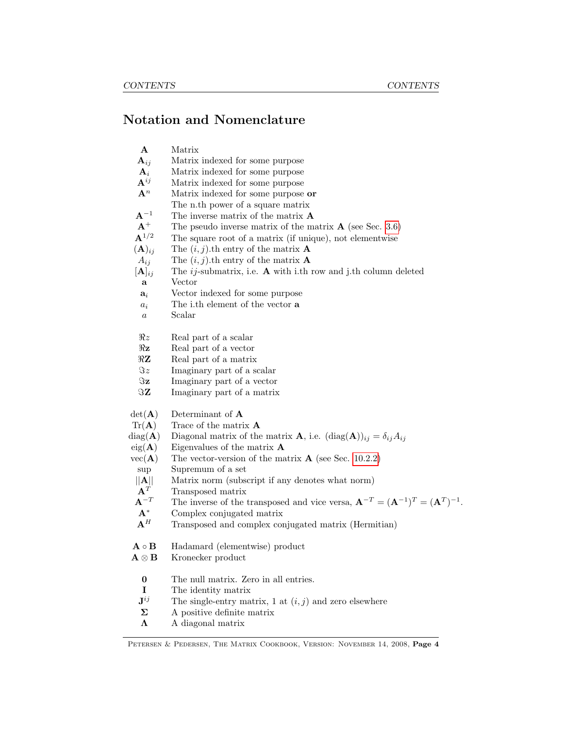# Notation and Nomenclature

| | |
|---|---|
| $\mathbf{A}$ | Matrix |
| $\mathbf{A}_{ij}$ | Matrix indexed for some purpose |
| $\mathbf{A}_i$ | Matrix indexed for some purpose |
| $\mathbf{A}^{ij}$ | Matrix indexed for some purpose |
| $\mathbf{A}^n$ | Matrix indexed for some purpose **or** |
| | The n.th power of a square matrix |
| $\mathbf{A}^{-1}$ | The inverse matrix of the matrix $\mathbf{A}$ |
| $\mathbf{A}^+$ | The pseudo inverse matrix of the matrix $\mathbf{A}$ (see Sec. 3.6) |
| $\mathbf{A}^{1/2}$ | The square root of a matrix (if unique), not elementwise |
| $(\mathbf{A})_{ij}$ | The $(i,j)$.th entry of the matrix $\mathbf{A}$ |
| $A_{ij}$ | The $(i,j)$.th entry of the matrix $\mathbf{A}$ |
| $[\mathbf{A}]_{ij}$ | The $ij$-submatrix, i.e. $\mathbf{A}$ with i.th row and j.th column deleted |
| $\mathbf{a}$ | Vector |
| $\mathbf{a}_i$ | Vector indexed for some purpose |
| $a_i$ | The i.th element of the vector $\mathbf{a}$ |
| $a$ | Scalar |
| | |
| $\Re z$ | Real part of a scalar |
| $\Re \mathbf{z}$ | Real part of a vector |
| $\Re \mathbf{Z}$ | Real part of a matrix |
| $\Im z$ | Imaginary part of a scalar |
| $\Im \mathbf{z}$ | Imaginary part of a vector |
| $\Im \mathbf{Z}$ | Imaginary part of a matrix |
| | |
| $\det(\mathbf{A})$ | Determinant of $\mathbf{A}$ |
| $\mathrm{Tr}(\mathbf{A})$ | Trace of the matrix $\mathbf{A}$ |
| $\mathrm{diag}(\mathbf{A})$ | Diagonal matrix of the matrix $\mathbf{A}$, i.e. $(\mathrm{diag}(\mathbf{A}))_{ij} = \delta_{ij} A_{ij}$ |
| $\mathrm{eig}(\mathbf{A})$ | Eigenvalues of the matrix $\mathbf{A}$ |
| $\mathrm{vec}(\mathbf{A})$ | The vector-version of the matrix $\mathbf{A}$ (see Sec. 10.2.2) |
| $\sup$ | Supremum of a set |
| $\|\|\mathbf{A}\|\|$ | Matrix norm (subscript if any denotes what norm) |
| $\mathbf{A}^T$ | Transposed matrix |
| $\mathbf{A}^{-T}$ | The inverse of the transposed and vice versa, $\mathbf{A}^{-T} = (\mathbf{A}^{-1})^T = (\mathbf{A}^T)^{-1}$. |
| $\mathbf{A}^*$ | Complex conjugated matrix |
| $\mathbf{A}^H$ | Transposed and complex conjugated matrix (Hermitian) |
| | |
| $\mathbf{A} \circ \mathbf{B}$ | Hadamard (elementwise) product |
| $\mathbf{A} \otimes \mathbf{B}$ | Kronecker product |
| | |
| $\mathbf{0}$ | The null matrix. Zero in all entries. |
| $\mathbf{I}$ | The identity matrix |
| $\mathbf{J}^{ij}$ | The single-entry matrix, 1 at $(i,j)$ and zero elsewhere |
| $\mathbf{\Sigma}$ | A positive definite matrix |
| $\mathbf{\Lambda}$ | A diagonal matrix |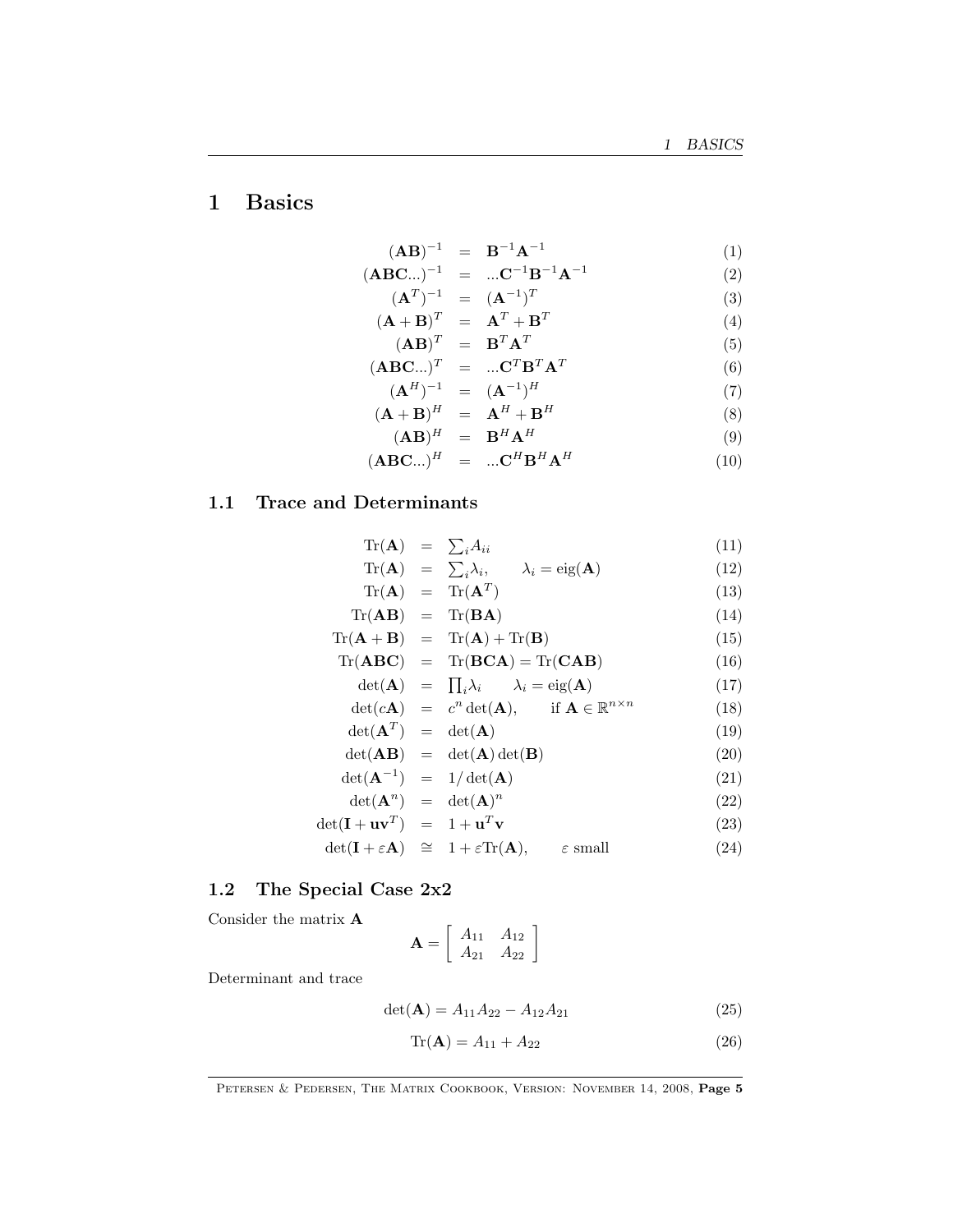# 1 Basics

$$
\begin{aligned}
(\mathbf{AB})^{-1} &= \mathbf{B}^{-1}\mathbf{A}^{-1} & (1)\\
(\mathbf{ABC}...)^{-1} &= ...\mathbf{C}^{-1}\mathbf{B}^{-1}\mathbf{A}^{-1} & (2)\\
(\mathbf{A}^T)^{-1} &= (\mathbf{A}^{-1})^T & (3)\\
(\mathbf{A}+\mathbf{B})^T &= \mathbf{A}^T + \mathbf{B}^T & (4)\\
(\mathbf{AB})^T &= \mathbf{B}^T\mathbf{A}^T & (5)\\
(\mathbf{ABC}...)^T &= ...\mathbf{C}^T\mathbf{B}^T\mathbf{A}^T & (6)\\
(\mathbf{A}^H)^{-1} &= (\mathbf{A}^{-1})^H & (7)\\
(\mathbf{A}+\mathbf{B})^H &= \mathbf{A}^H + \mathbf{B}^H & (8)\\
(\mathbf{AB})^H &= \mathbf{B}^H\mathbf{A}^H & (9)\\
(\mathbf{ABC}...)^H &= ...\mathbf{C}^H\mathbf{B}^H\mathbf{A}^H & (10)
\end{aligned}
$$

## 1.1 Trace and Determinants

$$
\begin{aligned}
\mathrm{Tr}(\mathbf{A}) &= \textstyle\sum_i A_{ii} & (11)\\
\mathrm{Tr}(\mathbf{A}) &= \textstyle\sum_i \lambda_i, \qquad \lambda_i = \mathrm{eig}(\mathbf{A}) & (12)\\
\mathrm{Tr}(\mathbf{A}) &= \mathrm{Tr}(\mathbf{A}^T) & (13)\\
\mathrm{Tr}(\mathbf{AB}) &= \mathrm{Tr}(\mathbf{BA}) & (14)\\
\mathrm{Tr}(\mathbf{A}+\mathbf{B}) &= \mathrm{Tr}(\mathbf{A}) + \mathrm{Tr}(\mathbf{B}) & (15)\\
\mathrm{Tr}(\mathbf{ABC}) &= \mathrm{Tr}(\mathbf{BCA}) = \mathrm{Tr}(\mathbf{CAB}) & (16)\\
\det(\mathbf{A}) &= \textstyle\prod_i \lambda_i \qquad \lambda_i = \mathrm{eig}(\mathbf{A}) & (17)\\
\det(c\mathbf{A}) &= c^n \det(\mathbf{A}), \qquad \text{if } \mathbf{A} \in \mathbb{R}^{n\times n} & (18)\\
\det(\mathbf{A}^T) &= \det(\mathbf{A}) & (19)\\
\det(\mathbf{AB}) &= \det(\mathbf{A})\det(\mathbf{B}) & (20)\\
\det(\mathbf{A}^{-1}) &= 1/\det(\mathbf{A}) & (21)\\
\det(\mathbf{A}^n) &= \det(\mathbf{A})^n & (22)\\
\det(\mathbf{I}+\mathbf{u}\mathbf{v}^T) &= 1 + \mathbf{u}^T\mathbf{v} & (23)\\
\det(\mathbf{I}+\varepsilon\mathbf{A}) &\cong 1 + \varepsilon\mathrm{Tr}(\mathbf{A}), \qquad \varepsilon \text{ small} & (24)
\end{aligned}
$$

## 1.2 The Special Case 2x2

Consider the matrix $\mathbf{A}$

$$
\mathbf{A} = \begin{bmatrix} A_{11} & A_{12} \\ A_{21} & A_{22} \end{bmatrix}
$$

Determinant and trace

$$
\det(\mathbf{A}) = A_{11}A_{22} - A_{12}A_{21} \tag{25}
$$

$$
\mathrm{Tr}(\mathbf{A}) = A_{11} + A_{22} \tag{26}
$$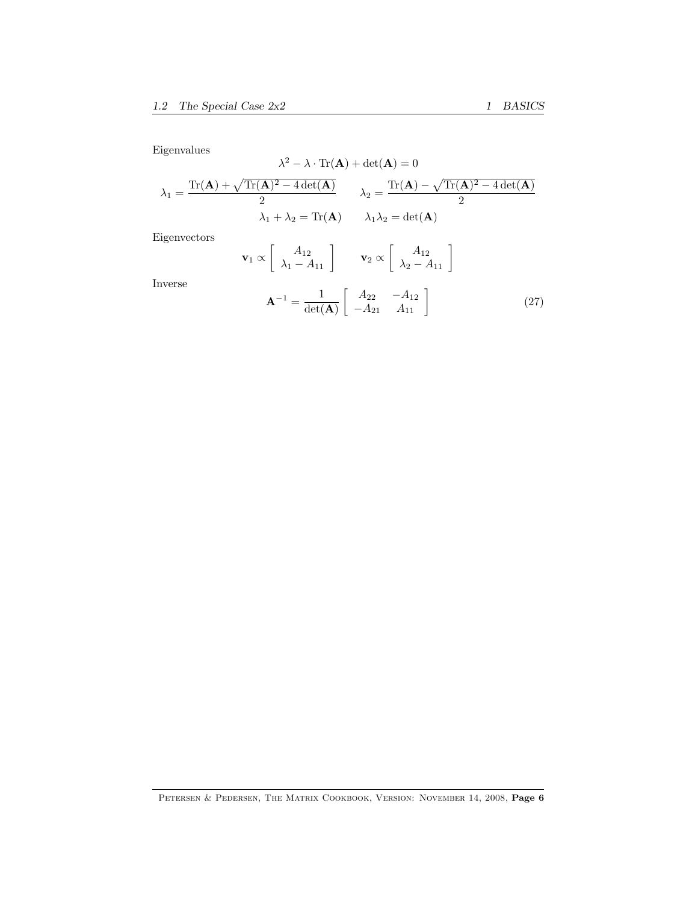Eigenvalues

$$\lambda^2 - \lambda \cdot \mathrm{Tr}(\mathbf{A}) + \det(\mathbf{A}) = 0$$

$$\lambda_1 = \frac{\mathrm{Tr}(\mathbf{A}) + \sqrt{\mathrm{Tr}(\mathbf{A})^2 - 4\det(\mathbf{A})}}{2} \qquad \lambda_2 = \frac{\mathrm{Tr}(\mathbf{A}) - \sqrt{\mathrm{Tr}(\mathbf{A})^2 - 4\det(\mathbf{A})}}{2}$$

$$\lambda_1 + \lambda_2 = \mathrm{Tr}(\mathbf{A}) \qquad \lambda_1 \lambda_2 = \det(\mathbf{A})$$

Eigenvectors

$$\mathbf{v}_1 \propto \begin{bmatrix} A_{12} \\ \lambda_1 - A_{11} \end{bmatrix} \qquad \mathbf{v}_2 \propto \begin{bmatrix} A_{12} \\ \lambda_2 - A_{11} \end{bmatrix}$$

Inverse

$$\mathbf{A}^{-1} = \frac{1}{\det(\mathbf{A})} \begin{bmatrix} A_{22} & -A_{12} \\ -A_{21} & A_{11} \end{bmatrix} \tag{27}$$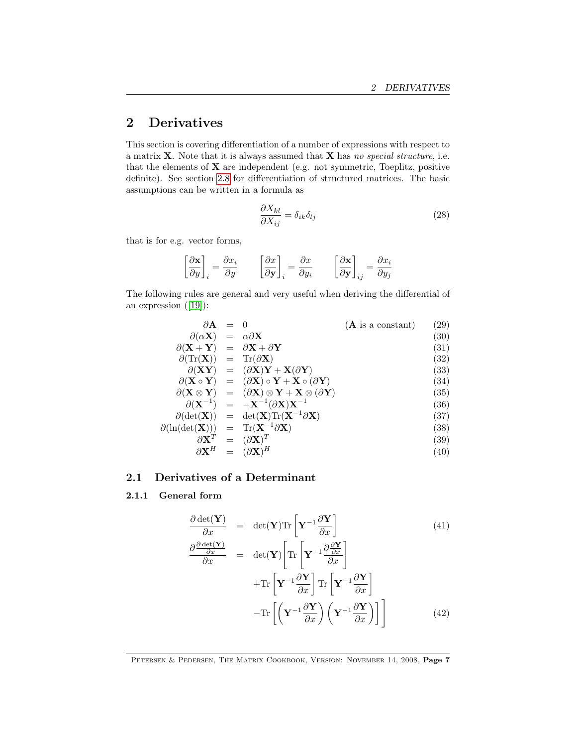# 2 Derivatives

This section is covering differentiation of a number of expressions with respect to a matrix $\mathbf{X}$. Note that it is always assumed that $\mathbf{X}$ has *no special structure*, i.e. that the elements of $\mathbf{X}$ are independent (e.g. not symmetric, Toeplitz, positive definite). See section 2.8 for differentiation of structured matrices. The basic assumptions can be written in a formula as

$$\frac{\partial X_{kl}}{\partial X_{ij}} = \delta_{ik}\delta_{lj} \tag{28}$$

that is for e.g. vector forms,

$$\left[\frac{\partial \mathbf{x}}{\partial y}\right]_i = \frac{\partial x_i}{\partial y} \qquad \left[\frac{\partial x}{\partial \mathbf{y}}\right]_i = \frac{\partial x}{\partial y_i} \qquad \left[\frac{\partial \mathbf{x}}{\partial \mathbf{y}}\right]_{ij} = \frac{\partial x_i}{\partial y_j}$$

The following rules are general and very useful when deriving the differential of an expression ([19]):

$$\begin{aligned}
\partial \mathbf{A} &= 0 \qquad (\mathbf{A} \text{ is a constant}) && (29)\\
\partial(\alpha \mathbf{X}) &= \alpha \partial \mathbf{X} && (30)\\
\partial(\mathbf{X}+\mathbf{Y}) &= \partial \mathbf{X} + \partial \mathbf{Y} && (31)\\
\partial(\mathrm{Tr}(\mathbf{X})) &= \mathrm{Tr}(\partial \mathbf{X}) && (32)\\
\partial(\mathbf{X}\mathbf{Y}) &= (\partial \mathbf{X})\mathbf{Y} + \mathbf{X}(\partial \mathbf{Y}) && (33)\\
\partial(\mathbf{X} \circ \mathbf{Y}) &= (\partial \mathbf{X}) \circ \mathbf{Y} + \mathbf{X} \circ (\partial \mathbf{Y}) && (34)\\
\partial(\mathbf{X} \otimes \mathbf{Y}) &= (\partial \mathbf{X}) \otimes \mathbf{Y} + \mathbf{X} \otimes (\partial \mathbf{Y}) && (35)\\
\partial(\mathbf{X}^{-1}) &= -\mathbf{X}^{-1}(\partial \mathbf{X})\mathbf{X}^{-1} && (36)\\
\partial(\det(\mathbf{X})) &= \det(\mathbf{X})\mathrm{Tr}(\mathbf{X}^{-1}\partial \mathbf{X}) && (37)\\
\partial(\ln(\det(\mathbf{X}))) &= \mathrm{Tr}(\mathbf{X}^{-1}\partial \mathbf{X}) && (38)\\
\partial \mathbf{X}^T &= (\partial \mathbf{X})^T && (39)\\
\partial \mathbf{X}^H &= (\partial \mathbf{X})^H && (40)
\end{aligned}$$

## 2.1 Derivatives of a Determinant

### 2.1.1 General form

$$\frac{\partial \det(\mathbf{Y})}{\partial x} = \det(\mathbf{Y})\mathrm{Tr}\left[\mathbf{Y}^{-1}\frac{\partial \mathbf{Y}}{\partial x}\right] \tag{41}$$

$$\begin{aligned}
\frac{\partial \frac{\partial \det(\mathbf{Y})}{\partial x}}{\partial x} = \det(\mathbf{Y})\Bigg[&\mathrm{Tr}\left[\mathbf{Y}^{-1}\frac{\partial \frac{\partial \mathbf{Y}}{\partial x}}{\partial x}\right] \\
&+\mathrm{Tr}\left[\mathbf{Y}^{-1}\frac{\partial \mathbf{Y}}{\partial x}\right]\mathrm{Tr}\left[\mathbf{Y}^{-1}\frac{\partial \mathbf{Y}}{\partial x}\right] \\
&-\mathrm{Tr}\left[\left(\mathbf{Y}^{-1}\frac{\partial \mathbf{Y}}{\partial x}\right)\left(\mathbf{Y}^{-1}\frac{\partial \mathbf{Y}}{\partial x}\right)\right]\Bigg]
\end{aligned} \tag{42}$$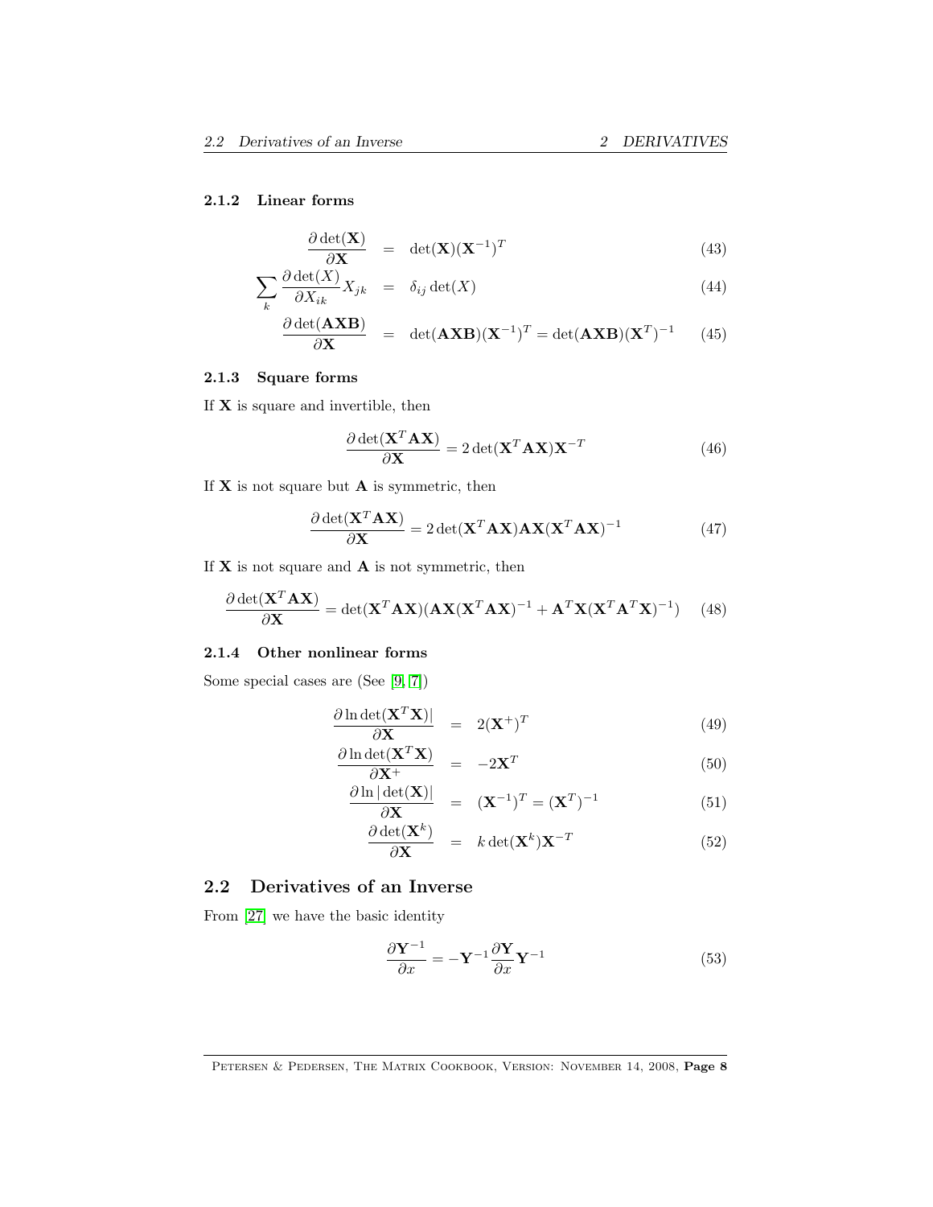### 2.1.2 Linear forms

$$\frac{\partial \det(\mathbf{X})}{\partial \mathbf{X}} = \det(\mathbf{X})(\mathbf{X}^{-1})^T \tag{43}$$

$$\sum_k \frac{\partial \det(X)}{\partial X_{ik}} X_{jk} = \delta_{ij} \det(X) \tag{44}$$

$$\frac{\partial \det(\mathbf{AXB})}{\partial \mathbf{X}} = \det(\mathbf{AXB})(\mathbf{X}^{-1})^T = \det(\mathbf{AXB})(\mathbf{X}^T)^{-1} \tag{45}$$

### 2.1.3 Square forms

If $\mathbf{X}$ is square and invertible, then

$$\frac{\partial \det(\mathbf{X}^T\mathbf{AX})}{\partial \mathbf{X}} = 2\det(\mathbf{X}^T\mathbf{AX})\mathbf{X}^{-T} \tag{46}$$

If $\mathbf{X}$ is not square but $\mathbf{A}$ is symmetric, then

$$\frac{\partial \det(\mathbf{X}^T\mathbf{AX})}{\partial \mathbf{X}} = 2\det(\mathbf{X}^T\mathbf{AX})\mathbf{AX}(\mathbf{X}^T\mathbf{AX})^{-1} \tag{47}$$

If $\mathbf{X}$ is not square and $\mathbf{A}$ is not symmetric, then

$$\frac{\partial \det(\mathbf{X}^T\mathbf{AX})}{\partial \mathbf{X}} = \det(\mathbf{X}^T\mathbf{AX})(\mathbf{AX}(\mathbf{X}^T\mathbf{AX})^{-1} + \mathbf{A}^T\mathbf{X}(\mathbf{X}^T\mathbf{A}^T\mathbf{X})^{-1}) \tag{48}$$

### 2.1.4 Other nonlinear forms

Some special cases are (See [9, 7])

$$\frac{\partial \ln \det(\mathbf{X}^T\mathbf{X})|}{\partial \mathbf{X}} = 2(\mathbf{X}^+)^T \tag{49}$$

$$\frac{\partial \ln \det(\mathbf{X}^T\mathbf{X})}{\partial \mathbf{X}^+} = -2\mathbf{X}^T \tag{50}$$

$$\frac{\partial \ln |\det(\mathbf{X})|}{\partial \mathbf{X}} = (\mathbf{X}^{-1})^T = (\mathbf{X}^T)^{-1} \tag{51}$$

$$\frac{\partial \det(\mathbf{X}^k)}{\partial \mathbf{X}} = k\det(\mathbf{X}^k)\mathbf{X}^{-T} \tag{52}$$

## 2.2 Derivatives of an Inverse

From [27] we have the basic identity

$$\frac{\partial \mathbf{Y}^{-1}}{\partial x} = -\mathbf{Y}^{-1}\frac{\partial \mathbf{Y}}{\partial x}\mathbf{Y}^{-1} \tag{53}$$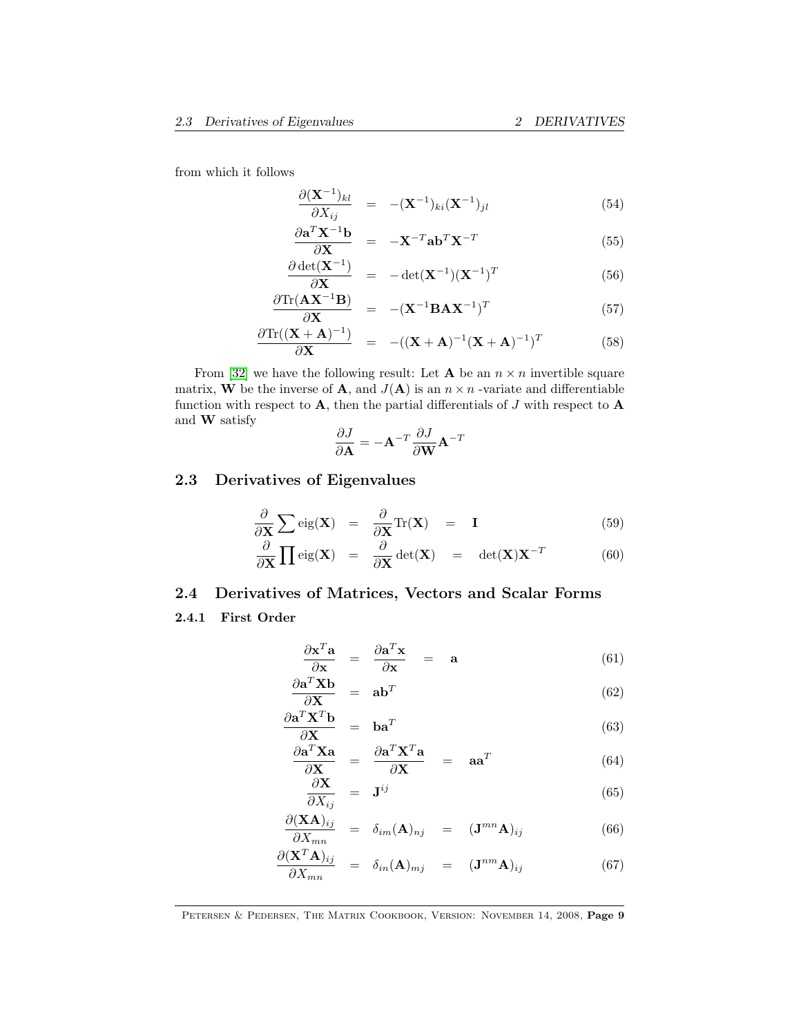from which it follows

$$\frac{\partial (\mathbf{X}^{-1})_{kl}}{\partial X_{ij}} = -(\mathbf{X}^{-1})_{ki}(\mathbf{X}^{-1})_{jl} \quad (54)$$

$$\frac{\partial \mathbf{a}^T\mathbf{X}^{-1}\mathbf{b}}{\partial \mathbf{X}} = -\mathbf{X}^{-T}\mathbf{a}\mathbf{b}^T\mathbf{X}^{-T} \quad (55)$$

$$\frac{\partial \det(\mathbf{X}^{-1})}{\partial \mathbf{X}} = -\det(\mathbf{X}^{-1})(\mathbf{X}^{-1})^T \quad (56)$$

$$\frac{\partial \text{Tr}(\mathbf{A}\mathbf{X}^{-1}\mathbf{B})}{\partial \mathbf{X}} = -(\mathbf{X}^{-1}\mathbf{B}\mathbf{A}\mathbf{X}^{-1})^T \quad (57)$$

$$\frac{\partial \text{Tr}((\mathbf{X}+\mathbf{A})^{-1})}{\partial \mathbf{X}} = -((\mathbf{X}+\mathbf{A})^{-1}(\mathbf{X}+\mathbf{A})^{-1})^T \quad (58)$$

From [32] we have the following result: Let $\mathbf{A}$ be an $n \times n$ invertible square matrix, $\mathbf{W}$ be the inverse of $\mathbf{A}$, and $J(\mathbf{A})$ is an $n \times n$ -variate and differentiable function with respect to $\mathbf{A}$, then the partial differentials of $J$ with respect to $\mathbf{A}$ and $\mathbf{W}$ satisfy

$$\frac{\partial J}{\partial \mathbf{A}} = -\mathbf{A}^{-T}\frac{\partial J}{\partial \mathbf{W}}\mathbf{A}^{-T}$$

## 2.3 Derivatives of Eigenvalues

$$\frac{\partial}{\partial \mathbf{X}}\sum \text{eig}(\mathbf{X}) = \frac{\partial}{\partial \mathbf{X}}\text{Tr}(\mathbf{X}) = \mathbf{I} \quad (59)$$

$$\frac{\partial}{\partial \mathbf{X}}\prod \text{eig}(\mathbf{X}) = \frac{\partial}{\partial \mathbf{X}}\det(\mathbf{X}) = \det(\mathbf{X})\mathbf{X}^{-T} \quad (60)$$

## 2.4 Derivatives of Matrices, Vectors and Scalar Forms

### 2.4.1 First Order

$$\frac{\partial \mathbf{x}^T\mathbf{a}}{\partial \mathbf{x}} = \frac{\partial \mathbf{a}^T\mathbf{x}}{\partial \mathbf{x}} = \mathbf{a} \quad (61)$$

$$\frac{\partial \mathbf{a}^T\mathbf{X}\mathbf{b}}{\partial \mathbf{X}} = \mathbf{a}\mathbf{b}^T \quad (62)$$

$$\frac{\partial \mathbf{a}^T\mathbf{X}^T\mathbf{b}}{\partial \mathbf{X}} = \mathbf{b}\mathbf{a}^T \quad (63)$$

$$\frac{\partial \mathbf{a}^T\mathbf{X}\mathbf{a}}{\partial \mathbf{X}} = \frac{\partial \mathbf{a}^T\mathbf{X}^T\mathbf{a}}{\partial \mathbf{X}} = \mathbf{a}\mathbf{a}^T \quad (64)$$

$$\frac{\partial \mathbf{X}}{\partial X_{ij}} = \mathbf{J}^{ij} \quad (65)$$

$$\frac{\partial (\mathbf{X}\mathbf{A})_{ij}}{\partial X_{mn}} = \delta_{im}(\mathbf{A})_{nj} = (\mathbf{J}^{mn}\mathbf{A})_{ij} \quad (66)$$

$$\frac{\partial (\mathbf{X}^T\mathbf{A})_{ij}}{\partial X_{mn}} = \delta_{in}(\mathbf{A})_{mj} = (\mathbf{J}^{nm}\mathbf{A})_{ij} \quad (67)$$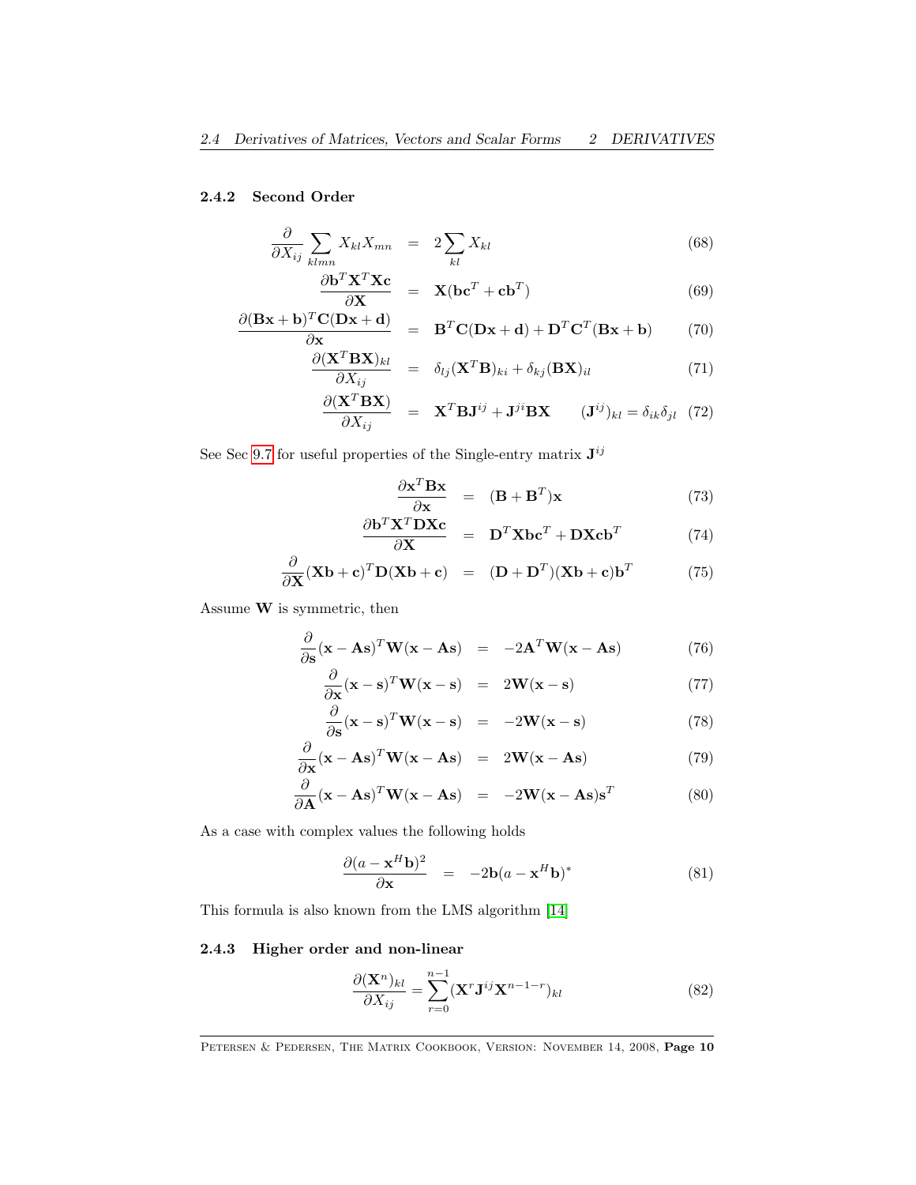### 2.4.2 Second Order

$$\frac{\partial}{\partial X_{ij}} \sum_{klmn} X_{kl}X_{mn} = 2\sum_{kl} X_{kl} \tag{68}$$

$$\frac{\partial \mathbf{b}^T\mathbf{X}^T\mathbf{X}\mathbf{c}}{\partial \mathbf{X}} = \mathbf{X}(\mathbf{b}\mathbf{c}^T + \mathbf{c}\mathbf{b}^T) \tag{69}$$

$$\frac{\partial (\mathbf{B}\mathbf{x}+\mathbf{b})^T\mathbf{C}(\mathbf{D}\mathbf{x}+\mathbf{d})}{\partial \mathbf{x}} = \mathbf{B}^T\mathbf{C}(\mathbf{D}\mathbf{x}+\mathbf{d}) + \mathbf{D}^T\mathbf{C}^T(\mathbf{B}\mathbf{x}+\mathbf{b}) \tag{70}$$

$$\frac{\partial (\mathbf{X}^T\mathbf{B}\mathbf{X})_{kl}}{\partial X_{ij}} = \delta_{lj}(\mathbf{X}^T\mathbf{B})_{ki} + \delta_{kj}(\mathbf{B}\mathbf{X})_{il} \tag{71}$$

$$\frac{\partial (\mathbf{X}^T\mathbf{B}\mathbf{X})}{\partial X_{ij}} = \mathbf{X}^T\mathbf{B}\mathbf{J}^{ij} + \mathbf{J}^{ji}\mathbf{B}\mathbf{X} \qquad (\mathbf{J}^{ij})_{kl} = \delta_{ik}\delta_{jl} \tag{72}$$

See Sec 9.7 for useful properties of the Single-entry matrix $\mathbf{J}^{ij}$

$$\frac{\partial \mathbf{x}^T\mathbf{B}\mathbf{x}}{\partial \mathbf{x}} = (\mathbf{B}+\mathbf{B}^T)\mathbf{x} \tag{73}$$

$$\frac{\partial \mathbf{b}^T\mathbf{X}^T\mathbf{D}\mathbf{X}\mathbf{c}}{\partial \mathbf{X}} = \mathbf{D}^T\mathbf{X}\mathbf{b}\mathbf{c}^T + \mathbf{D}\mathbf{X}\mathbf{c}\mathbf{b}^T \tag{74}$$

$$\frac{\partial}{\partial \mathbf{X}}(\mathbf{X}\mathbf{b}+\mathbf{c})^T\mathbf{D}(\mathbf{X}\mathbf{b}+\mathbf{c}) = (\mathbf{D}+\mathbf{D}^T)(\mathbf{X}\mathbf{b}+\mathbf{c})\mathbf{b}^T \tag{75}$$

Assume $\mathbf{W}$ is symmetric, then

$$\frac{\partial}{\partial \mathbf{s}}(\mathbf{x}-\mathbf{A}\mathbf{s})^T\mathbf{W}(\mathbf{x}-\mathbf{A}\mathbf{s}) = -2\mathbf{A}^T\mathbf{W}(\mathbf{x}-\mathbf{A}\mathbf{s}) \tag{76}$$

$$\frac{\partial}{\partial \mathbf{x}}(\mathbf{x}-\mathbf{s})^T\mathbf{W}(\mathbf{x}-\mathbf{s}) = 2\mathbf{W}(\mathbf{x}-\mathbf{s}) \tag{77}$$

$$\frac{\partial}{\partial \mathbf{s}}(\mathbf{x}-\mathbf{s})^T\mathbf{W}(\mathbf{x}-\mathbf{s}) = -2\mathbf{W}(\mathbf{x}-\mathbf{s}) \tag{78}$$

$$\frac{\partial}{\partial \mathbf{x}}(\mathbf{x}-\mathbf{A}\mathbf{s})^T\mathbf{W}(\mathbf{x}-\mathbf{A}\mathbf{s}) = 2\mathbf{W}(\mathbf{x}-\mathbf{A}\mathbf{s}) \tag{79}$$

$$\frac{\partial}{\partial \mathbf{A}}(\mathbf{x}-\mathbf{A}\mathbf{s})^T\mathbf{W}(\mathbf{x}-\mathbf{A}\mathbf{s}) = -2\mathbf{W}(\mathbf{x}-\mathbf{A}\mathbf{s})\mathbf{s}^T \tag{80}$$

As a case with complex values the following holds

$$\frac{\partial (a-\mathbf{x}^H\mathbf{b})^2}{\partial \mathbf{x}} = -2\mathbf{b}(a-\mathbf{x}^H\mathbf{b})^* \tag{81}$$

This formula is also known from the LMS algorithm [14]

### 2.4.3 Higher order and non-linear

$$\frac{\partial (\mathbf{X}^n)_{kl}}{\partial X_{ij}} = \sum_{r=0}^{n-1}(\mathbf{X}^r\mathbf{J}^{ij}\mathbf{X}^{n-1-r})_{kl} \tag{82}$$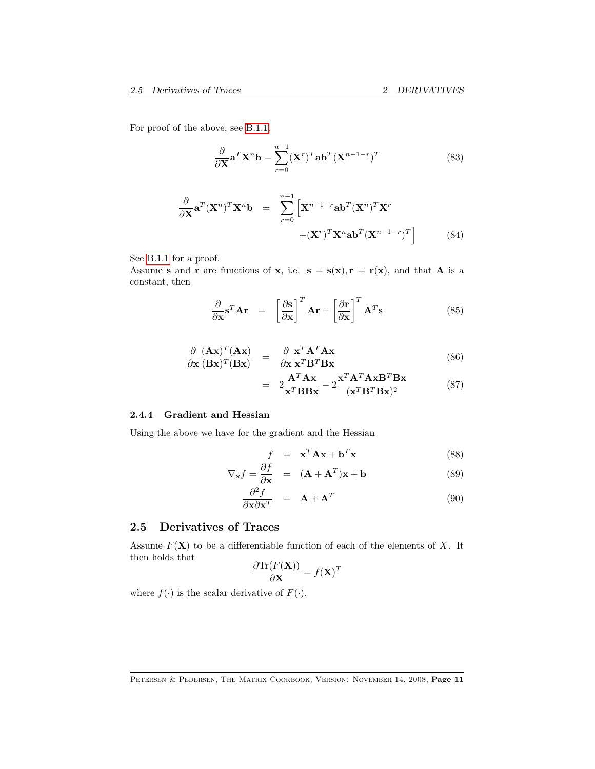For proof of the above, see B.1.1.

$$\frac{\partial}{\partial \mathbf{X}}\mathbf{a}^T\mathbf{X}^n\mathbf{b} = \sum_{r=0}^{n-1}(\mathbf{X}^r)^T\mathbf{a}\mathbf{b}^T(\mathbf{X}^{n-1-r})^T \tag{83}$$

$$\begin{aligned}\frac{\partial}{\partial \mathbf{X}}\mathbf{a}^T(\mathbf{X}^n)^T\mathbf{X}^n\mathbf{b} &= \sum_{r=0}^{n-1}\Big[\mathbf{X}^{n-1-r}\mathbf{a}\mathbf{b}^T(\mathbf{X}^n)^T\mathbf{X}^r \\ &\quad +(\mathbf{X}^r)^T\mathbf{X}^n\mathbf{a}\mathbf{b}^T(\mathbf{X}^{n-1-r})^T\Big]\end{aligned} \tag{84}$$

See B.1.1 for a proof.

Assume $\mathbf{s}$ and $\mathbf{r}$ are functions of $\mathbf{x}$, i.e. $\mathbf{s} = \mathbf{s}(\mathbf{x}), \mathbf{r} = \mathbf{r}(\mathbf{x})$, and that $\mathbf{A}$ is a constant, then

$$\frac{\partial}{\partial \mathbf{x}}\mathbf{s}^T\mathbf{A}\mathbf{r} = \left[\frac{\partial \mathbf{s}}{\partial \mathbf{x}}\right]^T\mathbf{A}\mathbf{r} + \left[\frac{\partial \mathbf{r}}{\partial \mathbf{x}}\right]^T\mathbf{A}^T\mathbf{s} \tag{85}$$

$$\frac{\partial}{\partial \mathbf{x}}\frac{(\mathbf{A}\mathbf{x})^T(\mathbf{A}\mathbf{x})}{(\mathbf{B}\mathbf{x})^T(\mathbf{B}\mathbf{x})} = \frac{\partial}{\partial \mathbf{x}}\frac{\mathbf{x}^T\mathbf{A}^T\mathbf{A}\mathbf{x}}{\mathbf{x}^T\mathbf{B}^T\mathbf{B}\mathbf{x}} \tag{86}$$

$$= 2\frac{\mathbf{A}^T\mathbf{A}\mathbf{x}}{\mathbf{x}^T\mathbf{B}\mathbf{B}\mathbf{x}} - 2\frac{\mathbf{x}^T\mathbf{A}^T\mathbf{A}\mathbf{x}\mathbf{B}^T\mathbf{B}\mathbf{x}}{(\mathbf{x}^T\mathbf{B}^T\mathbf{B}\mathbf{x})^2} \tag{87}$$

### 2.4.4 Gradient and Hessian

Using the above we have for the gradient and the Hessian

$$f = \mathbf{x}^T\mathbf{A}\mathbf{x} + \mathbf{b}^T\mathbf{x} \tag{88}$$

$$\nabla_{\mathbf{x}} f = \frac{\partial f}{\partial \mathbf{x}} = (\mathbf{A} + \mathbf{A}^T)\mathbf{x} + \mathbf{b} \tag{89}$$

$$\frac{\partial^2 f}{\partial \mathbf{x}\partial \mathbf{x}^T} = \mathbf{A} + \mathbf{A}^T \tag{90}$$

## 2.5 Derivatives of Traces

Assume $F(\mathbf{X})$ to be a differentiable function of each of the elements of $X$. It then holds that

$$\frac{\partial \text{Tr}(F(\mathbf{X}))}{\partial \mathbf{X}} = f(\mathbf{X})^T$$

where $f(\cdot)$ is the scalar derivative of $F(\cdot)$.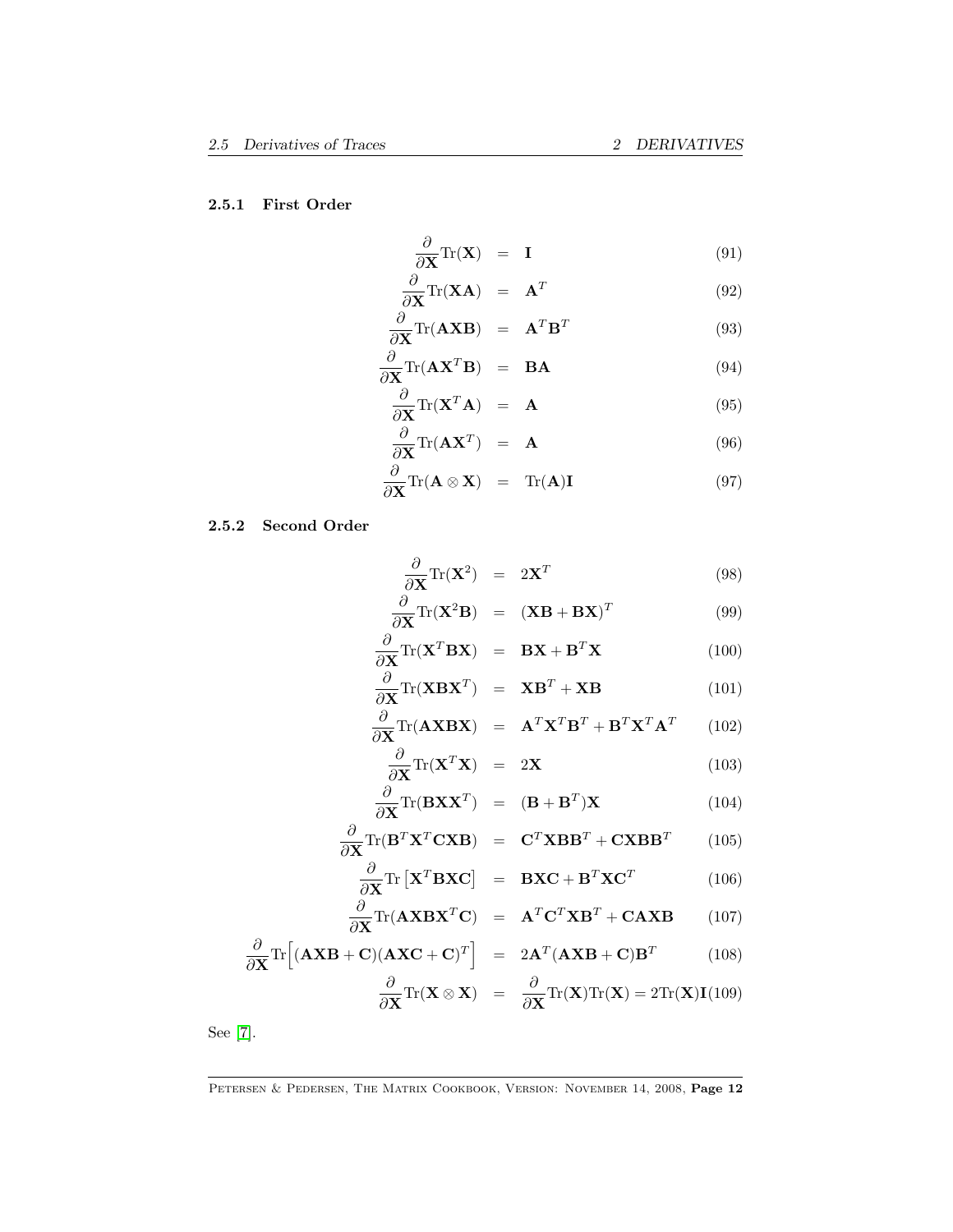### 2.5.1 First Order

$$\frac{\partial}{\partial \mathbf{X}} \mathrm{Tr}(\mathbf{X}) = \mathbf{I} \tag{91}$$

$$\frac{\partial}{\partial \mathbf{X}} \mathrm{Tr}(\mathbf{X}\mathbf{A}) = \mathbf{A}^T \tag{92}$$

$$\frac{\partial}{\partial \mathbf{X}} \mathrm{Tr}(\mathbf{A}\mathbf{X}\mathbf{B}) = \mathbf{A}^T\mathbf{B}^T \tag{93}$$

$$\frac{\partial}{\partial \mathbf{X}} \mathrm{Tr}(\mathbf{A}\mathbf{X}^T\mathbf{B}) = \mathbf{B}\mathbf{A} \tag{94}$$

$$\frac{\partial}{\partial \mathbf{X}} \mathrm{Tr}(\mathbf{X}^T\mathbf{A}) = \mathbf{A} \tag{95}$$

$$\frac{\partial}{\partial \mathbf{X}} \mathrm{Tr}(\mathbf{A}\mathbf{X}^T) = \mathbf{A} \tag{96}$$

$$\frac{\partial}{\partial \mathbf{X}} \mathrm{Tr}(\mathbf{A} \otimes \mathbf{X}) = \mathrm{Tr}(\mathbf{A})\mathbf{I} \tag{97}$$

### 2.5.2 Second Order

$$\frac{\partial}{\partial \mathbf{X}} \mathrm{Tr}(\mathbf{X}^2) = 2\mathbf{X}^T \tag{98}$$

$$\frac{\partial}{\partial \mathbf{X}} \mathrm{Tr}(\mathbf{X}^2\mathbf{B}) = (\mathbf{X}\mathbf{B} + \mathbf{B}\mathbf{X})^T \tag{99}$$

$$\frac{\partial}{\partial \mathbf{X}} \mathrm{Tr}(\mathbf{X}^T\mathbf{B}\mathbf{X}) = \mathbf{B}\mathbf{X} + \mathbf{B}^T\mathbf{X} \tag{100}$$

$$\frac{\partial}{\partial \mathbf{X}} \mathrm{Tr}(\mathbf{X}\mathbf{B}\mathbf{X}^T) = \mathbf{X}\mathbf{B}^T + \mathbf{X}\mathbf{B} \tag{101}$$

$$\frac{\partial}{\partial \mathbf{X}} \mathrm{Tr}(\mathbf{A}\mathbf{X}\mathbf{B}\mathbf{X}) = \mathbf{A}^T\mathbf{X}^T\mathbf{B}^T + \mathbf{B}^T\mathbf{X}^T\mathbf{A}^T \tag{102}$$

$$\frac{\partial}{\partial \mathbf{X}} \mathrm{Tr}(\mathbf{X}^T\mathbf{X}) = 2\mathbf{X} \tag{103}$$

$$\frac{\partial}{\partial \mathbf{X}} \mathrm{Tr}(\mathbf{B}\mathbf{X}\mathbf{X}^T) = (\mathbf{B} + \mathbf{B}^T)\mathbf{X} \tag{104}$$

$$\frac{\partial}{\partial \mathbf{X}} \mathrm{Tr}(\mathbf{B}^T\mathbf{X}^T\mathbf{C}\mathbf{X}\mathbf{B}) = \mathbf{C}^T\mathbf{X}\mathbf{B}\mathbf{B}^T + \mathbf{C}\mathbf{X}\mathbf{B}\mathbf{B}^T \tag{105}$$

$$\frac{\partial}{\partial \mathbf{X}} \mathrm{Tr}\left[\mathbf{X}^T\mathbf{B}\mathbf{X}\mathbf{C}\right] = \mathbf{B}\mathbf{X}\mathbf{C} + \mathbf{B}^T\mathbf{X}\mathbf{C}^T \tag{106}$$

$$\frac{\partial}{\partial \mathbf{X}} \mathrm{Tr}(\mathbf{A}\mathbf{X}\mathbf{B}\mathbf{X}^T\mathbf{C}) = \mathbf{A}^T\mathbf{C}^T\mathbf{X}\mathbf{B}^T + \mathbf{C}\mathbf{A}\mathbf{X}\mathbf{B} \tag{107}$$

$$\frac{\partial}{\partial \mathbf{X}} \mathrm{Tr}\Big[(\mathbf{A}\mathbf{X}\mathbf{B} + \mathbf{C})(\mathbf{A}\mathbf{X}\mathbf{C} + \mathbf{C})^T\Big] = 2\mathbf{A}^T(\mathbf{A}\mathbf{X}\mathbf{B} + \mathbf{C})\mathbf{B}^T \tag{108}$$

$$\frac{\partial}{\partial \mathbf{X}} \mathrm{Tr}(\mathbf{X} \otimes \mathbf{X}) = \frac{\partial}{\partial \mathbf{X}} \mathrm{Tr}(\mathbf{X})\mathrm{Tr}(\mathbf{X}) = 2\mathrm{Tr}(\mathbf{X})\mathbf{I} \tag{109}$$

See [7].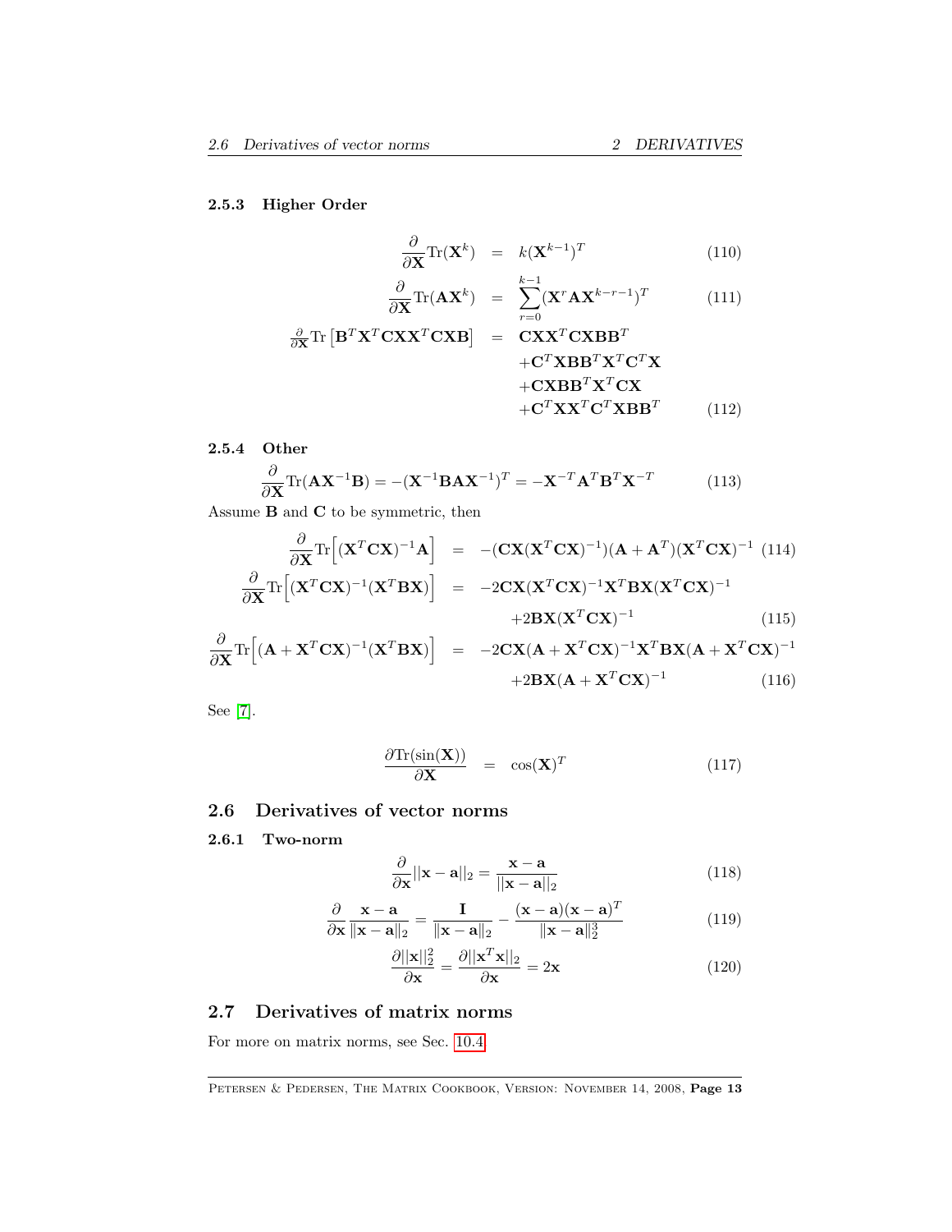#### 2.5.3 Higher Order

$$\frac{\partial}{\partial \mathbf{X}} \text{Tr}(\mathbf{X}^k) = k(\mathbf{X}^{k-1})^T \tag{110}$$

$$\frac{\partial}{\partial \mathbf{X}} \text{Tr}(\mathbf{A}\mathbf{X}^k) = \sum_{r=0}^{k-1} (\mathbf{X}^r \mathbf{A} \mathbf{X}^{k-r-1})^T \tag{111}$$

$$\begin{aligned} \frac{\partial}{\partial \mathbf{X}} \text{Tr}\left[\mathbf{B}^T\mathbf{X}^T\mathbf{C}\mathbf{X}\mathbf{X}^T\mathbf{C}\mathbf{X}\mathbf{B}\right] = {} & \mathbf{C}\mathbf{X}\mathbf{X}^T\mathbf{C}\mathbf{X}\mathbf{B}\mathbf{B}^T \\ & + \mathbf{C}^T\mathbf{X}\mathbf{B}\mathbf{B}^T\mathbf{X}^T\mathbf{C}^T\mathbf{X} \\ & + \mathbf{C}\mathbf{X}\mathbf{B}\mathbf{B}^T\mathbf{X}^T\mathbf{C}\mathbf{X} \\ & + \mathbf{C}^T\mathbf{X}\mathbf{X}^T\mathbf{C}^T\mathbf{X}\mathbf{B}\mathbf{B}^T \end{aligned} \tag{112}$$

#### 2.5.4 Other

$$\frac{\partial}{\partial \mathbf{X}} \text{Tr}(\mathbf{A}\mathbf{X}^{-1}\mathbf{B}) = -(\mathbf{X}^{-1}\mathbf{B}\mathbf{A}\mathbf{X}^{-1})^T = -\mathbf{X}^{-T}\mathbf{A}^T\mathbf{B}^T\mathbf{X}^{-T} \tag{113}$$

Assume $\mathbf{B}$ and $\mathbf{C}$ to be symmetric, then

$$\frac{\partial}{\partial \mathbf{X}} \text{Tr}\Big[(\mathbf{X}^T\mathbf{C}\mathbf{X})^{-1}\mathbf{A}\Big] = -(\mathbf{C}\mathbf{X}(\mathbf{X}^T\mathbf{C}\mathbf{X})^{-1})(\mathbf{A}+\mathbf{A}^T)(\mathbf{X}^T\mathbf{C}\mathbf{X})^{-1} \tag{114}$$

$$\begin{aligned} \frac{\partial}{\partial \mathbf{X}} \text{Tr}\Big[(\mathbf{X}^T\mathbf{C}\mathbf{X})^{-1}(\mathbf{X}^T\mathbf{B}\mathbf{X})\Big] = {} & -2\mathbf{C}\mathbf{X}(\mathbf{X}^T\mathbf{C}\mathbf{X})^{-1}\mathbf{X}^T\mathbf{B}\mathbf{X}(\mathbf{X}^T\mathbf{C}\mathbf{X})^{-1} \\ & + 2\mathbf{B}\mathbf{X}(\mathbf{X}^T\mathbf{C}\mathbf{X})^{-1} \end{aligned} \tag{115}$$

$$\begin{aligned} \frac{\partial}{\partial \mathbf{X}} \text{Tr}\Big[(\mathbf{A}+\mathbf{X}^T\mathbf{C}\mathbf{X})^{-1}(\mathbf{X}^T\mathbf{B}\mathbf{X})\Big] = {} & -2\mathbf{C}\mathbf{X}(\mathbf{A}+\mathbf{X}^T\mathbf{C}\mathbf{X})^{-1}\mathbf{X}^T\mathbf{B}\mathbf{X}(\mathbf{A}+\mathbf{X}^T\mathbf{C}\mathbf{X})^{-1} \\ & + 2\mathbf{B}\mathbf{X}(\mathbf{A}+\mathbf{X}^T\mathbf{C}\mathbf{X})^{-1} \end{aligned} \tag{116}$$

See [7].

$$\frac{\partial \text{Tr}(\sin(\mathbf{X}))}{\partial \mathbf{X}} = \cos(\mathbf{X})^T \tag{117}$$

## 2.6 Derivatives of vector norms

### 2.6.1 Two-norm

$$\frac{\partial}{\partial \mathbf{x}} ||\mathbf{x}-\mathbf{a}||_2 = \frac{\mathbf{x}-\mathbf{a}}{||\mathbf{x}-\mathbf{a}||_2} \tag{118}$$

$$\frac{\partial}{\partial \mathbf{x}} \frac{\mathbf{x}-\mathbf{a}}{\|\mathbf{x}-\mathbf{a}\|_2} = \frac{\mathbf{I}}{\|\mathbf{x}-\mathbf{a}\|_2} - \frac{(\mathbf{x}-\mathbf{a})(\mathbf{x}-\mathbf{a})^T}{\|\mathbf{x}-\mathbf{a}\|_2^3} \tag{119}$$

$$\frac{\partial ||\mathbf{x}||_2^2}{\partial \mathbf{x}} = \frac{\partial ||\mathbf{x}^T\mathbf{x}||_2}{\partial \mathbf{x}} = 2\mathbf{x} \tag{120}$$

## 2.7 Derivatives of matrix norms

For more on matrix norms, see Sec. 10.4.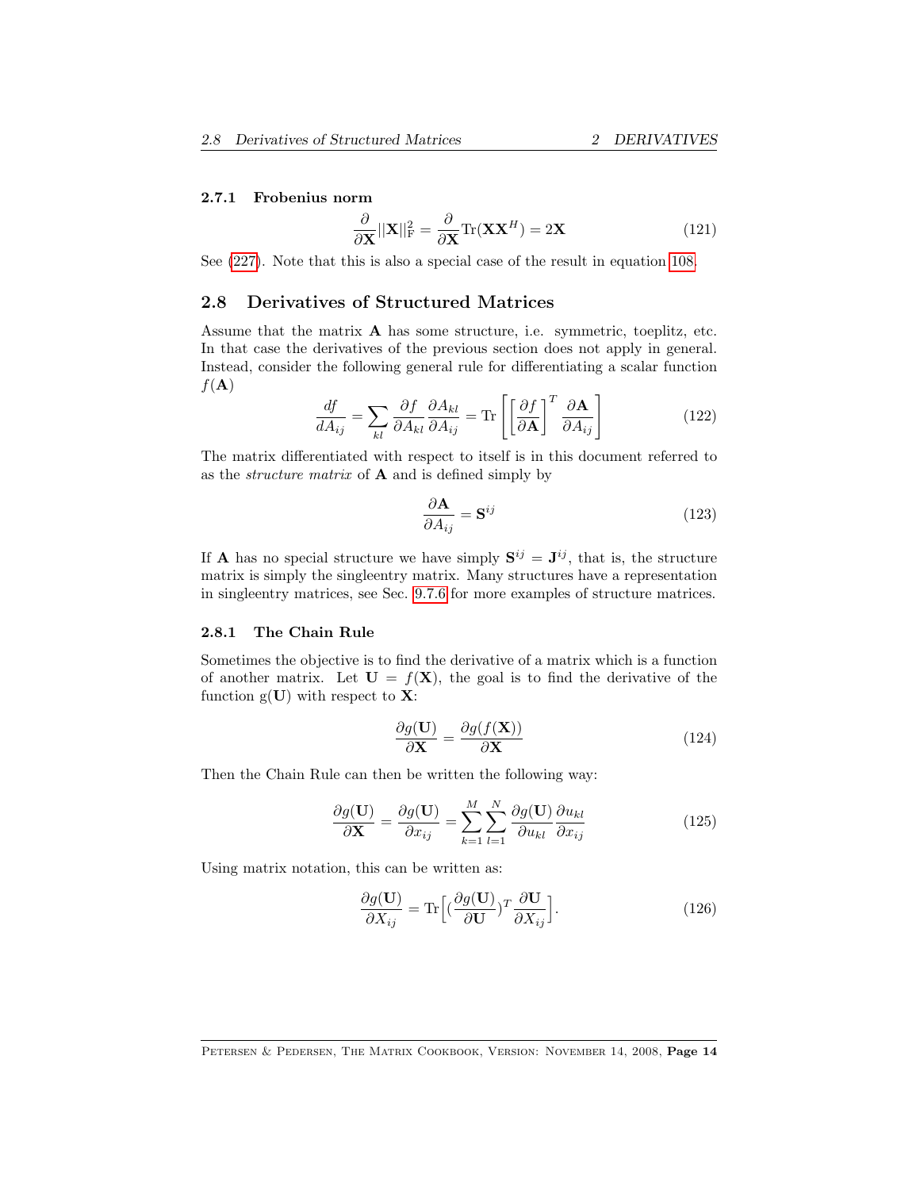### 2.7.1 Frobenius norm

$$\frac{\partial}{\partial \mathbf{X}}||\mathbf{X}||_{\mathrm{F}}^2 = \frac{\partial}{\partial \mathbf{X}}\mathrm{Tr}(\mathbf{X}\mathbf{X}^H) = 2\mathbf{X} \tag{121}$$

See (227). Note that this is also a special case of the result in equation 108.

## 2.8 Derivatives of Structured Matrices

Assume that the matrix $\mathbf{A}$ has some structure, i.e. symmetric, toeplitz, etc. In that case the derivatives of the previous section does not apply in general. Instead, consider the following general rule for differentiating a scalar function $f(\mathbf{A})$

$$\frac{df}{dA_{ij}} = \sum_{kl}\frac{\partial f}{\partial A_{kl}}\frac{\partial A_{kl}}{\partial A_{ij}} = \mathrm{Tr}\left[\left[\frac{\partial f}{\partial \mathbf{A}}\right]^T\frac{\partial \mathbf{A}}{\partial A_{ij}}\right] \tag{122}$$

The matrix differentiated with respect to itself is in this document referred to as the *structure matrix* of $\mathbf{A}$ and is defined simply by

$$\frac{\partial \mathbf{A}}{\partial A_{ij}} = \mathbf{S}^{ij} \tag{123}$$

If $\mathbf{A}$ has no special structure we have simply $\mathbf{S}^{ij} = \mathbf{J}^{ij}$, that is, the structure matrix is simply the singleentry matrix. Many structures have a representation in singleentry matrices, see Sec. 9.7.6 for more examples of structure matrices.

### 2.8.1 The Chain Rule

Sometimes the objective is to find the derivative of a matrix which is a function of another matrix. Let $\mathbf{U} = f(\mathbf{X})$, the goal is to find the derivative of the function $\mathrm{g}(\mathbf{U})$ with respect to $\mathbf{X}$:

$$\frac{\partial g(\mathbf{U})}{\partial \mathbf{X}} = \frac{\partial g(f(\mathbf{X}))}{\partial \mathbf{X}} \tag{124}$$

Then the Chain Rule can then be written the following way:

$$\frac{\partial g(\mathbf{U})}{\partial \mathbf{X}} = \frac{\partial g(\mathbf{U})}{\partial x_{ij}} = \sum_{k=1}^{M}\sum_{l=1}^{N}\frac{\partial g(\mathbf{U})}{\partial u_{kl}}\frac{\partial u_{kl}}{\partial x_{ij}} \tag{125}$$

Using matrix notation, this can be written as:

$$\frac{\partial g(\mathbf{U})}{\partial X_{ij}} = \mathrm{Tr}\Big[(\frac{\partial g(\mathbf{U})}{\partial \mathbf{U}})^T\frac{\partial \mathbf{U}}{\partial X_{ij}}\Big]. \tag{126}$$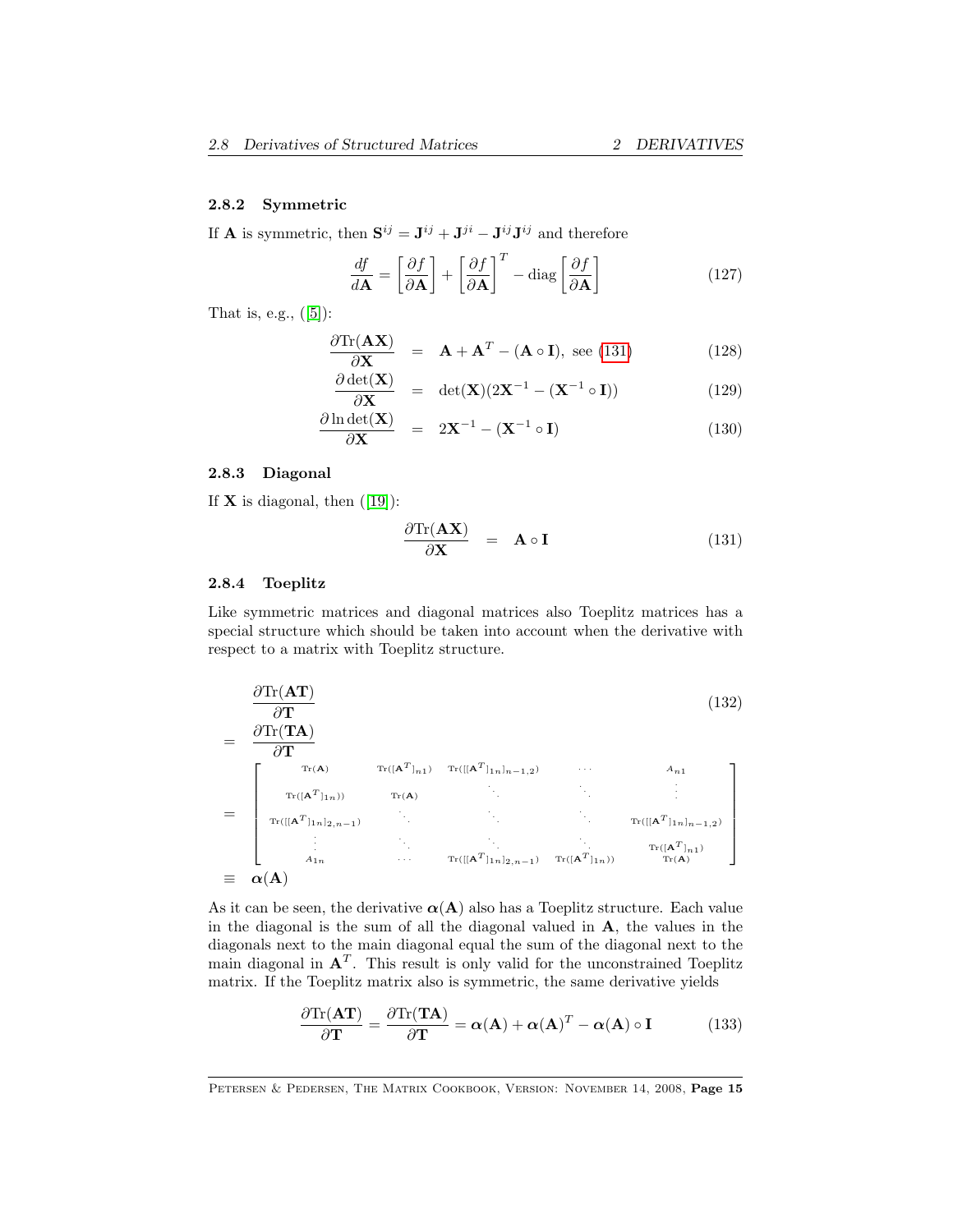### 2.8.2 Symmetric

If $\mathbf{A}$ is symmetric, then $\mathbf{S}^{ij} = \mathbf{J}^{ij} + \mathbf{J}^{ji} - \mathbf{J}^{ij}\mathbf{J}^{ij}$ and therefore

$$\frac{df}{d\mathbf{A}} = \left[\frac{\partial f}{\partial \mathbf{A}}\right] + \left[\frac{\partial f}{\partial \mathbf{A}}\right]^T - \text{diag}\left[\frac{\partial f}{\partial \mathbf{A}}\right] \tag{127}$$

That is, e.g., ([5]):

$$\frac{\partial \text{Tr}(\mathbf{AX})}{\partial \mathbf{X}} = \mathbf{A} + \mathbf{A}^T - (\mathbf{A} \circ \mathbf{I}), \text{ see (131)} \tag{128}$$

$$\frac{\partial \det(\mathbf{X})}{\partial \mathbf{X}} = \det(\mathbf{X})(2\mathbf{X}^{-1} - (\mathbf{X}^{-1} \circ \mathbf{I})) \tag{129}$$

$$\frac{\partial \ln \det(\mathbf{X})}{\partial \mathbf{X}} = 2\mathbf{X}^{-1} - (\mathbf{X}^{-1} \circ \mathbf{I}) \tag{130}$$

### 2.8.3 Diagonal

If $\mathbf{X}$ is diagonal, then ([19]):

$$\frac{\partial \text{Tr}(\mathbf{AX})}{\partial \mathbf{X}} = \mathbf{A} \circ \mathbf{I} \tag{131}$$

### 2.8.4 Toeplitz

Like symmetric matrices and diagonal matrices also Toeplitz matrices has a special structure which should be taken into account when the derivative with respect to a matrix with Toeplitz structure.

$$\begin{aligned}
&\frac{\partial \text{Tr}(\mathbf{AT})}{\partial \mathbf{T}} \qquad (132)\\
=\;& \frac{\partial \text{Tr}(\mathbf{TA})}{\partial \mathbf{T}} \\
=\;& \begin{bmatrix}
\text{Tr}(\mathbf{A}) & \text{Tr}([\mathbf{A}^T]_{n1}) & \text{Tr}([[\mathbf{A}^T]_{1n}]_{n-1,2}) & \cdots & A_{n1} \\
\text{Tr}([\mathbf{A}^T]_{1n})) & \text{Tr}(\mathbf{A}) & \ddots & \ddots & \vdots \\
\text{Tr}([[\mathbf{A}^T]_{1n}]_{2,n-1}) & \ddots & \ddots & \ddots & \text{Tr}([[\mathbf{A}^T]_{1n}]_{n-1,2}) \\
\vdots & \ddots & \ddots & \ddots & \text{Tr}([\mathbf{A}^T]_{n1}) \\
A_{1n} & \cdots & \text{Tr}([[\mathbf{A}^T]_{1n}]_{2,n-1}) & \text{Tr}([\mathbf{A}^T]_{1n})) & \text{Tr}(\mathbf{A})
\end{bmatrix} \\
\equiv\;& \boldsymbol{\alpha}(\mathbf{A})
\end{aligned}$$

As it can be seen, the derivative $\boldsymbol{\alpha}(\mathbf{A})$ also has a Toeplitz structure. Each value in the diagonal is the sum of all the diagonal valued in $\mathbf{A}$, the values in the diagonals next to the main diagonal equal the sum of the diagonal next to the main diagonal in $\mathbf{A}^T$. This result is only valid for the unconstrained Toeplitz matrix. If the Toeplitz matrix also is symmetric, the same derivative yields

$$\frac{\partial \text{Tr}(\mathbf{AT})}{\partial \mathbf{T}} = \frac{\partial \text{Tr}(\mathbf{TA})}{\partial \mathbf{T}} = \boldsymbol{\alpha}(\mathbf{A}) + \boldsymbol{\alpha}(\mathbf{A})^T - \boldsymbol{\alpha}(\mathbf{A}) \circ \mathbf{I} \tag{133}$$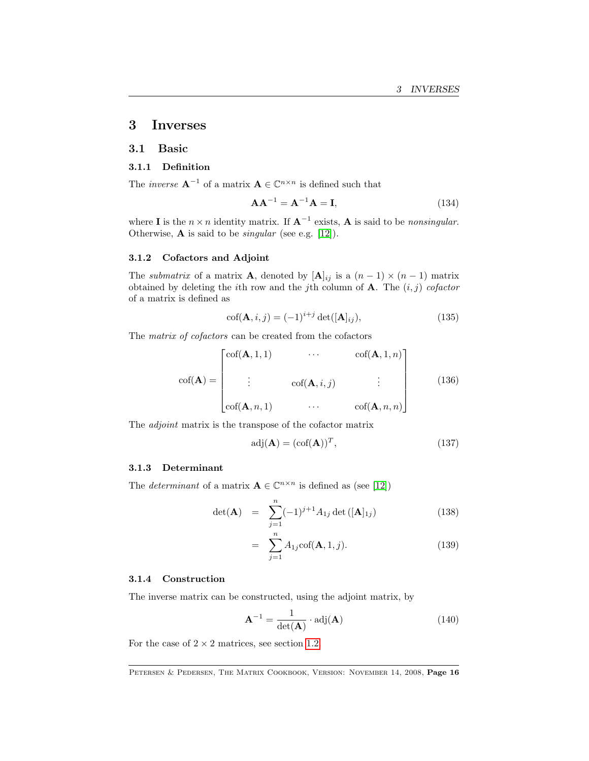# 3 Inverses

## 3.1 Basic

### 3.1.1 Definition

The *inverse* $\mathbf{A}^{-1}$ of a matrix $\mathbf{A} \in \mathbb{C}^{n \times n}$ is defined such that

$$\mathbf{A}\mathbf{A}^{-1} = \mathbf{A}^{-1}\mathbf{A} = \mathbf{I}, \tag{134}$$

where $\mathbf{I}$ is the $n \times n$ identity matrix. If $\mathbf{A}^{-1}$ exists, $\mathbf{A}$ is said to be *nonsingular*. Otherwise, $\mathbf{A}$ is said to be *singular* (see e.g. [12]).

### 3.1.2 Cofactors and Adjoint

The *submatrix* of a matrix $\mathbf{A}$, denoted by $[\mathbf{A}]_{ij}$ is a $(n-1) \times (n-1)$ matrix obtained by deleting the $i$th row and the $j$th column of $\mathbf{A}$. The $(i, j)$ *cofactor* of a matrix is defined as

$$\text{cof}(\mathbf{A}, i, j) = (-1)^{i+j} \det([\mathbf{A}]_{ij}), \tag{135}$$

The *matrix of cofactors* can be created from the cofactors

$$\text{cof}(\mathbf{A}) = \begin{bmatrix} \text{cof}(\mathbf{A}, 1, 1) & \cdots & \text{cof}(\mathbf{A}, 1, n) \\ \vdots & \text{cof}(\mathbf{A}, i, j) & \vdots \\ \text{cof}(\mathbf{A}, n, 1) & \cdots & \text{cof}(\mathbf{A}, n, n) \end{bmatrix} \tag{136}$$

The *adjoint* matrix is the transpose of the cofactor matrix

$$\text{adj}(\mathbf{A}) = (\text{cof}(\mathbf{A}))^T, \tag{137}$$

### 3.1.3 Determinant

The *determinant* of a matrix $\mathbf{A} \in \mathbb{C}^{n \times n}$ is defined as (see [12])

$$\det(\mathbf{A}) = \sum_{j=1}^{n} (-1)^{j+1} A_{1j} \det([\mathbf{A}]_{1j}) \tag{138}$$

$$= \sum_{j=1}^{n} A_{1j} \text{cof}(\mathbf{A}, 1, j). \tag{139}$$

### 3.1.4 Construction

The inverse matrix can be constructed, using the adjoint matrix, by

$$\mathbf{A}^{-1} = \frac{1}{\det(\mathbf{A})} \cdot \text{adj}(\mathbf{A}) \tag{140}$$

For the case of $2 \times 2$ matrices, see section 1.2.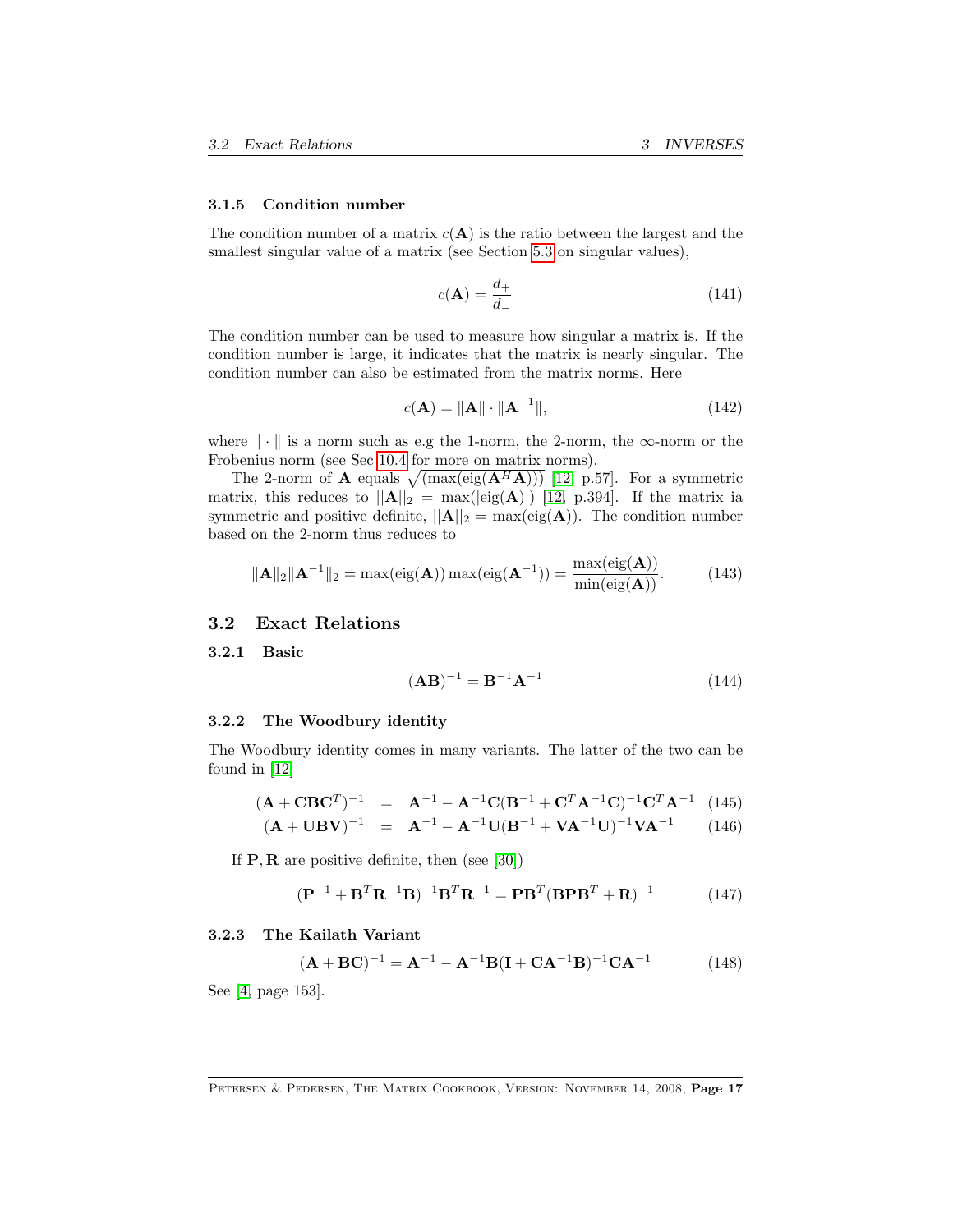### 3.1.5 Condition number

The condition number of a matrix $c(\mathbf{A})$ is the ratio between the largest and the smallest singular value of a matrix (see Section 5.3 on singular values),

$$c(\mathbf{A}) = \frac{d_+}{d_-} \tag{141}$$

The condition number can be used to measure how singular a matrix is. If the condition number is large, it indicates that the matrix is nearly singular. The condition number can also be estimated from the matrix norms. Here

$$c(\mathbf{A}) = \|\mathbf{A}\| \cdot \|\mathbf{A}^{-1}\|, \tag{142}$$

where $\|\cdot\|$ is a norm such as e.g the 1-norm, the 2-norm, the $\infty$-norm or the Frobenius norm (see Sec 10.4 for more on matrix norms).

The 2-norm of $\mathbf{A}$ equals $\sqrt{(\max(\text{eig}(\mathbf{A}^H\mathbf{A})))}$ [12, p.57]. For a symmetric matrix, this reduces to $||\mathbf{A}||_2 = \max(|\text{eig}(\mathbf{A})|)$ [12, p.394]. If the matrix ia symmetric and positive definite, $||\mathbf{A}||_2 = \max(\text{eig}(\mathbf{A}))$. The condition number based on the 2-norm thus reduces to

$$\|\mathbf{A}\|_2\|\mathbf{A}^{-1}\|_2 = \max(\text{eig}(\mathbf{A}))\max(\text{eig}(\mathbf{A}^{-1})) = \frac{\max(\text{eig}(\mathbf{A}))}{\min(\text{eig}(\mathbf{A}))}. \tag{143}$$

## 3.2 Exact Relations

### 3.2.1 Basic

$$(\mathbf{AB})^{-1} = \mathbf{B}^{-1}\mathbf{A}^{-1} \tag{144}$$

### 3.2.2 The Woodbury identity

The Woodbury identity comes in many variants. The latter of the two can be found in [12]

$$(\mathbf{A} + \mathbf{CBC}^T)^{-1} = \mathbf{A}^{-1} - \mathbf{A}^{-1}\mathbf{C}(\mathbf{B}^{-1} + \mathbf{C}^T\mathbf{A}^{-1}\mathbf{C})^{-1}\mathbf{C}^T\mathbf{A}^{-1} \tag{145}$$

$$(\mathbf{A} + \mathbf{UBV})^{-1} = \mathbf{A}^{-1} - \mathbf{A}^{-1}\mathbf{U}(\mathbf{B}^{-1} + \mathbf{VA}^{-1}\mathbf{U})^{-1}\mathbf{VA}^{-1} \tag{146}$$

If $\mathbf{P}, \mathbf{R}$ are positive definite, then (see [30])

$$(\mathbf{P}^{-1} + \mathbf{B}^T\mathbf{R}^{-1}\mathbf{B})^{-1}\mathbf{B}^T\mathbf{R}^{-1} = \mathbf{PB}^T(\mathbf{BPB}^T + \mathbf{R})^{-1} \tag{147}$$

### 3.2.3 The Kailath Variant

$$(\mathbf{A} + \mathbf{BC})^{-1} = \mathbf{A}^{-1} - \mathbf{A}^{-1}\mathbf{B}(\mathbf{I} + \mathbf{CA}^{-1}\mathbf{B})^{-1}\mathbf{CA}^{-1} \tag{148}$$

See [4, page 153].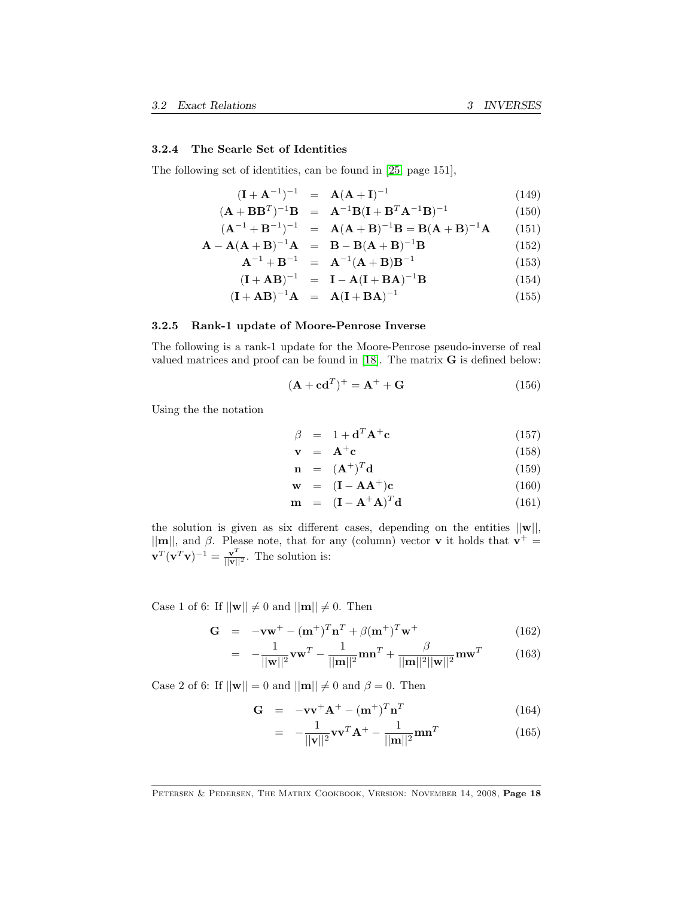### 3.2.4 The Searle Set of Identities

The following set of identities, can be found in [25, page 151],

$$(\mathbf{I}+\mathbf{A}^{-1})^{-1} = \mathbf{A}(\mathbf{A}+\mathbf{I})^{-1} \tag{149}$$

$$(\mathbf{A}+\mathbf{B}\mathbf{B}^T)^{-1}\mathbf{B} = \mathbf{A}^{-1}\mathbf{B}(\mathbf{I}+\mathbf{B}^T\mathbf{A}^{-1}\mathbf{B})^{-1} \tag{150}$$

$$(\mathbf{A}^{-1}+\mathbf{B}^{-1})^{-1} = \mathbf{A}(\mathbf{A}+\mathbf{B})^{-1}\mathbf{B} = \mathbf{B}(\mathbf{A}+\mathbf{B})^{-1}\mathbf{A} \tag{151}$$

$$\mathbf{A}-\mathbf{A}(\mathbf{A}+\mathbf{B})^{-1}\mathbf{A} = \mathbf{B}-\mathbf{B}(\mathbf{A}+\mathbf{B})^{-1}\mathbf{B} \tag{152}$$

$$\mathbf{A}^{-1}+\mathbf{B}^{-1} = \mathbf{A}^{-1}(\mathbf{A}+\mathbf{B})\mathbf{B}^{-1} \tag{153}$$

$$(\mathbf{I}+\mathbf{A}\mathbf{B})^{-1} = \mathbf{I}-\mathbf{A}(\mathbf{I}+\mathbf{B}\mathbf{A})^{-1}\mathbf{B} \tag{154}$$

$$(\mathbf{I}+\mathbf{A}\mathbf{B})^{-1}\mathbf{A} = \mathbf{A}(\mathbf{I}+\mathbf{B}\mathbf{A})^{-1} \tag{155}$$

### 3.2.5 Rank-1 update of Moore-Penrose Inverse

The following is a rank-1 update for the Moore-Penrose pseudo-inverse of real valued matrices and proof can be found in [18]. The matrix $\mathbf{G}$ is defined below:

$$(\mathbf{A}+\mathbf{c}\mathbf{d}^T)^+ = \mathbf{A}^+ + \mathbf{G} \tag{156}$$

Using the the notation

$$\beta = 1+\mathbf{d}^T\mathbf{A}^+\mathbf{c} \tag{157}$$

$$\mathbf{v} = \mathbf{A}^+\mathbf{c} \tag{158}$$

$$\mathbf{n} = (\mathbf{A}^+)^T\mathbf{d} \tag{159}$$

$$\mathbf{w} = (\mathbf{I}-\mathbf{A}\mathbf{A}^+)\mathbf{c} \tag{160}$$

$$\mathbf{m} = (\mathbf{I}-\mathbf{A}^+\mathbf{A})^T\mathbf{d} \tag{161}$$

the solution is given as six different cases, depending on the entities $||\mathbf{w}||$, $||\mathbf{m}||$, and $\beta$. Please note, that for any (column) vector $\mathbf{v}$ it holds that $\mathbf{v}^+ = \mathbf{v}^T(\mathbf{v}^T\mathbf{v})^{-1} = \frac{\mathbf{v}^T}{||\mathbf{v}||^2}$. The solution is:

Case 1 of 6: If $||\mathbf{w}|| \neq 0$ and $||\mathbf{m}|| \neq 0$. Then

$$\mathbf{G} = -\mathbf{v}\mathbf{w}^+ - (\mathbf{m}^+)^T\mathbf{n}^T + \beta(\mathbf{m}^+)^T\mathbf{w}^+ \tag{162}$$

$$= -\frac{1}{||\mathbf{w}||^2}\mathbf{v}\mathbf{w}^T - \frac{1}{||\mathbf{m}||^2}\mathbf{m}\mathbf{n}^T + \frac{\beta}{||\mathbf{m}||^2||\mathbf{w}||^2}\mathbf{m}\mathbf{w}^T \tag{163}$$

Case 2 of 6: If $||\mathbf{w}|| = 0$ and $||\mathbf{m}|| \neq 0$ and $\beta = 0$. Then

$$\mathbf{G} = -\mathbf{v}\mathbf{v}^+\mathbf{A}^+ - (\mathbf{m}^+)^T\mathbf{n}^T \tag{164}$$

$$= -\frac{1}{||\mathbf{v}||^2}\mathbf{v}\mathbf{v}^T\mathbf{A}^+ - \frac{1}{||\mathbf{m}||^2}\mathbf{m}\mathbf{n}^T \tag{165}$$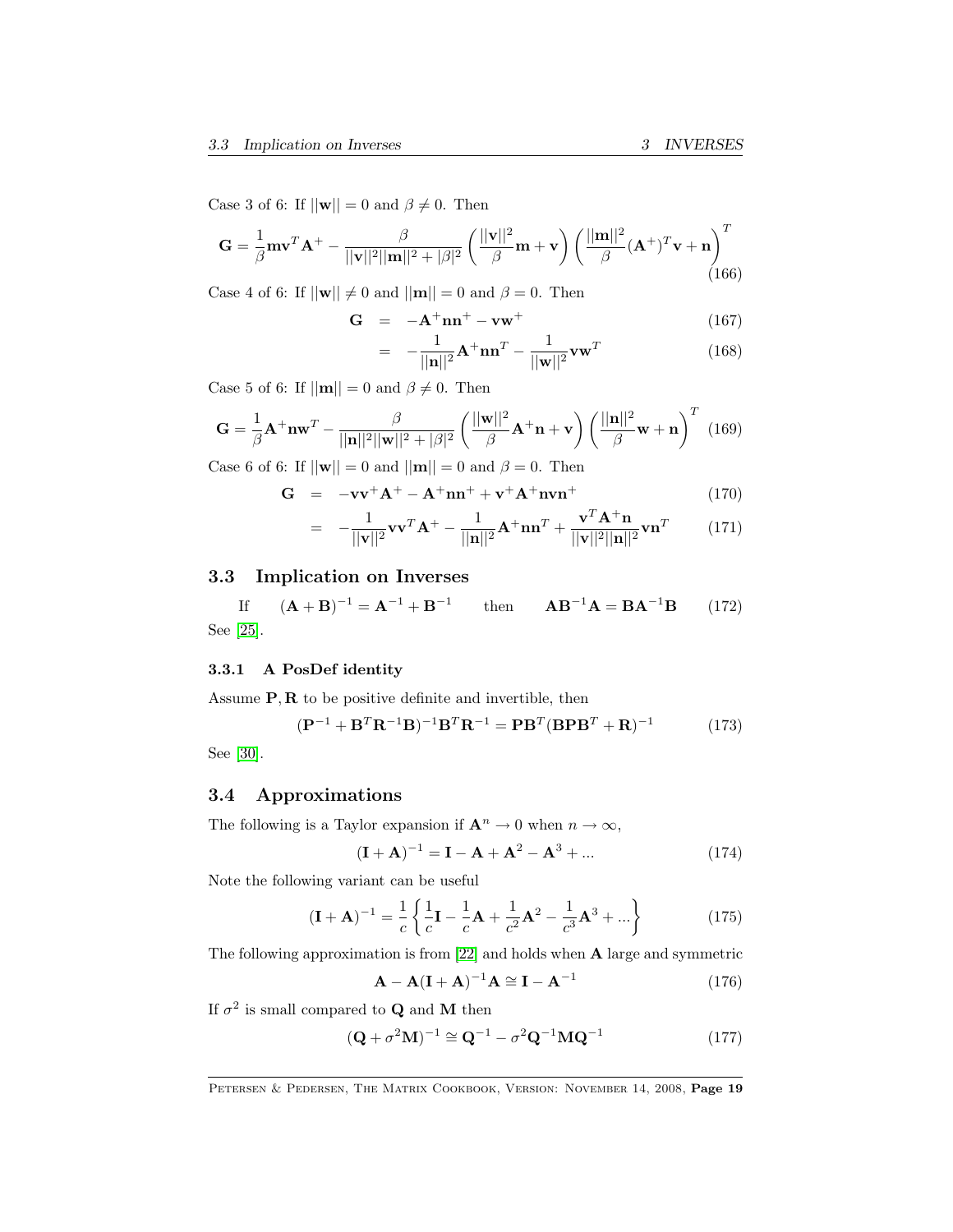Case 3 of 6: If $||\mathbf{w}|| = 0$ and $\beta \neq 0$. Then

$$\mathbf{G} = \frac{1}{\beta}\mathbf{m}\mathbf{v}^T\mathbf{A}^+ - \frac{\beta}{||\mathbf{v}||^2||\mathbf{m}||^2 + |\beta|^2}\left(\frac{||\mathbf{v}||^2}{\beta}\mathbf{m} + \mathbf{v}\right)\left(\frac{||\mathbf{m}||^2}{\beta}(\mathbf{A}^+)^T\mathbf{v} + \mathbf{n}\right)^T \tag{166}$$

Case 4 of 6: If $||\mathbf{w}|| \neq 0$ and $||\mathbf{m}|| = 0$ and $\beta = 0$. Then

$$\begin{aligned}\mathbf{G} &= -\mathbf{A}^+\mathbf{n}\mathbf{n}^+ - \mathbf{v}\mathbf{w}^+ &(167)\\ &= -\frac{1}{||\mathbf{n}||^2}\mathbf{A}^+\mathbf{n}\mathbf{n}^T - \frac{1}{||\mathbf{w}||^2}\mathbf{v}\mathbf{w}^T &(168)\end{aligned}$$

Case 5 of 6: If $||\mathbf{m}|| = 0$ and $\beta \neq 0$. Then

$$\mathbf{G} = \frac{1}{\beta}\mathbf{A}^+\mathbf{n}\mathbf{w}^T - \frac{\beta}{||\mathbf{n}||^2||\mathbf{w}||^2 + |\beta|^2}\left(\frac{||\mathbf{w}||^2}{\beta}\mathbf{A}^+\mathbf{n} + \mathbf{v}\right)\left(\frac{||\mathbf{n}||^2}{\beta}\mathbf{w} + \mathbf{n}\right)^T \tag{169}$$

Case 6 of 6: If $||\mathbf{w}|| = 0$ and $||\mathbf{m}|| = 0$ and $\beta = 0$. Then

$$\begin{aligned}\mathbf{G} &= -\mathbf{v}\mathbf{v}^+\mathbf{A}^+ - \mathbf{A}^+\mathbf{n}\mathbf{n}^+ + \mathbf{v}^+\mathbf{A}^+\mathbf{n}\mathbf{v}\mathbf{n}^+ &(170)\\ &= -\frac{1}{||\mathbf{v}||^2}\mathbf{v}\mathbf{v}^T\mathbf{A}^+ - \frac{1}{||\mathbf{n}||^2}\mathbf{A}^+\mathbf{n}\mathbf{n}^T + \frac{\mathbf{v}^T\mathbf{A}^+\mathbf{n}}{||\mathbf{v}||^2||\mathbf{n}||^2}\mathbf{v}\mathbf{n}^T &(171)\end{aligned}$$

## 3.3 Implication on Inverses

$$\text{If} \qquad (\mathbf{A} + \mathbf{B})^{-1} = \mathbf{A}^{-1} + \mathbf{B}^{-1} \qquad \text{then} \qquad \mathbf{A}\mathbf{B}^{-1}\mathbf{A} = \mathbf{B}\mathbf{A}^{-1}\mathbf{B} \tag{172}$$

See [25].

### 3.3.1 A PosDef identity

Assume $\mathbf{P}, \mathbf{R}$ to be positive definite and invertible, then

$$(\mathbf{P}^{-1} + \mathbf{B}^T\mathbf{R}^{-1}\mathbf{B})^{-1}\mathbf{B}^T\mathbf{R}^{-1} = \mathbf{P}\mathbf{B}^T(\mathbf{B}\mathbf{P}\mathbf{B}^T + \mathbf{R})^{-1} \tag{173}$$

See [30].

## 3.4 Approximations

The following is a Taylor expansion if $\mathbf{A}^n \to 0$ when $n \to \infty$,

$$(\mathbf{I} + \mathbf{A})^{-1} = \mathbf{I} - \mathbf{A} + \mathbf{A}^2 - \mathbf{A}^3 + ... \tag{174}$$

Note the following variant can be useful

$$(\mathbf{I} + \mathbf{A})^{-1} = \frac{1}{c}\left\{\frac{1}{c}\mathbf{I} - \frac{1}{c}\mathbf{A} + \frac{1}{c^2}\mathbf{A}^2 - \frac{1}{c^3}\mathbf{A}^3 + ...\right\} \tag{175}$$

The following approximation is from [22] and holds when $\mathbf{A}$ large and symmetric

$$\mathbf{A} - \mathbf{A}(\mathbf{I} + \mathbf{A})^{-1}\mathbf{A} \cong \mathbf{I} - \mathbf{A}^{-1} \tag{176}$$

If $\sigma^2$ is small compared to $\mathbf{Q}$ and $\mathbf{M}$ then

$$(\mathbf{Q} + \sigma^2\mathbf{M})^{-1} \cong \mathbf{Q}^{-1} - \sigma^2\mathbf{Q}^{-1}\mathbf{M}\mathbf{Q}^{-1} \tag{177}$$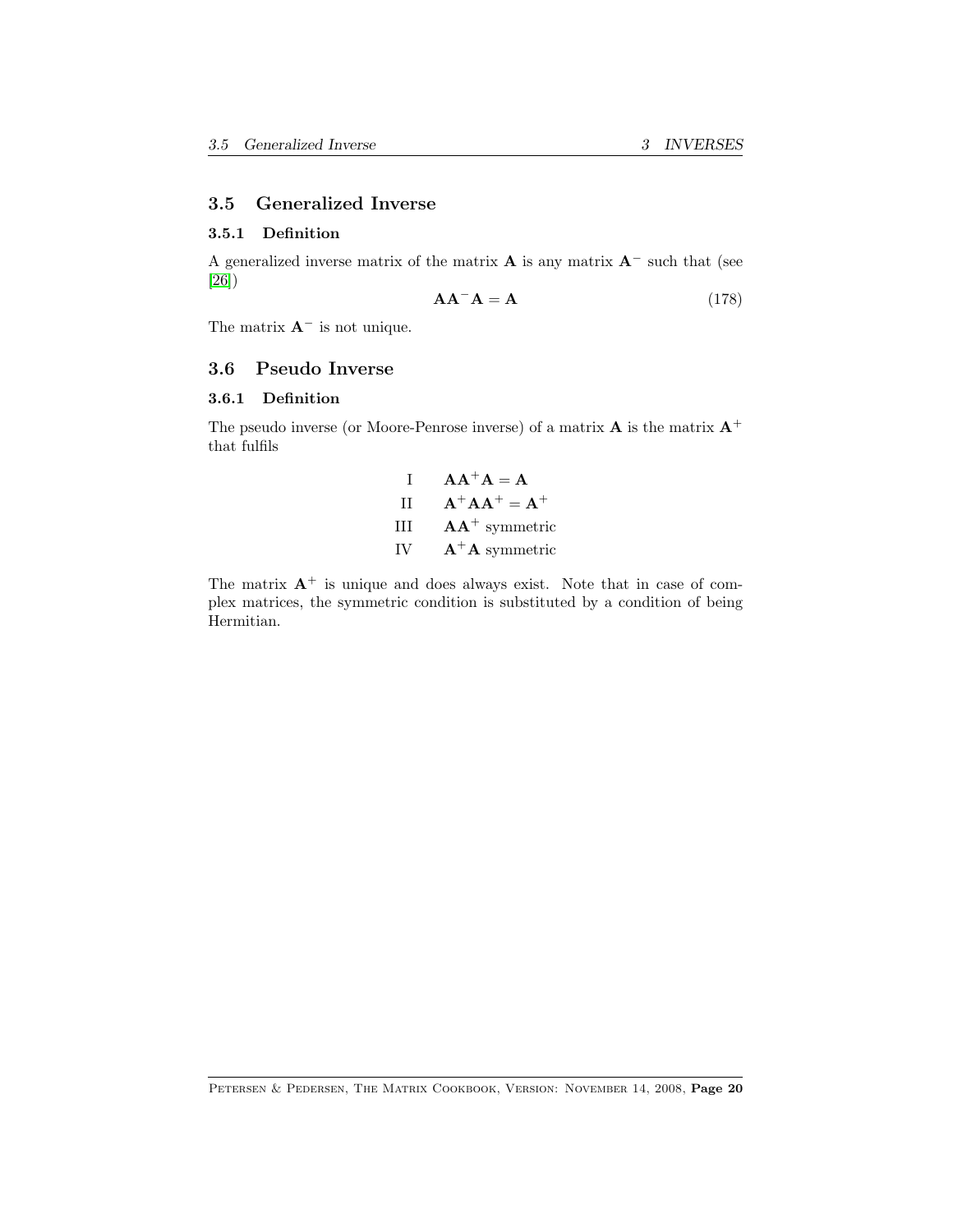## 3.5 Generalized Inverse

### 3.5.1 Definition

A generalized inverse matrix of the matrix $\mathbf{A}$ is any matrix $\mathbf{A}^-$ such that (see [26])

$$\mathbf{A}\mathbf{A}^-\mathbf{A} = \mathbf{A} \tag{178}$$

The matrix $\mathbf{A}^-$ is not unique.

## 3.6 Pseudo Inverse

### 3.6.1 Definition

The pseudo inverse (or Moore-Penrose inverse) of a matrix $\mathbf{A}$ is the matrix $\mathbf{A}^+$ that fulfils

$$\begin{array}{ll}
\text{I} & \mathbf{A}\mathbf{A}^+\mathbf{A} = \mathbf{A} \\
\text{II} & \mathbf{A}^+\mathbf{A}\mathbf{A}^+ = \mathbf{A}^+ \\
\text{III} & \mathbf{A}\mathbf{A}^+ \text{ symmetric} \\
\text{IV} & \mathbf{A}^+\mathbf{A} \text{ symmetric}
\end{array}$$

The matrix $\mathbf{A}^+$ is unique and does always exist. Note that in case of complex matrices, the symmetric condition is substituted by a condition of being Hermitian.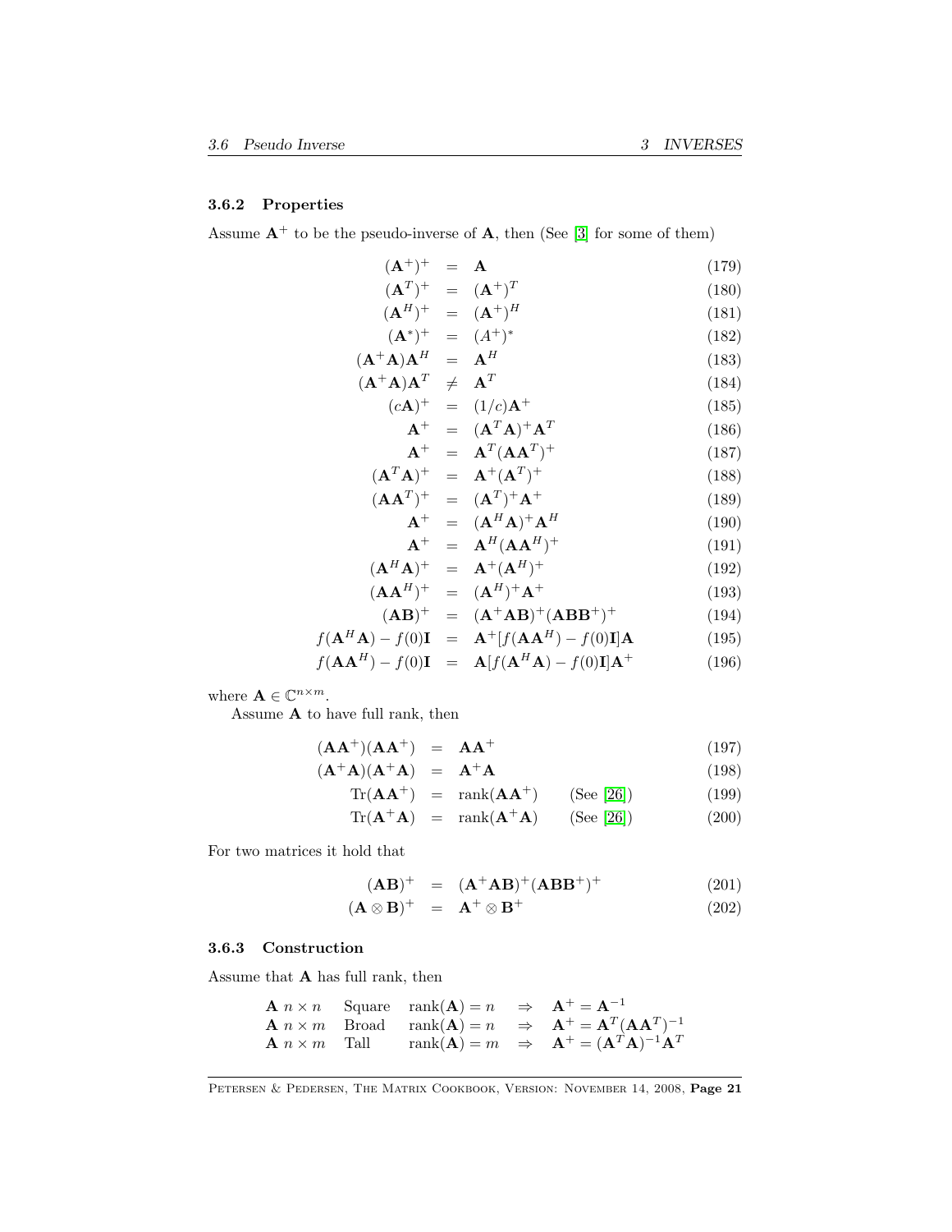### 3.6.2 Properties

Assume $\mathbf{A}^+$ to be the pseudo-inverse of $\mathbf{A}$, then (See [3] for some of them)

$$
\begin{aligned}
(\mathbf{A}^+)^+ &= \mathbf{A} & (179)\\
(\mathbf{A}^T)^+ &= (\mathbf{A}^+)^T & (180)\\
(\mathbf{A}^H)^+ &= (\mathbf{A}^+)^H & (181)\\
(\mathbf{A}^*)^+ &= (A^+)^* & (182)\\
(\mathbf{A}^+\mathbf{A})\mathbf{A}^H &= \mathbf{A}^H & (183)\\
(\mathbf{A}^+\mathbf{A})\mathbf{A}^T &\neq \mathbf{A}^T & (184)\\
(c\mathbf{A})^+ &= (1/c)\mathbf{A}^+ & (185)\\
\mathbf{A}^+ &= (\mathbf{A}^T\mathbf{A})^+\mathbf{A}^T & (186)\\
\mathbf{A}^+ &= \mathbf{A}^T(\mathbf{A}\mathbf{A}^T)^+ & (187)\\
(\mathbf{A}^T\mathbf{A})^+ &= \mathbf{A}^+(\mathbf{A}^T)^+ & (188)\\
(\mathbf{A}\mathbf{A}^T)^+ &= (\mathbf{A}^T)^+\mathbf{A}^+ & (189)\\
\mathbf{A}^+ &= (\mathbf{A}^H\mathbf{A})^+\mathbf{A}^H & (190)\\
\mathbf{A}^+ &= \mathbf{A}^H(\mathbf{A}\mathbf{A}^H)^+ & (191)\\
(\mathbf{A}^H\mathbf{A})^+ &= \mathbf{A}^+(\mathbf{A}^H)^+ & (192)\\
(\mathbf{A}\mathbf{A}^H)^+ &= (\mathbf{A}^H)^+\mathbf{A}^+ & (193)\\
(\mathbf{A}\mathbf{B})^+ &= (\mathbf{A}^+\mathbf{A}\mathbf{B})^+(\mathbf{A}\mathbf{B}\mathbf{B}^+)^+ & (194)\\
f(\mathbf{A}^H\mathbf{A}) - f(0)\mathbf{I} &= \mathbf{A}^+[f(\mathbf{A}\mathbf{A}^H) - f(0)\mathbf{I}]\mathbf{A} & (195)\\
f(\mathbf{A}\mathbf{A}^H) - f(0)\mathbf{I} &= \mathbf{A}[f(\mathbf{A}^H\mathbf{A}) - f(0)\mathbf{I}]\mathbf{A}^+ & (196)
\end{aligned}
$$

where $\mathbf{A} \in \mathbb{C}^{n\times m}$.

Assume $\mathbf{A}$ to have full rank, then

$$
\begin{aligned}
(\mathbf{A}\mathbf{A}^+)(\mathbf{A}\mathbf{A}^+) &= \mathbf{A}\mathbf{A}^+ & & (197)\\
(\mathbf{A}^+\mathbf{A})(\mathbf{A}^+\mathbf{A}) &= \mathbf{A}^+\mathbf{A} & & (198)\\
\mathrm{Tr}(\mathbf{A}\mathbf{A}^+) &= \mathrm{rank}(\mathbf{A}\mathbf{A}^+) & \text{(See [26])} & (199)\\
\mathrm{Tr}(\mathbf{A}^+\mathbf{A}) &= \mathrm{rank}(\mathbf{A}^+\mathbf{A}) & \text{(See [26])} & (200)
\end{aligned}
$$

For two matrices it hold that

$$
\begin{aligned}
(\mathbf{A}\mathbf{B})^+ &= (\mathbf{A}^+\mathbf{A}\mathbf{B})^+(\mathbf{A}\mathbf{B}\mathbf{B}^+)^+ & (201)\\
(\mathbf{A}\otimes\mathbf{B})^+ &= \mathbf{A}^+\otimes\mathbf{B}^+ & (202)
\end{aligned}
$$

### 3.6.3 Construction

Assume that $\mathbf{A}$ has full rank, then

| | | | | |
|---|---|---|---|---|
| $\mathbf{A}$ $n\times n$ | Square | $\mathrm{rank}(\mathbf{A}) = n$ | $\Rightarrow$ | $\mathbf{A}^+ = \mathbf{A}^{-1}$ |
| $\mathbf{A}$ $n\times m$ | Broad | $\mathrm{rank}(\mathbf{A}) = n$ | $\Rightarrow$ | $\mathbf{A}^+ = \mathbf{A}^T(\mathbf{A}\mathbf{A}^T)^{-1}$ |
| $\mathbf{A}$ $n\times m$ | Tall | $\mathrm{rank}(\mathbf{A}) = m$ | $\Rightarrow$ | $\mathbf{A}^+ = (\mathbf{A}^T\mathbf{A})^{-1}\mathbf{A}^T$ |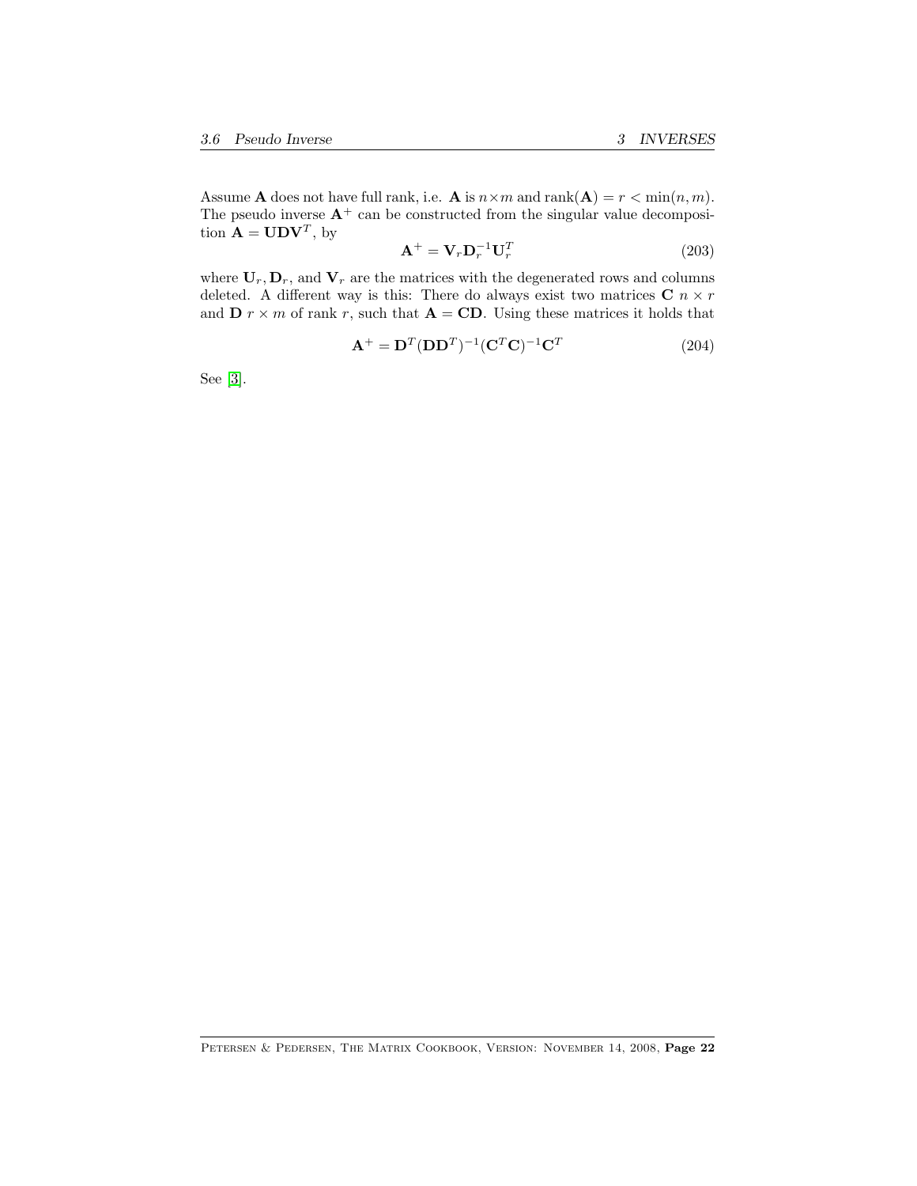Assume $\mathbf{A}$ does not have full rank, i.e. $\mathbf{A}$ is $n \times m$ and $\text{rank}(\mathbf{A}) = r < \min(n, m)$. The pseudo inverse $\mathbf{A}^+$ can be constructed from the singular value decomposition $\mathbf{A} = \mathbf{U}\mathbf{D}\mathbf{V}^T$, by

$$\mathbf{A}^+ = \mathbf{V}_r \mathbf{D}_r^{-1} \mathbf{U}_r^T \tag{203}$$

where $\mathbf{U}_r, \mathbf{D}_r$, and $\mathbf{V}_r$ are the matrices with the degenerated rows and columns deleted. A different way is this: There do always exist two matrices $\mathbf{C}$ $n \times r$ and $\mathbf{D}$ $r \times m$ of rank $r$, such that $\mathbf{A} = \mathbf{C}\mathbf{D}$. Using these matrices it holds that

$$\mathbf{A}^+ = \mathbf{D}^T(\mathbf{D}\mathbf{D}^T)^{-1}(\mathbf{C}^T\mathbf{C})^{-1}\mathbf{C}^T \tag{204}$$

See [3].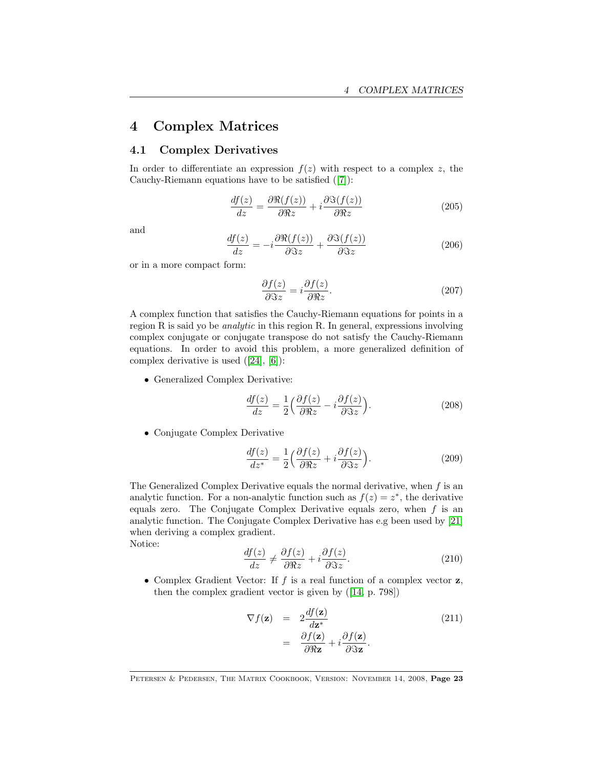# 4 Complex Matrices

## 4.1 Complex Derivatives

In order to differentiate an expression $f(z)$ with respect to a complex $z$, the Cauchy-Riemann equations have to be satisfied ([7]):

$$\frac{df(z)}{dz} = \frac{\partial \Re(f(z))}{\partial \Re z} + i\frac{\partial \Im(f(z))}{\partial \Re z} \tag{205}$$

and

$$\frac{df(z)}{dz} = -i\frac{\partial \Re(f(z))}{\partial \Im z} + \frac{\partial \Im(f(z))}{\partial \Im z} \tag{206}$$

or in a more compact form:

$$\frac{\partial f(z)}{\partial \Im z} = i\frac{\partial f(z)}{\partial \Re z}. \tag{207}$$

A complex function that satisfies the Cauchy-Riemann equations for points in a region R is said yo be *analytic* in this region R. In general, expressions involving complex conjugate or conjugate transpose do not satisfy the Cauchy-Riemann equations. In order to avoid this problem, a more generalized definition of complex derivative is used ([24], [6]):

- Generalized Complex Derivative:

$$\frac{df(z)}{dz} = \frac{1}{2}\Big(\frac{\partial f(z)}{\partial \Re z} - i\frac{\partial f(z)}{\partial \Im z}\Big). \tag{208}$$

- Conjugate Complex Derivative

$$\frac{df(z)}{dz^*} = \frac{1}{2}\Big(\frac{\partial f(z)}{\partial \Re z} + i\frac{\partial f(z)}{\partial \Im z}\Big). \tag{209}$$

The Generalized Complex Derivative equals the normal derivative, when $f$ is an analytic function. For a non-analytic function such as $f(z) = z^*$, the derivative equals zero. The Conjugate Complex Derivative equals zero, when $f$ is an analytic function. The Conjugate Complex Derivative has e.g been used by [21] when deriving a complex gradient.

Notice:

$$\frac{df(z)}{dz} \neq \frac{\partial f(z)}{\partial \Re z} + i\frac{\partial f(z)}{\partial \Im z}. \tag{210}$$

- Complex Gradient Vector: If $f$ is a real function of a complex vector $\mathbf{z}$, then the complex gradient vector is given by ([14, p. 798])

$$\begin{aligned} \nabla f(\mathbf{z}) &= 2\frac{df(\mathbf{z})}{d\mathbf{z}^*} \\ &= \frac{\partial f(\mathbf{z})}{\partial \Re \mathbf{z}} + i\frac{\partial f(\mathbf{z})}{\partial \Im \mathbf{z}}. \end{aligned} \tag{211}$$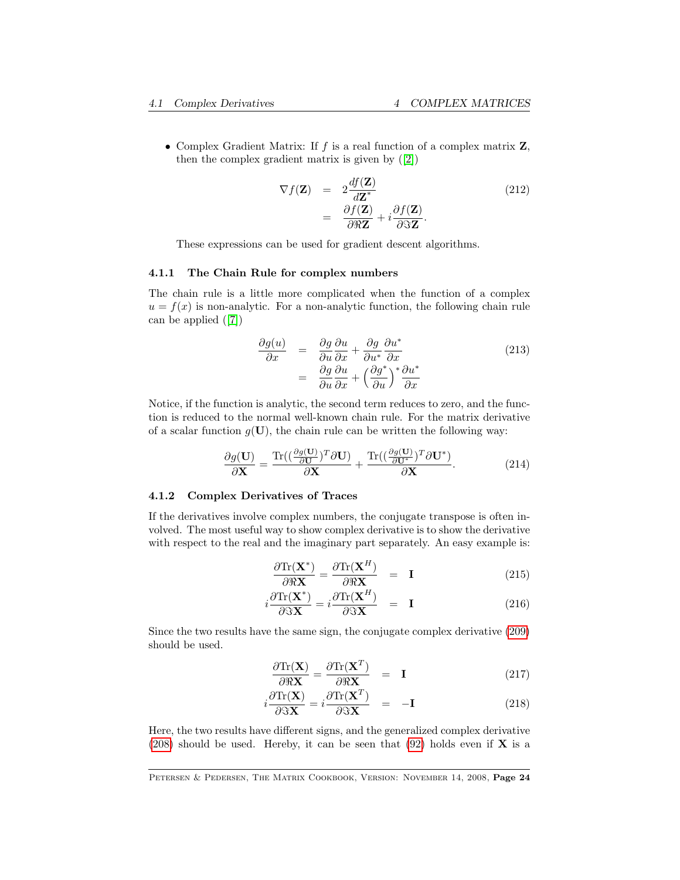- Complex Gradient Matrix: If $f$ is a real function of a complex matrix $\mathbf{Z}$, then the complex gradient matrix is given by ([2])

$$
\begin{aligned}
\nabla f(\mathbf{Z}) &= 2\frac{df(\mathbf{Z})}{d\mathbf{Z}^*} \\
&= \frac{\partial f(\mathbf{Z})}{\partial \Re \mathbf{Z}} + i\frac{\partial f(\mathbf{Z})}{\partial \Im \mathbf{Z}}.
\end{aligned}
\tag{212}
$$

These expressions can be used for gradient descent algorithms.

### 4.1.1 The Chain Rule for complex numbers

The chain rule is a little more complicated when the function of a complex $u = f(x)$ is non-analytic. For a non-analytic function, the following chain rule can be applied ([7])

$$
\begin{aligned}
\frac{\partial g(u)}{\partial x} &= \frac{\partial g}{\partial u}\frac{\partial u}{\partial x} + \frac{\partial g}{\partial u^*}\frac{\partial u^*}{\partial x} \\
&= \frac{\partial g}{\partial u}\frac{\partial u}{\partial x} + \Big(\frac{\partial g^*}{\partial u}\Big)^*\frac{\partial u^*}{\partial x}
\end{aligned}
\tag{213}
$$

Notice, if the function is analytic, the second term reduces to zero, and the function is reduced to the normal well-known chain rule. For the matrix derivative of a scalar function $g(\mathbf{U})$, the chain rule can be written the following way:

$$
\frac{\partial g(\mathbf{U})}{\partial \mathbf{X}} = \frac{\mathrm{Tr}((\frac{\partial g(\mathbf{U})}{\partial \mathbf{U}})^T \partial \mathbf{U})}{\partial \mathbf{X}} + \frac{\mathrm{Tr}((\frac{\partial g(\mathbf{U})}{\partial \mathbf{U}^*})^T \partial \mathbf{U}^*)}{\partial \mathbf{X}}.
\tag{214}
$$

### 4.1.2 Complex Derivatives of Traces

If the derivatives involve complex numbers, the conjugate transpose is often involved. The most useful way to show complex derivative is to show the derivative with respect to the real and the imaginary part separately. An easy example is:

$$
\frac{\partial \mathrm{Tr}(\mathbf{X}^*)}{\partial \Re \mathbf{X}} = \frac{\partial \mathrm{Tr}(\mathbf{X}^H)}{\partial \Re \mathbf{X}} = \mathbf{I} \tag{215}
$$

$$
i\frac{\partial \mathrm{Tr}(\mathbf{X}^*)}{\partial \Im \mathbf{X}} = i\frac{\partial \mathrm{Tr}(\mathbf{X}^H)}{\partial \Im \mathbf{X}} = \mathbf{I} \tag{216}
$$

Since the two results have the same sign, the conjugate complex derivative (209) should be used.

$$
\frac{\partial \mathrm{Tr}(\mathbf{X})}{\partial \Re \mathbf{X}} = \frac{\partial \mathrm{Tr}(\mathbf{X}^T)}{\partial \Re \mathbf{X}} = \mathbf{I} \tag{217}
$$

$$
i\frac{\partial \mathrm{Tr}(\mathbf{X})}{\partial \Im \mathbf{X}} = i\frac{\partial \mathrm{Tr}(\mathbf{X}^T)}{\partial \Im \mathbf{X}} = -\mathbf{I} \tag{218}
$$

Here, the two results have different signs, and the generalized complex derivative (208) should be used. Hereby, it can be seen that (92) holds even if $\mathbf{X}$ is a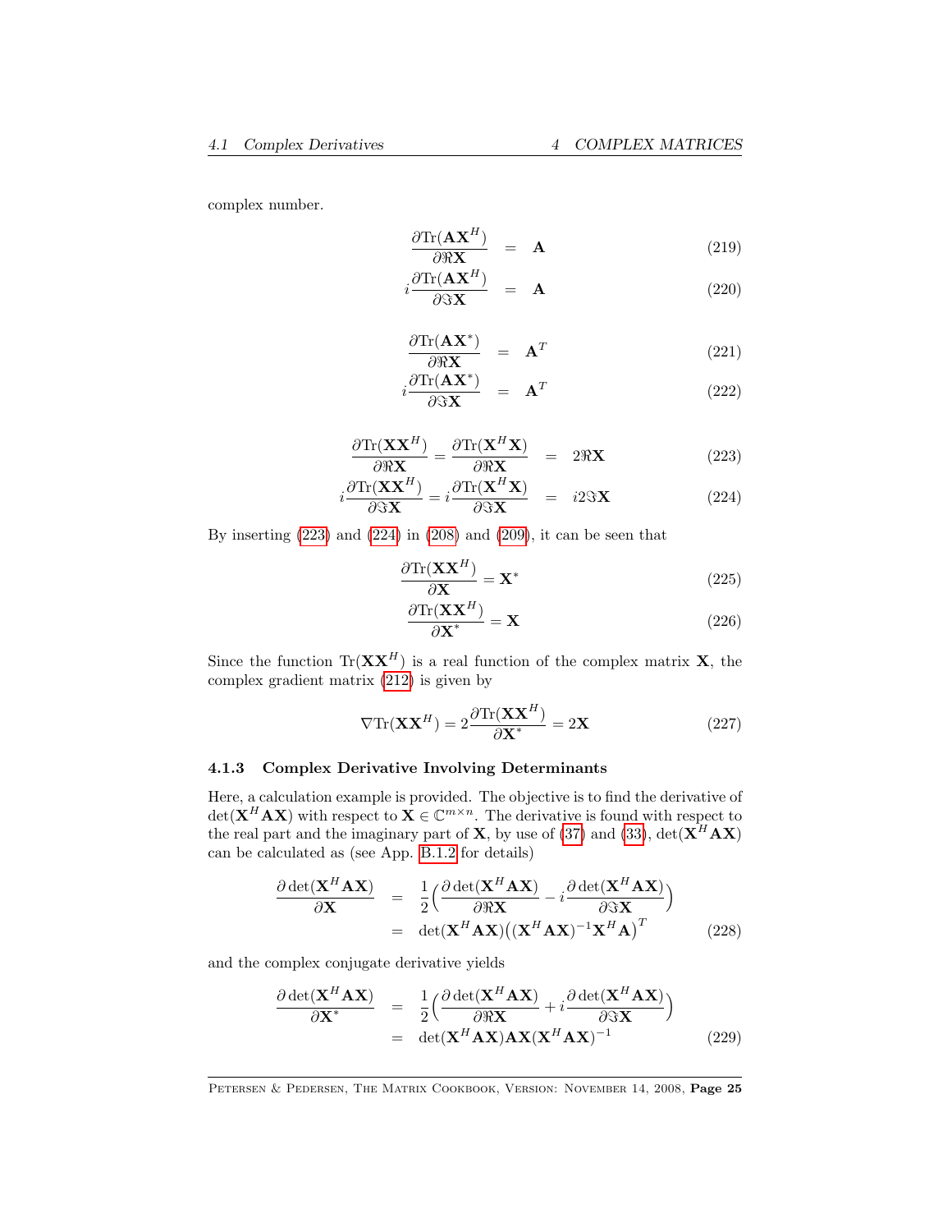complex number.

$$\frac{\partial \text{Tr}(\mathbf{A}\mathbf{X}^H)}{\partial \Re \mathbf{X}} = \mathbf{A} \tag{219}$$

$$i\frac{\partial \text{Tr}(\mathbf{A}\mathbf{X}^H)}{\partial \Im \mathbf{X}} = \mathbf{A} \tag{220}$$

$$\frac{\partial \text{Tr}(\mathbf{A}\mathbf{X}^*)}{\partial \Re \mathbf{X}} = \mathbf{A}^T \tag{221}$$

$$i\frac{\partial \text{Tr}(\mathbf{A}\mathbf{X}^*)}{\partial \Im \mathbf{X}} = \mathbf{A}^T \tag{222}$$

$$\frac{\partial \text{Tr}(\mathbf{X}\mathbf{X}^H)}{\partial \Re \mathbf{X}} = \frac{\partial \text{Tr}(\mathbf{X}^H\mathbf{X})}{\partial \Re \mathbf{X}} = 2\Re \mathbf{X} \tag{223}$$

$$i\frac{\partial \text{Tr}(\mathbf{X}\mathbf{X}^H)}{\partial \Im \mathbf{X}} = i\frac{\partial \text{Tr}(\mathbf{X}^H\mathbf{X})}{\partial \Im \mathbf{X}} = i2\Im \mathbf{X} \tag{224}$$

By inserting (223) and (224) in (208) and (209), it can be seen that

$$\frac{\partial \text{Tr}(\mathbf{X}\mathbf{X}^H)}{\partial \mathbf{X}} = \mathbf{X}^* \tag{225}$$

$$\frac{\partial \text{Tr}(\mathbf{X}\mathbf{X}^H)}{\partial \mathbf{X}^*} = \mathbf{X} \tag{226}$$

Since the function $\text{Tr}(\mathbf{X}\mathbf{X}^H)$ is a real function of the complex matrix $\mathbf{X}$, the complex gradient matrix (212) is given by

$$\nabla \text{Tr}(\mathbf{X}\mathbf{X}^H) = 2\frac{\partial \text{Tr}(\mathbf{X}\mathbf{X}^H)}{\partial \mathbf{X}^*} = 2\mathbf{X} \tag{227}$$

### 4.1.3 Complex Derivative Involving Determinants

Here, a calculation example is provided. The objective is to find the derivative of $\det(\mathbf{X}^H\mathbf{A}\mathbf{X})$ with respect to $\mathbf{X} \in \mathbb{C}^{m\times n}$. The derivative is found with respect to the real part and the imaginary part of $\mathbf{X}$, by use of (37) and (33), $\det(\mathbf{X}^H\mathbf{A}\mathbf{X})$ can be calculated as (see App. B.1.2 for details)

$$\begin{aligned}\frac{\partial \det(\mathbf{X}^H\mathbf{A}\mathbf{X})}{\partial \mathbf{X}} &= \frac{1}{2}\Big(\frac{\partial \det(\mathbf{X}^H\mathbf{A}\mathbf{X})}{\partial \Re \mathbf{X}} - i\frac{\partial \det(\mathbf{X}^H\mathbf{A}\mathbf{X})}{\partial \Im \mathbf{X}}\Big)\\ &= \det(\mathbf{X}^H\mathbf{A}\mathbf{X})\big((\mathbf{X}^H\mathbf{A}\mathbf{X})^{-1}\mathbf{X}^H\mathbf{A}\big)^T\end{aligned} \tag{228}$$

and the complex conjugate derivative yields

$$\begin{aligned}\frac{\partial \det(\mathbf{X}^H\mathbf{A}\mathbf{X})}{\partial \mathbf{X}^*} &= \frac{1}{2}\Big(\frac{\partial \det(\mathbf{X}^H\mathbf{A}\mathbf{X})}{\partial \Re \mathbf{X}} + i\frac{\partial \det(\mathbf{X}^H\mathbf{A}\mathbf{X})}{\partial \Im \mathbf{X}}\Big)\\ &= \det(\mathbf{X}^H\mathbf{A}\mathbf{X})\mathbf{A}\mathbf{X}(\mathbf{X}^H\mathbf{A}\mathbf{X})^{-1}\end{aligned} \tag{229}$$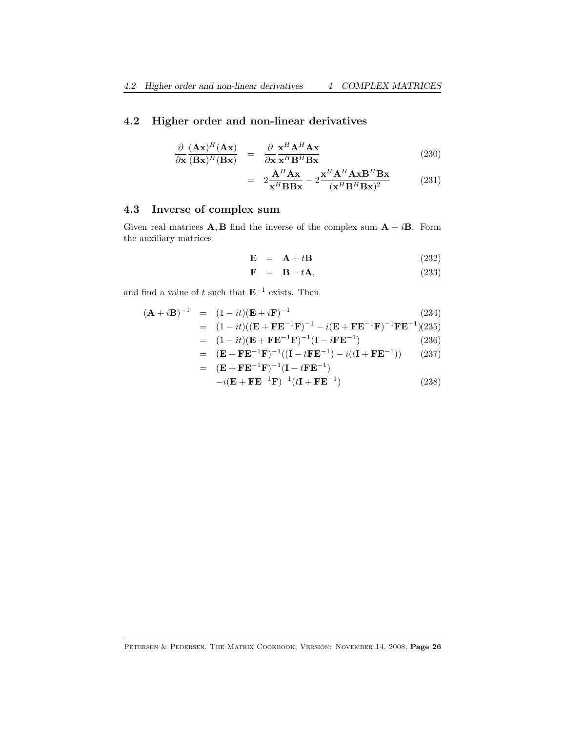## 4.2 Higher order and non-linear derivatives

$$
\begin{aligned}
\frac{\partial}{\partial \mathbf{x}} \frac{(\mathbf{A}\mathbf{x})^H(\mathbf{A}\mathbf{x})}{(\mathbf{B}\mathbf{x})^H(\mathbf{B}\mathbf{x})} &= \frac{\partial}{\partial \mathbf{x}} \frac{\mathbf{x}^H\mathbf{A}^H\mathbf{A}\mathbf{x}}{\mathbf{x}^H\mathbf{B}^H\mathbf{B}\mathbf{x}} && (230) \\
&= 2\frac{\mathbf{A}^H\mathbf{A}\mathbf{x}}{\mathbf{x}^H\mathbf{B}\mathbf{B}\mathbf{x}} - 2\frac{\mathbf{x}^H\mathbf{A}^H\mathbf{A}\mathbf{x}\mathbf{B}^H\mathbf{B}\mathbf{x}}{(\mathbf{x}^H\mathbf{B}^H\mathbf{B}\mathbf{x})^2} && (231)
\end{aligned}
$$

## 4.3 Inverse of complex sum

Given real matrices $\mathbf{A}, \mathbf{B}$ find the inverse of the complex sum $\mathbf{A} + i\mathbf{B}$. Form the auxiliary matrices

$$
\begin{aligned}
\mathbf{E} &= \mathbf{A} + t\mathbf{B} && (232) \\
\mathbf{F} &= \mathbf{B} - t\mathbf{A}, && (233)
\end{aligned}
$$

and find a value of $t$ such that $\mathbf{E}^{-1}$ exists. Then

$$
\begin{aligned}
(\mathbf{A} + i\mathbf{B})^{-1} &= (1 - it)(\mathbf{E} + i\mathbf{F})^{-1} && (234) \\
&= (1 - it)((\mathbf{E} + \mathbf{F}\mathbf{E}^{-1}\mathbf{F})^{-1} - i(\mathbf{E} + \mathbf{F}\mathbf{E}^{-1}\mathbf{F})^{-1}\mathbf{F}\mathbf{E}^{-1}) && (235) \\
&= (1 - it)(\mathbf{E} + \mathbf{F}\mathbf{E}^{-1}\mathbf{F})^{-1}(\mathbf{I} - i\mathbf{F}\mathbf{E}^{-1}) && (236) \\
&= (\mathbf{E} + \mathbf{F}\mathbf{E}^{-1}\mathbf{F})^{-1}((\mathbf{I} - t\mathbf{F}\mathbf{E}^{-1}) - i(t\mathbf{I} + \mathbf{F}\mathbf{E}^{-1})) && (237) \\
&= (\mathbf{E} + \mathbf{F}\mathbf{E}^{-1}\mathbf{F})^{-1}(\mathbf{I} - t\mathbf{F}\mathbf{E}^{-1}) \\
&\quad -i(\mathbf{E} + \mathbf{F}\mathbf{E}^{-1}\mathbf{F})^{-1}(t\mathbf{I} + \mathbf{F}\mathbf{E}^{-1}) && (238)
\end{aligned}
$$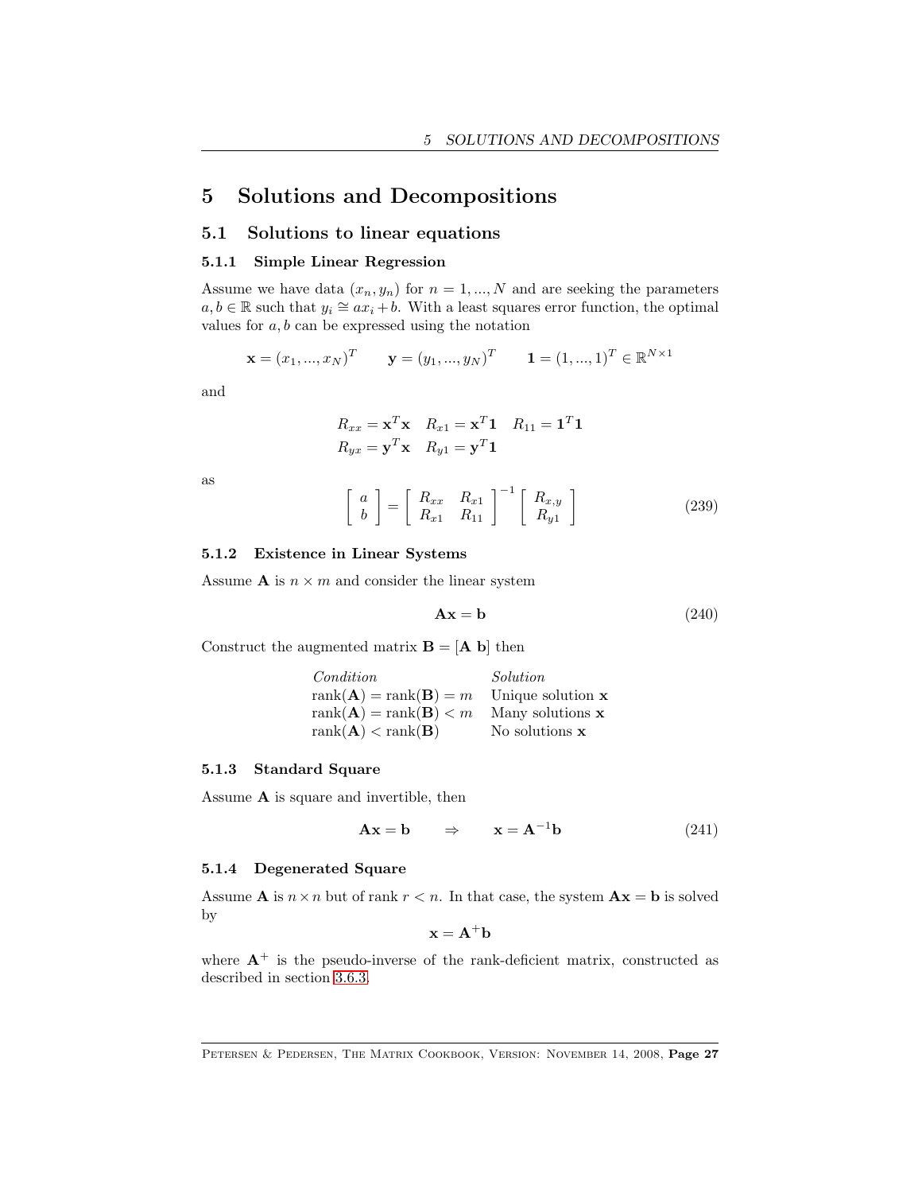# 5 Solutions and Decompositions

## 5.1 Solutions to linear equations

### 5.1.1 Simple Linear Regression

Assume we have data $(x_n, y_n)$ for $n = 1, ..., N$ and are seeking the parameters $a, b \in \mathbb{R}$ such that $y_i \cong ax_i + b$. With a least squares error function, the optimal values for $a, b$ can be expressed using the notation

$$\mathbf{x} = (x_1, ..., x_N)^T \qquad \mathbf{y} = (y_1, ..., y_N)^T \qquad \mathbf{1} = (1, ..., 1)^T \in \mathbb{R}^{N \times 1}$$

and

$$R_{xx} = \mathbf{x}^T\mathbf{x} \quad R_{x1} = \mathbf{x}^T\mathbf{1} \quad R_{11} = \mathbf{1}^T\mathbf{1}$$
$$R_{yx} = \mathbf{y}^T\mathbf{x} \quad R_{y1} = \mathbf{y}^T\mathbf{1}$$

as

$$\begin{bmatrix} a \\ b \end{bmatrix} = \begin{bmatrix} R_{xx} & R_{x1} \\ R_{x1} & R_{11} \end{bmatrix}^{-1} \begin{bmatrix} R_{x,y} \\ R_{y1} \end{bmatrix} \tag{239}$$

### 5.1.2 Existence in Linear Systems

Assume $\mathbf{A}$ is $n \times m$ and consider the linear system

$$\mathbf{A}\mathbf{x} = \mathbf{b} \tag{240}$$

Construct the augmented matrix $\mathbf{B} = [\mathbf{A}\ \mathbf{b}]$ then

| *Condition* | *Solution* |
|---|---|
| $\text{rank}(\mathbf{A}) = \text{rank}(\mathbf{B}) = m$ | Unique solution $\mathbf{x}$ |
| $\text{rank}(\mathbf{A}) = \text{rank}(\mathbf{B}) < m$ | Many solutions $\mathbf{x}$ |
| $\text{rank}(\mathbf{A}) < \text{rank}(\mathbf{B})$ | No solutions $\mathbf{x}$ |

### 5.1.3 Standard Square

Assume $\mathbf{A}$ is square and invertible, then

$$\mathbf{A}\mathbf{x} = \mathbf{b} \qquad \Rightarrow \qquad \mathbf{x} = \mathbf{A}^{-1}\mathbf{b} \tag{241}$$

### 5.1.4 Degenerated Square

Assume $\mathbf{A}$ is $n \times n$ but of rank $r < n$. In that case, the system $\mathbf{A}\mathbf{x} = \mathbf{b}$ is solved by

$$\mathbf{x} = \mathbf{A}^{+}\mathbf{b}$$

where $\mathbf{A}^{+}$ is the pseudo-inverse of the rank-deficient matrix, constructed as described in section 3.6.3.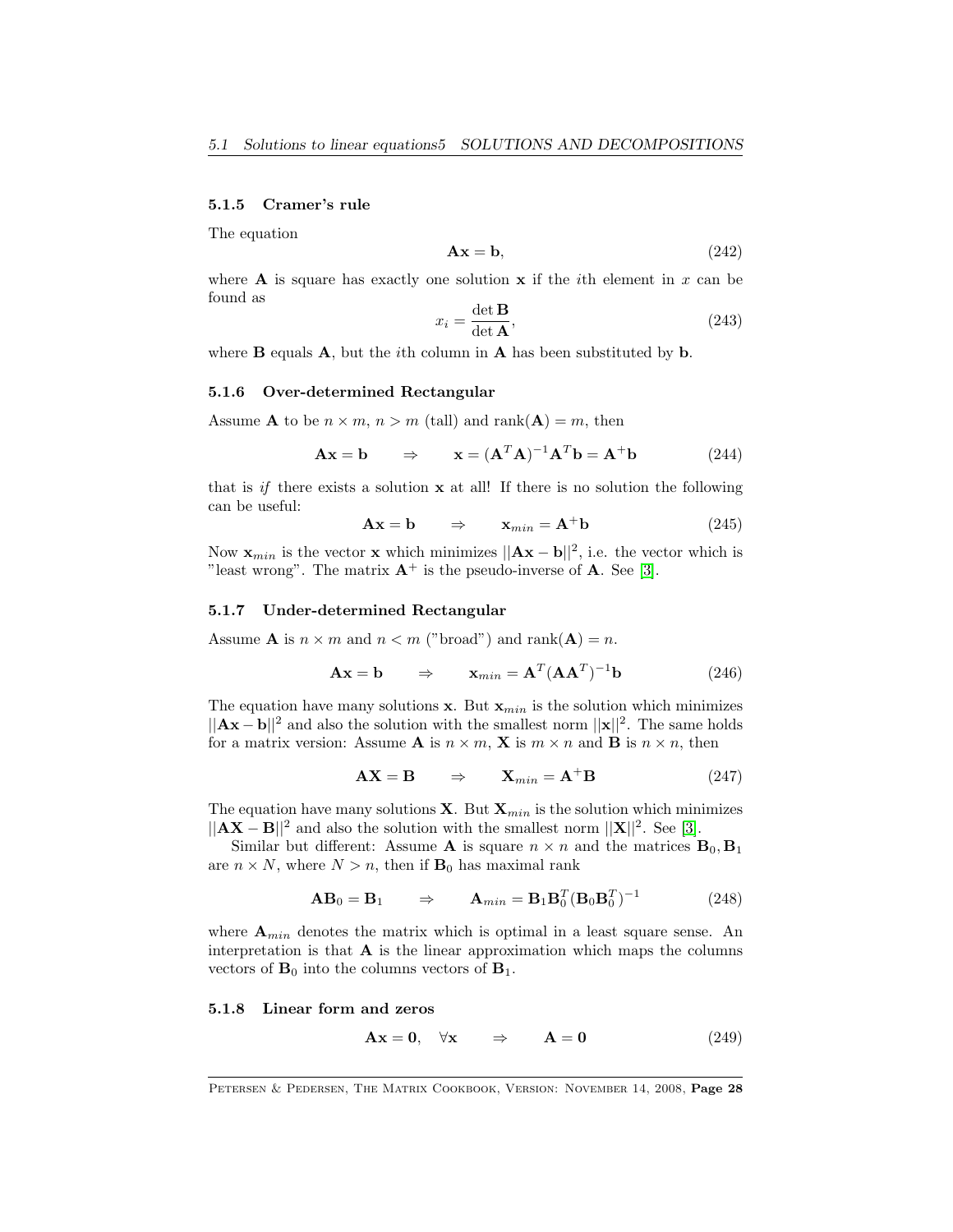### 5.1.5 Cramer's rule

The equation

$$\mathbf{A}\mathbf{x} = \mathbf{b}, \tag{242}$$

where $\mathbf{A}$ is square has exactly one solution $\mathbf{x}$ if the $i$th element in $x$ can be found as

$$x_i = \frac{\det \mathbf{B}}{\det \mathbf{A}}, \tag{243}$$

where $\mathbf{B}$ equals $\mathbf{A}$, but the $i$th column in $\mathbf{A}$ has been substituted by $\mathbf{b}$.

### 5.1.6 Over-determined Rectangular

Assume $\mathbf{A}$ to be $n \times m$, $n > m$ (tall) and $\text{rank}(\mathbf{A}) = m$, then

$$\mathbf{A}\mathbf{x} = \mathbf{b} \qquad \Rightarrow \qquad \mathbf{x} = (\mathbf{A}^T\mathbf{A})^{-1}\mathbf{A}^T\mathbf{b} = \mathbf{A}^+\mathbf{b} \tag{244}$$

that is *if* there exists a solution $\mathbf{x}$ at all! If there is no solution the following can be useful:

$$\mathbf{A}\mathbf{x} = \mathbf{b} \qquad \Rightarrow \qquad \mathbf{x}_{min} = \mathbf{A}^+\mathbf{b} \tag{245}$$

Now $\mathbf{x}_{min}$ is the vector $\mathbf{x}$ which minimizes $||\mathbf{A}\mathbf{x} - \mathbf{b}||^2$, i.e. the vector which is "least wrong". The matrix $\mathbf{A}^+$ is the pseudo-inverse of $\mathbf{A}$. See [3].

### 5.1.7 Under-determined Rectangular

Assume $\mathbf{A}$ is $n \times m$ and $n < m$ ("broad") and $\text{rank}(\mathbf{A}) = n$.

$$\mathbf{A}\mathbf{x} = \mathbf{b} \qquad \Rightarrow \qquad \mathbf{x}_{min} = \mathbf{A}^T(\mathbf{A}\mathbf{A}^T)^{-1}\mathbf{b} \tag{246}$$

The equation have many solutions $\mathbf{x}$. But $\mathbf{x}_{min}$ is the solution which minimizes $||\mathbf{A}\mathbf{x} - \mathbf{b}||^2$ and also the solution with the smallest norm $||\mathbf{x}||^2$. The same holds for a matrix version: Assume $\mathbf{A}$ is $n \times m$, $\mathbf{X}$ is $m \times n$ and $\mathbf{B}$ is $n \times n$, then

$$\mathbf{A}\mathbf{X} = \mathbf{B} \qquad \Rightarrow \qquad \mathbf{X}_{min} = \mathbf{A}^+\mathbf{B} \tag{247}$$

The equation have many solutions $\mathbf{X}$. But $\mathbf{X}_{min}$ is the solution which minimizes $||\mathbf{A}\mathbf{X} - \mathbf{B}||^2$ and also the solution with the smallest norm $||\mathbf{X}||^2$. See [3].

Similar but different: Assume $\mathbf{A}$ is square $n \times n$ and the matrices $\mathbf{B}_0, \mathbf{B}_1$ are $n \times N$, where $N > n$, then if $\mathbf{B}_0$ has maximal rank

$$\mathbf{A}\mathbf{B}_0 = \mathbf{B}_1 \qquad \Rightarrow \qquad \mathbf{A}_{min} = \mathbf{B}_1\mathbf{B}_0^T(\mathbf{B}_0\mathbf{B}_0^T)^{-1} \tag{248}$$

where $\mathbf{A}_{min}$ denotes the matrix which is optimal in a least square sense. An interpretation is that $\mathbf{A}$ is the linear approximation which maps the columns vectors of $\mathbf{B}_0$ into the columns vectors of $\mathbf{B}_1$.

### 5.1.8 Linear form and zeros

$$\mathbf{A}\mathbf{x} = \mathbf{0}, \quad \forall \mathbf{x} \qquad \Rightarrow \qquad \mathbf{A} = \mathbf{0} \tag{249}$$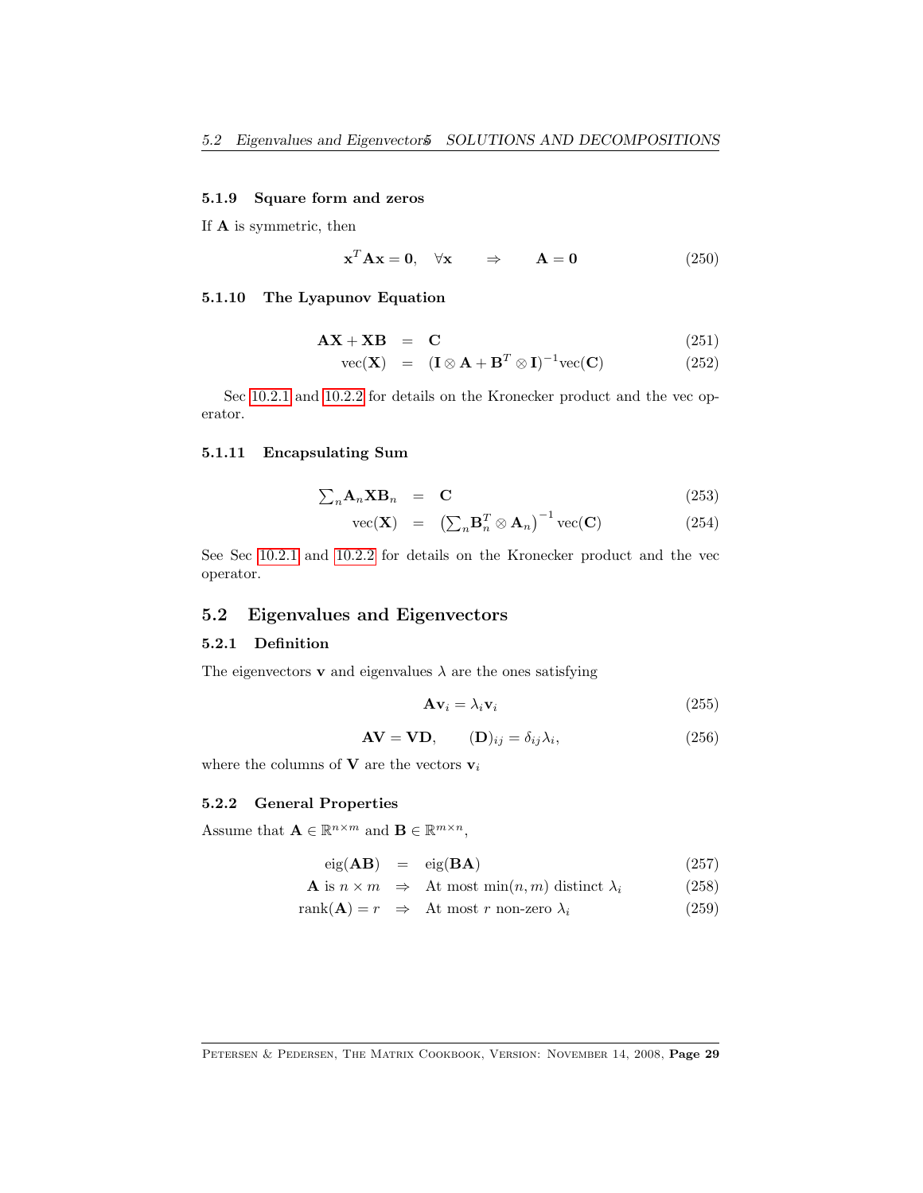#### 5.1.9 Square form and zeros

If $\mathbf{A}$ is symmetric, then

$$\mathbf{x}^T\mathbf{A}\mathbf{x} = \mathbf{0}, \quad \forall\mathbf{x} \qquad \Rightarrow \qquad \mathbf{A} = \mathbf{0} \tag{250}$$

#### 5.1.10 The Lyapunov Equation

$$\mathbf{A}\mathbf{X} + \mathbf{X}\mathbf{B} = \mathbf{C} \tag{251}$$

$$\text{vec}(\mathbf{X}) = (\mathbf{I} \otimes \mathbf{A} + \mathbf{B}^T \otimes \mathbf{I})^{-1}\text{vec}(\mathbf{C}) \tag{252}$$

Sec 10.2.1 and 10.2.2 for details on the Kronecker product and the vec operator.

#### 5.1.11 Encapsulating Sum

$$\textstyle\sum_n \mathbf{A}_n\mathbf{X}\mathbf{B}_n = \mathbf{C} \tag{253}$$

$$\text{vec}(\mathbf{X}) = \left(\textstyle\sum_n \mathbf{B}_n^T \otimes \mathbf{A}_n\right)^{-1}\text{vec}(\mathbf{C}) \tag{254}$$

See Sec 10.2.1 and 10.2.2 for details on the Kronecker product and the vec operator.

## 5.2 Eigenvalues and Eigenvectors

### 5.2.1 Definition

The eigenvectors $\mathbf{v}$ and eigenvalues $\lambda$ are the ones satisfying

$$\mathbf{A}\mathbf{v}_i = \lambda_i\mathbf{v}_i \tag{255}$$

$$\mathbf{A}\mathbf{V} = \mathbf{V}\mathbf{D}, \qquad (\mathbf{D})_{ij} = \delta_{ij}\lambda_i, \tag{256}$$

where the columns of $\mathbf{V}$ are the vectors $\mathbf{v}_i$

### 5.2.2 General Properties

Assume that $\mathbf{A} \in \mathbb{R}^{n\times m}$ and $\mathbf{B} \in \mathbb{R}^{m\times n}$,

$$\text{eig}(\mathbf{A}\mathbf{B}) = \text{eig}(\mathbf{B}\mathbf{A}) \tag{257}$$

$$\mathbf{A} \text{ is } n \times m \quad \Rightarrow \quad \text{At most } \min(n, m) \text{ distinct } \lambda_i \tag{258}$$

$$\text{rank}(\mathbf{A}) = r \quad \Rightarrow \quad \text{At most } r \text{ non-zero } \lambda_i \tag{259}$$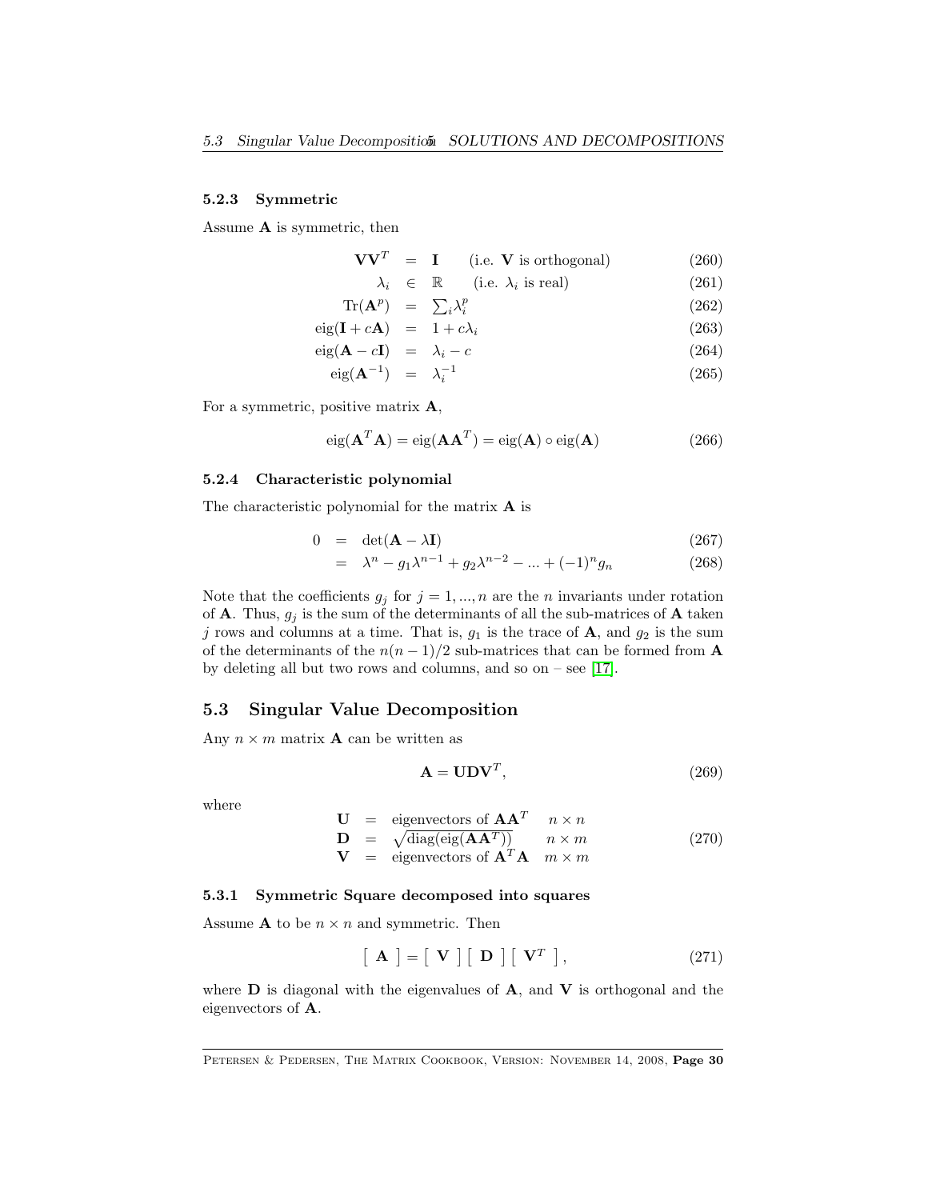### 5.2.3 Symmetric

Assume $\mathbf{A}$ is symmetric, then

$$\mathbf{V}\mathbf{V}^T = \mathbf{I} \quad \text{(i.e. } \mathbf{V} \text{ is orthogonal)} \tag{260}$$

$$\lambda_i \in \mathbb{R} \quad \text{(i.e. } \lambda_i \text{ is real)} \tag{261}$$

$$\text{Tr}(\mathbf{A}^p) = \textstyle\sum_i \lambda_i^p \tag{262}$$

$$\text{eig}(\mathbf{I} + c\mathbf{A}) = 1 + c\lambda_i \tag{263}$$

$$\text{eig}(\mathbf{A} - c\mathbf{I}) = \lambda_i - c \tag{264}$$

$$\text{eig}(\mathbf{A}^{-1}) = \lambda_i^{-1} \tag{265}$$

For a symmetric, positive matrix $\mathbf{A}$,

$$\text{eig}(\mathbf{A}^T\mathbf{A}) = \text{eig}(\mathbf{A}\mathbf{A}^T) = \text{eig}(\mathbf{A}) \circ \text{eig}(\mathbf{A}) \tag{266}$$

### 5.2.4 Characteristic polynomial

The characteristic polynomial for the matrix $\mathbf{A}$ is

$$0 = \det(\mathbf{A} - \lambda\mathbf{I}) \tag{267}$$

$$= \lambda^n - g_1\lambda^{n-1} + g_2\lambda^{n-2} - ... + (-1)^n g_n \tag{268}$$

Note that the coefficients $g_j$ for $j = 1, ..., n$ are the $n$ invariants under rotation of $\mathbf{A}$. Thus, $g_j$ is the sum of the determinants of all the sub-matrices of $\mathbf{A}$ taken $j$ rows and columns at a time. That is, $g_1$ is the trace of $\mathbf{A}$, and $g_2$ is the sum of the determinants of the $n(n-1)/2$ sub-matrices that can be formed from $\mathbf{A}$ by deleting all but two rows and columns, and so on – see [17].

## 5.3 Singular Value Decomposition

Any $n \times m$ matrix $\mathbf{A}$ can be written as

$$\mathbf{A} = \mathbf{U}\mathbf{D}\mathbf{V}^T, \tag{269}$$

where

$$\begin{array}{rcll} \mathbf{U} & = & \text{eigenvectors of } \mathbf{A}\mathbf{A}^T & n \times n \\ \mathbf{D} & = & \sqrt{\text{diag}(\text{eig}(\mathbf{A}\mathbf{A}^T))} & n \times m \\ \mathbf{V} & = & \text{eigenvectors of } \mathbf{A}^T\mathbf{A} & m \times m \end{array} \tag{270}$$

### 5.3.1 Symmetric Square decomposed into squares

Assume $\mathbf{A}$ to be $n \times n$ and symmetric. Then

$$\left[\ \mathbf{A}\ \right] = \left[\ \mathbf{V}\ \right]\left[\ \mathbf{D}\ \right]\left[\ \mathbf{V}^T\ \right], \tag{271}$$

where $\mathbf{D}$ is diagonal with the eigenvalues of $\mathbf{A}$, and $\mathbf{V}$ is orthogonal and the eigenvectors of $\mathbf{A}$.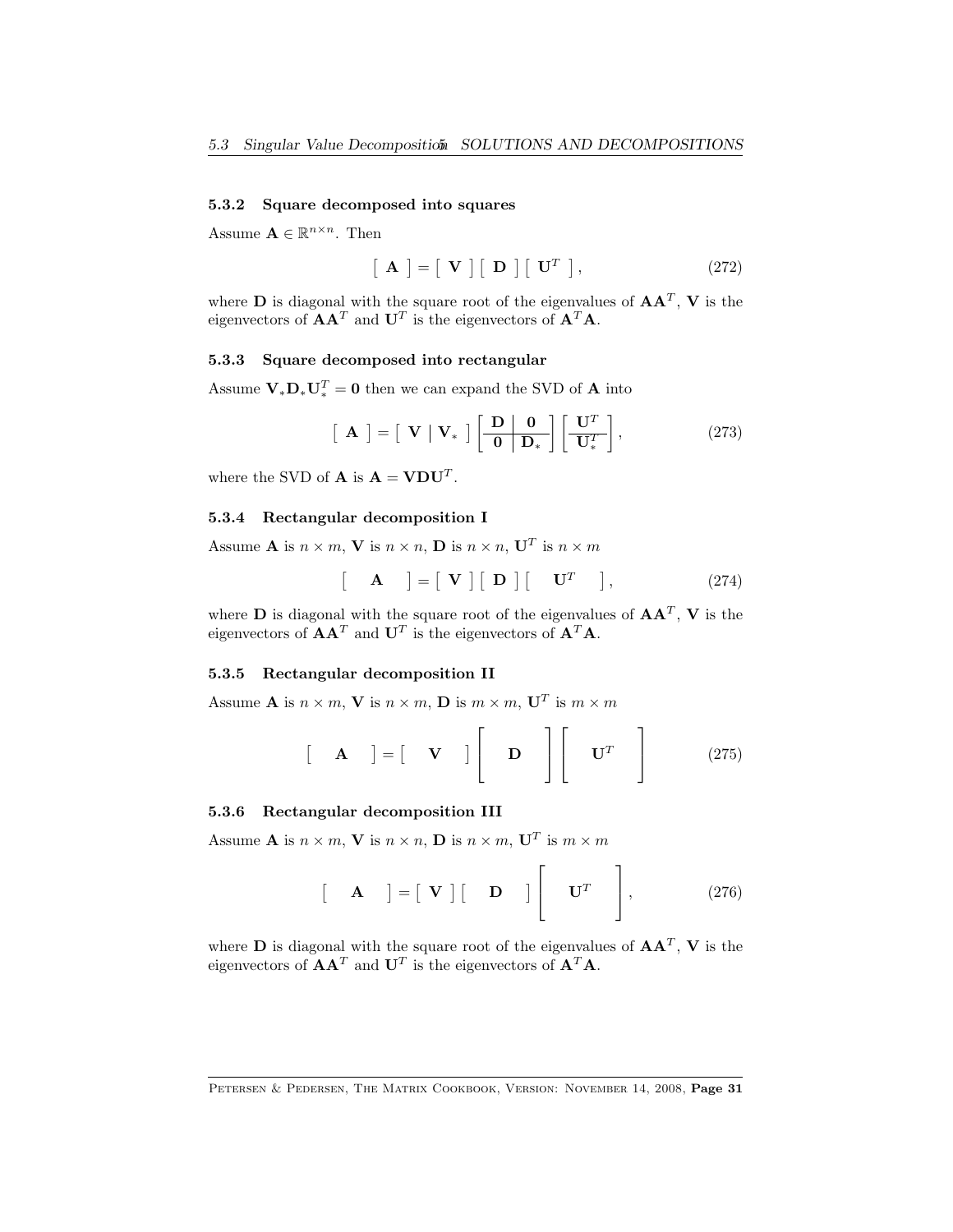### 5.3.2 Square decomposed into squares

Assume $\mathbf{A} \in \mathbb{R}^{n\times n}$. Then

$$\left[\ \mathbf{A}\ \right] = \left[\ \mathbf{V}\ \right]\left[\ \mathbf{D}\ \right]\left[\ \mathbf{U}^T\ \right], \tag{272}$$

where $\mathbf{D}$ is diagonal with the square root of the eigenvalues of $\mathbf{A}\mathbf{A}^T$, $\mathbf{V}$ is the eigenvectors of $\mathbf{A}\mathbf{A}^T$ and $\mathbf{U}^T$ is the eigenvectors of $\mathbf{A}^T\mathbf{A}$.

### 5.3.3 Square decomposed into rectangular

Assume $\mathbf{V}_*\mathbf{D}_*\mathbf{U}_*^T = \mathbf{0}$ then we can expand the SVD of $\mathbf{A}$ into

$$\left[\ \mathbf{A}\ \right] = \left[\ \mathbf{V}\ \middle|\ \mathbf{V}_*\ \right]\left[\begin{array}{c|c}\mathbf{D} & \mathbf{0}\\ \hline \mathbf{0} & \mathbf{D}_*\end{array}\right]\left[\begin{array}{c}\mathbf{U}^T\\ \hline \mathbf{U}_*^T\end{array}\right], \tag{273}$$

where the SVD of $\mathbf{A}$ is $\mathbf{A} = \mathbf{V}\mathbf{D}\mathbf{U}^T$.

### 5.3.4 Rectangular decomposition I

Assume $\mathbf{A}$ is $n\times m$, $\mathbf{V}$ is $n\times n$, $\mathbf{D}$ is $n\times n$, $\mathbf{U}^T$ is $n\times m$

$$\left[\quad \mathbf{A}\quad \right] = \left[\ \mathbf{V}\ \right]\left[\ \mathbf{D}\ \right]\left[\quad \mathbf{U}^T\quad \right], \tag{274}$$

where $\mathbf{D}$ is diagonal with the square root of the eigenvalues of $\mathbf{A}\mathbf{A}^T$, $\mathbf{V}$ is the eigenvectors of $\mathbf{A}\mathbf{A}^T$ and $\mathbf{U}^T$ is the eigenvectors of $\mathbf{A}^T\mathbf{A}$.

### 5.3.5 Rectangular decomposition II

Assume $\mathbf{A}$ is $n\times m$, $\mathbf{V}$ is $n\times m$, $\mathbf{D}$ is $m\times m$, $\mathbf{U}^T$ is $m\times m$

$$\left[\quad \mathbf{A}\quad \right] = \left[\quad \mathbf{V}\quad \right]\left[\quad \mathbf{D}\quad \right]\left[\quad \mathbf{U}^T\quad \right] \tag{275}$$

### 5.3.6 Rectangular decomposition III

Assume $\mathbf{A}$ is $n\times m$, $\mathbf{V}$ is $n\times n$, $\mathbf{D}$ is $n\times m$, $\mathbf{U}^T$ is $m\times m$

$$\left[\quad \mathbf{A}\quad \right] = \left[\ \mathbf{V}\ \right]\left[\quad \mathbf{D}\quad \right]\left[\quad \mathbf{U}^T\quad \right], \tag{276}$$

where $\mathbf{D}$ is diagonal with the square root of the eigenvalues of $\mathbf{A}\mathbf{A}^T$, $\mathbf{V}$ is the eigenvectors of $\mathbf{A}\mathbf{A}^T$ and $\mathbf{U}^T$ is the eigenvectors of $\mathbf{A}^T\mathbf{A}$.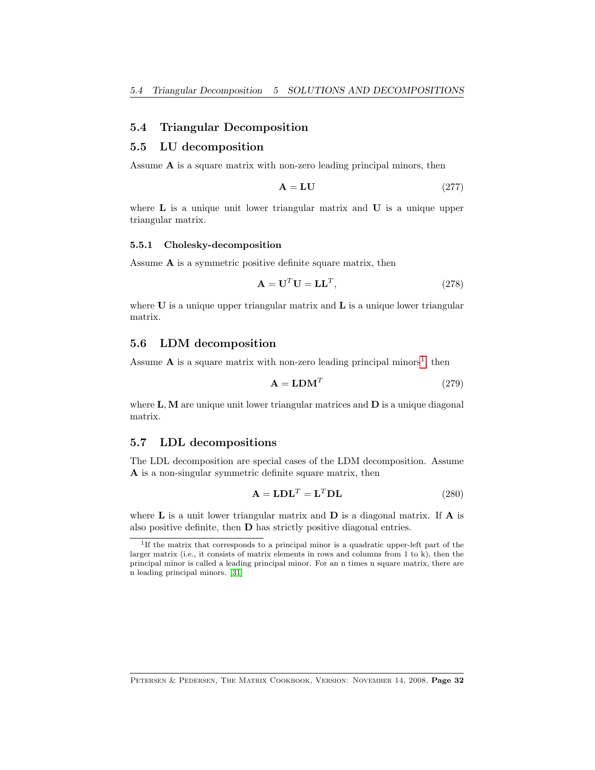## 5.4 Triangular Decomposition

## 5.5 LU decomposition

Assume $\mathbf{A}$ is a square matrix with non-zero leading principal minors, then

$$\mathbf{A} = \mathbf{L}\mathbf{U} \tag{277}$$

where $\mathbf{L}$ is a unique unit lower triangular matrix and $\mathbf{U}$ is a unique upper triangular matrix.

### 5.5.1 Cholesky-decomposition

Assume $\mathbf{A}$ is a symmetric positive definite square matrix, then

$$\mathbf{A} = \mathbf{U}^T\mathbf{U} = \mathbf{L}\mathbf{L}^T, \tag{278}$$

where $\mathbf{U}$ is a unique upper triangular matrix and $\mathbf{L}$ is a unique lower triangular matrix.

## 5.6 LDM decomposition

Assume $\mathbf{A}$ is a square matrix with non-zero leading principal minors[1], then

$$\mathbf{A} = \mathbf{L}\mathbf{D}\mathbf{M}^T \tag{279}$$

where $\mathbf{L}, \mathbf{M}$ are unique unit lower triangular matrices and $\mathbf{D}$ is a unique diagonal matrix.

## 5.7 LDL decompositions

The LDL decomposition are special cases of the LDM decomposition. Assume $\mathbf{A}$ is a non-singular symmetric definite square matrix, then

$$\mathbf{A} = \mathbf{L}\mathbf{D}\mathbf{L}^T = \mathbf{L}^T\mathbf{D}\mathbf{L} \tag{280}$$

where $\mathbf{L}$ is a unit lower triangular matrix and $\mathbf{D}$ is a diagonal matrix. If $\mathbf{A}$ is also positive definite, then $\mathbf{D}$ has strictly positive diagonal entries.

[1] If the matrix that corresponds to a principal minor is a quadratic upper-left part of the larger matrix (i.e., it consists of matrix elements in rows and columns from 1 to k), then the principal minor is called a leading principal minor. For an n times n square matrix, there are n leading principal minors. [31]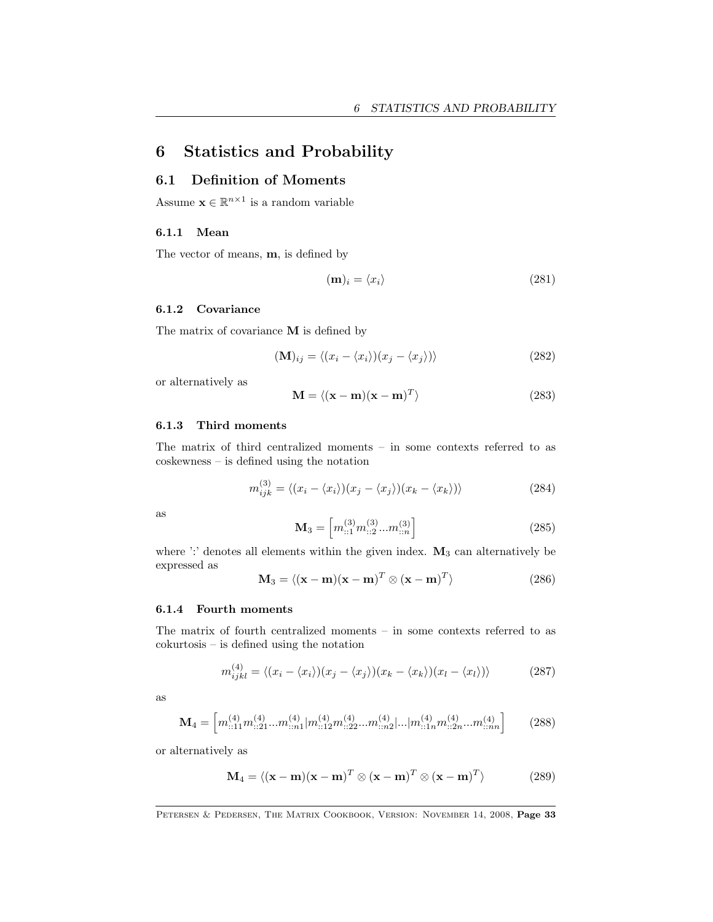# 6 Statistics and Probability

## 6.1 Definition of Moments

Assume $\mathbf{x} \in \mathbb{R}^{n \times 1}$ is a random variable

### 6.1.1 Mean

The vector of means, $\mathbf{m}$, is defined by

$$(\mathbf{m})_i = \langle x_i \rangle \tag{281}$$

### 6.1.2 Covariance

The matrix of covariance $\mathbf{M}$ is defined by

$$(\mathbf{M})_{ij} = \langle (x_i - \langle x_i \rangle)(x_j - \langle x_j \rangle) \rangle \tag{282}$$

or alternatively as

$$\mathbf{M} = \langle (\mathbf{x} - \mathbf{m})(\mathbf{x} - \mathbf{m})^T \rangle \tag{283}$$

### 6.1.3 Third moments

The matrix of third centralized moments – in some contexts referred to as coskewness – is defined using the notation

$$m_{ijk}^{(3)} = \langle (x_i - \langle x_i \rangle)(x_j - \langle x_j \rangle)(x_k - \langle x_k \rangle) \rangle \tag{284}$$

as

$$\mathbf{M}_3 = \left[ m_{::1}^{(3)} m_{::2}^{(3)} ... m_{::n}^{(3)} \right] \tag{285}$$

where ':' denotes all elements within the given index. $\mathbf{M}_3$ can alternatively be expressed as

$$\mathbf{M}_3 = \langle (\mathbf{x} - \mathbf{m})(\mathbf{x} - \mathbf{m})^T \otimes (\mathbf{x} - \mathbf{m})^T \rangle \tag{286}$$

### 6.1.4 Fourth moments

The matrix of fourth centralized moments – in some contexts referred to as cokurtosis – is defined using the notation

$$m_{ijkl}^{(4)} = \langle (x_i - \langle x_i \rangle)(x_j - \langle x_j \rangle)(x_k - \langle x_k \rangle)(x_l - \langle x_l \rangle) \rangle \tag{287}$$

as

$$\mathbf{M}_4 = \left[ m_{::11}^{(4)} m_{::21}^{(4)} ... m_{::n1}^{(4)} | m_{::12}^{(4)} m_{::22}^{(4)} ... m_{::n2}^{(4)} | ... | m_{::1n}^{(4)} m_{::2n}^{(4)} ... m_{::nn}^{(4)} \right] \tag{288}$$

or alternatively as

$$\mathbf{M}_4 = \langle (\mathbf{x} - \mathbf{m})(\mathbf{x} - \mathbf{m})^T \otimes (\mathbf{x} - \mathbf{m})^T \otimes (\mathbf{x} - \mathbf{m})^T \rangle \tag{289}$$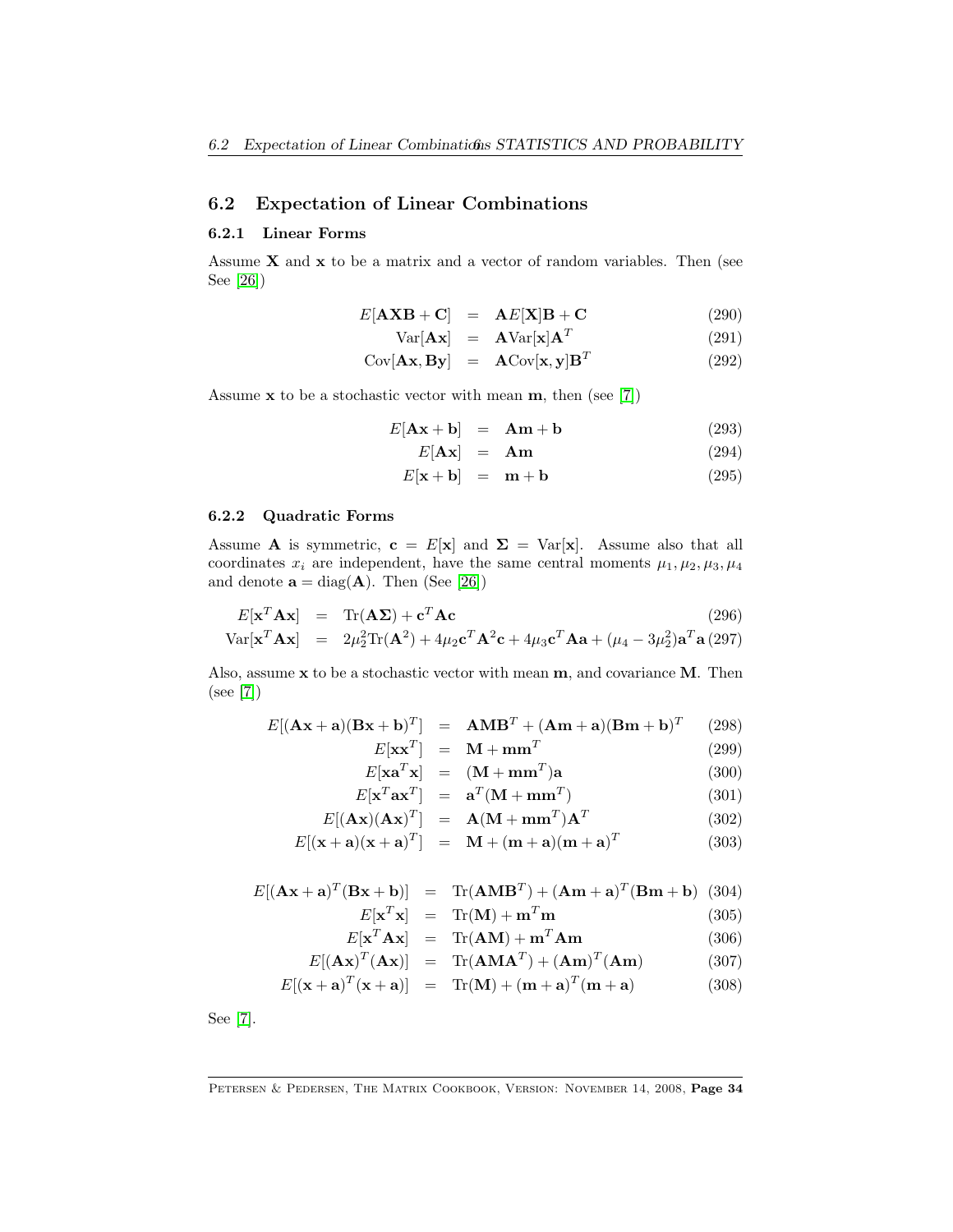## 6.2 Expectation of Linear Combinations

### 6.2.1 Linear Forms

Assume $\mathbf{X}$ and $\mathbf{x}$ to be a matrix and a vector of random variables. Then (see See [26])

$$E[\mathbf{AXB} + \mathbf{C}] = \mathbf{A}E[\mathbf{X}]\mathbf{B} + \mathbf{C} \tag{290}$$

$$\text{Var}[\mathbf{Ax}] = \mathbf{A}\text{Var}[\mathbf{x}]\mathbf{A}^T \tag{291}$$

$$\text{Cov}[\mathbf{Ax}, \mathbf{By}] = \mathbf{A}\text{Cov}[\mathbf{x}, \mathbf{y}]\mathbf{B}^T \tag{292}$$

Assume $\mathbf{x}$ to be a stochastic vector with mean $\mathbf{m}$, then (see [7])

$$E[\mathbf{Ax} + \mathbf{b}] = \mathbf{Am} + \mathbf{b} \tag{293}$$

$$E[\mathbf{Ax}] = \mathbf{Am} \tag{294}$$

$$E[\mathbf{x} + \mathbf{b}] = \mathbf{m} + \mathbf{b} \tag{295}$$

### 6.2.2 Quadratic Forms

Assume $\mathbf{A}$ is symmetric, $\mathbf{c} = E[\mathbf{x}]$ and $\mathbf{\Sigma} = \text{Var}[\mathbf{x}]$. Assume also that all coordinates $x_i$ are independent, have the same central moments $\mu_1, \mu_2, \mu_3, \mu_4$ and denote $\mathbf{a} = \text{diag}(\mathbf{A})$. Then (See [26])

$$E[\mathbf{x}^T\mathbf{Ax}] = \text{Tr}(\mathbf{A\Sigma}) + \mathbf{c}^T\mathbf{Ac} \tag{296}$$

$$\text{Var}[\mathbf{x}^T\mathbf{Ax}] = 2\mu_2^2\text{Tr}(\mathbf{A}^2) + 4\mu_2\mathbf{c}^T\mathbf{A}^2\mathbf{c} + 4\mu_3\mathbf{c}^T\mathbf{Aa} + (\mu_4 - 3\mu_2^2)\mathbf{a}^T\mathbf{a} \tag{297}$$

Also, assume $\mathbf{x}$ to be a stochastic vector with mean $\mathbf{m}$, and covariance $\mathbf{M}$. Then (see [7])

$$E[(\mathbf{Ax} + \mathbf{a})(\mathbf{Bx} + \mathbf{b})^T] = \mathbf{AMB}^T + (\mathbf{Am} + \mathbf{a})(\mathbf{Bm} + \mathbf{b})^T \tag{298}$$

$$E[\mathbf{xx}^T] = \mathbf{M} + \mathbf{mm}^T \tag{299}$$

$$E[\mathbf{xa}^T\mathbf{x}] = (\mathbf{M} + \mathbf{mm}^T)\mathbf{a} \tag{300}$$

$$E[\mathbf{x}^T\mathbf{ax}^T] = \mathbf{a}^T(\mathbf{M} + \mathbf{mm}^T) \tag{301}$$

$$E[(\mathbf{Ax})(\mathbf{Ax})^T] = \mathbf{A}(\mathbf{M} + \mathbf{mm}^T)\mathbf{A}^T \tag{302}$$

$$E[(\mathbf{x} + \mathbf{a})(\mathbf{x} + \mathbf{a})^T] = \mathbf{M} + (\mathbf{m} + \mathbf{a})(\mathbf{m} + \mathbf{a})^T \tag{303}$$

$$E[(\mathbf{Ax} + \mathbf{a})^T(\mathbf{Bx} + \mathbf{b})] = \text{Tr}(\mathbf{AMB}^T) + (\mathbf{Am} + \mathbf{a})^T(\mathbf{Bm} + \mathbf{b}) \tag{304}$$

$$E[\mathbf{x}^T\mathbf{x}] = \text{Tr}(\mathbf{M}) + \mathbf{m}^T\mathbf{m} \tag{305}$$

$$E[\mathbf{x}^T\mathbf{Ax}] = \text{Tr}(\mathbf{AM}) + \mathbf{m}^T\mathbf{Am} \tag{306}$$

$$E[(\mathbf{Ax})^T(\mathbf{Ax})] = \text{Tr}(\mathbf{AMA}^T) + (\mathbf{Am})^T(\mathbf{Am}) \tag{307}$$

$$E[(\mathbf{x} + \mathbf{a})^T(\mathbf{x} + \mathbf{a})] = \text{Tr}(\mathbf{M}) + (\mathbf{m} + \mathbf{a})^T(\mathbf{m} + \mathbf{a}) \tag{308}$$

See [7].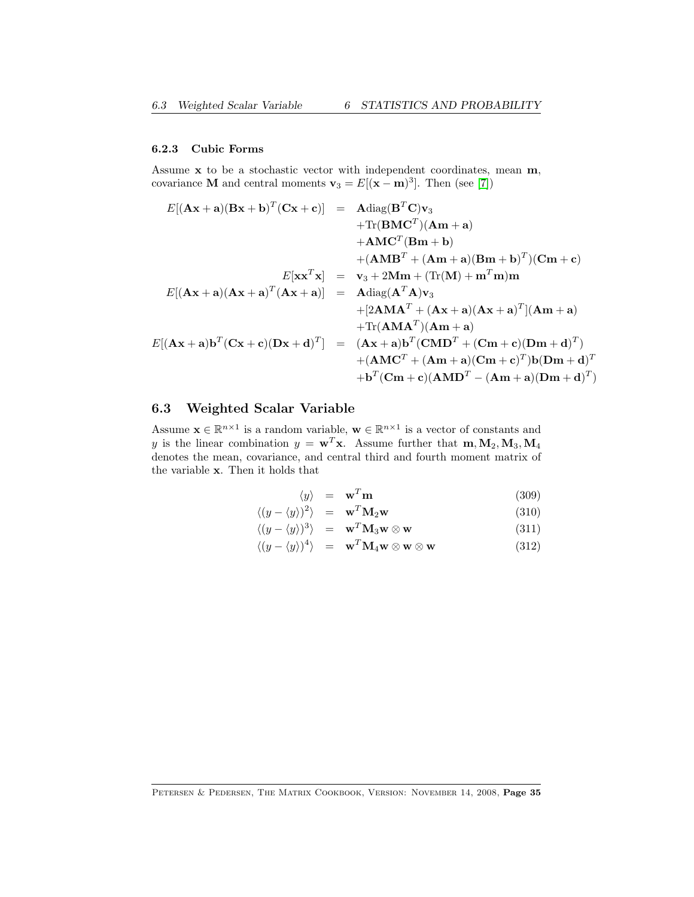### 6.2.3 Cubic Forms

Assume $\mathbf{x}$ to be a stochastic vector with independent coordinates, mean $\mathbf{m}$, covariance $\mathbf{M}$ and central moments $\mathbf{v}_3 = E[(\mathbf{x}-\mathbf{m})^3]$. Then (see [7])

$$
\begin{aligned}
E[(\mathbf{A}\mathbf{x}+\mathbf{a})(\mathbf{B}\mathbf{x}+\mathbf{b})^T(\mathbf{C}\mathbf{x}+\mathbf{c})] &= \mathbf{A}\text{diag}(\mathbf{B}^T\mathbf{C})\mathbf{v}_3 \\
&\quad +\text{Tr}(\mathbf{B}\mathbf{M}\mathbf{C}^T)(\mathbf{A}\mathbf{m}+\mathbf{a}) \\
&\quad +\mathbf{A}\mathbf{M}\mathbf{C}^T(\mathbf{B}\mathbf{m}+\mathbf{b}) \\
&\quad +(\mathbf{A}\mathbf{M}\mathbf{B}^T+(\mathbf{A}\mathbf{m}+\mathbf{a})(\mathbf{B}\mathbf{m}+\mathbf{b})^T)(\mathbf{C}\mathbf{m}+\mathbf{c}) \\
E[\mathbf{x}\mathbf{x}^T\mathbf{x}] &= \mathbf{v}_3 + 2\mathbf{M}\mathbf{m} + (\text{Tr}(\mathbf{M})+\mathbf{m}^T\mathbf{m})\mathbf{m} \\
E[(\mathbf{A}\mathbf{x}+\mathbf{a})(\mathbf{A}\mathbf{x}+\mathbf{a})^T(\mathbf{A}\mathbf{x}+\mathbf{a})] &= \mathbf{A}\text{diag}(\mathbf{A}^T\mathbf{A})\mathbf{v}_3 \\
&\quad +[2\mathbf{A}\mathbf{M}\mathbf{A}^T+(\mathbf{A}\mathbf{x}+\mathbf{a})(\mathbf{A}\mathbf{x}+\mathbf{a})^T](\mathbf{A}\mathbf{m}+\mathbf{a}) \\
&\quad +\text{Tr}(\mathbf{A}\mathbf{M}\mathbf{A}^T)(\mathbf{A}\mathbf{m}+\mathbf{a}) \\
E[(\mathbf{A}\mathbf{x}+\mathbf{a})\mathbf{b}^T(\mathbf{C}\mathbf{x}+\mathbf{c})(\mathbf{D}\mathbf{x}+\mathbf{d})^T] &= (\mathbf{A}\mathbf{x}+\mathbf{a})\mathbf{b}^T(\mathbf{C}\mathbf{M}\mathbf{D}^T+(\mathbf{C}\mathbf{m}+\mathbf{c})(\mathbf{D}\mathbf{m}+\mathbf{d})^T) \\
&\quad +(\mathbf{A}\mathbf{M}\mathbf{C}^T+(\mathbf{A}\mathbf{m}+\mathbf{a})(\mathbf{C}\mathbf{m}+\mathbf{c})^T)\mathbf{b}(\mathbf{D}\mathbf{m}+\mathbf{d})^T \\
&\quad +\mathbf{b}^T(\mathbf{C}\mathbf{m}+\mathbf{c})(\mathbf{A}\mathbf{M}\mathbf{D}^T-(\mathbf{A}\mathbf{m}+\mathbf{a})(\mathbf{D}\mathbf{m}+\mathbf{d})^T)
\end{aligned}
$$

## 6.3 Weighted Scalar Variable

Assume $\mathbf{x} \in \mathbb{R}^{n\times 1}$ is a random variable, $\mathbf{w} \in \mathbb{R}^{n\times 1}$ is a vector of constants and $y$ is the linear combination $y = \mathbf{w}^T\mathbf{x}$. Assume further that $\mathbf{m}, \mathbf{M}_2, \mathbf{M}_3, \mathbf{M}_4$ denotes the mean, covariance, and central third and fourth moment matrix of the variable $\mathbf{x}$. Then it holds that

$$
\begin{aligned}
\langle y \rangle &= \mathbf{w}^T\mathbf{m} & (309) \\
\langle (y-\langle y \rangle)^2 \rangle &= \mathbf{w}^T\mathbf{M}_2\mathbf{w} & (310) \\
\langle (y-\langle y \rangle)^3 \rangle &= \mathbf{w}^T\mathbf{M}_3\mathbf{w}\otimes\mathbf{w} & (311) \\
\langle (y-\langle y \rangle)^4 \rangle &= \mathbf{w}^T\mathbf{M}_4\mathbf{w}\otimes\mathbf{w}\otimes\mathbf{w} & (312)
\end{aligned}
$$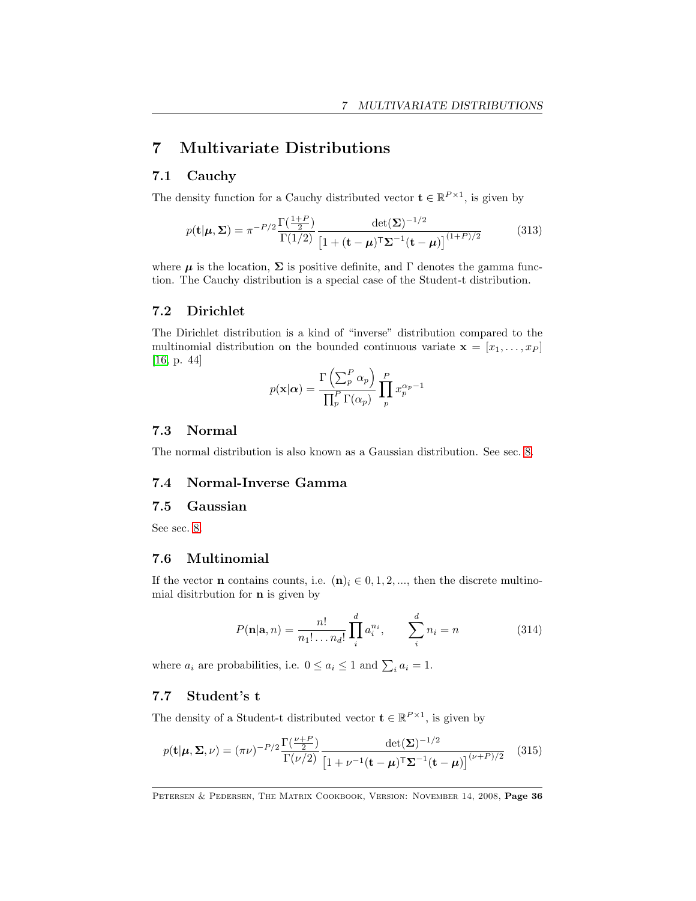# 7 Multivariate Distributions

## 7.1 Cauchy

The density function for a Cauchy distributed vector $\mathbf{t} \in \mathbb{R}^{P\times 1}$, is given by

$$p(\mathbf{t}|\boldsymbol{\mu}, \boldsymbol{\Sigma}) = \pi^{-P/2} \frac{\Gamma(\frac{1+P}{2})}{\Gamma(1/2)} \frac{\det(\boldsymbol{\Sigma})^{-1/2}}{\left[1 + (\mathbf{t}-\boldsymbol{\mu})^T \boldsymbol{\Sigma}^{-1} (\mathbf{t}-\boldsymbol{\mu})\right]^{(1+P)/2}} \tag{313}$$

where $\boldsymbol{\mu}$ is the location, $\boldsymbol{\Sigma}$ is positive definite, and $\Gamma$ denotes the gamma function. The Cauchy distribution is a special case of the Student-t distribution.

## 7.2 Dirichlet

The Dirichlet distribution is a kind of "inverse" distribution compared to the multinomial distribution on the bounded continuous variate $\mathbf{x} = [x_1, \ldots, x_P]$ [16, p. 44]

$$p(\mathbf{x}|\boldsymbol{\alpha}) = \frac{\Gamma\left(\sum_p^P \alpha_p\right)}{\prod_p^P \Gamma(\alpha_p)} \prod_p^P x_p^{\alpha_p - 1}$$

## 7.3 Normal

The normal distribution is also known as a Gaussian distribution. See sec. 8.

## 7.4 Normal-Inverse Gamma

## 7.5 Gaussian

See sec. 8

## 7.6 Multinomial

If the vector $\mathbf{n}$ contains counts, i.e. $(\mathbf{n})_i \in 0, 1, 2, \ldots$, then the discrete multinomial disitrbution for $\mathbf{n}$ is given by

$$P(\mathbf{n}|\mathbf{a}, n) = \frac{n!}{n_1! \ldots n_d!} \prod_i^d a_i^{n_i}, \qquad \sum_i^d n_i = n \tag{314}$$

where $a_i$ are probabilities, i.e. $0 \le a_i \le 1$ and $\sum_i a_i = 1$.

## 7.7 Student's t

The density of a Student-t distributed vector $\mathbf{t} \in \mathbb{R}^{P\times 1}$, is given by

$$p(\mathbf{t}|\boldsymbol{\mu}, \boldsymbol{\Sigma}, \nu) = (\pi\nu)^{-P/2} \frac{\Gamma(\frac{\nu+P}{2})}{\Gamma(\nu/2)} \frac{\det(\boldsymbol{\Sigma})^{-1/2}}{\left[1 + \nu^{-1}(\mathbf{t}-\boldsymbol{\mu})^T \boldsymbol{\Sigma}^{-1} (\mathbf{t}-\boldsymbol{\mu})\right]^{(\nu+P)/2}} \tag{315}$$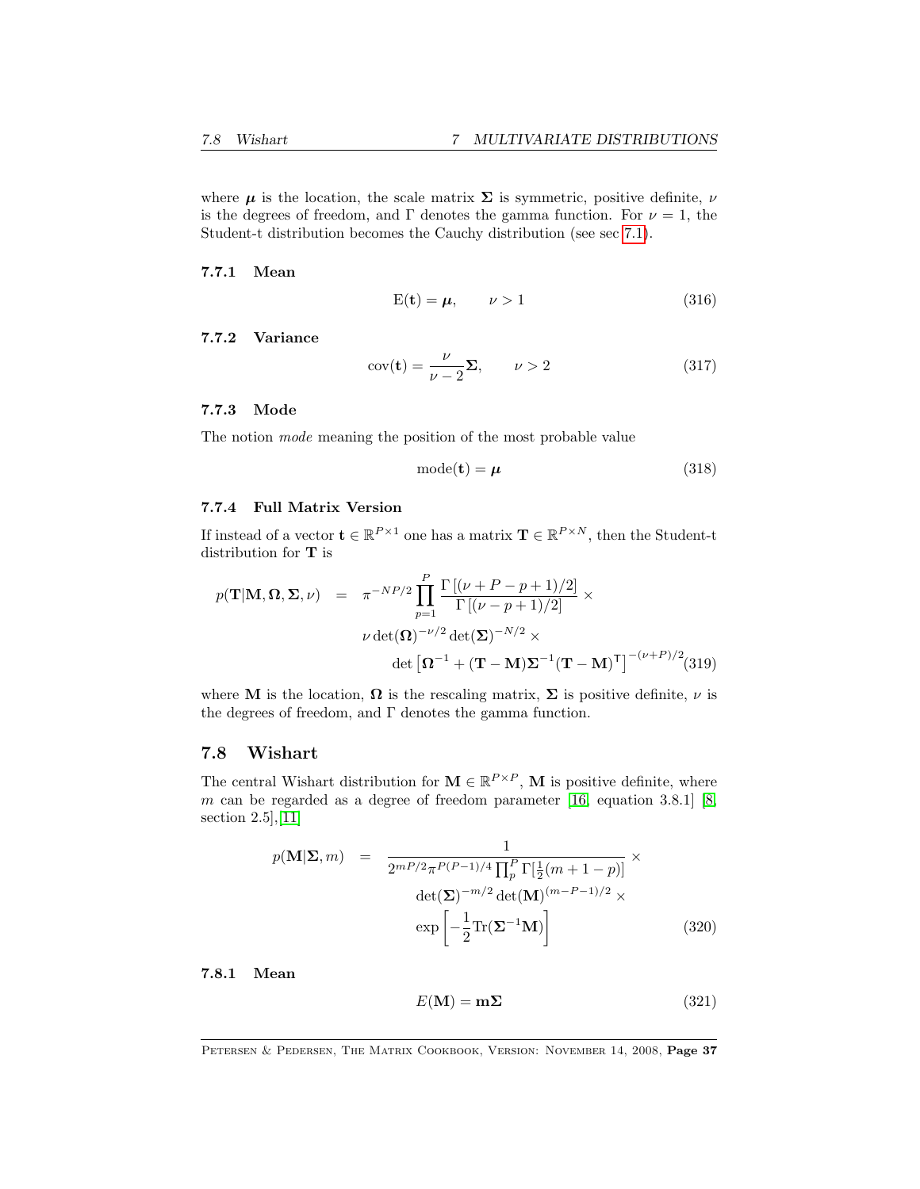where $\boldsymbol{\mu}$ is the location, the scale matrix $\boldsymbol{\Sigma}$ is symmetric, positive definite, $\nu$ is the degrees of freedom, and $\Gamma$ denotes the gamma function. For $\nu = 1$, the Student-t distribution becomes the Cauchy distribution (see sec 7.1).

#### 7.7.1 Mean

$$\mathrm{E}(\mathbf{t}) = \boldsymbol{\mu}, \qquad \nu > 1 \tag{316}$$

#### 7.7.2 Variance

$$\mathrm{cov}(\mathbf{t}) = \frac{\nu}{\nu - 2}\boldsymbol{\Sigma}, \qquad \nu > 2 \tag{317}$$

#### 7.7.3 Mode

The notion *mode* meaning the position of the most probable value

$$\mathrm{mode}(\mathbf{t}) = \boldsymbol{\mu} \tag{318}$$

#### 7.7.4 Full Matrix Version

If instead of a vector $\mathbf{t} \in \mathbb{R}^{P \times 1}$ one has a matrix $\mathbf{T} \in \mathbb{R}^{P \times N}$, then the Student-t distribution for $\mathbf{T}$ is

$$\begin{aligned} p(\mathbf{T}|\mathbf{M}, \boldsymbol{\Omega}, \boldsymbol{\Sigma}, \nu) \;=\; & \pi^{-NP/2} \prod_{p=1}^{P} \frac{\Gamma\left[(\nu + P - p + 1)/2\right]}{\Gamma\left[(\nu - p + 1)/2\right]} \times \\ & \nu \det(\boldsymbol{\Omega})^{-\nu/2} \det(\boldsymbol{\Sigma})^{-N/2} \times \\ & \det\left[\boldsymbol{\Omega}^{-1} + (\mathbf{T} - \mathbf{M})\boldsymbol{\Sigma}^{-1}(\mathbf{T} - \mathbf{M})^{\mathsf{T}}\right]^{-(\nu+P)/2} \end{aligned} \tag{319}$$

where $\mathbf{M}$ is the location, $\boldsymbol{\Omega}$ is the rescaling matrix, $\boldsymbol{\Sigma}$ is positive definite, $\nu$ is the degrees of freedom, and $\Gamma$ denotes the gamma function.

## 7.8 Wishart

The central Wishart distribution for $\mathbf{M} \in \mathbb{R}^{P \times P}$, $\mathbf{M}$ is positive definite, where $m$ can be regarded as a degree of freedom parameter [16, equation 3.8.1] [8, section 2.5],[11]

$$\begin{aligned} p(\mathbf{M}|\boldsymbol{\Sigma}, m) \;=\; & \frac{1}{2^{mP/2}\pi^{P(P-1)/4}\prod_{p}^{P}\Gamma[\frac{1}{2}(m + 1 - p)]} \times \\ & \det(\boldsymbol{\Sigma})^{-m/2} \det(\mathbf{M})^{(m-P-1)/2} \times \\ & \exp\left[-\frac{1}{2}\mathrm{Tr}(\boldsymbol{\Sigma}^{-1}\mathbf{M})\right] \end{aligned} \tag{320}$$

#### 7.8.1 Mean

$$E(\mathbf{M}) = \mathbf{m}\boldsymbol{\Sigma} \tag{321}$$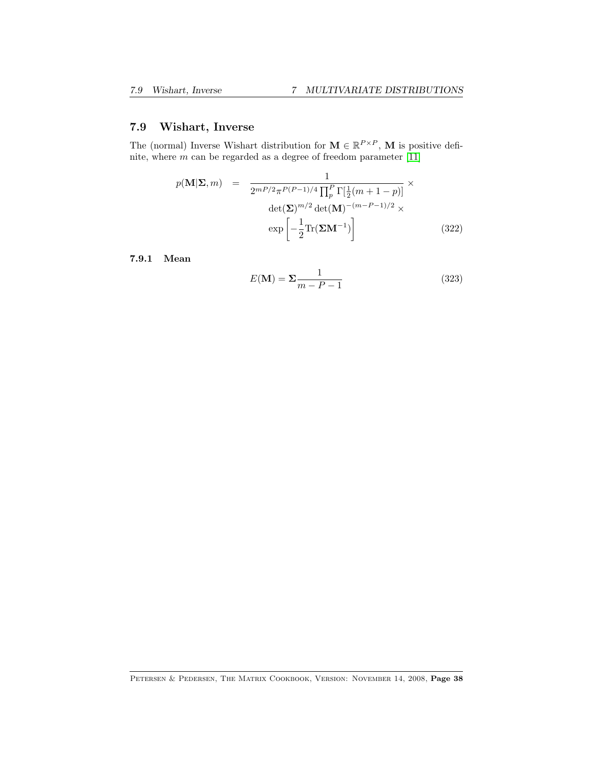## 7.9 Wishart, Inverse

The (normal) Inverse Wishart distribution for $\mathbf{M} \in \mathbb{R}^{P \times P}$, $\mathbf{M}$ is positive definite, where $m$ can be regarded as a degree of freedom parameter [11]

$$
\begin{aligned}
p(\mathbf{M}|\mathbf{\Sigma}, m) \quad = \quad & \frac{1}{2^{mP/2}\pi^{P(P-1)/4}\prod_p^P \Gamma[\frac{1}{2}(m+1-p)]} \times \\
& \det(\mathbf{\Sigma})^{m/2}\det(\mathbf{M})^{-(m-P-1)/2} \times \\
& \exp\left[-\frac{1}{2}\mathrm{Tr}(\mathbf{\Sigma}\mathbf{M}^{-1})\right] \qquad (322)
\end{aligned}
$$

### 7.9.1 Mean

$$
E(\mathbf{M}) = \mathbf{\Sigma}\frac{1}{m-P-1} \qquad (323)
$$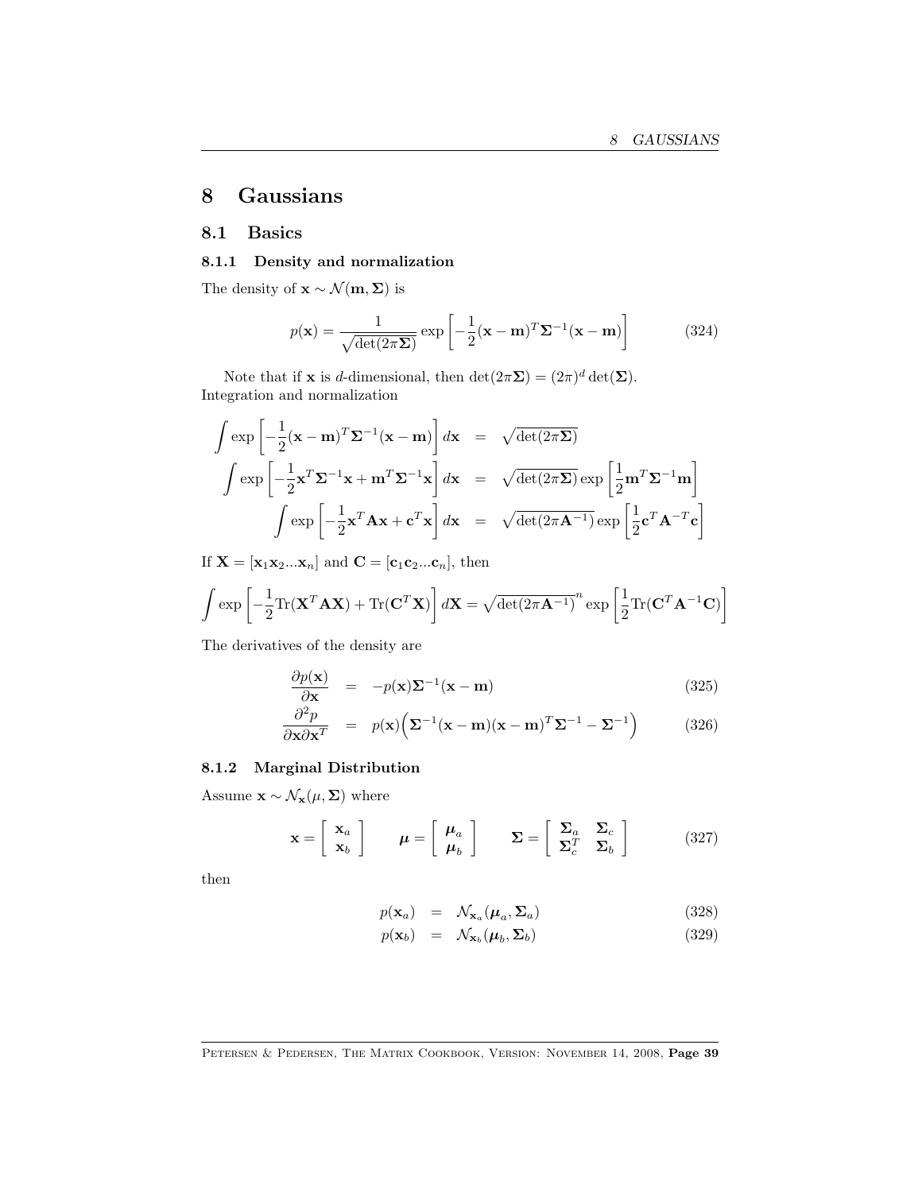# 8 Gaussians

## 8.1 Basics

### 8.1.1 Density and normalization

The density of $\mathbf{x} \sim \mathcal{N}(\mathbf{m}, \mathbf{\Sigma})$ is

$$p(\mathbf{x}) = \frac{1}{\sqrt{\det(2\pi\mathbf{\Sigma})}} \exp\left[-\frac{1}{2}(\mathbf{x}-\mathbf{m})^T\mathbf{\Sigma}^{-1}(\mathbf{x}-\mathbf{m})\right] \tag{324}$$

Note that if $\mathbf{x}$ is $d$-dimensional, then $\det(2\pi\mathbf{\Sigma}) = (2\pi)^d \det(\mathbf{\Sigma})$.
Integration and normalization

$$\begin{aligned}
\int \exp\left[-\frac{1}{2}(\mathbf{x}-\mathbf{m})^T\mathbf{\Sigma}^{-1}(\mathbf{x}-\mathbf{m})\right] d\mathbf{x} &= \sqrt{\det(2\pi\mathbf{\Sigma})} \\
\int \exp\left[-\frac{1}{2}\mathbf{x}^T\mathbf{\Sigma}^{-1}\mathbf{x} + \mathbf{m}^T\mathbf{\Sigma}^{-1}\mathbf{x}\right] d\mathbf{x} &= \sqrt{\det(2\pi\mathbf{\Sigma})} \exp\left[\frac{1}{2}\mathbf{m}^T\mathbf{\Sigma}^{-1}\mathbf{m}\right] \\
\int \exp\left[-\frac{1}{2}\mathbf{x}^T\mathbf{A}\mathbf{x} + \mathbf{c}^T\mathbf{x}\right] d\mathbf{x} &= \sqrt{\det(2\pi\mathbf{A}^{-1})} \exp\left[\frac{1}{2}\mathbf{c}^T\mathbf{A}^{-T}\mathbf{c}\right]
\end{aligned}$$

If $\mathbf{X} = [\mathbf{x}_1\mathbf{x}_2...\mathbf{x}_n]$ and $\mathbf{C} = [\mathbf{c}_1\mathbf{c}_2...\mathbf{c}_n]$, then

$$\int \exp\left[-\frac{1}{2}\mathrm{Tr}(\mathbf{X}^T\mathbf{A}\mathbf{X}) + \mathrm{Tr}(\mathbf{C}^T\mathbf{X})\right] d\mathbf{X} = \sqrt{\det(2\pi\mathbf{A}^{-1})}^n \exp\left[\frac{1}{2}\mathrm{Tr}(\mathbf{C}^T\mathbf{A}^{-1}\mathbf{C})\right]$$

The derivatives of the density are

$$\frac{\partial p(\mathbf{x})}{\partial \mathbf{x}} = -p(\mathbf{x})\mathbf{\Sigma}^{-1}(\mathbf{x}-\mathbf{m}) \tag{325}$$

$$\frac{\partial^2 p}{\partial \mathbf{x}\partial \mathbf{x}^T} = p(\mathbf{x})\Big(\mathbf{\Sigma}^{-1}(\mathbf{x}-\mathbf{m})(\mathbf{x}-\mathbf{m})^T\mathbf{\Sigma}^{-1} - \mathbf{\Sigma}^{-1}\Big) \tag{326}$$

### 8.1.2 Marginal Distribution

Assume $\mathbf{x} \sim \mathcal{N}_{\mathbf{x}}(\mu, \mathbf{\Sigma})$ where

$$\mathbf{x} = \begin{bmatrix} \mathbf{x}_a \\ \mathbf{x}_b \end{bmatrix} \qquad \boldsymbol{\mu} = \begin{bmatrix} \boldsymbol{\mu}_a \\ \boldsymbol{\mu}_b \end{bmatrix} \qquad \mathbf{\Sigma} = \begin{bmatrix} \mathbf{\Sigma}_a & \mathbf{\Sigma}_c \\ \mathbf{\Sigma}_c^T & \mathbf{\Sigma}_b \end{bmatrix} \tag{327}$$

then

$$p(\mathbf{x}_a) = \mathcal{N}_{\mathbf{x}_a}(\boldsymbol{\mu}_a, \mathbf{\Sigma}_a) \tag{328}$$

$$p(\mathbf{x}_b) = \mathcal{N}_{\mathbf{x}_b}(\boldsymbol{\mu}_b, \mathbf{\Sigma}_b) \tag{329}$$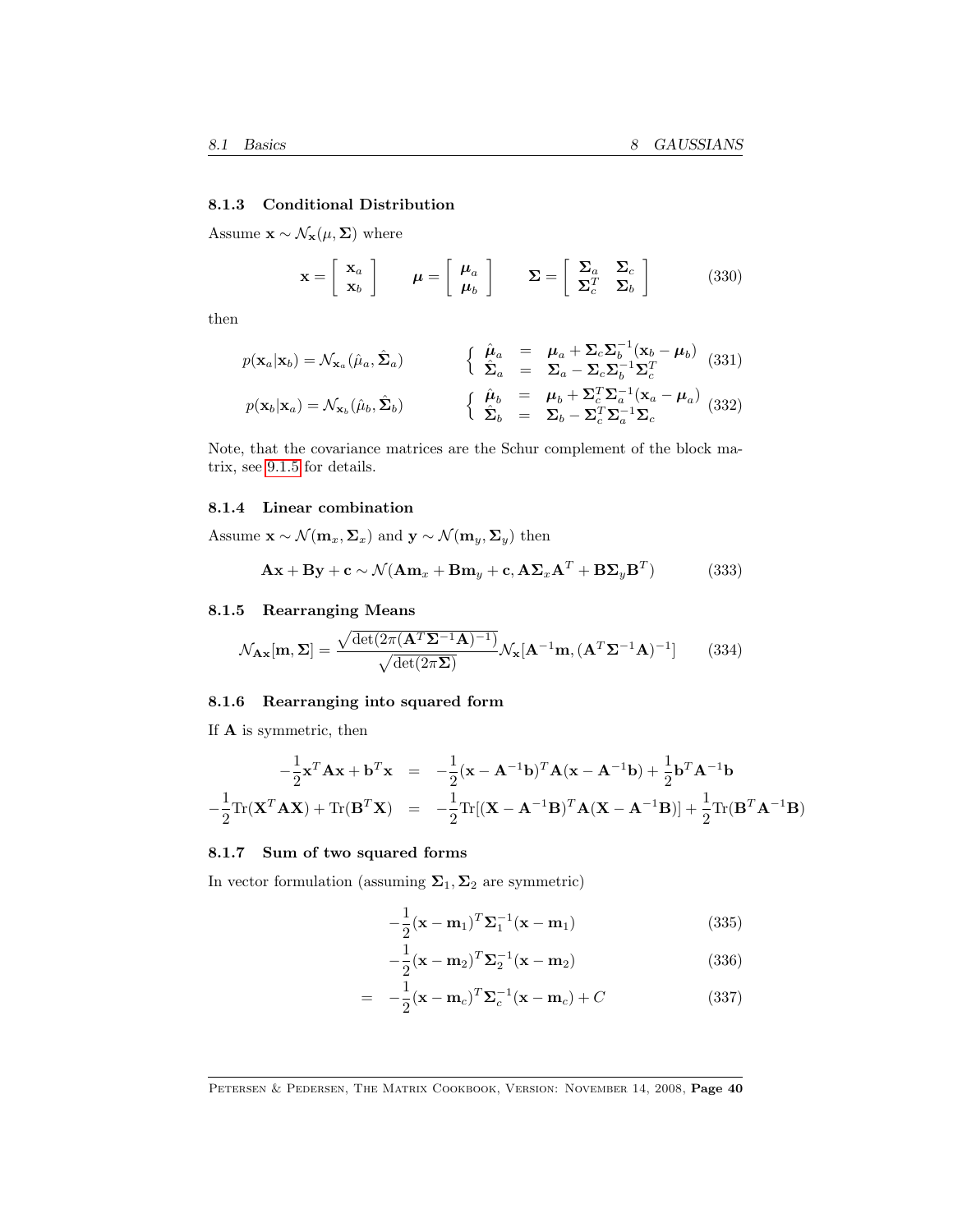### 8.1.3 Conditional Distribution

Assume $\mathbf{x} \sim \mathcal{N}_\mathbf{x}(\mu, \mathbf{\Sigma})$ where

$$\mathbf{x} = \begin{bmatrix} \mathbf{x}_a \\ \mathbf{x}_b \end{bmatrix} \qquad \boldsymbol{\mu} = \begin{bmatrix} \boldsymbol{\mu}_a \\ \boldsymbol{\mu}_b \end{bmatrix} \qquad \mathbf{\Sigma} = \begin{bmatrix} \mathbf{\Sigma}_a & \mathbf{\Sigma}_c \\ \mathbf{\Sigma}_c^T & \mathbf{\Sigma}_b \end{bmatrix} \tag{330}$$

then

$$p(\mathbf{x}_a|\mathbf{x}_b) = \mathcal{N}_{\mathbf{x}_a}(\hat{\mu}_a, \hat{\mathbf{\Sigma}}_a) \qquad \left\{ \begin{array}{lcl} \hat{\boldsymbol{\mu}}_a & = & \boldsymbol{\mu}_a + \mathbf{\Sigma}_c \mathbf{\Sigma}_b^{-1}(\mathbf{x}_b - \boldsymbol{\mu}_b) \\ \hat{\mathbf{\Sigma}}_a & = & \mathbf{\Sigma}_a - \mathbf{\Sigma}_c \mathbf{\Sigma}_b^{-1} \mathbf{\Sigma}_c^T \end{array} \right. \tag{331}$$

$$p(\mathbf{x}_b|\mathbf{x}_a) = \mathcal{N}_{\mathbf{x}_b}(\hat{\mu}_b, \hat{\mathbf{\Sigma}}_b) \qquad \left\{ \begin{array}{lcl} \hat{\boldsymbol{\mu}}_b & = & \boldsymbol{\mu}_b + \mathbf{\Sigma}_c^T \mathbf{\Sigma}_a^{-1}(\mathbf{x}_a - \boldsymbol{\mu}_a) \\ \hat{\mathbf{\Sigma}}_b & = & \mathbf{\Sigma}_b - \mathbf{\Sigma}_c^T \mathbf{\Sigma}_a^{-1} \mathbf{\Sigma}_c \end{array} \right. \tag{332}$$

Note, that the covariance matrices are the Schur complement of the block matrix, see 9.1.5 for details.

### 8.1.4 Linear combination

Assume $\mathbf{x} \sim \mathcal{N}(\mathbf{m}_x, \mathbf{\Sigma}_x)$ and $\mathbf{y} \sim \mathcal{N}(\mathbf{m}_y, \mathbf{\Sigma}_y)$ then

$$\mathbf{A}\mathbf{x} + \mathbf{B}\mathbf{y} + \mathbf{c} \sim \mathcal{N}(\mathbf{A}\mathbf{m}_x + \mathbf{B}\mathbf{m}_y + \mathbf{c}, \mathbf{A}\mathbf{\Sigma}_x\mathbf{A}^T + \mathbf{B}\mathbf{\Sigma}_y\mathbf{B}^T) \tag{333}$$

### 8.1.5 Rearranging Means

$$\mathcal{N}_{\mathbf{A}\mathbf{x}}[\mathbf{m}, \mathbf{\Sigma}] = \frac{\sqrt{\det(2\pi(\mathbf{A}^T\mathbf{\Sigma}^{-1}\mathbf{A})^{-1})}}{\sqrt{\det(2\pi\mathbf{\Sigma})}} \mathcal{N}_\mathbf{x}[\mathbf{A}^{-1}\mathbf{m}, (\mathbf{A}^T\mathbf{\Sigma}^{-1}\mathbf{A})^{-1}] \tag{334}$$

### 8.1.6 Rearranging into squared form

If $\mathbf{A}$ is symmetric, then

$$-\frac{1}{2}\mathbf{x}^T\mathbf{A}\mathbf{x} + \mathbf{b}^T\mathbf{x} = -\frac{1}{2}(\mathbf{x} - \mathbf{A}^{-1}\mathbf{b})^T\mathbf{A}(\mathbf{x} - \mathbf{A}^{-1}\mathbf{b}) + \frac{1}{2}\mathbf{b}^T\mathbf{A}^{-1}\mathbf{b}$$

$$-\frac{1}{2}\mathrm{Tr}(\mathbf{X}^T\mathbf{A}\mathbf{X}) + \mathrm{Tr}(\mathbf{B}^T\mathbf{X}) = -\frac{1}{2}\mathrm{Tr}[(\mathbf{X} - \mathbf{A}^{-1}\mathbf{B})^T\mathbf{A}(\mathbf{X} - \mathbf{A}^{-1}\mathbf{B})] + \frac{1}{2}\mathrm{Tr}(\mathbf{B}^T\mathbf{A}^{-1}\mathbf{B})$$

### 8.1.7 Sum of two squared forms

In vector formulation (assuming $\mathbf{\Sigma}_1, \mathbf{\Sigma}_2$ are symmetric)

$$-\frac{1}{2}(\mathbf{x} - \mathbf{m}_1)^T\mathbf{\Sigma}_1^{-1}(\mathbf{x} - \mathbf{m}_1) \tag{335}$$

$$-\frac{1}{2}(\mathbf{x} - \mathbf{m}_2)^T\mathbf{\Sigma}_2^{-1}(\mathbf{x} - \mathbf{m}_2) \tag{336}$$

$$= \quad -\frac{1}{2}(\mathbf{x} - \mathbf{m}_c)^T\mathbf{\Sigma}_c^{-1}(\mathbf{x} - \mathbf{m}_c) + C \tag{337}$$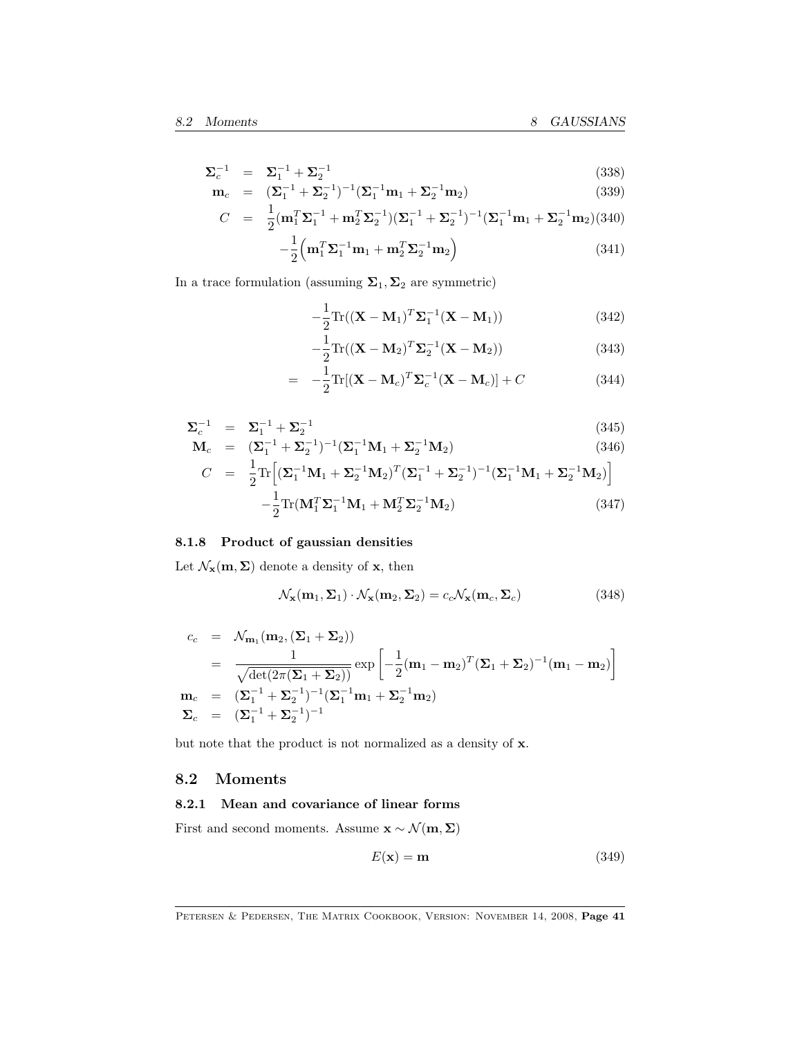$$
\begin{aligned}
\mathbf{\Sigma}_c^{-1} &= \mathbf{\Sigma}_1^{-1} + \mathbf{\Sigma}_2^{-1} && (338)\\
\mathbf{m}_c &= (\mathbf{\Sigma}_1^{-1} + \mathbf{\Sigma}_2^{-1})^{-1}(\mathbf{\Sigma}_1^{-1}\mathbf{m}_1 + \mathbf{\Sigma}_2^{-1}\mathbf{m}_2) && (339)\\
C &= \frac{1}{2}(\mathbf{m}_1^T\mathbf{\Sigma}_1^{-1} + \mathbf{m}_2^T\mathbf{\Sigma}_2^{-1})(\mathbf{\Sigma}_1^{-1} + \mathbf{\Sigma}_2^{-1})^{-1}(\mathbf{\Sigma}_1^{-1}\mathbf{m}_1 + \mathbf{\Sigma}_2^{-1}\mathbf{m}_2) && (340)\\
& \quad -\frac{1}{2}\Big(\mathbf{m}_1^T\mathbf{\Sigma}_1^{-1}\mathbf{m}_1 + \mathbf{m}_2^T\mathbf{\Sigma}_2^{-1}\mathbf{m}_2\Big) && (341)
\end{aligned}
$$

In a trace formulation (assuming $\mathbf{\Sigma}_1, \mathbf{\Sigma}_2$ are symmetric)

$$
\begin{aligned}
& -\frac{1}{2}\mathrm{Tr}((\mathbf{X}-\mathbf{M}_1)^T\mathbf{\Sigma}_1^{-1}(\mathbf{X}-\mathbf{M}_1)) && (342)\\
& -\frac{1}{2}\mathrm{Tr}((\mathbf{X}-\mathbf{M}_2)^T\mathbf{\Sigma}_2^{-1}(\mathbf{X}-\mathbf{M}_2)) && (343)\\
=\ & -\frac{1}{2}\mathrm{Tr}[(\mathbf{X}-\mathbf{M}_c)^T\mathbf{\Sigma}_c^{-1}(\mathbf{X}-\mathbf{M}_c)] + C && (344)
\end{aligned}
$$

$$
\begin{aligned}
\mathbf{\Sigma}_c^{-1} &= \mathbf{\Sigma}_1^{-1} + \mathbf{\Sigma}_2^{-1} && (345)\\
\mathbf{M}_c &= (\mathbf{\Sigma}_1^{-1} + \mathbf{\Sigma}_2^{-1})^{-1}(\mathbf{\Sigma}_1^{-1}\mathbf{M}_1 + \mathbf{\Sigma}_2^{-1}\mathbf{M}_2) && (346)\\
C &= \frac{1}{2}\mathrm{Tr}\Big[(\mathbf{\Sigma}_1^{-1}\mathbf{M}_1 + \mathbf{\Sigma}_2^{-1}\mathbf{M}_2)^T(\mathbf{\Sigma}_1^{-1} + \mathbf{\Sigma}_2^{-1})^{-1}(\mathbf{\Sigma}_1^{-1}\mathbf{M}_1 + \mathbf{\Sigma}_2^{-1}\mathbf{M}_2)\Big]\\
& \quad -\frac{1}{2}\mathrm{Tr}(\mathbf{M}_1^T\mathbf{\Sigma}_1^{-1}\mathbf{M}_1 + \mathbf{M}_2^T\mathbf{\Sigma}_2^{-1}\mathbf{M}_2) && (347)
\end{aligned}
$$

### 8.1.8 Product of gaussian densities

Let $\mathcal{N}_{\mathbf{x}}(\mathbf{m}, \mathbf{\Sigma})$ denote a density of $\mathbf{x}$, then

$$
\mathcal{N}_{\mathbf{x}}(\mathbf{m}_1, \mathbf{\Sigma}_1) \cdot \mathcal{N}_{\mathbf{x}}(\mathbf{m}_2, \mathbf{\Sigma}_2) = c_c \mathcal{N}_{\mathbf{x}}(\mathbf{m}_c, \mathbf{\Sigma}_c) \qquad (348)
$$

$$
\begin{aligned}
c_c &= \mathcal{N}_{\mathbf{m}_1}(\mathbf{m}_2, (\mathbf{\Sigma}_1 + \mathbf{\Sigma}_2))\\
&= \frac{1}{\sqrt{\det(2\pi(\mathbf{\Sigma}_1 + \mathbf{\Sigma}_2))}} \exp\left[-\frac{1}{2}(\mathbf{m}_1 - \mathbf{m}_2)^T(\mathbf{\Sigma}_1 + \mathbf{\Sigma}_2)^{-1}(\mathbf{m}_1 - \mathbf{m}_2)\right]\\
\mathbf{m}_c &= (\mathbf{\Sigma}_1^{-1} + \mathbf{\Sigma}_2^{-1})^{-1}(\mathbf{\Sigma}_1^{-1}\mathbf{m}_1 + \mathbf{\Sigma}_2^{-1}\mathbf{m}_2)\\
\mathbf{\Sigma}_c &= (\mathbf{\Sigma}_1^{-1} + \mathbf{\Sigma}_2^{-1})^{-1}
\end{aligned}
$$

but note that the product is not normalized as a density of $\mathbf{x}$.

## 8.2 Moments

### 8.2.1 Mean and covariance of linear forms

First and second moments. Assume $\mathbf{x} \sim \mathcal{N}(\mathbf{m}, \mathbf{\Sigma})$

$$
E(\mathbf{x}) = \mathbf{m} \qquad (349)
$$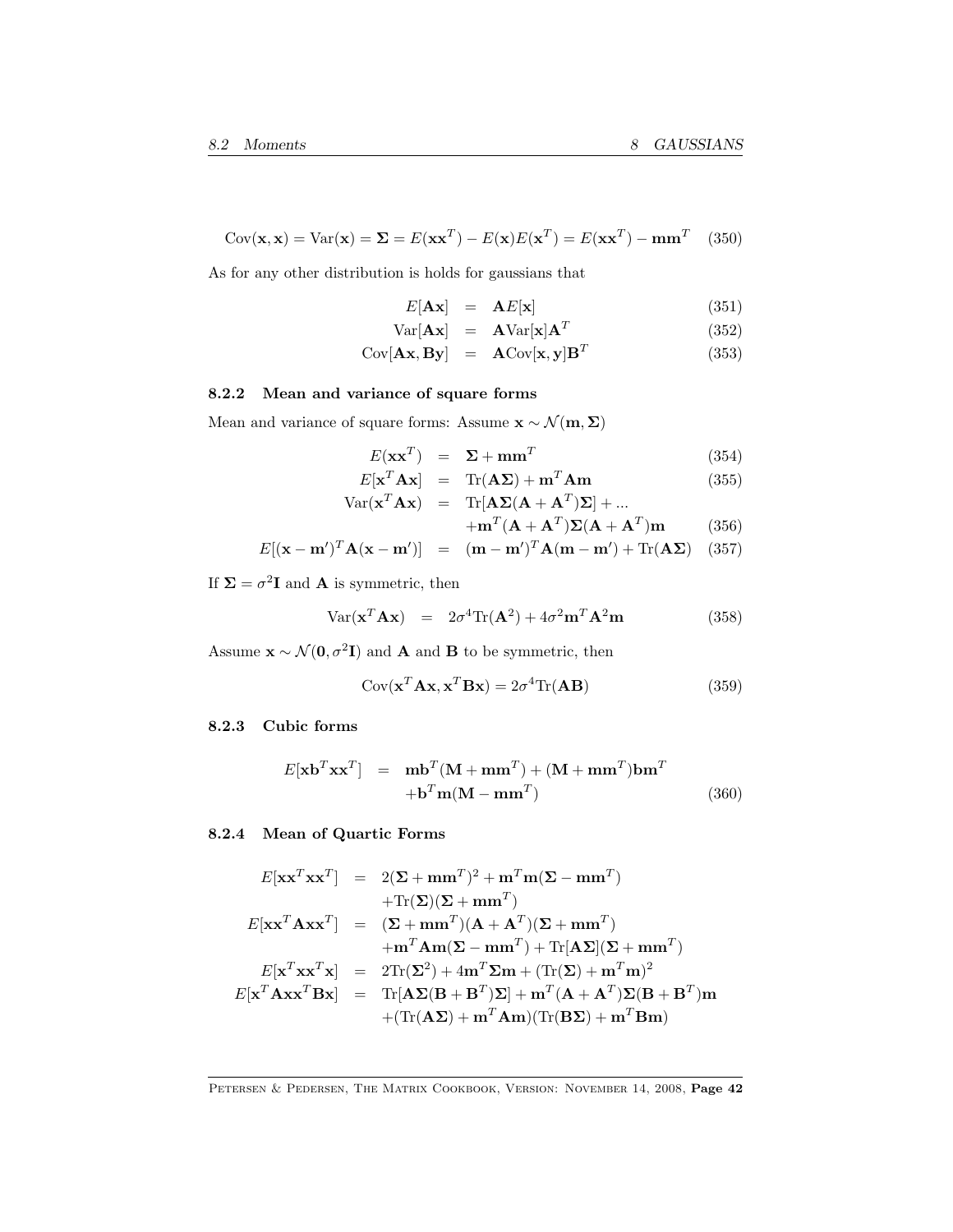$$\text{Cov}(\mathbf{x},\mathbf{x}) = \text{Var}(\mathbf{x}) = \mathbf{\Sigma} = E(\mathbf{x}\mathbf{x}^T) - E(\mathbf{x})E(\mathbf{x}^T) = E(\mathbf{x}\mathbf{x}^T) - \mathbf{m}\mathbf{m}^T \quad (350)$$

As for any other distribution is holds for gaussians that

$$E[\mathbf{A}\mathbf{x}] = \mathbf{A}E[\mathbf{x}] \quad (351)$$

$$\text{Var}[\mathbf{A}\mathbf{x}] = \mathbf{A}\text{Var}[\mathbf{x}]\mathbf{A}^T \quad (352)$$

$$\text{Cov}[\mathbf{A}\mathbf{x},\mathbf{B}\mathbf{y}] = \mathbf{A}\text{Cov}[\mathbf{x},\mathbf{y}]\mathbf{B}^T \quad (353)$$

### 8.2.2 Mean and variance of square forms

Mean and variance of square forms: Assume $\mathbf{x} \sim \mathcal{N}(\mathbf{m},\mathbf{\Sigma})$

$$E(\mathbf{x}\mathbf{x}^T) = \mathbf{\Sigma} + \mathbf{m}\mathbf{m}^T \quad (354)$$

$$E[\mathbf{x}^T\mathbf{A}\mathbf{x}] = \text{Tr}(\mathbf{A}\mathbf{\Sigma}) + \mathbf{m}^T\mathbf{A}\mathbf{m} \quad (355)$$

$$\begin{aligned}\text{Var}(\mathbf{x}^T\mathbf{A}\mathbf{x}) &= \text{Tr}[\mathbf{A}\mathbf{\Sigma}(\mathbf{A}+\mathbf{A}^T)\mathbf{\Sigma}] + ... \\ &\quad + \mathbf{m}^T(\mathbf{A}+\mathbf{A}^T)\mathbf{\Sigma}(\mathbf{A}+\mathbf{A}^T)\mathbf{m}\end{aligned} \quad (356)$$

$$E[(\mathbf{x}-\mathbf{m}')^T\mathbf{A}(\mathbf{x}-\mathbf{m}')] = (\mathbf{m}-\mathbf{m}')^T\mathbf{A}(\mathbf{m}-\mathbf{m}') + \text{Tr}(\mathbf{A}\mathbf{\Sigma}) \quad (357)$$

If $\mathbf{\Sigma} = \sigma^2\mathbf{I}$ and $\mathbf{A}$ is symmetric, then

$$\text{Var}(\mathbf{x}^T\mathbf{A}\mathbf{x}) = 2\sigma^4\text{Tr}(\mathbf{A}^2) + 4\sigma^2\mathbf{m}^T\mathbf{A}^2\mathbf{m} \quad (358)$$

Assume $\mathbf{x} \sim \mathcal{N}(\mathbf{0},\sigma^2\mathbf{I})$ and $\mathbf{A}$ and $\mathbf{B}$ to be symmetric, then

$$\text{Cov}(\mathbf{x}^T\mathbf{A}\mathbf{x},\mathbf{x}^T\mathbf{B}\mathbf{x}) = 2\sigma^4\text{Tr}(\mathbf{A}\mathbf{B}) \quad (359)$$

### 8.2.3 Cubic forms

$$\begin{aligned}E[\mathbf{x}\mathbf{b}^T\mathbf{x}\mathbf{x}^T] &= \mathbf{m}\mathbf{b}^T(\mathbf{M}+\mathbf{m}\mathbf{m}^T) + (\mathbf{M}+\mathbf{m}\mathbf{m}^T)\mathbf{b}\mathbf{m}^T \\ &\quad + \mathbf{b}^T\mathbf{m}(\mathbf{M}-\mathbf{m}\mathbf{m}^T)\end{aligned} \quad (360)$$

### 8.2.4 Mean of Quartic Forms

$$\begin{aligned}
E[\mathbf{x}\mathbf{x}^T\mathbf{x}\mathbf{x}^T] &= 2(\mathbf{\Sigma}+\mathbf{m}\mathbf{m}^T)^2 + \mathbf{m}^T\mathbf{m}(\mathbf{\Sigma}-\mathbf{m}\mathbf{m}^T) \\
&\quad + \text{Tr}(\mathbf{\Sigma})(\mathbf{\Sigma}+\mathbf{m}\mathbf{m}^T) \\
E[\mathbf{x}\mathbf{x}^T\mathbf{A}\mathbf{x}\mathbf{x}^T] &= (\mathbf{\Sigma}+\mathbf{m}\mathbf{m}^T)(\mathbf{A}+\mathbf{A}^T)(\mathbf{\Sigma}+\mathbf{m}\mathbf{m}^T) \\
&\quad + \mathbf{m}^T\mathbf{A}\mathbf{m}(\mathbf{\Sigma}-\mathbf{m}\mathbf{m}^T) + \text{Tr}[\mathbf{A}\mathbf{\Sigma}](\mathbf{\Sigma}+\mathbf{m}\mathbf{m}^T) \\
E[\mathbf{x}^T\mathbf{x}\mathbf{x}^T\mathbf{x}] &= 2\text{Tr}(\mathbf{\Sigma}^2) + 4\mathbf{m}^T\mathbf{\Sigma}\mathbf{m} + (\text{Tr}(\mathbf{\Sigma}) + \mathbf{m}^T\mathbf{m})^2 \\
E[\mathbf{x}^T\mathbf{A}\mathbf{x}\mathbf{x}^T\mathbf{B}\mathbf{x}] &= \text{Tr}[\mathbf{A}\mathbf{\Sigma}(\mathbf{B}+\mathbf{B}^T)\mathbf{\Sigma}] + \mathbf{m}^T(\mathbf{A}+\mathbf{A}^T)\mathbf{\Sigma}(\mathbf{B}+\mathbf{B}^T)\mathbf{m} \\
&\quad + (\text{Tr}(\mathbf{A}\mathbf{\Sigma}) + \mathbf{m}^T\mathbf{A}\mathbf{m})(\text{Tr}(\mathbf{B}\mathbf{\Sigma}) + \mathbf{m}^T\mathbf{B}\mathbf{m})
\end{aligned}$$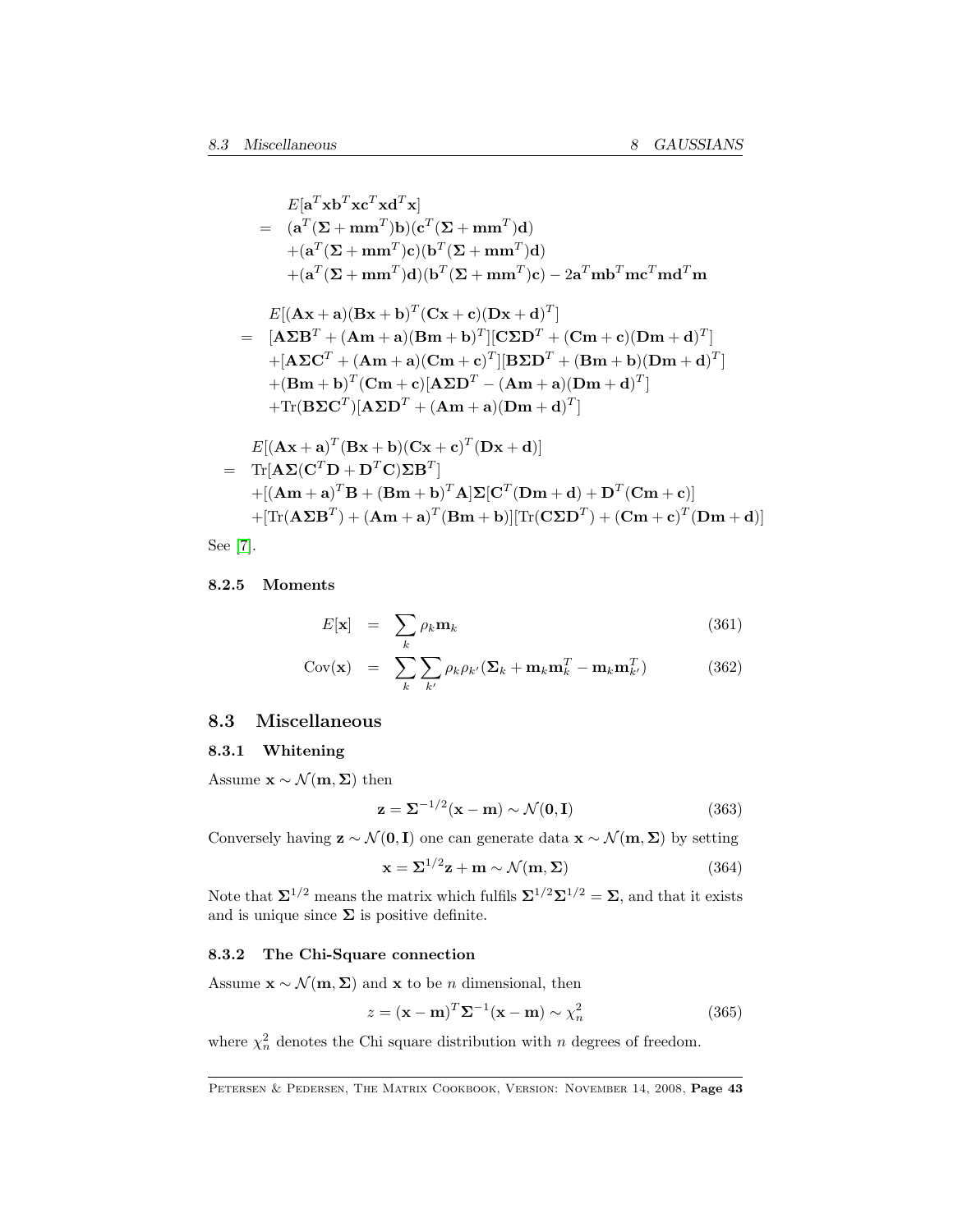$$
\begin{aligned}
& E[\mathbf{a}^T\mathbf{x}\mathbf{b}^T\mathbf{x}\mathbf{c}^T\mathbf{x}\mathbf{d}^T\mathbf{x}] \\
= \quad & (\mathbf{a}^T(\mathbf{\Sigma}+\mathbf{m}\mathbf{m}^T)\mathbf{b})(\mathbf{c}^T(\mathbf{\Sigma}+\mathbf{m}\mathbf{m}^T)\mathbf{d}) \\
& +(\mathbf{a}^T(\mathbf{\Sigma}+\mathbf{m}\mathbf{m}^T)\mathbf{c})(\mathbf{b}^T(\mathbf{\Sigma}+\mathbf{m}\mathbf{m}^T)\mathbf{d}) \\
& +(\mathbf{a}^T(\mathbf{\Sigma}+\mathbf{m}\mathbf{m}^T)\mathbf{d})(\mathbf{b}^T(\mathbf{\Sigma}+\mathbf{m}\mathbf{m}^T)\mathbf{c}) - 2\mathbf{a}^T\mathbf{m}\mathbf{b}^T\mathbf{m}\mathbf{c}^T\mathbf{m}\mathbf{d}^T\mathbf{m}
\end{aligned}
$$

$$
\begin{aligned}
& E[(\mathbf{A}\mathbf{x}+\mathbf{a})(\mathbf{B}\mathbf{x}+\mathbf{b})^T(\mathbf{C}\mathbf{x}+\mathbf{c})(\mathbf{D}\mathbf{x}+\mathbf{d})^T] \\
= \quad & [\mathbf{A}\mathbf{\Sigma}\mathbf{B}^T + (\mathbf{A}\mathbf{m}+\mathbf{a})(\mathbf{B}\mathbf{m}+\mathbf{b})^T][\mathbf{C}\mathbf{\Sigma}\mathbf{D}^T + (\mathbf{C}\mathbf{m}+\mathbf{c})(\mathbf{D}\mathbf{m}+\mathbf{d})^T] \\
& +[\mathbf{A}\mathbf{\Sigma}\mathbf{C}^T + (\mathbf{A}\mathbf{m}+\mathbf{a})(\mathbf{C}\mathbf{m}+\mathbf{c})^T][\mathbf{B}\mathbf{\Sigma}\mathbf{D}^T + (\mathbf{B}\mathbf{m}+\mathbf{b})(\mathbf{D}\mathbf{m}+\mathbf{d})^T] \\
& +(\mathbf{B}\mathbf{m}+\mathbf{b})^T(\mathbf{C}\mathbf{m}+\mathbf{c})[\mathbf{A}\mathbf{\Sigma}\mathbf{D}^T - (\mathbf{A}\mathbf{m}+\mathbf{a})(\mathbf{D}\mathbf{m}+\mathbf{d})^T] \\
& +\text{Tr}(\mathbf{B}\mathbf{\Sigma}\mathbf{C}^T)[\mathbf{A}\mathbf{\Sigma}\mathbf{D}^T + (\mathbf{A}\mathbf{m}+\mathbf{a})(\mathbf{D}\mathbf{m}+\mathbf{d})^T]
\end{aligned}
$$

$$
\begin{aligned}
& E[(\mathbf{A}\mathbf{x}+\mathbf{a})^T(\mathbf{B}\mathbf{x}+\mathbf{b})(\mathbf{C}\mathbf{x}+\mathbf{c})^T(\mathbf{D}\mathbf{x}+\mathbf{d})] \\
= \quad & \text{Tr}[\mathbf{A}\mathbf{\Sigma}(\mathbf{C}^T\mathbf{D}+\mathbf{D}^T\mathbf{C})\mathbf{\Sigma}\mathbf{B}^T] \\
& +[(\mathbf{A}\mathbf{m}+\mathbf{a})^T\mathbf{B} + (\mathbf{B}\mathbf{m}+\mathbf{b})^T\mathbf{A}]\mathbf{\Sigma}[\mathbf{C}^T(\mathbf{D}\mathbf{m}+\mathbf{d}) + \mathbf{D}^T(\mathbf{C}\mathbf{m}+\mathbf{c})] \\
& +[\text{Tr}(\mathbf{A}\mathbf{\Sigma}\mathbf{B}^T) + (\mathbf{A}\mathbf{m}+\mathbf{a})^T(\mathbf{B}\mathbf{m}+\mathbf{b})][\text{Tr}(\mathbf{C}\mathbf{\Sigma}\mathbf{D}^T) + (\mathbf{C}\mathbf{m}+\mathbf{c})^T(\mathbf{D}\mathbf{m}+\mathbf{d})]
\end{aligned}
$$

See [7].

### 8.2.5 Moments

$$
E[\mathbf{x}] = \sum_k \rho_k \mathbf{m}_k \tag{361}
$$

$$
\text{Cov}(\mathbf{x}) = \sum_k \sum_{k'} \rho_k \rho_{k'} (\mathbf{\Sigma}_k + \mathbf{m}_k\mathbf{m}_k^T - \mathbf{m}_k\mathbf{m}_{k'}^T) \tag{362}
$$

## 8.3 Miscellaneous

### 8.3.1 Whitening

Assume $\mathbf{x} \sim \mathcal{N}(\mathbf{m}, \mathbf{\Sigma})$ then

$$
\mathbf{z} = \mathbf{\Sigma}^{-1/2}(\mathbf{x} - \mathbf{m}) \sim \mathcal{N}(\mathbf{0}, \mathbf{I}) \tag{363}
$$

Conversely having $\mathbf{z} \sim \mathcal{N}(\mathbf{0}, \mathbf{I})$ one can generate data $\mathbf{x} \sim \mathcal{N}(\mathbf{m}, \mathbf{\Sigma})$ by setting

$$
\mathbf{x} = \mathbf{\Sigma}^{1/2}\mathbf{z} + \mathbf{m} \sim \mathcal{N}(\mathbf{m}, \mathbf{\Sigma}) \tag{364}
$$

Note that $\mathbf{\Sigma}^{1/2}$ means the matrix which fulfils $\mathbf{\Sigma}^{1/2}\mathbf{\Sigma}^{1/2} = \mathbf{\Sigma}$, and that it exists and is unique since $\mathbf{\Sigma}$ is positive definite.

### 8.3.2 The Chi-Square connection

Assume $\mathbf{x} \sim \mathcal{N}(\mathbf{m}, \mathbf{\Sigma})$ and $\mathbf{x}$ to be $n$ dimensional, then

$$
z = (\mathbf{x} - \mathbf{m})^T\mathbf{\Sigma}^{-1}(\mathbf{x} - \mathbf{m}) \sim \chi_n^2 \tag{365}
$$

where $\chi_n^2$ denotes the Chi square distribution with $n$ degrees of freedom.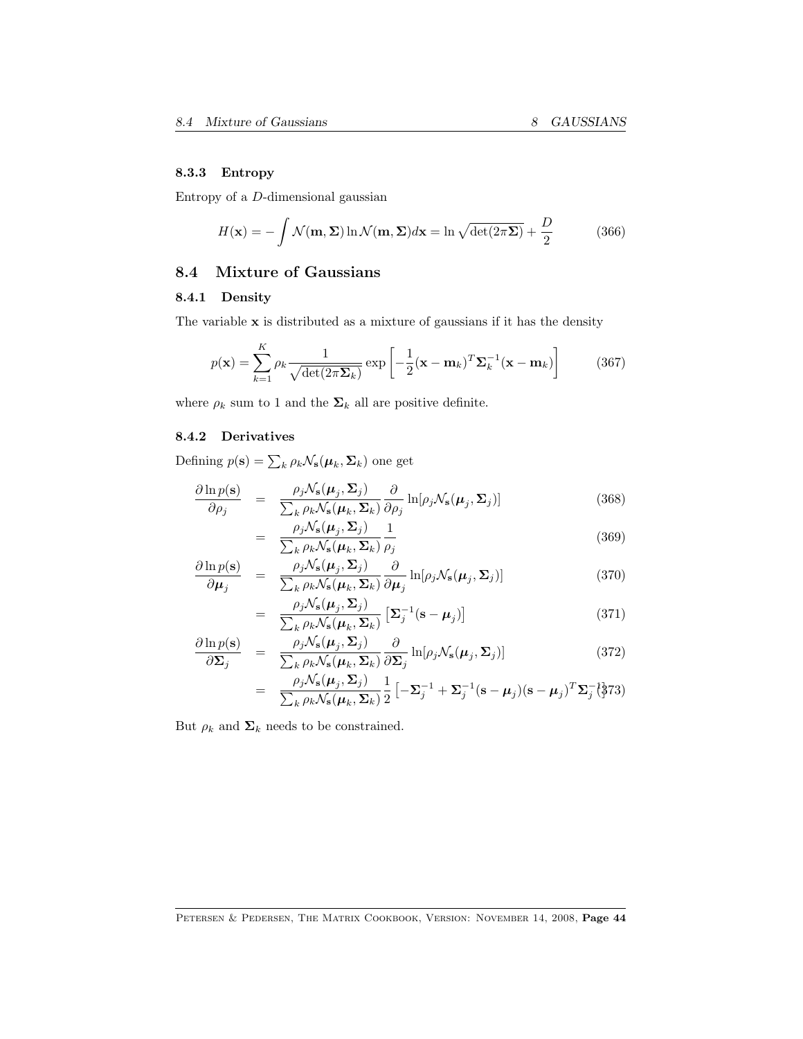### 8.3.3 Entropy

Entropy of a $D$-dimensional gaussian

$$H(\mathbf{x}) = -\int \mathcal{N}(\mathbf{m}, \mathbf{\Sigma}) \ln \mathcal{N}(\mathbf{m}, \mathbf{\Sigma}) d\mathbf{x} = \ln \sqrt{\det(2\pi\mathbf{\Sigma})} + \frac{D}{2} \tag{366}$$

## 8.4 Mixture of Gaussians

### 8.4.1 Density

The variable $\mathbf{x}$ is distributed as a mixture of gaussians if it has the density

$$p(\mathbf{x}) = \sum_{k=1}^{K} \rho_k \frac{1}{\sqrt{\det(2\pi\mathbf{\Sigma}_k)}} \exp\left[-\frac{1}{2}(\mathbf{x}-\mathbf{m}_k)^T \mathbf{\Sigma}_k^{-1}(\mathbf{x}-\mathbf{m}_k)\right] \tag{367}$$

where $\rho_k$ sum to 1 and the $\mathbf{\Sigma}_k$ all are positive definite.

### 8.4.2 Derivatives

Defining $p(\mathbf{s}) = \sum_k \rho_k \mathcal{N}_\mathbf{s}(\boldsymbol{\mu}_k, \mathbf{\Sigma}_k)$ one get

$$\frac{\partial \ln p(\mathbf{s})}{\partial \rho_j} = \frac{\rho_j \mathcal{N}_\mathbf{s}(\boldsymbol{\mu}_j, \mathbf{\Sigma}_j)}{\sum_k \rho_k \mathcal{N}_\mathbf{s}(\boldsymbol{\mu}_k, \mathbf{\Sigma}_k)} \frac{\partial}{\partial \rho_j} \ln[\rho_j \mathcal{N}_\mathbf{s}(\boldsymbol{\mu}_j, \mathbf{\Sigma}_j)] \tag{368}$$

$$= \frac{\rho_j \mathcal{N}_\mathbf{s}(\boldsymbol{\mu}_j, \mathbf{\Sigma}_j)}{\sum_k \rho_k \mathcal{N}_\mathbf{s}(\boldsymbol{\mu}_k, \mathbf{\Sigma}_k)} \frac{1}{\rho_j} \tag{369}$$

$$\frac{\partial \ln p(\mathbf{s})}{\partial \boldsymbol{\mu}_j} = \frac{\rho_j \mathcal{N}_\mathbf{s}(\boldsymbol{\mu}_j, \mathbf{\Sigma}_j)}{\sum_k \rho_k \mathcal{N}_\mathbf{s}(\boldsymbol{\mu}_k, \mathbf{\Sigma}_k)} \frac{\partial}{\partial \boldsymbol{\mu}_j} \ln[\rho_j \mathcal{N}_\mathbf{s}(\boldsymbol{\mu}_j, \mathbf{\Sigma}_j)] \tag{370}$$

$$= \frac{\rho_j \mathcal{N}_\mathbf{s}(\boldsymbol{\mu}_j, \mathbf{\Sigma}_j)}{\sum_k \rho_k \mathcal{N}_\mathbf{s}(\boldsymbol{\mu}_k, \mathbf{\Sigma}_k)} \left[\mathbf{\Sigma}_j^{-1}(\mathbf{s}-\boldsymbol{\mu}_j)\right] \tag{371}$$

$$\frac{\partial \ln p(\mathbf{s})}{\partial \mathbf{\Sigma}_j} = \frac{\rho_j \mathcal{N}_\mathbf{s}(\boldsymbol{\mu}_j, \mathbf{\Sigma}_j)}{\sum_k \rho_k \mathcal{N}_\mathbf{s}(\boldsymbol{\mu}_k, \mathbf{\Sigma}_k)} \frac{\partial}{\partial \mathbf{\Sigma}_j} \ln[\rho_j \mathcal{N}_\mathbf{s}(\boldsymbol{\mu}_j, \mathbf{\Sigma}_j)] \tag{372}$$

$$= \frac{\rho_j \mathcal{N}_\mathbf{s}(\boldsymbol{\mu}_j, \mathbf{\Sigma}_j)}{\sum_k \rho_k \mathcal{N}_\mathbf{s}(\boldsymbol{\mu}_k, \mathbf{\Sigma}_k)} \frac{1}{2}\left[-\mathbf{\Sigma}_j^{-1} + \mathbf{\Sigma}_j^{-1}(\mathbf{s}-\boldsymbol{\mu}_j)(\mathbf{s}-\boldsymbol{\mu}_j)^T \mathbf{\Sigma}_j^{-1}\right] \tag{373}$$

But $\rho_k$ and $\mathbf{\Sigma}_k$ needs to be constrained.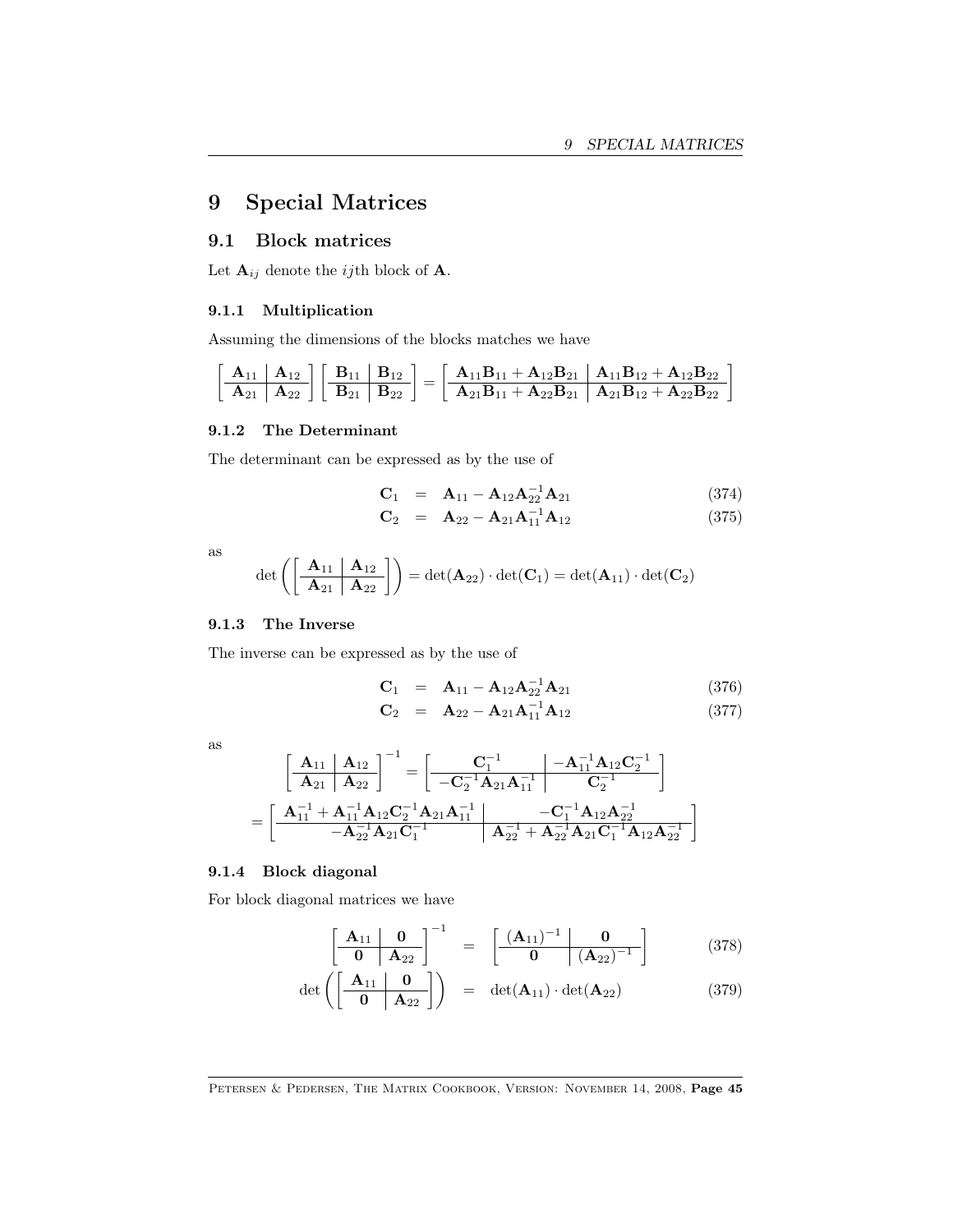# 9 Special Matrices

## 9.1 Block matrices

Let $\mathbf{A}_{ij}$ denote the $ij$th block of $\mathbf{A}$.

### 9.1.1 Multiplication

Assuming the dimensions of the blocks matches we have

$$
\left[\begin{array}{c|c} \mathbf{A}_{11} & \mathbf{A}_{12} \\ \hline \mathbf{A}_{21} & \mathbf{A}_{22} \end{array}\right] \left[\begin{array}{c|c} \mathbf{B}_{11} & \mathbf{B}_{12} \\ \hline \mathbf{B}_{21} & \mathbf{B}_{22} \end{array}\right] = \left[\begin{array}{c|c} \mathbf{A}_{11}\mathbf{B}_{11} + \mathbf{A}_{12}\mathbf{B}_{21} & \mathbf{A}_{11}\mathbf{B}_{12} + \mathbf{A}_{12}\mathbf{B}_{22} \\ \hline \mathbf{A}_{21}\mathbf{B}_{11} + \mathbf{A}_{22}\mathbf{B}_{21} & \mathbf{A}_{21}\mathbf{B}_{12} + \mathbf{A}_{22}\mathbf{B}_{22} \end{array}\right]
$$

### 9.1.2 The Determinant

The determinant can be expressed as by the use of

$$
\mathbf{C}_1 = \mathbf{A}_{11} - \mathbf{A}_{12}\mathbf{A}_{22}^{-1}\mathbf{A}_{21} \tag{374}
$$

$$
\mathbf{C}_2 = \mathbf{A}_{22} - \mathbf{A}_{21}\mathbf{A}_{11}^{-1}\mathbf{A}_{12} \tag{375}
$$

as

$$
\det\left(\left[\begin{array}{c|c} \mathbf{A}_{11} & \mathbf{A}_{12} \\ \hline \mathbf{A}_{21} & \mathbf{A}_{22} \end{array}\right]\right) = \det(\mathbf{A}_{22}) \cdot \det(\mathbf{C}_1) = \det(\mathbf{A}_{11}) \cdot \det(\mathbf{C}_2)
$$

### 9.1.3 The Inverse

The inverse can be expressed as by the use of

$$
\mathbf{C}_1 = \mathbf{A}_{11} - \mathbf{A}_{12}\mathbf{A}_{22}^{-1}\mathbf{A}_{21} \tag{376}
$$

$$
\mathbf{C}_2 = \mathbf{A}_{22} - \mathbf{A}_{21}\mathbf{A}_{11}^{-1}\mathbf{A}_{12} \tag{377}
$$

as

$$
\left[\begin{array}{c|c} \mathbf{A}_{11} & \mathbf{A}_{12} \\ \hline \mathbf{A}_{21} & \mathbf{A}_{22} \end{array}\right]^{-1} = \left[\begin{array}{c|c} \mathbf{C}_1^{-1} & -\mathbf{A}_{11}^{-1}\mathbf{A}_{12}\mathbf{C}_2^{-1} \\ \hline -\mathbf{C}_2^{-1}\mathbf{A}_{21}\mathbf{A}_{11}^{-1} & \mathbf{C}_2^{-1} \end{array}\right]
$$

$$
= \left[\begin{array}{c|c} \mathbf{A}_{11}^{-1} + \mathbf{A}_{11}^{-1}\mathbf{A}_{12}\mathbf{C}_2^{-1}\mathbf{A}_{21}\mathbf{A}_{11}^{-1} & -\mathbf{C}_1^{-1}\mathbf{A}_{12}\mathbf{A}_{22}^{-1} \\ \hline -\mathbf{A}_{22}^{-1}\mathbf{A}_{21}\mathbf{C}_1^{-1} & \mathbf{A}_{22}^{-1} + \mathbf{A}_{22}^{-1}\mathbf{A}_{21}\mathbf{C}_1^{-1}\mathbf{A}_{12}\mathbf{A}_{22}^{-1} \end{array}\right]
$$

### 9.1.4 Block diagonal

For block diagonal matrices we have

$$
\left[\begin{array}{c|c} \mathbf{A}_{11} & \mathbf{0} \\ \hline \mathbf{0} & \mathbf{A}_{22} \end{array}\right]^{-1} = \left[\begin{array}{c|c} (\mathbf{A}_{11})^{-1} & \mathbf{0} \\ \hline \mathbf{0} & (\mathbf{A}_{22})^{-1} \end{array}\right] \tag{378}
$$

$$
\det\left(\left[\begin{array}{c|c} \mathbf{A}_{11} & \mathbf{0} \\ \hline \mathbf{0} & \mathbf{A}_{22} \end{array}\right]\right) = \det(\mathbf{A}_{11}) \cdot \det(\mathbf{A}_{22}) \tag{379}
$$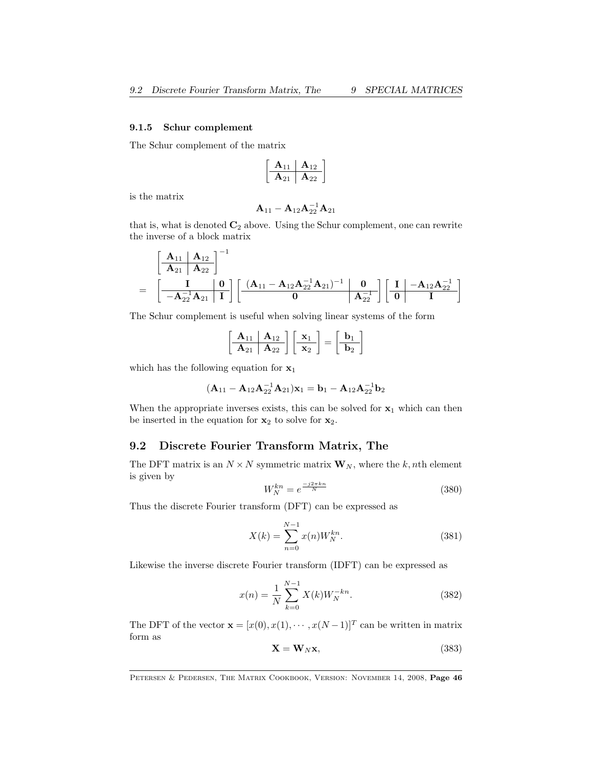### 9.1.5 Schur complement

The Schur complement of the matrix

$$\left[\begin{array}{c|c} \mathbf{A}_{11} & \mathbf{A}_{12} \\ \hline \mathbf{A}_{21} & \mathbf{A}_{22} \end{array}\right]$$

is the matrix

$$\mathbf{A}_{11} - \mathbf{A}_{12}\mathbf{A}_{22}^{-1}\mathbf{A}_{21}$$

that is, what is denoted $\mathbf{C}_2$ above. Using the Schur complement, one can rewrite the inverse of a block matrix

$$\begin{aligned} & \left[\begin{array}{c|c} \mathbf{A}_{11} & \mathbf{A}_{12} \\ \hline \mathbf{A}_{21} & \mathbf{A}_{22} \end{array}\right]^{-1} \\ = & \left[\begin{array}{c|c} \mathbf{I} & \mathbf{0} \\ \hline -\mathbf{A}_{22}^{-1}\mathbf{A}_{21} & \mathbf{I} \end{array}\right] \left[\begin{array}{c|c} (\mathbf{A}_{11} - \mathbf{A}_{12}\mathbf{A}_{22}^{-1}\mathbf{A}_{21})^{-1} & \mathbf{0} \\ \hline \mathbf{0} & \mathbf{A}_{22}^{-1} \end{array}\right] \left[\begin{array}{c|c} \mathbf{I} & -\mathbf{A}_{12}\mathbf{A}_{22}^{-1} \\ \hline \mathbf{0} & \mathbf{I} \end{array}\right] \end{aligned}$$

The Schur complement is useful when solving linear systems of the form

$$\left[\begin{array}{c|c} \mathbf{A}_{11} & \mathbf{A}_{12} \\ \hline \mathbf{A}_{21} & \mathbf{A}_{22} \end{array}\right] \left[\begin{array}{c} \mathbf{x}_1 \\ \hline \mathbf{x}_2 \end{array}\right] = \left[\begin{array}{c} \mathbf{b}_1 \\ \hline \mathbf{b}_2 \end{array}\right]$$

which has the following equation for $\mathbf{x}_1$

$$(\mathbf{A}_{11} - \mathbf{A}_{12}\mathbf{A}_{22}^{-1}\mathbf{A}_{21})\mathbf{x}_1 = \mathbf{b}_1 - \mathbf{A}_{12}\mathbf{A}_{22}^{-1}\mathbf{b}_2$$

When the appropriate inverses exists, this can be solved for $\mathbf{x}_1$ which can then be inserted in the equation for $\mathbf{x}_2$ to solve for $\mathbf{x}_2$.

## 9.2 Discrete Fourier Transform Matrix, The

The DFT matrix is an $N \times N$ symmetric matrix $\mathbf{W}_N$, where the $k,n$th element is given by

$$W_N^{kn} = e^{\frac{-j2\pi kn}{N}} \tag{380}$$

Thus the discrete Fourier transform (DFT) can be expressed as

$$X(k) = \sum_{n=0}^{N-1} x(n) W_N^{kn}. \tag{381}$$

Likewise the inverse discrete Fourier transform (IDFT) can be expressed as

$$x(n) = \frac{1}{N} \sum_{k=0}^{N-1} X(k) W_N^{-kn}. \tag{382}$$

The DFT of the vector $\mathbf{x} = [x(0), x(1), \cdots, x(N-1)]^T$ can be written in matrix form as

$$\mathbf{X} = \mathbf{W}_N \mathbf{x}, \tag{383}$$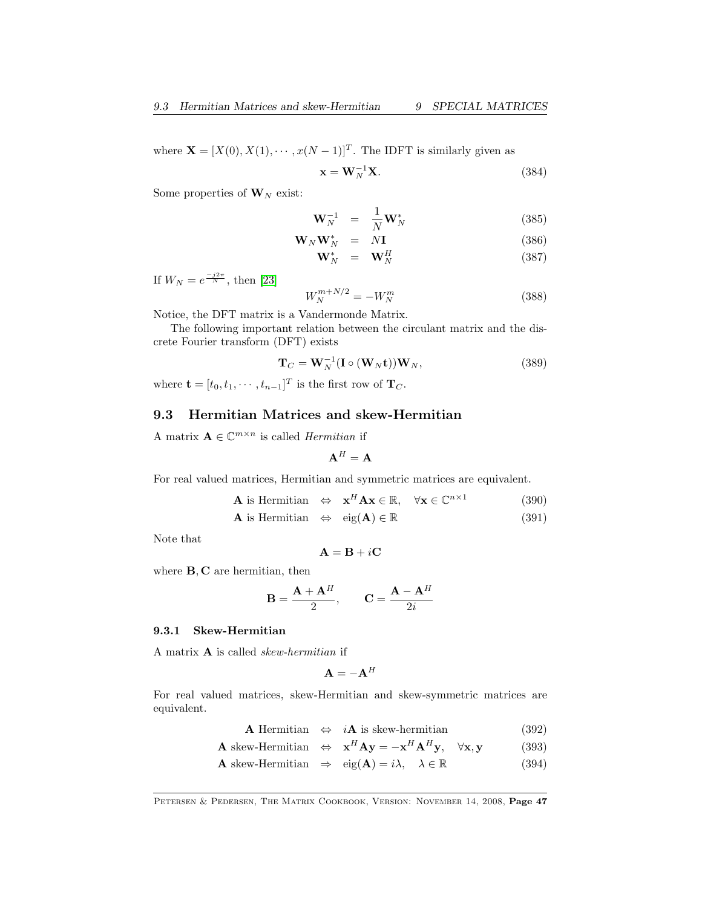where $\mathbf{X} = [X(0), X(1), \cdots, x(N-1)]^T$. The IDFT is similarly given as

$$\mathbf{x} = \mathbf{W}_N^{-1}\mathbf{X}. \tag{384}$$

Some properties of $\mathbf{W}_N$ exist:

$$\mathbf{W}_N^{-1} = \frac{1}{N}\mathbf{W}_N^* \tag{385}$$

$$\mathbf{W}_N\mathbf{W}_N^* = N\mathbf{I} \tag{386}$$

$$\mathbf{W}_N^* = \mathbf{W}_N^H \tag{387}$$

If $W_N = e^{\frac{-j2\pi}{N}}$, then [23]

$$W_N^{m+N/2} = -W_N^m \tag{388}$$

Notice, the DFT matrix is a Vandermonde Matrix.

The following important relation between the circulant matrix and the discrete Fourier transform (DFT) exists

$$\mathbf{T}_C = \mathbf{W}_N^{-1}(\mathbf{I} \circ (\mathbf{W}_N\mathbf{t}))\mathbf{W}_N, \tag{389}$$

where $\mathbf{t} = [t_0, t_1, \cdots, t_{n-1}]^T$ is the first row of $\mathbf{T}_C$.

## 9.3 Hermitian Matrices and skew-Hermitian

A matrix $\mathbf{A} \in \mathbb{C}^{m \times n}$ is called *Hermitian* if

$$\mathbf{A}^H = \mathbf{A}$$

For real valued matrices, Hermitian and symmetric matrices are equivalent.

$$\mathbf{A} \text{ is Hermitian} \quad \Leftrightarrow \quad \mathbf{x}^H\mathbf{A}\mathbf{x} \in \mathbb{R}, \quad \forall \mathbf{x} \in \mathbb{C}^{n \times 1} \tag{390}$$

$$\mathbf{A} \text{ is Hermitian} \quad \Leftrightarrow \quad \text{eig}(\mathbf{A}) \in \mathbb{R} \tag{391}$$

Note that

$$\mathbf{A} = \mathbf{B} + i\mathbf{C}$$

where $\mathbf{B}, \mathbf{C}$ are hermitian, then

$$\mathbf{B} = \frac{\mathbf{A} + \mathbf{A}^H}{2}, \qquad \mathbf{C} = \frac{\mathbf{A} - \mathbf{A}^H}{2i}$$

### 9.3.1 Skew-Hermitian

A matrix $\mathbf{A}$ is called *skew-hermitian* if

$$\mathbf{A} = -\mathbf{A}^H$$

For real valued matrices, skew-Hermitian and skew-symmetric matrices are equivalent.

$$\mathbf{A} \text{ Hermitian} \quad \Leftrightarrow \quad i\mathbf{A} \text{ is skew-hermitian} \tag{392}$$

$$\mathbf{A} \text{ skew-Hermitian} \quad \Leftrightarrow \quad \mathbf{x}^H\mathbf{A}\mathbf{y} = -\mathbf{x}^H\mathbf{A}^H\mathbf{y}, \quad \forall \mathbf{x}, \mathbf{y} \tag{393}$$

$$\mathbf{A} \text{ skew-Hermitian} \quad \Rightarrow \quad \text{eig}(\mathbf{A}) = i\lambda, \quad \lambda \in \mathbb{R} \tag{394}$$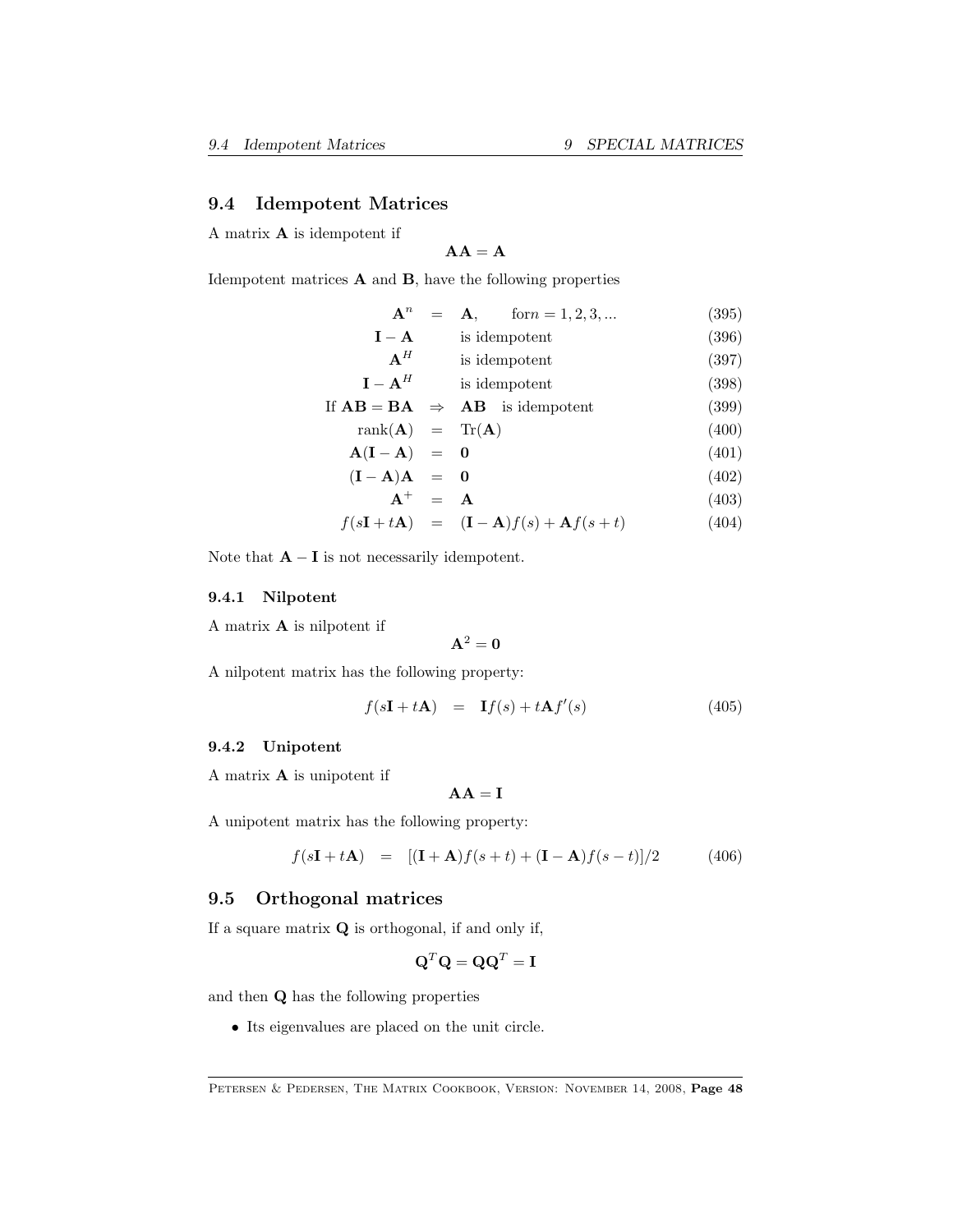## 9.4 Idempotent Matrices

A matrix $\mathbf{A}$ is idempotent if

$$\mathbf{AA} = \mathbf{A}$$

Idempotent matrices $\mathbf{A}$ and $\mathbf{B}$, have the following properties

$$\mathbf{A}^n = \mathbf{A}, \qquad \text{for} n = 1, 2, 3, ... \tag{395}$$

$$\mathbf{I} - \mathbf{A} \quad \text{is idempotent} \tag{396}$$

$$\mathbf{A}^H \quad \text{is idempotent} \tag{397}$$

$$\mathbf{I} - \mathbf{A}^H \quad \text{is idempotent} \tag{398}$$

$$\text{If } \mathbf{AB} = \mathbf{BA} \;\Rightarrow\; \mathbf{AB} \quad \text{is idempotent} \tag{399}$$

$$\text{rank}(\mathbf{A}) = \text{Tr}(\mathbf{A}) \tag{400}$$

$$\mathbf{A}(\mathbf{I} - \mathbf{A}) = \mathbf{0} \tag{401}$$

$$(\mathbf{I} - \mathbf{A})\mathbf{A} = \mathbf{0} \tag{402}$$

$$\mathbf{A}^+ = \mathbf{A} \tag{403}$$

$$f(s\mathbf{I} + t\mathbf{A}) = (\mathbf{I} - \mathbf{A})f(s) + \mathbf{A}f(s+t) \tag{404}$$

Note that $\mathbf{A} - \mathbf{I}$ is not necessarily idempotent.

### 9.4.1 Nilpotent

A matrix $\mathbf{A}$ is nilpotent if

$$\mathbf{A}^2 = \mathbf{0}$$

A nilpotent matrix has the following property:

$$f(s\mathbf{I} + t\mathbf{A}) = \mathbf{I}f(s) + t\mathbf{A}f'(s) \tag{405}$$

### 9.4.2 Unipotent

A matrix $\mathbf{A}$ is unipotent if

$$\mathbf{AA} = \mathbf{I}$$

A unipotent matrix has the following property:

$$f(s\mathbf{I} + t\mathbf{A}) = [(\mathbf{I} + \mathbf{A})f(s+t) + (\mathbf{I} - \mathbf{A})f(s-t)]/2 \tag{406}$$

## 9.5 Orthogonal matrices

If a square matrix $\mathbf{Q}$ is orthogonal, if and only if,

$$\mathbf{Q}^T\mathbf{Q} = \mathbf{Q}\mathbf{Q}^T = \mathbf{I}$$

and then $\mathbf{Q}$ has the following properties

- Its eigenvalues are placed on the unit circle.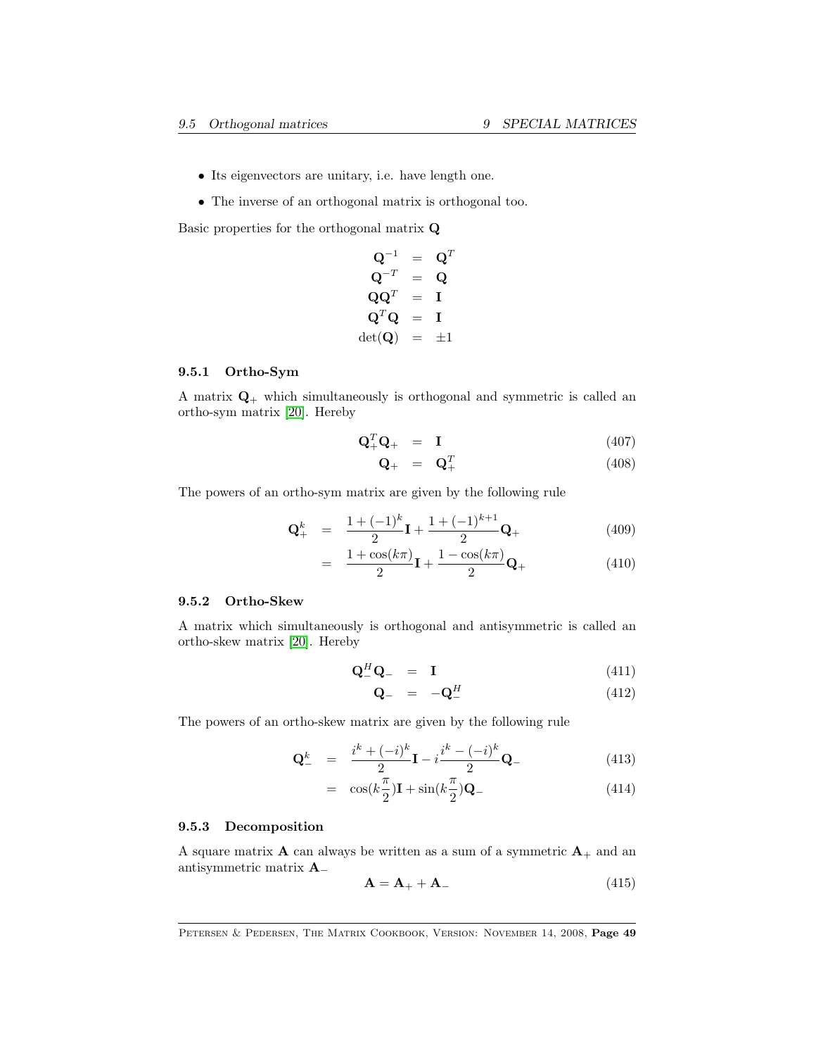- Its eigenvectors are unitary, i.e. have length one.
- The inverse of an orthogonal matrix is orthogonal too.

Basic properties for the orthogonal matrix $\mathbf{Q}$

$$
\begin{aligned}
\mathbf{Q}^{-1} &= \mathbf{Q}^T \\
\mathbf{Q}^{-T} &= \mathbf{Q} \\
\mathbf{Q}\mathbf{Q}^T &= \mathbf{I} \\
\mathbf{Q}^T\mathbf{Q} &= \mathbf{I} \\
\det(\mathbf{Q}) &= \pm 1
\end{aligned}
$$

### 9.5.1 Ortho-Sym

A matrix $\mathbf{Q}_+$ which simultaneously is orthogonal and symmetric is called an ortho-sym matrix [20]. Hereby

$$
\mathbf{Q}_+^T\mathbf{Q}_+ = \mathbf{I} \tag{407}
$$

$$
\mathbf{Q}_+ = \mathbf{Q}_+^T \tag{408}
$$

The powers of an ortho-sym matrix are given by the following rule

$$
\mathbf{Q}_+^k = \frac{1+(-1)^k}{2}\mathbf{I} + \frac{1+(-1)^{k+1}}{2}\mathbf{Q}_+ \tag{409}
$$

$$
= \frac{1+\cos(k\pi)}{2}\mathbf{I} + \frac{1-\cos(k\pi)}{2}\mathbf{Q}_+ \tag{410}
$$

### 9.5.2 Ortho-Skew

A matrix which simultaneously is orthogonal and antisymmetric is called an ortho-skew matrix [20]. Hereby

$$
\mathbf{Q}_-^H\mathbf{Q}_- = \mathbf{I} \tag{411}
$$

$$
\mathbf{Q}_- = -\mathbf{Q}_-^H \tag{412}
$$

The powers of an ortho-skew matrix are given by the following rule

$$
\mathbf{Q}_-^k = \frac{i^k+(-i)^k}{2}\mathbf{I} - i\frac{i^k-(-i)^k}{2}\mathbf{Q}_- \tag{413}
$$

$$
= \cos(k\frac{\pi}{2})\mathbf{I} + \sin(k\frac{\pi}{2})\mathbf{Q}_- \tag{414}
$$

### 9.5.3 Decomposition

A square matrix $\mathbf{A}$ can always be written as a sum of a symmetric $\mathbf{A}_+$ and an antisymmetric matrix $\mathbf{A}_-$

$$
\mathbf{A} = \mathbf{A}_+ + \mathbf{A}_- \tag{415}
$$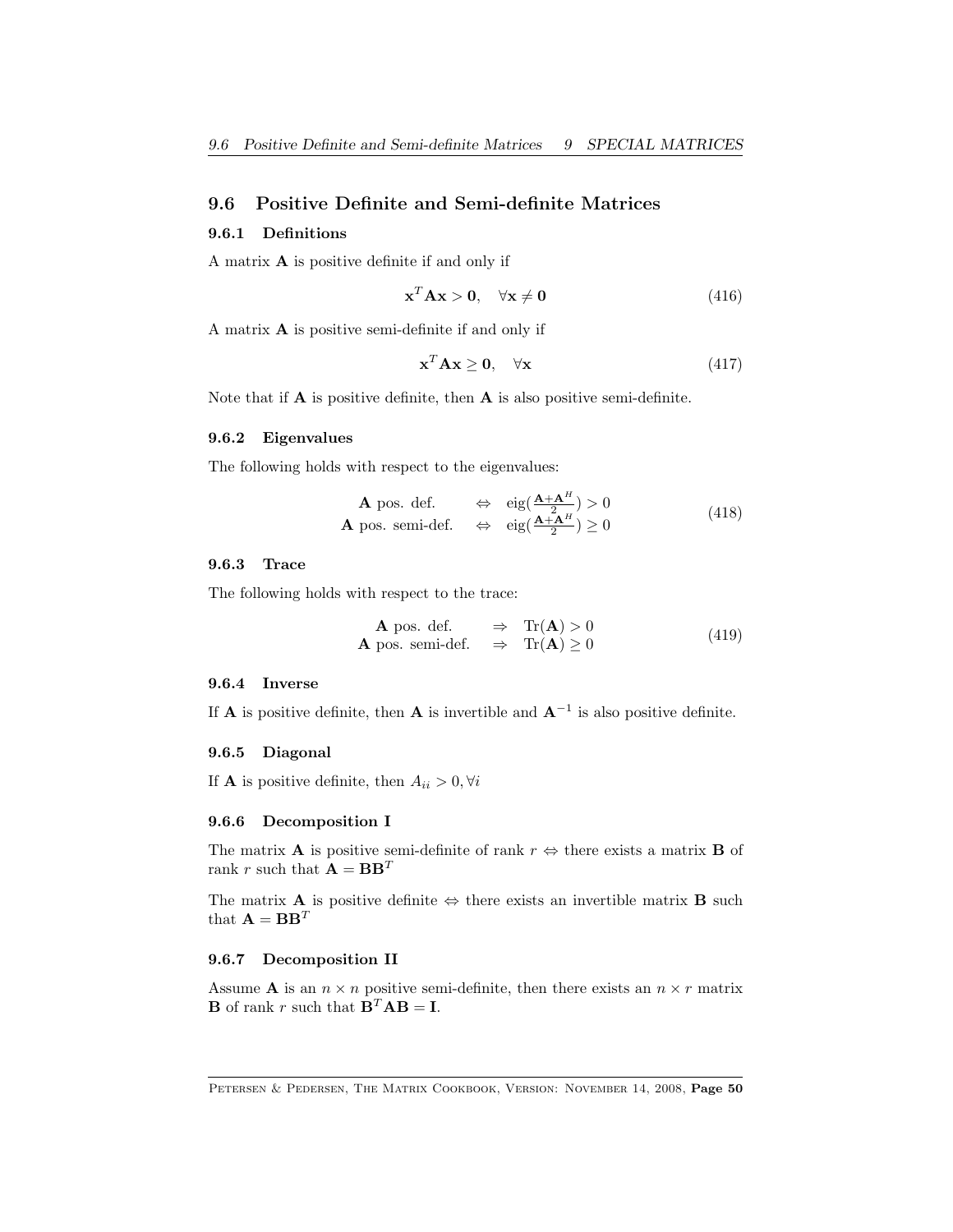## 9.6 Positive Definite and Semi-definite Matrices

### 9.6.1 Definitions

A matrix $\mathbf{A}$ is positive definite if and only if

$$\mathbf{x}^T\mathbf{A}\mathbf{x} > \mathbf{0}, \quad \forall \mathbf{x} \neq \mathbf{0} \tag{416}$$

A matrix $\mathbf{A}$ is positive semi-definite if and only if

$$\mathbf{x}^T\mathbf{A}\mathbf{x} \geq \mathbf{0}, \quad \forall \mathbf{x} \tag{417}$$

Note that if $\mathbf{A}$ is positive definite, then $\mathbf{A}$ is also positive semi-definite.

### 9.6.2 Eigenvalues

The following holds with respect to the eigenvalues:

$$\begin{array}{rcl} \mathbf{A} \text{ pos. def.} & \Leftrightarrow & \text{eig}(\frac{\mathbf{A}+\mathbf{A}^H}{2}) > 0 \\ \mathbf{A} \text{ pos. semi-def.} & \Leftrightarrow & \text{eig}(\frac{\mathbf{A}+\mathbf{A}^H}{2}) \geq 0 \end{array} \tag{418}$$

### 9.6.3 Trace

The following holds with respect to the trace:

$$\begin{array}{rcl} \mathbf{A} \text{ pos. def.} & \Rightarrow & \text{Tr}(\mathbf{A}) > 0 \\ \mathbf{A} \text{ pos. semi-def.} & \Rightarrow & \text{Tr}(\mathbf{A}) \geq 0 \end{array} \tag{419}$$

### 9.6.4 Inverse

If $\mathbf{A}$ is positive definite, then $\mathbf{A}$ is invertible and $\mathbf{A}^{-1}$ is also positive definite.

### 9.6.5 Diagonal

If $\mathbf{A}$ is positive definite, then $A_{ii} > 0, \forall i$

### 9.6.6 Decomposition I

The matrix $\mathbf{A}$ is positive semi-definite of rank $r \Leftrightarrow$ there exists a matrix $\mathbf{B}$ of rank $r$ such that $\mathbf{A} = \mathbf{B}\mathbf{B}^T$

The matrix $\mathbf{A}$ is positive definite $\Leftrightarrow$ there exists an invertible matrix $\mathbf{B}$ such that $\mathbf{A} = \mathbf{B}\mathbf{B}^T$

### 9.6.7 Decomposition II

Assume $\mathbf{A}$ is an $n \times n$ positive semi-definite, then there exists an $n \times r$ matrix $\mathbf{B}$ of rank $r$ such that $\mathbf{B}^T\mathbf{A}\mathbf{B} = \mathbf{I}$.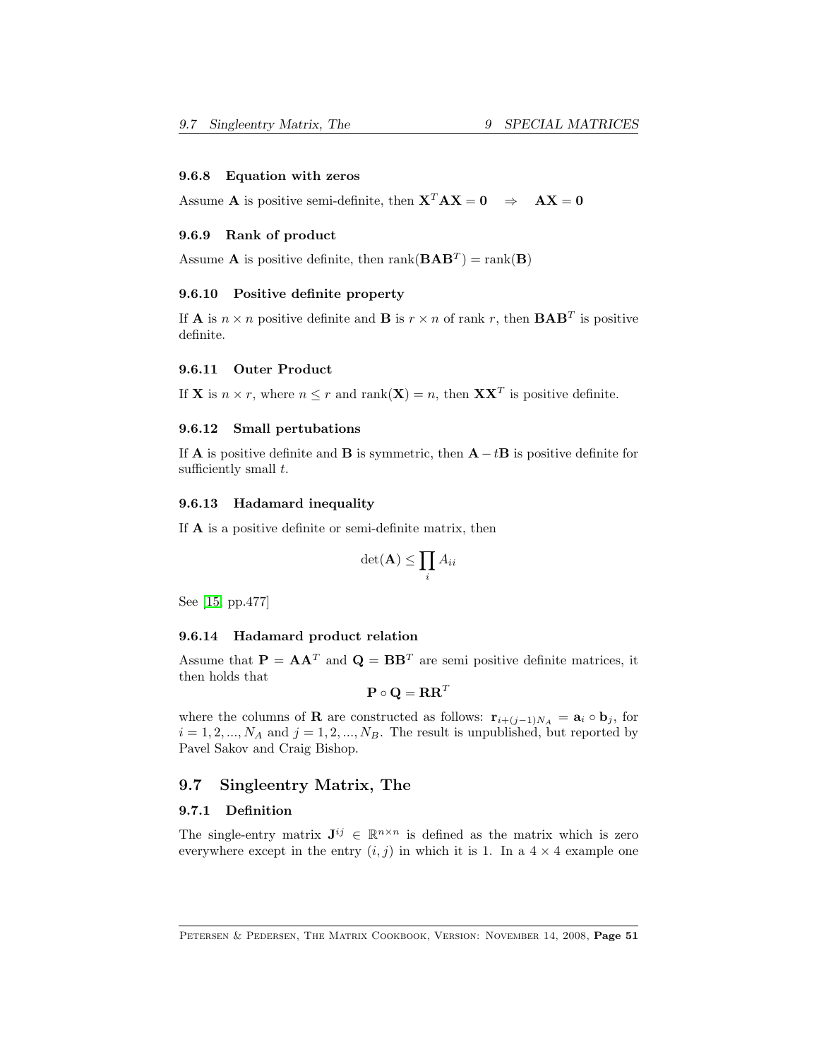#### 9.6.8 Equation with zeros

Assume $\mathbf{A}$ is positive semi-definite, then $\mathbf{X}^T\mathbf{A}\mathbf{X} = \mathbf{0} \quad \Rightarrow \quad \mathbf{A}\mathbf{X} = \mathbf{0}$

#### 9.6.9 Rank of product

Assume $\mathbf{A}$ is positive definite, then $\text{rank}(\mathbf{B}\mathbf{A}\mathbf{B}^T) = \text{rank}(\mathbf{B})$

#### 9.6.10 Positive definite property

If $\mathbf{A}$ is $n \times n$ positive definite and $\mathbf{B}$ is $r \times n$ of rank $r$, then $\mathbf{B}\mathbf{A}\mathbf{B}^T$ is positive definite.

#### 9.6.11 Outer Product

If $\mathbf{X}$ is $n \times r$, where $n \leq r$ and $\text{rank}(\mathbf{X}) = n$, then $\mathbf{X}\mathbf{X}^T$ is positive definite.

#### 9.6.12 Small pertubations

If $\mathbf{A}$ is positive definite and $\mathbf{B}$ is symmetric, then $\mathbf{A} - t\mathbf{B}$ is positive definite for sufficiently small $t$.

#### 9.6.13 Hadamard inequality

If $\mathbf{A}$ is a positive definite or semi-definite matrix, then

$$\det(\mathbf{A}) \leq \prod_i A_{ii}$$

See [15, pp.477]

#### 9.6.14 Hadamard product relation

Assume that $\mathbf{P} = \mathbf{A}\mathbf{A}^T$ and $\mathbf{Q} = \mathbf{B}\mathbf{B}^T$ are semi positive definite matrices, it then holds that

$$\mathbf{P} \circ \mathbf{Q} = \mathbf{R}\mathbf{R}^T$$

where the columns of $\mathbf{R}$ are constructed as follows: $\mathbf{r}_{i+(j-1)N_A} = \mathbf{a}_i \circ \mathbf{b}_j$, for $i = 1, 2, ..., N_A$ and $j = 1, 2, ..., N_B$. The result is unpublished, but reported by Pavel Sakov and Craig Bishop.

## 9.7 Singleentry Matrix, The

#### 9.7.1 Definition

The single-entry matrix $\mathbf{J}^{ij} \in \mathbb{R}^{n \times n}$ is defined as the matrix which is zero everywhere except in the entry $(i, j)$ in which it is 1. In a $4 \times 4$ example one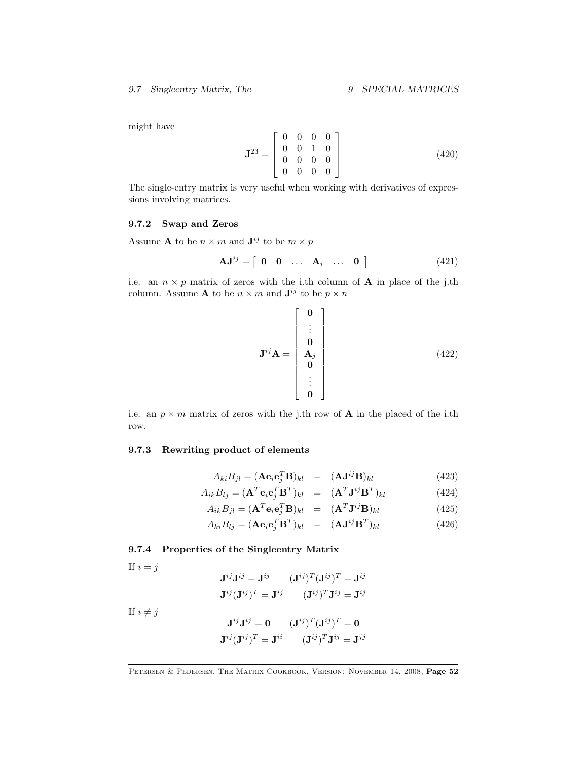might have

$$\mathbf{J}^{23} = \begin{bmatrix} 0 & 0 & 0 & 0 \\ 0 & 0 & 1 & 0 \\ 0 & 0 & 0 & 0 \\ 0 & 0 & 0 & 0 \end{bmatrix} \tag{420}$$

The single-entry matrix is very useful when working with derivatives of expressions involving matrices.

### 9.7.2 Swap and Zeros

Assume $\mathbf{A}$ to be $n \times m$ and $\mathbf{J}^{ij}$ to be $m \times p$

$$\mathbf{A}\mathbf{J}^{ij} = \begin{bmatrix} \mathbf{0} & \mathbf{0} & \dots & \mathbf{A}_i & \dots & \mathbf{0} \end{bmatrix} \tag{421}$$

i.e. an $n \times p$ matrix of zeros with the i.th column of $\mathbf{A}$ in place of the j.th column. Assume $\mathbf{A}$ to be $n \times m$ and $\mathbf{J}^{ij}$ to be $p \times n$

$$\mathbf{J}^{ij}\mathbf{A} = \begin{bmatrix} \mathbf{0} \\ \vdots \\ \mathbf{0} \\ \mathbf{A}_j \\ \mathbf{0} \\ \vdots \\ \mathbf{0} \end{bmatrix} \tag{422}$$

i.e. an $p \times m$ matrix of zeros with the j.th row of $\mathbf{A}$ in the placed of the i.th row.

### 9.7.3 Rewriting product of elements

$$A_{ki}B_{jl} = (\mathbf{A}\mathbf{e}_i\mathbf{e}_j^T\mathbf{B})_{kl} = (\mathbf{A}\mathbf{J}^{ij}\mathbf{B})_{kl} \tag{423}$$

$$A_{ik}B_{lj} = (\mathbf{A}^T\mathbf{e}_i\mathbf{e}_j^T\mathbf{B}^T)_{kl} = (\mathbf{A}^T\mathbf{J}^{ij}\mathbf{B}^T)_{kl} \tag{424}$$

$$A_{ik}B_{jl} = (\mathbf{A}^T\mathbf{e}_i\mathbf{e}_j^T\mathbf{B})_{kl} = (\mathbf{A}^T\mathbf{J}^{ij}\mathbf{B})_{kl} \tag{425}$$

$$A_{ki}B_{lj} = (\mathbf{A}\mathbf{e}_i\mathbf{e}_j^T\mathbf{B}^T)_{kl} = (\mathbf{A}\mathbf{J}^{ij}\mathbf{B}^T)_{kl} \tag{426}$$

### 9.7.4 Properties of the Singleentry Matrix

If $i = j$

$$\mathbf{J}^{ij}\mathbf{J}^{ij} = \mathbf{J}^{ij} \qquad (\mathbf{J}^{ij})^T(\mathbf{J}^{ij})^T = \mathbf{J}^{ij}$$

$$\mathbf{J}^{ij}(\mathbf{J}^{ij})^T = \mathbf{J}^{ij} \qquad (\mathbf{J}^{ij})^T\mathbf{J}^{ij} = \mathbf{J}^{ij}$$

If $i \neq j$

$$\mathbf{J}^{ij}\mathbf{J}^{ij} = \mathbf{0} \qquad (\mathbf{J}^{ij})^T(\mathbf{J}^{ij})^T = \mathbf{0}$$

$$\mathbf{J}^{ij}(\mathbf{J}^{ij})^T = \mathbf{J}^{ii} \qquad (\mathbf{J}^{ij})^T\mathbf{J}^{ij} = \mathbf{J}^{jj}$$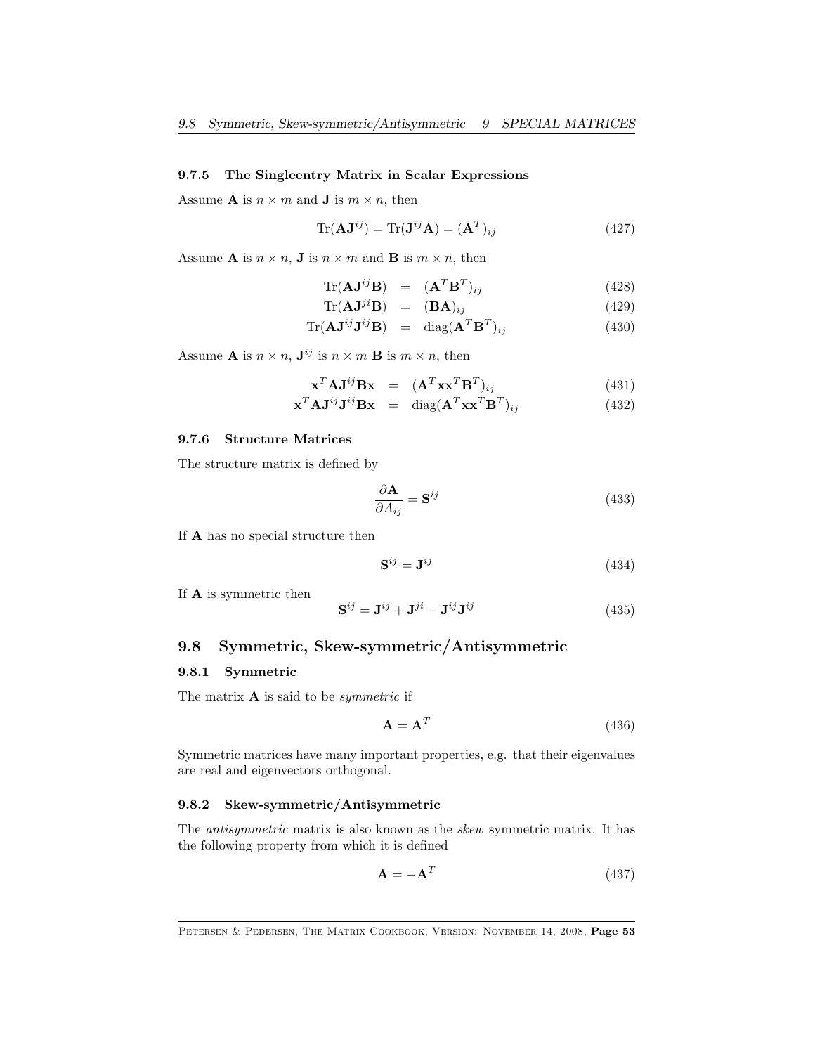### 9.7.5 The Singleentry Matrix in Scalar Expressions

Assume $\mathbf{A}$ is $n \times m$ and $\mathbf{J}$ is $m \times n$, then

$$\text{Tr}(\mathbf{A}\mathbf{J}^{ij}) = \text{Tr}(\mathbf{J}^{ij}\mathbf{A}) = (\mathbf{A}^T)_{ij} \tag{427}$$

Assume $\mathbf{A}$ is $n \times n$, $\mathbf{J}$ is $n \times m$ and $\mathbf{B}$ is $m \times n$, then

$$\text{Tr}(\mathbf{A}\mathbf{J}^{ij}\mathbf{B}) = (\mathbf{A}^T\mathbf{B}^T)_{ij} \tag{428}$$

$$\text{Tr}(\mathbf{A}\mathbf{J}^{ji}\mathbf{B}) = (\mathbf{B}\mathbf{A})_{ij} \tag{429}$$

$$\text{Tr}(\mathbf{A}\mathbf{J}^{ij}\mathbf{J}^{ij}\mathbf{B}) = \text{diag}(\mathbf{A}^T\mathbf{B}^T)_{ij} \tag{430}$$

Assume $\mathbf{A}$ is $n \times n$, $\mathbf{J}^{ij}$ is $n \times m$ $\mathbf{B}$ is $m \times n$, then

$$\mathbf{x}^T\mathbf{A}\mathbf{J}^{ij}\mathbf{B}\mathbf{x} = (\mathbf{A}^T\mathbf{x}\mathbf{x}^T\mathbf{B}^T)_{ij} \tag{431}$$

$$\mathbf{x}^T\mathbf{A}\mathbf{J}^{ij}\mathbf{J}^{ij}\mathbf{B}\mathbf{x} = \text{diag}(\mathbf{A}^T\mathbf{x}\mathbf{x}^T\mathbf{B}^T)_{ij} \tag{432}$$

### 9.7.6 Structure Matrices

The structure matrix is defined by

$$\frac{\partial \mathbf{A}}{\partial A_{ij}} = \mathbf{S}^{ij} \tag{433}$$

If $\mathbf{A}$ has no special structure then

$$\mathbf{S}^{ij} = \mathbf{J}^{ij} \tag{434}$$

If $\mathbf{A}$ is symmetric then

$$\mathbf{S}^{ij} = \mathbf{J}^{ij} + \mathbf{J}^{ji} - \mathbf{J}^{ij}\mathbf{J}^{ij} \tag{435}$$

## 9.8 Symmetric, Skew-symmetric/Antisymmetric

### 9.8.1 Symmetric

The matrix $\mathbf{A}$ is said to be *symmetric* if

$$\mathbf{A} = \mathbf{A}^T \tag{436}$$

Symmetric matrices have many important properties, e.g. that their eigenvalues are real and eigenvectors orthogonal.

### 9.8.2 Skew-symmetric/Antisymmetric

The *antisymmetric* matrix is also known as the *skew* symmetric matrix. It has the following property from which it is defined

$$\mathbf{A} = -\mathbf{A}^T \tag{437}$$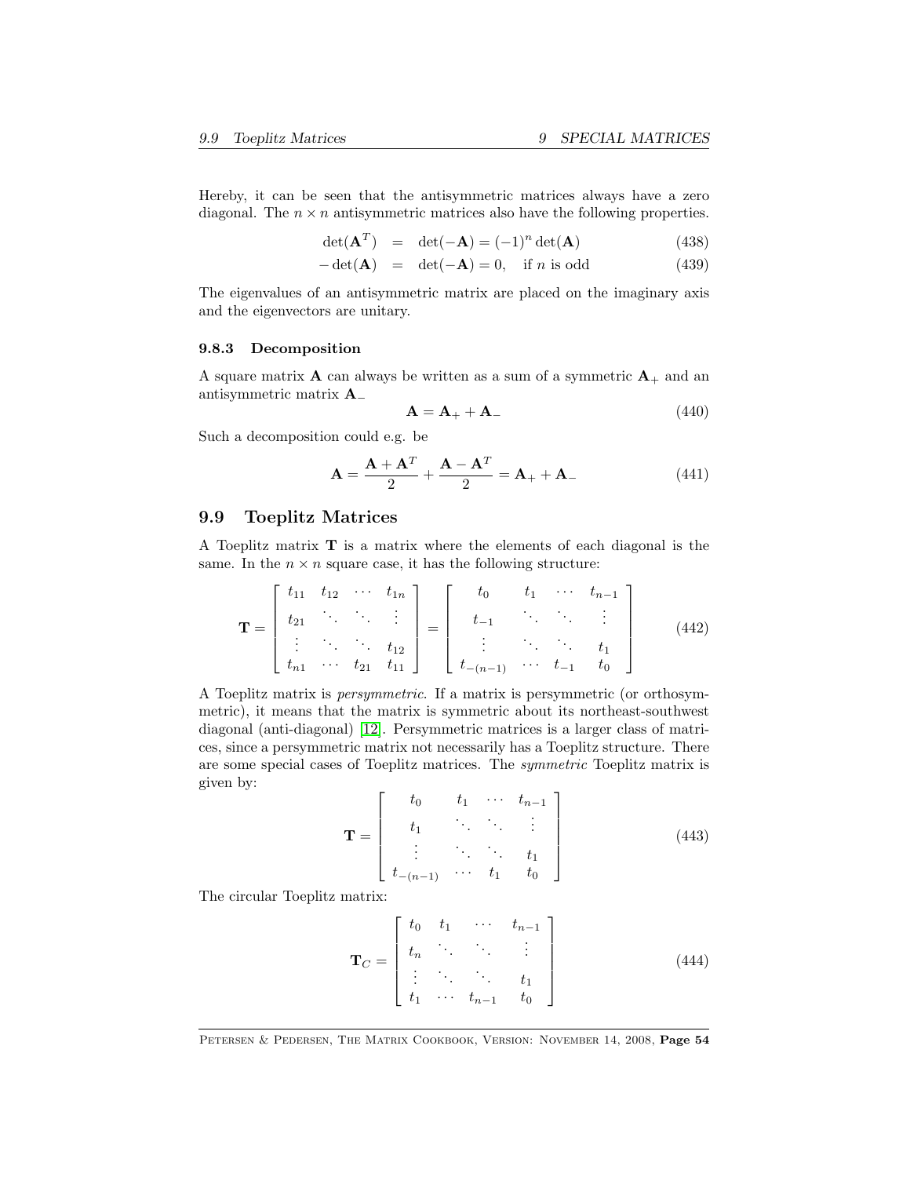Hereby, it can be seen that the antisymmetric matrices always have a zero diagonal. The $n \times n$ antisymmetric matrices also have the following properties.

$$\det(\mathbf{A}^T) = \det(-\mathbf{A}) = (-1)^n \det(\mathbf{A}) \tag{438}$$

$$-\det(\mathbf{A}) = \det(-\mathbf{A}) = 0, \quad \text{if } n \text{ is odd} \tag{439}$$

The eigenvalues of an antisymmetric matrix are placed on the imaginary axis and the eigenvectors are unitary.

### 9.8.3 Decomposition

A square matrix $\mathbf{A}$ can always be written as a sum of a symmetric $\mathbf{A}_+$ and an antisymmetric matrix $\mathbf{A}_-$

$$\mathbf{A} = \mathbf{A}_+ + \mathbf{A}_- \tag{440}$$

Such a decomposition could e.g. be

$$\mathbf{A} = \frac{\mathbf{A} + \mathbf{A}^T}{2} + \frac{\mathbf{A} - \mathbf{A}^T}{2} = \mathbf{A}_+ + \mathbf{A}_- \tag{441}$$

## 9.9 Toeplitz Matrices

A Toeplitz matrix $\mathbf{T}$ is a matrix where the elements of each diagonal is the same. In the $n \times n$ square case, it has the following structure:

$$\mathbf{T} = \begin{bmatrix} t_{11} & t_{12} & \cdots & t_{1n} \\ t_{21} & \ddots & \ddots & \vdots \\ \vdots & \ddots & \ddots & t_{12} \\ t_{n1} & \cdots & t_{21} & t_{11} \end{bmatrix} = \begin{bmatrix} t_0 & t_1 & \cdots & t_{n-1} \\ t_{-1} & \ddots & \ddots & \vdots \\ \vdots & \ddots & \ddots & t_1 \\ t_{-(n-1)} & \cdots & t_{-1} & t_0 \end{bmatrix} \tag{442}$$

A Toeplitz matrix is *persymmetric*. If a matrix is persymmetric (or orthosymmetric), it means that the matrix is symmetric about its northeast-southwest diagonal (anti-diagonal) [12]. Persymmetric matrices is a larger class of matrices, since a persymmetric matrix not necessarily has a Toeplitz structure. There are some special cases of Toeplitz matrices. The *symmetric* Toeplitz matrix is given by:

$$\mathbf{T} = \begin{bmatrix} t_0 & t_1 & \cdots & t_{n-1} \\ t_1 & \ddots & \ddots & \vdots \\ \vdots & \ddots & \ddots & t_1 \\ t_{-(n-1)} & \cdots & t_1 & t_0 \end{bmatrix} \tag{443}$$

The circular Toeplitz matrix:

$$\mathbf{T}_C = \begin{bmatrix} t_0 & t_1 & \cdots & t_{n-1} \\ t_n & \ddots & \ddots & \vdots \\ \vdots & \ddots & \ddots & t_1 \\ t_1 & \cdots & t_{n-1} & t_0 \end{bmatrix} \tag{444}$$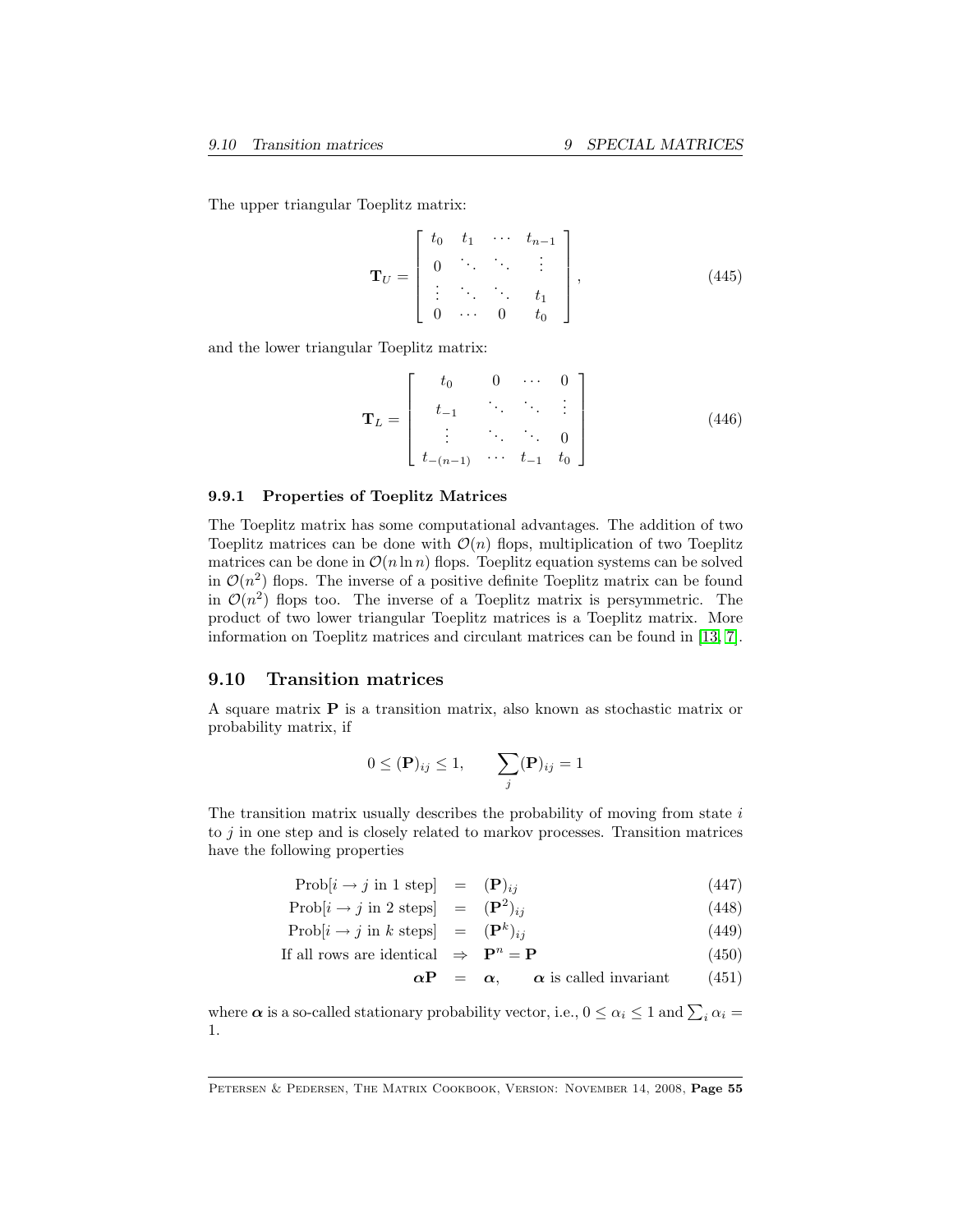The upper triangular Toeplitz matrix:

$$\mathbf{T}_U = \begin{bmatrix} t_0 & t_1 & \cdots & t_{n-1} \\ 0 & \ddots & \ddots & \vdots \\ \vdots & \ddots & \ddots & t_1 \\ 0 & \cdots & 0 & t_0 \end{bmatrix}, \tag{445}$$

and the lower triangular Toeplitz matrix:

$$\mathbf{T}_L = \begin{bmatrix} t_0 & 0 & \cdots & 0 \\ t_{-1} & \ddots & \ddots & \vdots \\ \vdots & \ddots & \ddots & 0 \\ t_{-(n-1)} & \cdots & t_{-1} & t_0 \end{bmatrix} \tag{446}$$

### 9.9.1 Properties of Toeplitz Matrices

The Toeplitz matrix has some computational advantages. The addition of two Toeplitz matrices can be done with $\mathcal{O}(n)$ flops, multiplication of two Toeplitz matrices can be done in $\mathcal{O}(n \ln n)$ flops. Toeplitz equation systems can be solved in $\mathcal{O}(n^2)$ flops. The inverse of a positive definite Toeplitz matrix can be found in $\mathcal{O}(n^2)$ flops too. The inverse of a Toeplitz matrix is persymmetric. The product of two lower triangular Toeplitz matrices is a Toeplitz matrix. More information on Toeplitz matrices and circulant matrices can be found in [13, 7].

## 9.10 Transition matrices

A square matrix $\mathbf{P}$ is a transition matrix, also known as stochastic matrix or probability matrix, if

$$0 \leq (\mathbf{P})_{ij} \leq 1, \qquad \sum_j (\mathbf{P})_{ij} = 1$$

The transition matrix usually describes the probability of moving from state $i$ to $j$ in one step and is closely related to markov processes. Transition matrices have the following properties

$$\text{Prob}[i \to j \text{ in 1 step}] = (\mathbf{P})_{ij} \tag{447}$$

$$\text{Prob}[i \to j \text{ in 2 steps}] = (\mathbf{P}^2)_{ij} \tag{448}$$

$$\text{Prob}[i \to j \text{ in } k \text{ steps}] = (\mathbf{P}^k)_{ij} \tag{449}$$

$$\text{If all rows are identical} \Rightarrow \mathbf{P}^n = \mathbf{P} \tag{450}$$

$$\boldsymbol{\alpha}\mathbf{P} = \boldsymbol{\alpha}, \qquad \boldsymbol{\alpha} \text{ is called invariant} \tag{451}$$

where $\boldsymbol{\alpha}$ is a so-called stationary probability vector, i.e., $0 \leq \alpha_i \leq 1$ and $\sum_i \alpha_i = 1$.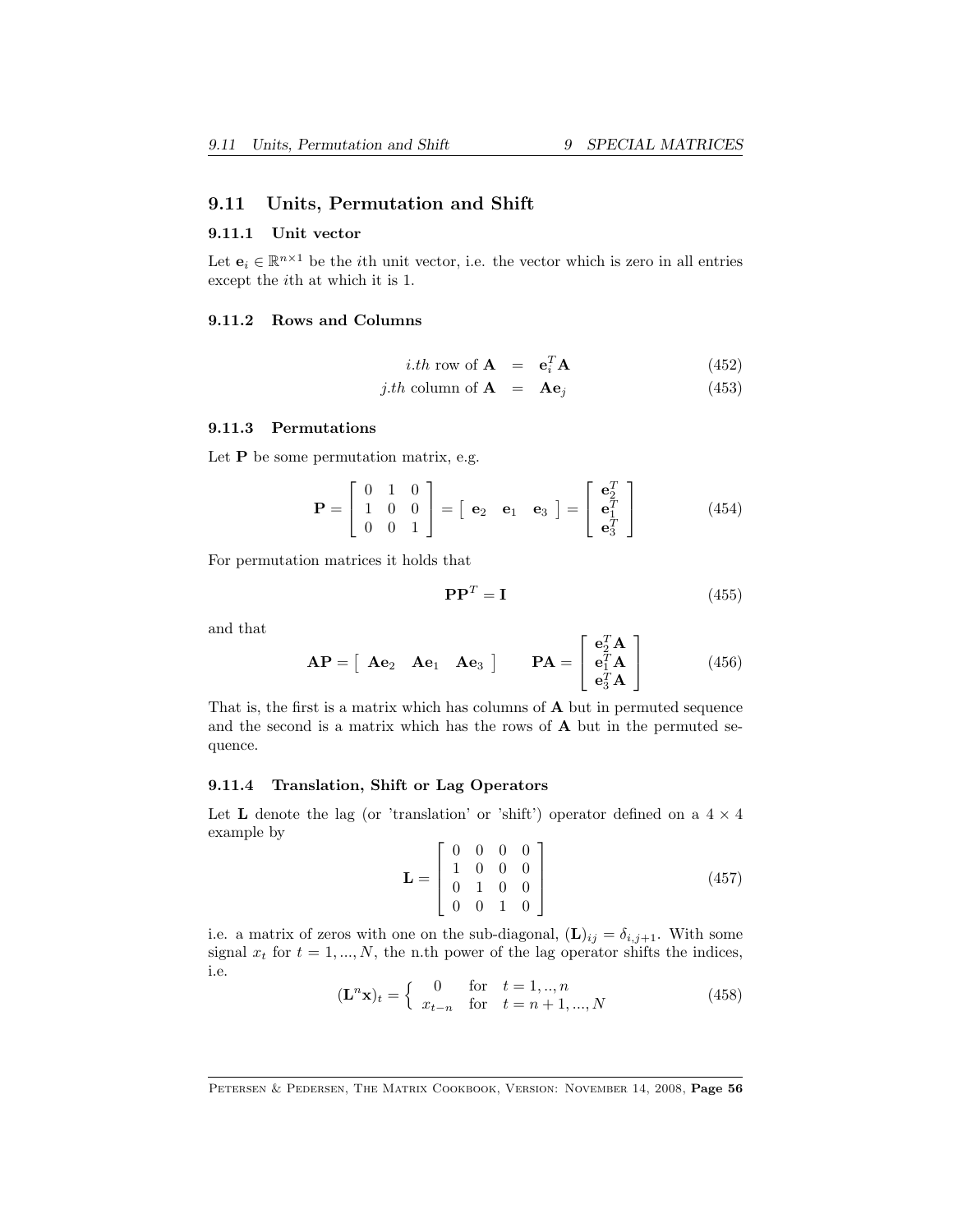## 9.11 Units, Permutation and Shift

### 9.11.1 Unit vector

Let $\mathbf{e}_i \in \mathbb{R}^{n\times 1}$ be the $i$th unit vector, i.e. the vector which is zero in all entries except the $i$th at which it is 1.

### 9.11.2 Rows and Columns

$$
\begin{aligned}
i.th \text{ row of } \mathbf{A} &= \mathbf{e}_i^T \mathbf{A} &\quad (452)\\
j.th \text{ column of } \mathbf{A} &= \mathbf{A}\mathbf{e}_j &\quad (453)
\end{aligned}
$$

### 9.11.3 Permutations

Let $\mathbf{P}$ be some permutation matrix, e.g.

$$
\mathbf{P} = \begin{bmatrix} 0 & 1 & 0 \\ 1 & 0 & 0 \\ 0 & 0 & 1 \end{bmatrix} = \begin{bmatrix} \mathbf{e}_2 & \mathbf{e}_1 & \mathbf{e}_3 \end{bmatrix} = \begin{bmatrix} \mathbf{e}_2^T \\ \mathbf{e}_1^T \\ \mathbf{e}_3^T \end{bmatrix} \quad (454)
$$

For permutation matrices it holds that

$$
\mathbf{P}\mathbf{P}^T = \mathbf{I} \quad (455)
$$

and that

$$
\mathbf{A}\mathbf{P} = \begin{bmatrix} \mathbf{A}\mathbf{e}_2 & \mathbf{A}\mathbf{e}_1 & \mathbf{A}\mathbf{e}_3 \end{bmatrix} \qquad \mathbf{P}\mathbf{A} = \begin{bmatrix} \mathbf{e}_2^T\mathbf{A} \\ \mathbf{e}_1^T\mathbf{A} \\ \mathbf{e}_3^T\mathbf{A} \end{bmatrix} \quad (456)
$$

That is, the first is a matrix which has columns of $\mathbf{A}$ but in permuted sequence and the second is a matrix which has the rows of $\mathbf{A}$ but in the permuted sequence.

### 9.11.4 Translation, Shift or Lag Operators

Let $\mathbf{L}$ denote the lag (or 'translation' or 'shift') operator defined on a $4 \times 4$ example by

$$
\mathbf{L} = \begin{bmatrix} 0 & 0 & 0 & 0 \\ 1 & 0 & 0 & 0 \\ 0 & 1 & 0 & 0 \\ 0 & 0 & 1 & 0 \end{bmatrix} \quad (457)
$$

i.e. a matrix of zeros with one on the sub-diagonal, $(\mathbf{L})_{ij} = \delta_{i,j+1}$. With some signal $x_t$ for $t = 1, ..., N$, the n.th power of the lag operator shifts the indices, i.e.

$$
(\mathbf{L}^n\mathbf{x})_t = \begin{cases} 0 & \text{for} \quad t = 1, .., n \\ x_{t-n} & \text{for} \quad t = n+1, ..., N \end{cases} \quad (458)
$$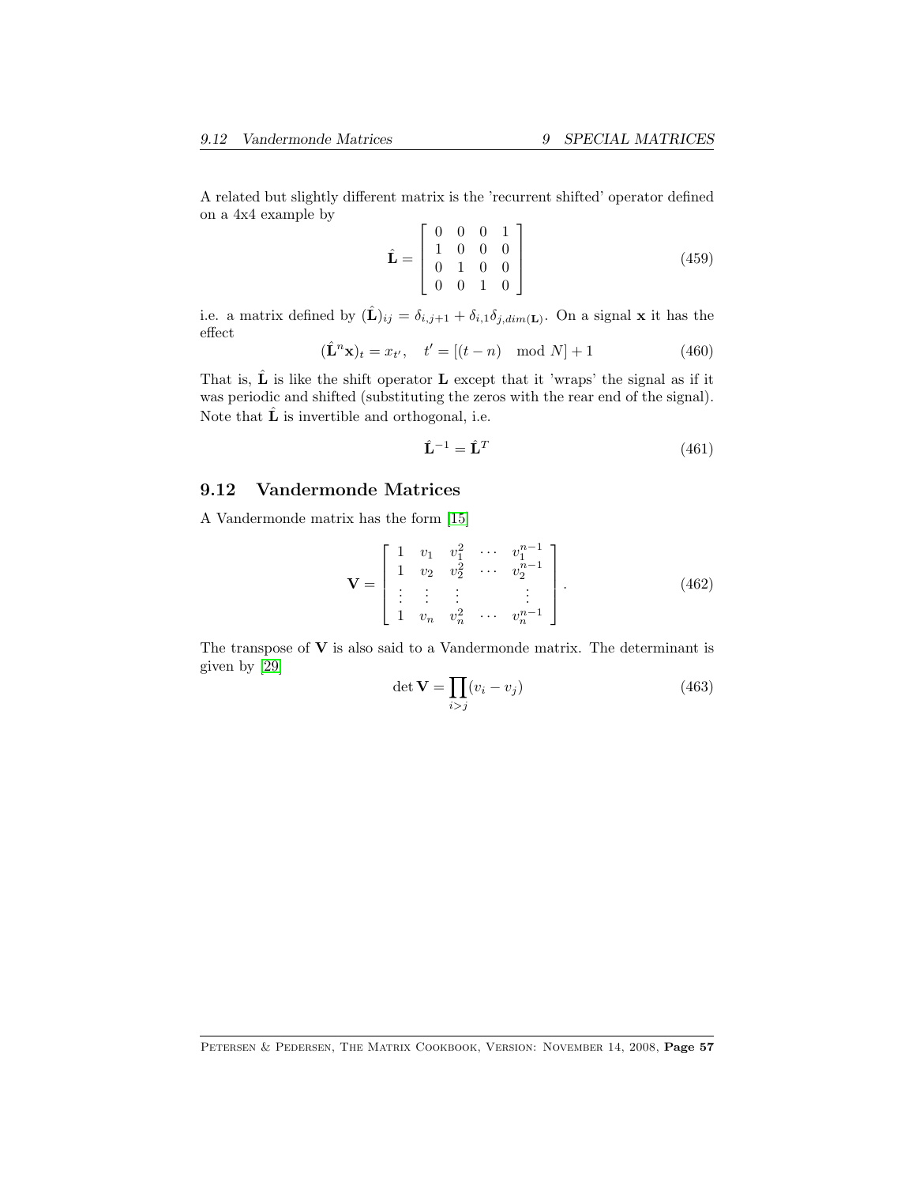A related but slightly different matrix is the 'recurrent shifted' operator defined on a 4x4 example by

$$\hat{\mathbf{L}} = \begin{bmatrix} 0 & 0 & 0 & 1 \\ 1 & 0 & 0 & 0 \\ 0 & 1 & 0 & 0 \\ 0 & 0 & 1 & 0 \end{bmatrix} \tag{459}$$

i.e. a matrix defined by $(\hat{\mathbf{L}})_{ij} = \delta_{i,j+1} + \delta_{i,1}\delta_{j,dim(\mathbf{L})}$. On a signal $\mathbf{x}$ it has the effect

$$(\hat{\mathbf{L}}^n \mathbf{x})_t = x_{t'}, \quad t' = [(t-n) \mod N] + 1 \tag{460}$$

That is, $\hat{\mathbf{L}}$ is like the shift operator $\mathbf{L}$ except that it 'wraps' the signal as if it was periodic and shifted (substituting the zeros with the rear end of the signal). Note that $\hat{\mathbf{L}}$ is invertible and orthogonal, i.e.

$$\hat{\mathbf{L}}^{-1} = \hat{\mathbf{L}}^T \tag{461}$$

## 9.12 Vandermonde Matrices

A Vandermonde matrix has the form [15]

$$\mathbf{V} = \begin{bmatrix} 1 & v_1 & v_1^2 & \cdots & v_1^{n-1} \\ 1 & v_2 & v_2^2 & \cdots & v_2^{n-1} \\ \vdots & \vdots & \vdots & & \vdots \\ 1 & v_n & v_n^2 & \cdots & v_n^{n-1} \end{bmatrix}. \tag{462}$$

The transpose of $\mathbf{V}$ is also said to a Vandermonde matrix. The determinant is given by [29]

$$\det \mathbf{V} = \prod_{i>j} (v_i - v_j) \tag{463}$$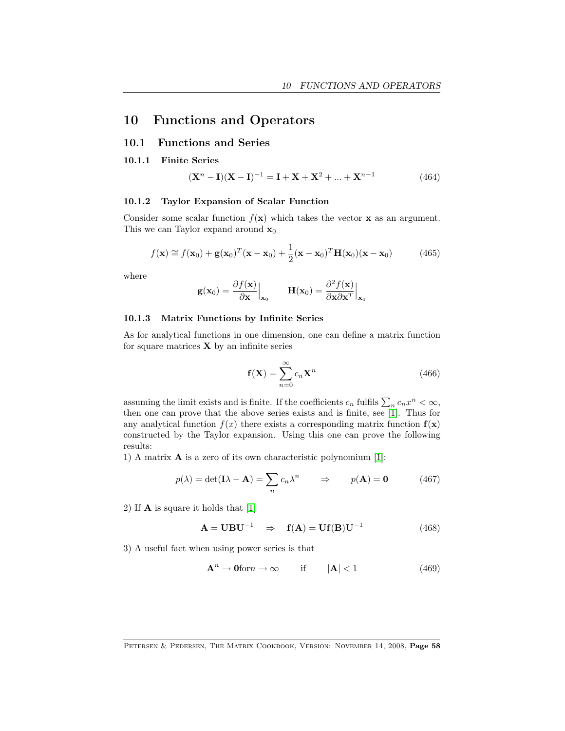# 10 Functions and Operators

## 10.1 Functions and Series

### 10.1.1 Finite Series

$$(\mathbf{X}^n - \mathbf{I})(\mathbf{X} - \mathbf{I})^{-1} = \mathbf{I} + \mathbf{X} + \mathbf{X}^2 + ... + \mathbf{X}^{n-1} \tag{464}$$

### 10.1.2 Taylor Expansion of Scalar Function

Consider some scalar function $f(\mathbf{x})$ which takes the vector $\mathbf{x}$ as an argument. This we can Taylor expand around $\mathbf{x}_0$

$$f(\mathbf{x}) \cong f(\mathbf{x}_0) + \mathbf{g}(\mathbf{x}_0)^T(\mathbf{x} - \mathbf{x}_0) + \frac{1}{2}(\mathbf{x} - \mathbf{x}_0)^T \mathbf{H}(\mathbf{x}_0)(\mathbf{x} - \mathbf{x}_0) \tag{465}$$

where

$$\mathbf{g}(\mathbf{x}_0) = \frac{\partial f(\mathbf{x})}{\partial \mathbf{x}}\Big|_{\mathbf{x}_0} \qquad \mathbf{H}(\mathbf{x}_0) = \frac{\partial^2 f(\mathbf{x})}{\partial \mathbf{x} \partial \mathbf{x}^T}\Big|_{\mathbf{x}_0}$$

### 10.1.3 Matrix Functions by Infinite Series

As for analytical functions in one dimension, one can define a matrix function for square matrices $\mathbf{X}$ by an infinite series

$$\mathbf{f}(\mathbf{X}) = \sum_{n=0}^{\infty} c_n \mathbf{X}^n \tag{466}$$

assuming the limit exists and is finite. If the coefficients $c_n$ fulfils $\sum_n c_n x^n < \infty$, then one can prove that the above series exists and is finite, see [1]. Thus for any analytical function $f(x)$ there exists a corresponding matrix function $\mathbf{f}(\mathbf{x})$ constructed by the Taylor expansion. Using this one can prove the following results:

1) A matrix $\mathbf{A}$ is a zero of its own characteristic polynomium [1]:

$$p(\lambda) = \det(\mathbf{I}\lambda - \mathbf{A}) = \sum_n c_n \lambda^n \qquad \Rightarrow \qquad p(\mathbf{A}) = \mathbf{0} \tag{467}$$

2) If $\mathbf{A}$ is square it holds that [1]

$$\mathbf{A} = \mathbf{U}\mathbf{B}\mathbf{U}^{-1} \quad \Rightarrow \quad \mathbf{f}(\mathbf{A}) = \mathbf{U}\mathbf{f}(\mathbf{B})\mathbf{U}^{-1} \tag{468}$$

3) A useful fact when using power series is that

$$\mathbf{A}^n \rightarrow \mathbf{0} \text{for} n \rightarrow \infty \qquad \text{if} \qquad |\mathbf{A}| < 1 \tag{469}$$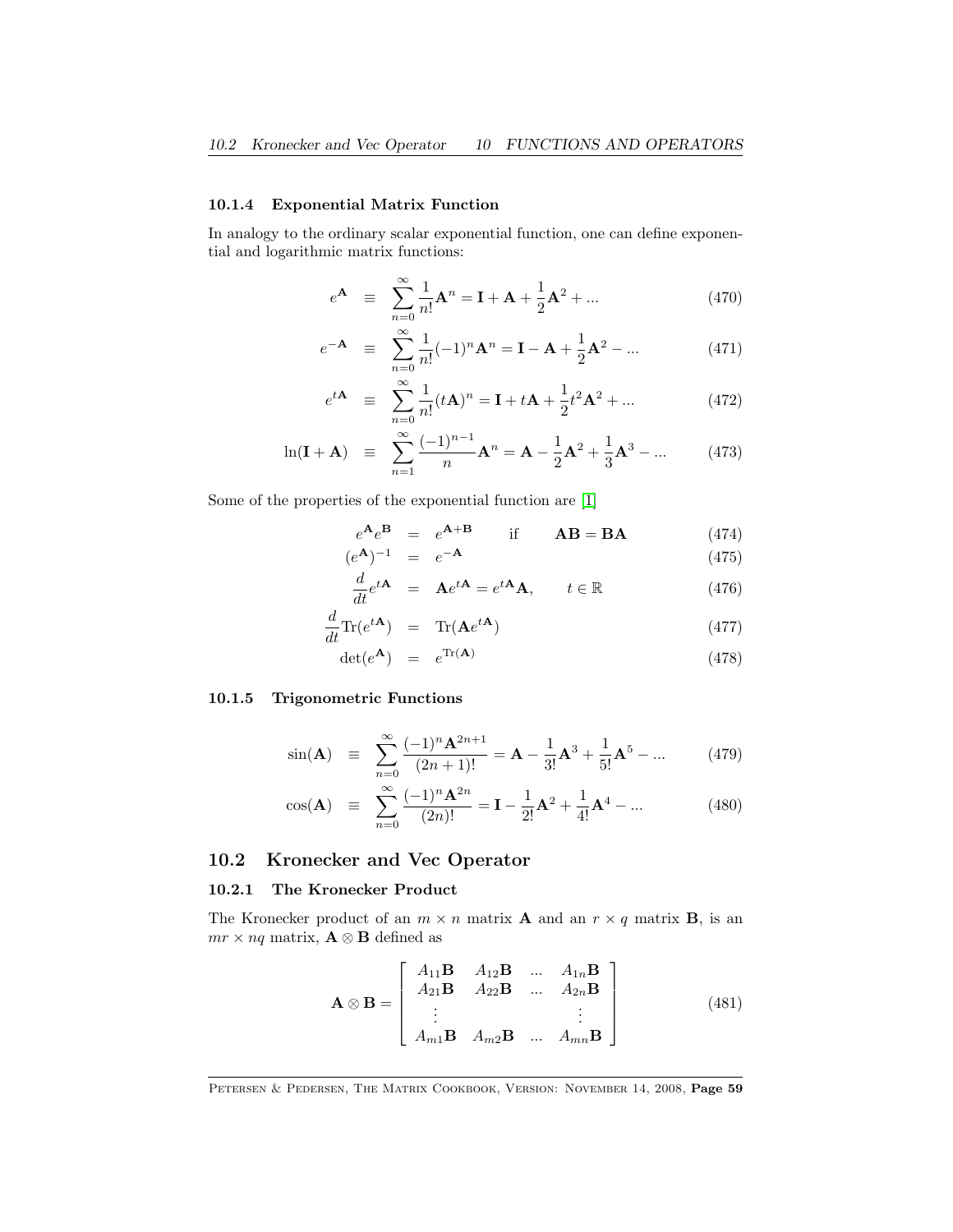### 10.1.4 Exponential Matrix Function

In analogy to the ordinary scalar exponential function, one can define exponential and logarithmic matrix functions:

$$e^{\mathbf{A}} \equiv \sum_{n=0}^{\infty} \frac{1}{n!}\mathbf{A}^n = \mathbf{I} + \mathbf{A} + \frac{1}{2}\mathbf{A}^2 + ... \tag{470}$$

$$e^{-\mathbf{A}} \equiv \sum_{n=0}^{\infty} \frac{1}{n!}(-1)^n\mathbf{A}^n = \mathbf{I} - \mathbf{A} + \frac{1}{2}\mathbf{A}^2 - ... \tag{471}$$

$$e^{t\mathbf{A}} \equiv \sum_{n=0}^{\infty} \frac{1}{n!}(t\mathbf{A})^n = \mathbf{I} + t\mathbf{A} + \frac{1}{2}t^2\mathbf{A}^2 + ... \tag{472}$$

$$\ln(\mathbf{I}+\mathbf{A}) \equiv \sum_{n=1}^{\infty} \frac{(-1)^{n-1}}{n}\mathbf{A}^n = \mathbf{A} - \frac{1}{2}\mathbf{A}^2 + \frac{1}{3}\mathbf{A}^3 - ... \tag{473}$$

Some of the properties of the exponential function are [1]

$$e^{\mathbf{A}}e^{\mathbf{B}} = e^{\mathbf{A}+\mathbf{B}} \qquad \text{if} \qquad \mathbf{AB} = \mathbf{BA} \tag{474}$$

$$(e^{\mathbf{A}})^{-1} = e^{-\mathbf{A}} \tag{475}$$

$$\frac{d}{dt}e^{t\mathbf{A}} = \mathbf{A}e^{t\mathbf{A}} = e^{t\mathbf{A}}\mathbf{A}, \qquad t \in \mathbb{R} \tag{476}$$

$$\frac{d}{dt}\text{Tr}(e^{t\mathbf{A}}) = \text{Tr}(\mathbf{A}e^{t\mathbf{A}}) \tag{477}$$

$$\det(e^{\mathbf{A}}) = e^{\text{Tr}(\mathbf{A})} \tag{478}$$

### 10.1.5 Trigonometric Functions

$$\sin(\mathbf{A}) \equiv \sum_{n=0}^{\infty} \frac{(-1)^n\mathbf{A}^{2n+1}}{(2n+1)!} = \mathbf{A} - \frac{1}{3!}\mathbf{A}^3 + \frac{1}{5!}\mathbf{A}^5 - ... \tag{479}$$

$$\cos(\mathbf{A}) \equiv \sum_{n=0}^{\infty} \frac{(-1)^n\mathbf{A}^{2n}}{(2n)!} = \mathbf{I} - \frac{1}{2!}\mathbf{A}^2 + \frac{1}{4!}\mathbf{A}^4 - ... \tag{480}$$

## 10.2 Kronecker and Vec Operator

### 10.2.1 The Kronecker Product

The Kronecker product of an $m \times n$ matrix $\mathbf{A}$ and an $r \times q$ matrix $\mathbf{B}$, is an $mr \times nq$ matrix, $\mathbf{A} \otimes \mathbf{B}$ defined as

$$\mathbf{A} \otimes \mathbf{B} = \begin{bmatrix} A_{11}\mathbf{B} & A_{12}\mathbf{B} & ... & A_{1n}\mathbf{B} \\ A_{21}\mathbf{B} & A_{22}\mathbf{B} & ... & A_{2n}\mathbf{B} \\ \vdots & & & \vdots \\ A_{m1}\mathbf{B} & A_{m2}\mathbf{B} & ... & A_{mn}\mathbf{B} \end{bmatrix} \tag{481}$$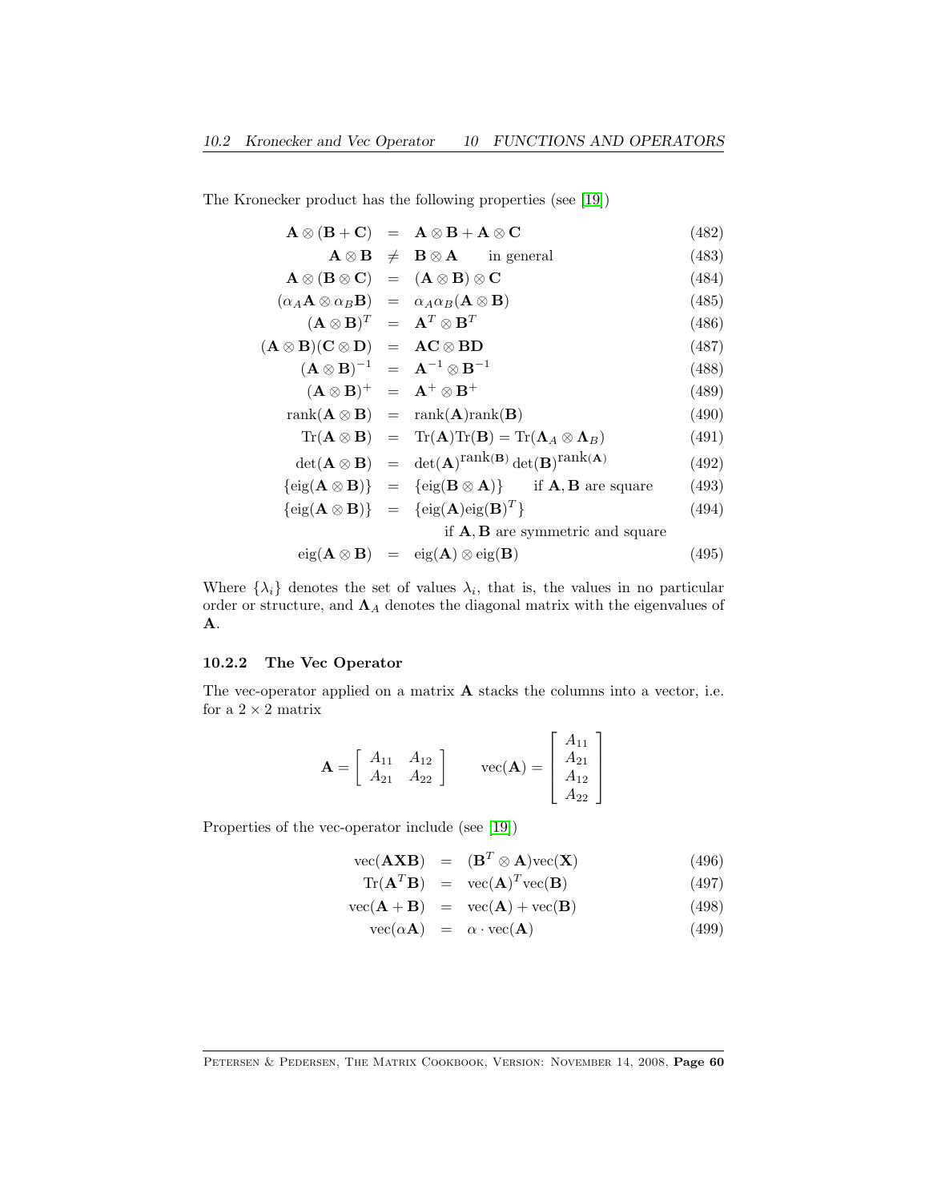The Kronecker product has the following properties (see [19])

$$
\begin{aligned}
\mathbf{A} \otimes (\mathbf{B} + \mathbf{C}) &= \mathbf{A} \otimes \mathbf{B} + \mathbf{A} \otimes \mathbf{C} & (482) \\
\mathbf{A} \otimes \mathbf{B} &\neq \mathbf{B} \otimes \mathbf{A} \quad \text{in general} & (483) \\
\mathbf{A} \otimes (\mathbf{B} \otimes \mathbf{C}) &= (\mathbf{A} \otimes \mathbf{B}) \otimes \mathbf{C} & (484) \\
(\alpha_A \mathbf{A} \otimes \alpha_B \mathbf{B}) &= \alpha_A \alpha_B (\mathbf{A} \otimes \mathbf{B}) & (485) \\
(\mathbf{A} \otimes \mathbf{B})^T &= \mathbf{A}^T \otimes \mathbf{B}^T & (486) \\
(\mathbf{A} \otimes \mathbf{B})(\mathbf{C} \otimes \mathbf{D}) &= \mathbf{AC} \otimes \mathbf{BD} & (487) \\
(\mathbf{A} \otimes \mathbf{B})^{-1} &= \mathbf{A}^{-1} \otimes \mathbf{B}^{-1} & (488) \\
(\mathbf{A} \otimes \mathbf{B})^{+} &= \mathbf{A}^{+} \otimes \mathbf{B}^{+} & (489) \\
\mathrm{rank}(\mathbf{A} \otimes \mathbf{B}) &= \mathrm{rank}(\mathbf{A})\mathrm{rank}(\mathbf{B}) & (490) \\
\mathrm{Tr}(\mathbf{A} \otimes \mathbf{B}) &= \mathrm{Tr}(\mathbf{A})\mathrm{Tr}(\mathbf{B}) = \mathrm{Tr}(\mathbf{\Lambda}_A \otimes \mathbf{\Lambda}_B) & (491) \\
\det(\mathbf{A} \otimes \mathbf{B}) &= \det(\mathbf{A})^{\mathrm{rank}(\mathbf{B})} \det(\mathbf{B})^{\mathrm{rank}(\mathbf{A})} & (492) \\
\{\mathrm{eig}(\mathbf{A} \otimes \mathbf{B})\} &= \{\mathrm{eig}(\mathbf{B} \otimes \mathbf{A})\} \quad \text{if } \mathbf{A}, \mathbf{B} \text{ are square} & (493) \\
\{\mathrm{eig}(\mathbf{A} \otimes \mathbf{B})\} &= \{\mathrm{eig}(\mathbf{A})\mathrm{eig}(\mathbf{B})^T\} & (494) \\
& \quad \text{if } \mathbf{A}, \mathbf{B} \text{ are symmetric and square} & \\
\mathrm{eig}(\mathbf{A} \otimes \mathbf{B}) &= \mathrm{eig}(\mathbf{A}) \otimes \mathrm{eig}(\mathbf{B}) & (495)
\end{aligned}
$$

Where $\{\lambda_i\}$ denotes the set of values $\lambda_i$, that is, the values in no particular order or structure, and $\mathbf{\Lambda}_A$ denotes the diagonal matrix with the eigenvalues of $\mathbf{A}$.

### 10.2.2 The Vec Operator

The vec-operator applied on a matrix $\mathbf{A}$ stacks the columns into a vector, i.e. for a $2 \times 2$ matrix

$$
\mathbf{A} = \begin{bmatrix} A_{11} & A_{12} \\ A_{21} & A_{22} \end{bmatrix} \qquad \mathrm{vec}(\mathbf{A}) = \begin{bmatrix} A_{11} \\ A_{21} \\ A_{12} \\ A_{22} \end{bmatrix}
$$

Properties of the vec-operator include (see [19])

$$
\begin{aligned}
\mathrm{vec}(\mathbf{AXB}) &= (\mathbf{B}^T \otimes \mathbf{A})\mathrm{vec}(\mathbf{X}) & (496) \\
\mathrm{Tr}(\mathbf{A}^T\mathbf{B}) &= \mathrm{vec}(\mathbf{A})^T \mathrm{vec}(\mathbf{B}) & (497) \\
\mathrm{vec}(\mathbf{A} + \mathbf{B}) &= \mathrm{vec}(\mathbf{A}) + \mathrm{vec}(\mathbf{B}) & (498) \\
\mathrm{vec}(\alpha\mathbf{A}) &= \alpha \cdot \mathrm{vec}(\mathbf{A}) & (499)
\end{aligned}
$$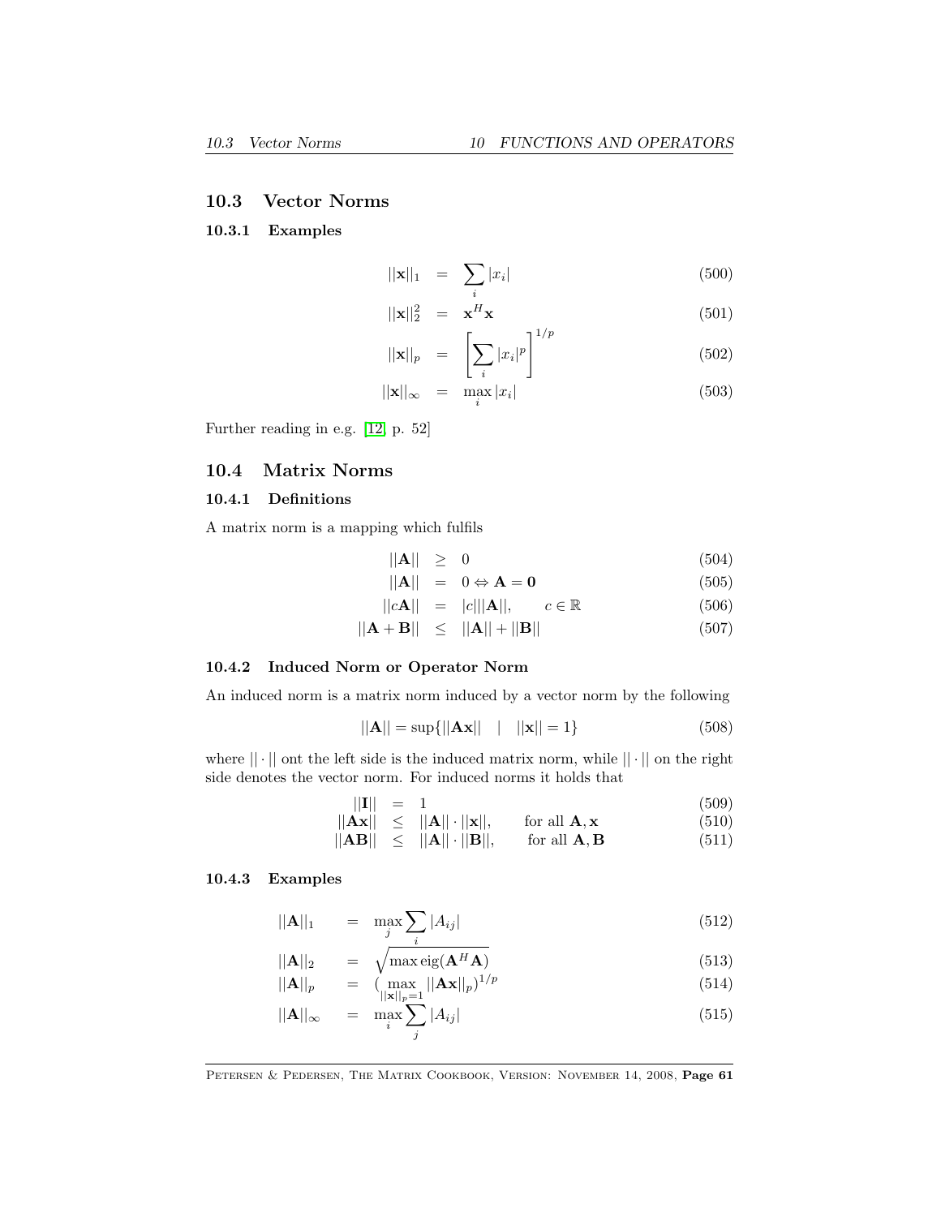## 10.3 Vector Norms

### 10.3.1 Examples

$$||\mathbf{x}||_1 = \sum_i |x_i| \quad (500)$$

$$||\mathbf{x}||_2^2 = \mathbf{x}^H \mathbf{x} \quad (501)$$

$$||\mathbf{x}||_p = \left[ \sum_i |x_i|^p \right]^{1/p} \quad (502)$$

$$||\mathbf{x}||_\infty = \max_i |x_i| \quad (503)$$

Further reading in e.g. [12, p. 52]

## 10.4 Matrix Norms

### 10.4.1 Definitions

A matrix norm is a mapping which fulfils

$$||\mathbf{A}|| \geq 0 \quad (504)$$

$$||\mathbf{A}|| = 0 \Leftrightarrow \mathbf{A} = \mathbf{0} \quad (505)$$

$$||c\mathbf{A}|| = |c|||\mathbf{A}||, \qquad c \in \mathbb{R} \quad (506)$$

$$||\mathbf{A} + \mathbf{B}|| \leq ||\mathbf{A}|| + ||\mathbf{B}|| \quad (507)$$

### 10.4.2 Induced Norm or Operator Norm

An induced norm is a matrix norm induced by a vector norm by the following

$$||\mathbf{A}|| = \sup\{||\mathbf{A}\mathbf{x}|| \quad | \quad ||\mathbf{x}|| = 1\} \quad (508)$$

where $||\cdot||$ ont the left side is the induced matrix norm, while $||\cdot||$ on the right side denotes the vector norm. For induced norms it holds that

$$||\mathbf{I}|| = 1 \quad (509)$$

$$||\mathbf{A}\mathbf{x}|| \leq ||\mathbf{A}|| \cdot ||\mathbf{x}||, \qquad \text{for all } \mathbf{A}, \mathbf{x} \quad (510)$$

$$||\mathbf{A}\mathbf{B}|| \leq ||\mathbf{A}|| \cdot ||\mathbf{B}||, \qquad \text{for all } \mathbf{A}, \mathbf{B} \quad (511)$$

### 10.4.3 Examples

$$||\mathbf{A}||_1 = \max_j \sum_i |A_{ij}| \quad (512)$$

$$||\mathbf{A}||_2 = \sqrt{\max \operatorname{eig}(\mathbf{A}^H \mathbf{A})} \quad (513)$$

$$||\mathbf{A}||_p = (\max_{||\mathbf{x}||_p = 1} ||\mathbf{A}\mathbf{x}||_p)^{1/p} \quad (514)$$

$$||\mathbf{A}||_\infty = \max_i \sum_j |A_{ij}| \quad (515)$$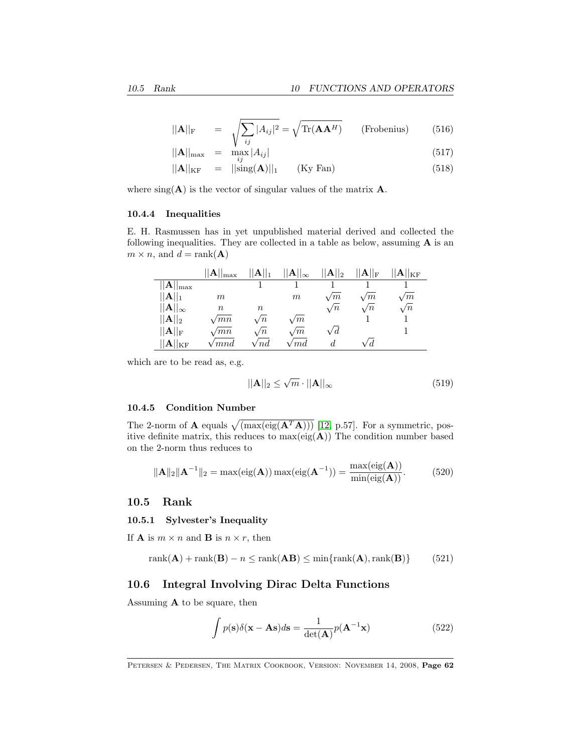$$||\mathbf{A}||_F = \sqrt{\sum_{ij} |A_{ij}|^2} = \sqrt{\text{Tr}(\mathbf{A}\mathbf{A}^H)} \qquad \text{(Frobenius)} \tag{516}$$

$$||\mathbf{A}||_{\max} = \max_{ij} |A_{ij}| \tag{517}$$

$$||\mathbf{A}||_{KF} = ||\text{sing}(\mathbf{A})||_1 \qquad \text{(Ky Fan)} \tag{518}$$

where $\text{sing}(\mathbf{A})$ is the vector of singular values of the matrix $\mathbf{A}$.

### 10.4.4 Inequalities

E. H. Rasmussen has in yet unpublished material derived and collected the following inequalities. They are collected in a table as below, assuming $\mathbf{A}$ is an $m \times n$, and $d = \text{rank}(\mathbf{A})$

| | $\|\|\mathbf{A}\|\|_{\max}$ | $\|\|\mathbf{A}\|\|_1$ | $\|\|\mathbf{A}\|\|_\infty$ | $\|\|\mathbf{A}\|\|_2$ | $\|\|\mathbf{A}\|\|_F$ | $\|\|\mathbf{A}\|\|_{KF}$ |
|---|---|---|---|---|---|---|
| $\|\|\mathbf{A}\|\|_{\max}$ | | $1$ | $1$ | $1$ | $1$ | $1$ |
| $\|\|\mathbf{A}\|\|_1$ | $m$ | | $m$ | $\sqrt{m}$ | $\sqrt{m}$ | $\sqrt{m}$ |
| $\|\|\mathbf{A}\|\|_\infty$ | $n$ | $n$ | | $\sqrt{n}$ | $\sqrt{n}$ | $\sqrt{n}$ |
| $\|\|\mathbf{A}\|\|_2$ | $\sqrt{mn}$ | $\sqrt{n}$ | $\sqrt{m}$ | | $1$ | $1$ |
| $\|\|\mathbf{A}\|\|_F$ | $\sqrt{mn}$ | $\sqrt{n}$ | $\sqrt{m}$ | $\sqrt{d}$ | | $1$ |
| $\|\|\mathbf{A}\|\|_{KF}$ | $\sqrt{mnd}$ | $\sqrt{nd}$ | $\sqrt{md}$ | $d$ | $\sqrt{d}$ | |

which are to be read as, e.g.

$$||\mathbf{A}||_2 \le \sqrt{m} \cdot ||\mathbf{A}||_\infty \tag{519}$$

### 10.4.5 Condition Number

The 2-norm of $\mathbf{A}$ equals $\sqrt{(\max(\text{eig}(\mathbf{A}^T\mathbf{A})))}$ [12, p.57]. For a symmetric, positive definite matrix, this reduces to $\max(\text{eig}(\mathbf{A}))$ The condition number based on the 2-norm thus reduces to

$$\|\mathbf{A}\|_2 \|\mathbf{A}^{-1}\|_2 = \max(\text{eig}(\mathbf{A})) \max(\text{eig}(\mathbf{A}^{-1})) = \frac{\max(\text{eig}(\mathbf{A}))}{\min(\text{eig}(\mathbf{A}))}. \tag{520}$$

## 10.5 Rank

### 10.5.1 Sylvester's Inequality

If $\mathbf{A}$ is $m \times n$ and $\mathbf{B}$ is $n \times r$, then

$$\text{rank}(\mathbf{A}) + \text{rank}(\mathbf{B}) - n \le \text{rank}(\mathbf{AB}) \le \min\{\text{rank}(\mathbf{A}), \text{rank}(\mathbf{B})\} \tag{521}$$

## 10.6 Integral Involving Dirac Delta Functions

Assuming $\mathbf{A}$ to be square, then

$$\int p(\mathbf{s})\delta(\mathbf{x} - \mathbf{A}\mathbf{s})d\mathbf{s} = \frac{1}{\det(\mathbf{A})} p(\mathbf{A}^{-1}\mathbf{x}) \tag{522}$$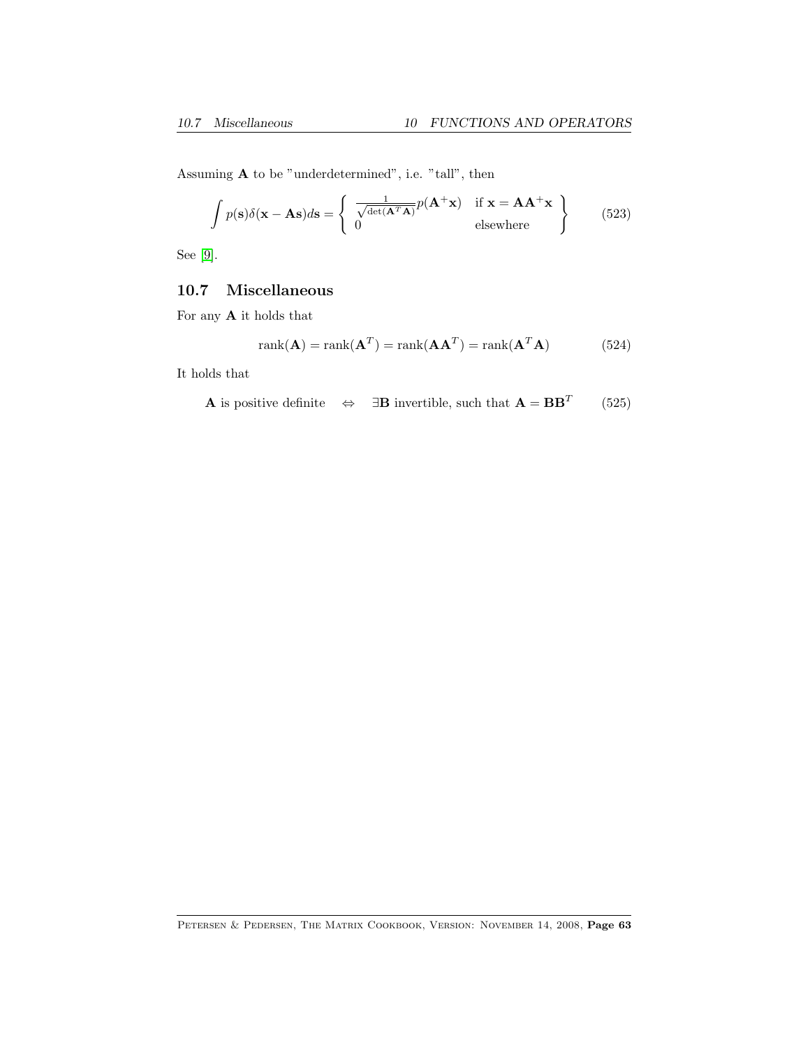Assuming $\mathbf{A}$ to be "underdetermined", i.e. "tall", then

$$\int p(\mathbf{s})\delta(\mathbf{x} - \mathbf{A}\mathbf{s})d\mathbf{s} = \left\{ \begin{array}{ll} \frac{1}{\sqrt{\det(\mathbf{A}^T\mathbf{A})}} p(\mathbf{A}^+\mathbf{x}) & \text{if } \mathbf{x} = \mathbf{A}\mathbf{A}^+\mathbf{x} \\ 0 & \text{elsewhere} \end{array} \right\} \tag{523}$$

See [9].

## 10.7 Miscellaneous

For any $\mathbf{A}$ it holds that

$$\text{rank}(\mathbf{A}) = \text{rank}(\mathbf{A}^T) = \text{rank}(\mathbf{A}\mathbf{A}^T) = \text{rank}(\mathbf{A}^T\mathbf{A}) \tag{524}$$

It holds that

$$\mathbf{A} \text{ is positive definite} \quad \Leftrightarrow \quad \exists \mathbf{B} \text{ invertible, such that } \mathbf{A} = \mathbf{B}\mathbf{B}^T \tag{525}$$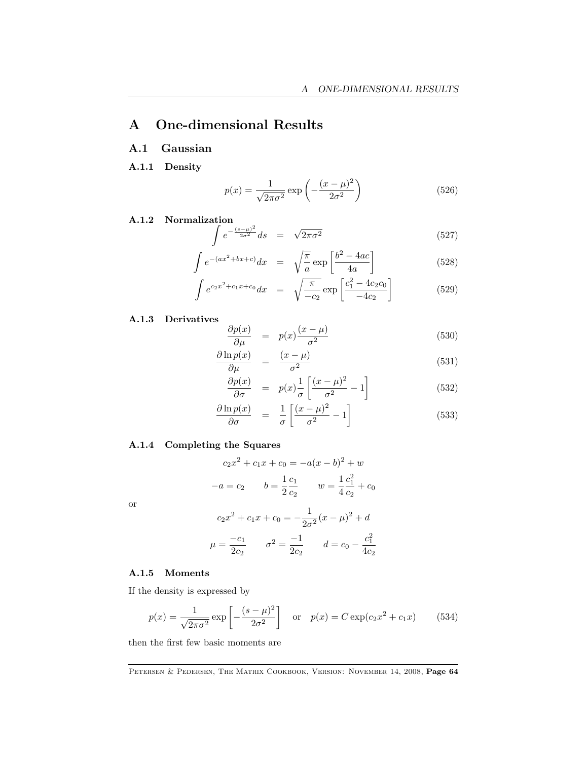# A One-dimensional Results

## A.1 Gaussian

### A.1.1 Density

$$p(x) = \frac{1}{\sqrt{2\pi\sigma^2}} \exp\left(-\frac{(x-\mu)^2}{2\sigma^2}\right) \tag{526}$$

### A.1.2 Normalization

$$\int e^{-\frac{(s-\mu)^2}{2\sigma^2}} ds = \sqrt{2\pi\sigma^2} \tag{527}$$

$$\int e^{-(ax^2+bx+c)} dx = \sqrt{\frac{\pi}{a}} \exp\left[\frac{b^2-4ac}{4a}\right] \tag{528}$$

$$\int e^{c_2x^2+c_1x+c_0} dx = \sqrt{\frac{\pi}{-c_2}} \exp\left[\frac{c_1^2-4c_2c_0}{-4c_2}\right] \tag{529}$$

### A.1.3 Derivatives

$$\frac{\partial p(x)}{\partial \mu} = p(x)\frac{(x-\mu)}{\sigma^2} \tag{530}$$

$$\frac{\partial \ln p(x)}{\partial \mu} = \frac{(x-\mu)}{\sigma^2} \tag{531}$$

$$\frac{\partial p(x)}{\partial \sigma} = p(x)\frac{1}{\sigma}\left[\frac{(x-\mu)^2}{\sigma^2} - 1\right] \tag{532}$$

$$\frac{\partial \ln p(x)}{\partial \sigma} = \frac{1}{\sigma}\left[\frac{(x-\mu)^2}{\sigma^2} - 1\right] \tag{533}$$

### A.1.4 Completing the Squares

$$c_2x^2 + c_1x + c_0 = -a(x-b)^2 + w$$

$$-a = c_2 \qquad b = \frac{1}{2}\frac{c_1}{c_2} \qquad w = \frac{1}{4}\frac{c_1^2}{c_2} + c_0$$

or

$$c_2x^2 + c_1x + c_0 = -\frac{1}{2\sigma^2}(x-\mu)^2 + d$$

$$\mu = \frac{-c_1}{2c_2} \qquad \sigma^2 = \frac{-1}{2c_2} \qquad d = c_0 - \frac{c_1^2}{4c_2}$$

### A.1.5 Moments

If the density is expressed by

$$p(x) = \frac{1}{\sqrt{2\pi\sigma^2}} \exp\left[-\frac{(s-\mu)^2}{2\sigma^2}\right] \quad \text{or} \quad p(x) = C\exp(c_2x^2 + c_1x) \tag{534}$$

then the first few basic moments are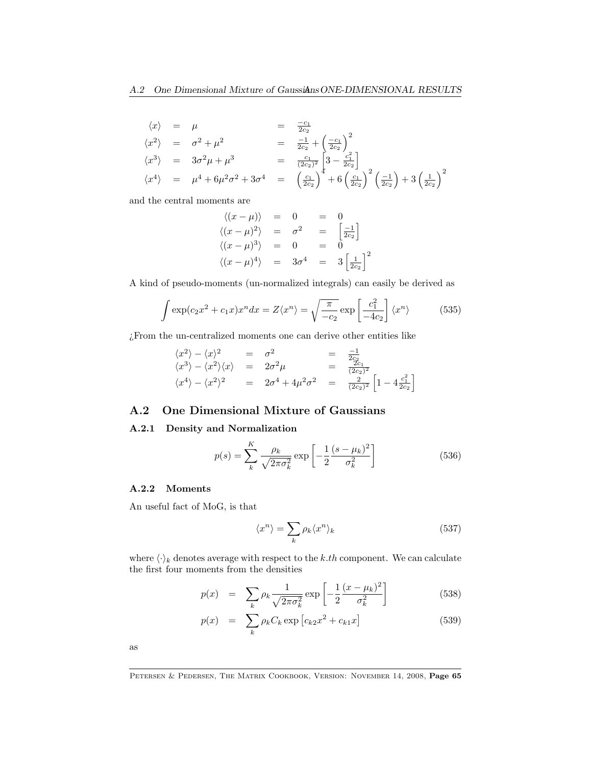$$
\begin{aligned}
\langle x \rangle &= \mu &&= \frac{-c_1}{2c_2} \\
\langle x^2 \rangle &= \sigma^2 + \mu^2 &&= \frac{-1}{2c_2} + \left(\frac{-c_1}{2c_2}\right)^2 \\
\langle x^3 \rangle &= 3\sigma^2\mu + \mu^3 &&= \frac{c_1}{(2c_2)^2}\left[3 - \frac{c_1^2}{2c_2}\right] \\
\langle x^4 \rangle &= \mu^4 + 6\mu^2\sigma^2 + 3\sigma^4 &&= \left(\frac{c_1}{2c_2}\right)^4 + 6\left(\frac{c_1}{2c_2}\right)^2\left(\frac{-1}{2c_2}\right) + 3\left(\frac{1}{2c_2}\right)^2
\end{aligned}
$$

and the central moments are

$$
\begin{aligned}
\langle (x-\mu) \rangle &= 0 &&= 0 \\
\langle (x-\mu)^2 \rangle &= \sigma^2 &&= \left[\frac{-1}{2c_2}\right] \\
\langle (x-\mu)^3 \rangle &= 0 &&= 0 \\
\langle (x-\mu)^4 \rangle &= 3\sigma^4 &&= 3\left[\frac{1}{2c_2}\right]^2
\end{aligned}
$$

A kind of pseudo-moments (un-normalized integrals) can easily be derived as

$$
\int \exp(c_2 x^2 + c_1 x) x^n dx = Z\langle x^n \rangle = \sqrt{\frac{\pi}{-c_2}} \exp\left[\frac{c_1^2}{-4c_2}\right] \langle x^n \rangle \tag{535}
$$

¿From the un-centralized moments one can derive other entities like

$$
\begin{aligned}
\langle x^2 \rangle - \langle x \rangle^2 &= \sigma^2 &&= \frac{-1}{2c_2} \\
\langle x^3 \rangle - \langle x^2 \rangle\langle x \rangle &= 2\sigma^2\mu &&= \frac{2c_1}{(2c_2)^2} \\
\langle x^4 \rangle - \langle x^2 \rangle^2 &= 2\sigma^4 + 4\mu^2\sigma^2 &&= \frac{2}{(2c_2)^2}\left[1 - 4\frac{c_1^2}{2c_2}\right]
\end{aligned}
$$

## A.2 One Dimensional Mixture of Gaussians

### A.2.1 Density and Normalization

$$
p(s) = \sum_k^K \frac{\rho_k}{\sqrt{2\pi\sigma_k^2}} \exp\left[-\frac{1}{2}\frac{(s-\mu_k)^2}{\sigma_k^2}\right] \tag{536}
$$

### A.2.2 Moments

An useful fact of MoG, is that

$$
\langle x^n \rangle = \sum_k \rho_k \langle x^n \rangle_k \tag{537}
$$

where $\langle \cdot \rangle_k$ denotes average with respect to the $k.th$ component. We can calculate the first four moments from the densities

$$
p(x) = \sum_k \rho_k \frac{1}{\sqrt{2\pi\sigma_k^2}} \exp\left[-\frac{1}{2}\frac{(x-\mu_k)^2}{\sigma_k^2}\right] \tag{538}
$$

$$
p(x) = \sum_k \rho_k C_k \exp\left[c_{k2}x^2 + c_{k1}x\right] \tag{539}
$$

as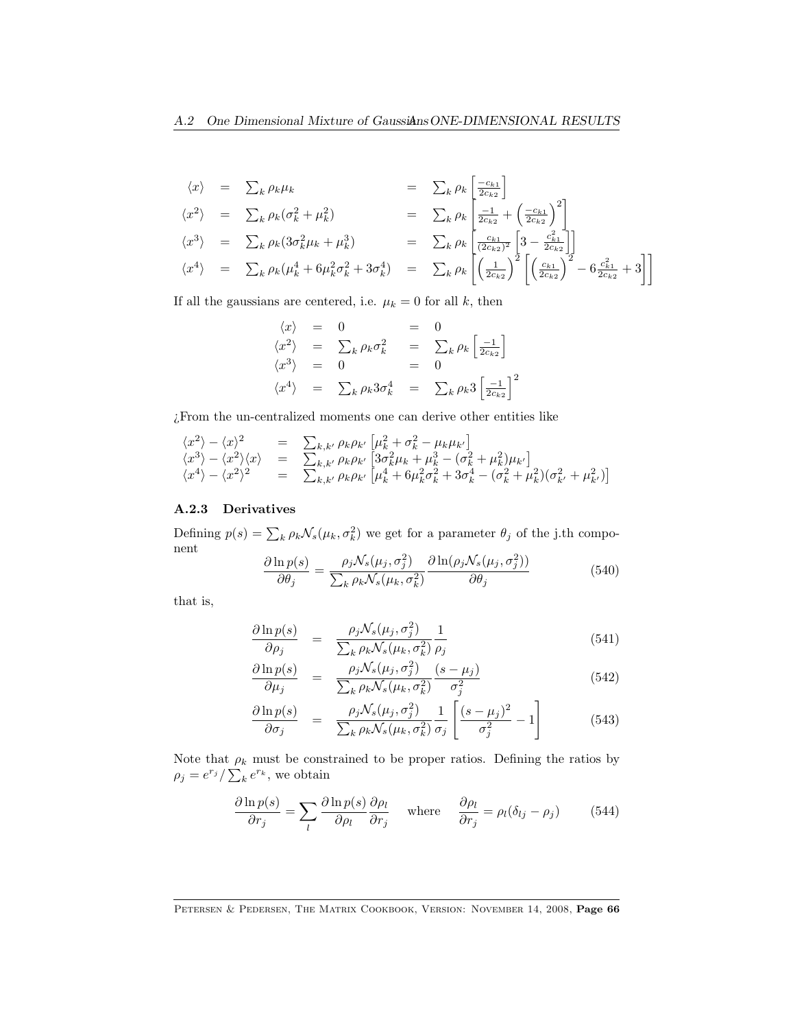$$
\begin{array}{rclcl}
\langle x \rangle & = & \sum_k \rho_k \mu_k & = & \sum_k \rho_k \left[ \frac{-c_{k1}}{2c_{k2}} \right] \\
\langle x^2 \rangle & = & \sum_k \rho_k (\sigma_k^2 + \mu_k^2) & = & \sum_k \rho_k \left[ \frac{-1}{2c_{k2}} + \left( \frac{-c_{k1}}{2c_{k2}} \right)^2 \right] \\
\langle x^3 \rangle & = & \sum_k \rho_k (3\sigma_k^2 \mu_k + \mu_k^3) & = & \sum_k \rho_k \left[ \frac{c_{k1}}{(2c_{k2})^2} \left[ 3 - \frac{c_{k1}^2}{2c_{k2}} \right] \right] \\
\langle x^4 \rangle & = & \sum_k \rho_k (\mu_k^4 + 6\mu_k^2 \sigma_k^2 + 3\sigma_k^4) & = & \sum_k \rho_k \left[ \left( \frac{1}{2c_{k2}} \right)^2 \left[ \left( \frac{c_{k1}}{2c_{k2}} \right)^2 - 6 \frac{c_{k1}^2}{2c_{k2}} + 3 \right] \right]
\end{array}
$$

If all the gaussians are centered, i.e. $\mu_k = 0$ for all $k$, then

$$
\begin{array}{rclcl}
\langle x \rangle & = & 0 & = & 0 \\
\langle x^2 \rangle & = & \sum_k \rho_k \sigma_k^2 & = & \sum_k \rho_k \left[ \frac{-1}{2c_{k2}} \right] \\
\langle x^3 \rangle & = & 0 & = & 0 \\
\langle x^4 \rangle & = & \sum_k \rho_k 3\sigma_k^4 & = & \sum_k \rho_k 3 \left[ \frac{-1}{2c_{k2}} \right]^2
\end{array}
$$

¿From the un-centralized moments one can derive other entities like

$$
\begin{array}{rcl}
\langle x^2 \rangle - \langle x \rangle^2 & = & \sum_{k,k'} \rho_k \rho_{k'} \left[ \mu_k^2 + \sigma_k^2 - \mu_k \mu_{k'} \right] \\
\langle x^3 \rangle - \langle x^2 \rangle \langle x \rangle & = & \sum_{k,k'} \rho_k \rho_{k'} \left[ 3\sigma_k^2 \mu_k + \mu_k^3 - (\sigma_k^2 + \mu_k^2)\mu_{k'} \right] \\
\langle x^4 \rangle - \langle x^2 \rangle^2 & = & \sum_{k,k'} \rho_k \rho_{k'} \left[ \mu_k^4 + 6\mu_k^2 \sigma_k^2 + 3\sigma_k^4 - (\sigma_k^2 + \mu_k^2)(\sigma_{k'}^2 + \mu_{k'}^2) \right]
\end{array}
$$

### A.2.3 Derivatives

Defining $p(s) = \sum_k \rho_k \mathcal{N}_s(\mu_k, \sigma_k^2)$ we get for a parameter $\theta_j$ of the j.th component

$$
\frac{\partial \ln p(s)}{\partial \theta_j} = \frac{\rho_j \mathcal{N}_s(\mu_j, \sigma_j^2)}{\sum_k \rho_k \mathcal{N}_s(\mu_k, \sigma_k^2)} \frac{\partial \ln(\rho_j \mathcal{N}_s(\mu_j, \sigma_j^2))}{\partial \theta_j} \tag{540}
$$

that is,

$$
\frac{\partial \ln p(s)}{\partial \rho_j} = \frac{\rho_j \mathcal{N}_s(\mu_j, \sigma_j^2)}{\sum_k \rho_k \mathcal{N}_s(\mu_k, \sigma_k^2)} \frac{1}{\rho_j} \tag{541}
$$

$$
\frac{\partial \ln p(s)}{\partial \mu_j} = \frac{\rho_j \mathcal{N}_s(\mu_j, \sigma_j^2)}{\sum_k \rho_k \mathcal{N}_s(\mu_k, \sigma_k^2)} \frac{(s - \mu_j)}{\sigma_j^2} \tag{542}
$$

$$
\frac{\partial \ln p(s)}{\partial \sigma_j} = \frac{\rho_j \mathcal{N}_s(\mu_j, \sigma_j^2)}{\sum_k \rho_k \mathcal{N}_s(\mu_k, \sigma_k^2)} \frac{1}{\sigma_j} \left[ \frac{(s - \mu_j)^2}{\sigma_j^2} - 1 \right] \tag{543}
$$

Note that $\rho_k$ must be constrained to be proper ratios. Defining the ratios by $\rho_j = e^{r_j} / \sum_k e^{r_k}$, we obtain

$$
\frac{\partial \ln p(s)}{\partial r_j} = \sum_l \frac{\partial \ln p(s)}{\partial \rho_l} \frac{\partial \rho_l}{\partial r_j} \quad \text{where} \quad \frac{\partial \rho_l}{\partial r_j} = \rho_l(\delta_{lj} - \rho_j) \tag{544}
$$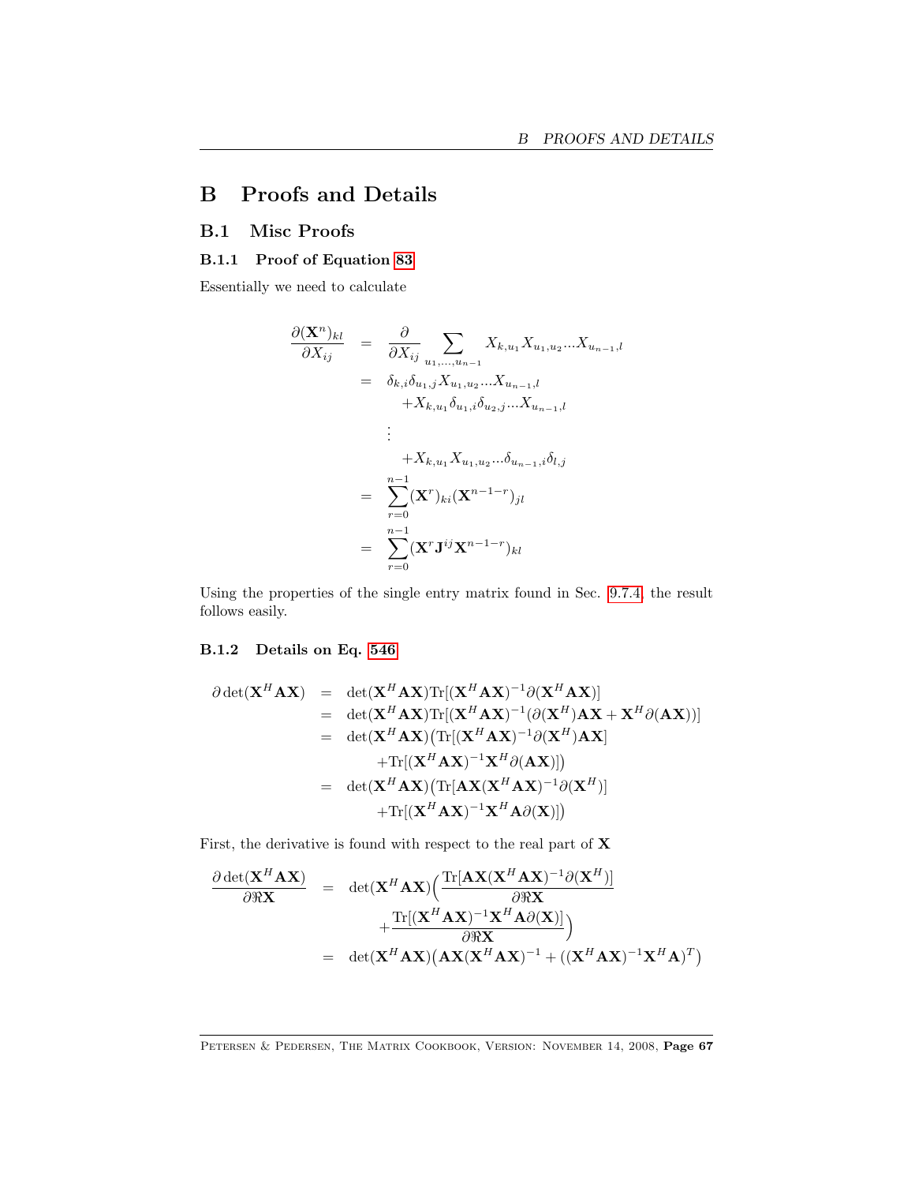# B Proofs and Details

## B.1 Misc Proofs

### B.1.1 Proof of Equation 83

Essentially we need to calculate

$$
\begin{aligned}
\frac{\partial(\mathbf{X}^n)_{kl}}{\partial X_{ij}} &= \frac{\partial}{\partial X_{ij}} \sum_{u_1,\ldots,u_{n-1}} X_{k,u_1} X_{u_1,u_2} \ldots X_{u_{n-1},l} \\
&= \delta_{k,i}\delta_{u_1,j} X_{u_1,u_2}\ldots X_{u_{n-1},l} \\
&\quad + X_{k,u_1}\delta_{u_1,i}\delta_{u_2,j}\ldots X_{u_{n-1},l} \\
&\quad \vdots \\
&\quad + X_{k,u_1} X_{u_1,u_2}\ldots \delta_{u_{n-1},i}\delta_{l,j} \\
&= \sum_{r=0}^{n-1} (\mathbf{X}^r)_{ki} (\mathbf{X}^{n-1-r})_{jl} \\
&= \sum_{r=0}^{n-1} (\mathbf{X}^r \mathbf{J}^{ij} \mathbf{X}^{n-1-r})_{kl}
\end{aligned}
$$

Using the properties of the single entry matrix found in Sec. 9.7.4, the result follows easily.

### B.1.2 Details on Eq. 546

$$
\begin{aligned}
\partial \det(\mathbf{X}^H\mathbf{A}\mathbf{X}) &= \det(\mathbf{X}^H\mathbf{A}\mathbf{X})\mathrm{Tr}[(\mathbf{X}^H\mathbf{A}\mathbf{X})^{-1}\partial(\mathbf{X}^H\mathbf{A}\mathbf{X})] \\
&= \det(\mathbf{X}^H\mathbf{A}\mathbf{X})\mathrm{Tr}[(\mathbf{X}^H\mathbf{A}\mathbf{X})^{-1}(\partial(\mathbf{X}^H)\mathbf{A}\mathbf{X} + \mathbf{X}^H\partial(\mathbf{A}\mathbf{X}))] \\
&= \det(\mathbf{X}^H\mathbf{A}\mathbf{X})\big(\mathrm{Tr}[(\mathbf{X}^H\mathbf{A}\mathbf{X})^{-1}\partial(\mathbf{X}^H)\mathbf{A}\mathbf{X}] \\
&\quad + \mathrm{Tr}[(\mathbf{X}^H\mathbf{A}\mathbf{X})^{-1}\mathbf{X}^H\partial(\mathbf{A}\mathbf{X})]\big) \\
&= \det(\mathbf{X}^H\mathbf{A}\mathbf{X})\big(\mathrm{Tr}[\mathbf{A}\mathbf{X}(\mathbf{X}^H\mathbf{A}\mathbf{X})^{-1}\partial(\mathbf{X}^H)] \\
&\quad + \mathrm{Tr}[(\mathbf{X}^H\mathbf{A}\mathbf{X})^{-1}\mathbf{X}^H\mathbf{A}\partial(\mathbf{X})]\big)
\end{aligned}
$$

First, the derivative is found with respect to the real part of $\mathbf{X}$

$$
\begin{aligned}
\frac{\partial \det(\mathbf{X}^H\mathbf{A}\mathbf{X})}{\partial \Re\mathbf{X}} &= \det(\mathbf{X}^H\mathbf{A}\mathbf{X})\Big(\frac{\mathrm{Tr}[\mathbf{A}\mathbf{X}(\mathbf{X}^H\mathbf{A}\mathbf{X})^{-1}\partial(\mathbf{X}^H)]}{\partial \Re\mathbf{X}} \\
&\quad + \frac{\mathrm{Tr}[(\mathbf{X}^H\mathbf{A}\mathbf{X})^{-1}\mathbf{X}^H\mathbf{A}\partial(\mathbf{X})]}{\partial \Re\mathbf{X}}\Big) \\
&= \det(\mathbf{X}^H\mathbf{A}\mathbf{X})\big(\mathbf{A}\mathbf{X}(\mathbf{X}^H\mathbf{A}\mathbf{X})^{-1} + ((\mathbf{X}^H\mathbf{A}\mathbf{X})^{-1}\mathbf{X}^H\mathbf{A})^T\big)
\end{aligned}
$$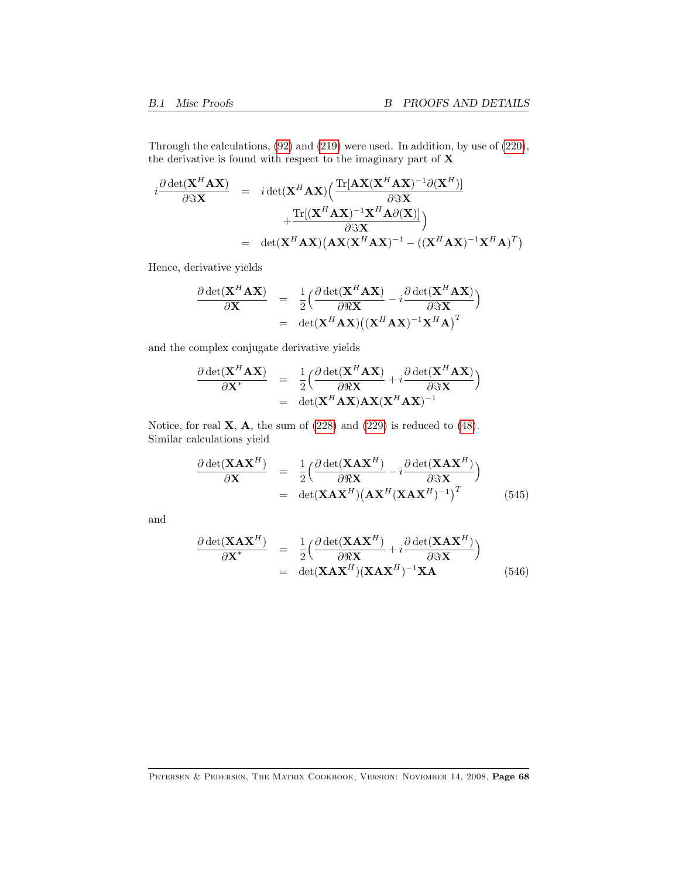Through the calculations, (92) and (219) were used. In addition, by use of (220), the derivative is found with respect to the imaginary part of $\mathbf{X}$

$$
\begin{aligned}
i\frac{\partial \det(\mathbf{X}^H\mathbf{A}\mathbf{X})}{\partial \Im\mathbf{X}} &= i\det(\mathbf{X}^H\mathbf{A}\mathbf{X})\Big(\frac{\text{Tr}[\mathbf{A}\mathbf{X}(\mathbf{X}^H\mathbf{A}\mathbf{X})^{-1}\partial(\mathbf{X}^H)]}{\partial \Im\mathbf{X}} \\
&\quad + \frac{\text{Tr}[(\mathbf{X}^H\mathbf{A}\mathbf{X})^{-1}\mathbf{X}^H\mathbf{A}\partial(\mathbf{X})]}{\partial \Im\mathbf{X}}\Big) \\
&= \det(\mathbf{X}^H\mathbf{A}\mathbf{X})\big(\mathbf{A}\mathbf{X}(\mathbf{X}^H\mathbf{A}\mathbf{X})^{-1} - ((\mathbf{X}^H\mathbf{A}\mathbf{X})^{-1}\mathbf{X}^H\mathbf{A})^T\big)
\end{aligned}
$$

Hence, derivative yields

$$
\begin{aligned}
\frac{\partial \det(\mathbf{X}^H\mathbf{A}\mathbf{X})}{\partial \mathbf{X}} &= \frac{1}{2}\Big(\frac{\partial \det(\mathbf{X}^H\mathbf{A}\mathbf{X})}{\partial \Re\mathbf{X}} - i\frac{\partial \det(\mathbf{X}^H\mathbf{A}\mathbf{X})}{\partial \Im\mathbf{X}}\Big) \\
&= \det(\mathbf{X}^H\mathbf{A}\mathbf{X})\big((\mathbf{X}^H\mathbf{A}\mathbf{X})^{-1}\mathbf{X}^H\mathbf{A}\big)^T
\end{aligned}
$$

and the complex conjugate derivative yields

$$
\begin{aligned}
\frac{\partial \det(\mathbf{X}^H\mathbf{A}\mathbf{X})}{\partial \mathbf{X}^*} &= \frac{1}{2}\Big(\frac{\partial \det(\mathbf{X}^H\mathbf{A}\mathbf{X})}{\partial \Re\mathbf{X}} + i\frac{\partial \det(\mathbf{X}^H\mathbf{A}\mathbf{X})}{\partial \Im\mathbf{X}}\Big) \\
&= \det(\mathbf{X}^H\mathbf{A}\mathbf{X})\mathbf{A}\mathbf{X}(\mathbf{X}^H\mathbf{A}\mathbf{X})^{-1}
\end{aligned}
$$

Notice, for real $\mathbf{X}$, $\mathbf{A}$, the sum of (228) and (229) is reduced to (48). Similar calculations yield

$$
\begin{aligned}
\frac{\partial \det(\mathbf{X}\mathbf{A}\mathbf{X}^H)}{\partial \mathbf{X}} &= \frac{1}{2}\Big(\frac{\partial \det(\mathbf{X}\mathbf{A}\mathbf{X}^H)}{\partial \Re\mathbf{X}} - i\frac{\partial \det(\mathbf{X}\mathbf{A}\mathbf{X}^H)}{\partial \Im\mathbf{X}}\Big) \\
&= \det(\mathbf{X}\mathbf{A}\mathbf{X}^H)\big(\mathbf{A}\mathbf{X}^H(\mathbf{X}\mathbf{A}\mathbf{X}^H)^{-1}\big)^T \qquad (545)
\end{aligned}
$$

and

$$
\begin{aligned}
\frac{\partial \det(\mathbf{X}\mathbf{A}\mathbf{X}^H)}{\partial \mathbf{X}^*} &= \frac{1}{2}\Big(\frac{\partial \det(\mathbf{X}\mathbf{A}\mathbf{X}^H)}{\partial \Re\mathbf{X}} + i\frac{\partial \det(\mathbf{X}\mathbf{A}\mathbf{X}^H)}{\partial \Im\mathbf{X}}\Big) \\
&= \det(\mathbf{X}\mathbf{A}\mathbf{X}^H)(\mathbf{X}\mathbf{A}\mathbf{X}^H)^{-1}\mathbf{X}\mathbf{A} \qquad (546)
\end{aligned}
$$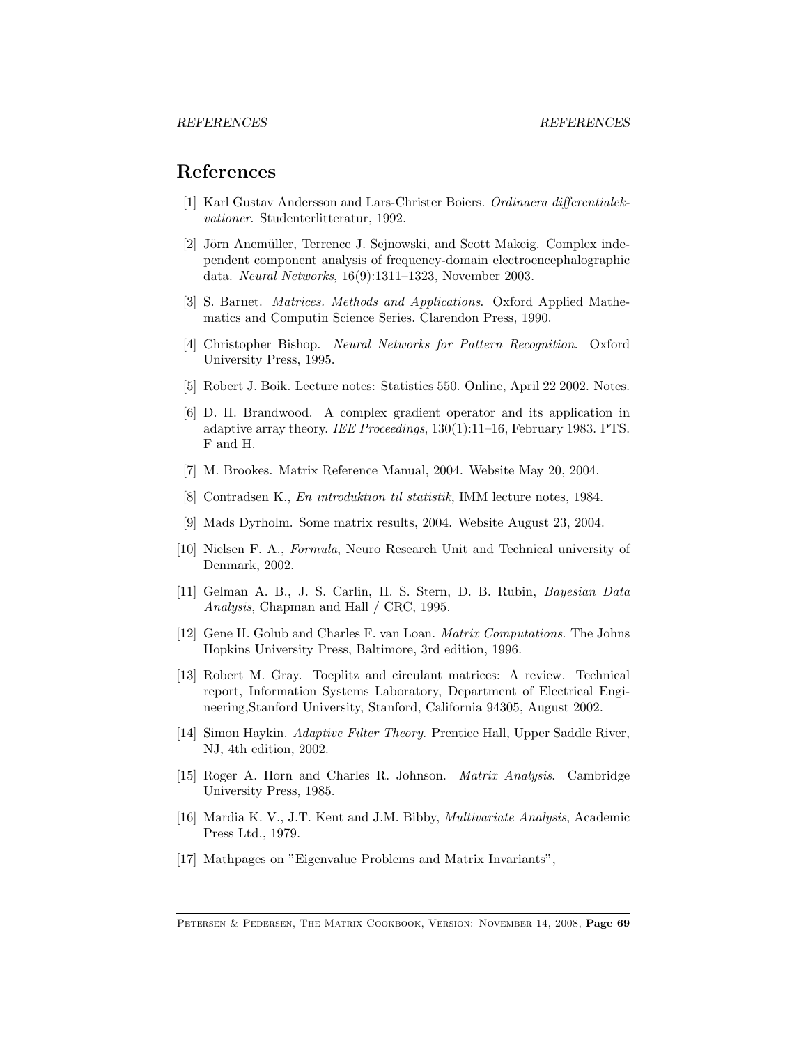# References

[1] Karl Gustav Andersson and Lars-Christer Boiers. *Ordinaera differentialekvationer*. Studenterlitteratur, 1992.

[2] Jörn Anemüller, Terrence J. Sejnowski, and Scott Makeig. Complex independent component analysis of frequency-domain electroencephalographic data. *Neural Networks*, 16(9):1311–1323, November 2003.

[3] S. Barnet. *Matrices. Methods and Applications*. Oxford Applied Mathematics and Computin Science Series. Clarendon Press, 1990.

[4] Christopher Bishop. *Neural Networks for Pattern Recognition*. Oxford University Press, 1995.

[5] Robert J. Boik. Lecture notes: Statistics 550. Online, April 22 2002. Notes.

[6] D. H. Brandwood. A complex gradient operator and its application in adaptive array theory. *IEE Proceedings*, 130(1):11–16, February 1983. PTS. F and H.

[7] M. Brookes. Matrix Reference Manual, 2004. Website May 20, 2004.

[8] Contradsen K., *En introduktion til statistik*, IMM lecture notes, 1984.

[9] Mads Dyrholm. Some matrix results, 2004. Website August 23, 2004.

[10] Nielsen F. A., *Formula*, Neuro Research Unit and Technical university of Denmark, 2002.

[11] Gelman A. B., J. S. Carlin, H. S. Stern, D. B. Rubin, *Bayesian Data Analysis*, Chapman and Hall / CRC, 1995.

[12] Gene H. Golub and Charles F. van Loan. *Matrix Computations*. The Johns Hopkins University Press, Baltimore, 3rd edition, 1996.

[13] Robert M. Gray. Toeplitz and circulant matrices: A review. Technical report, Information Systems Laboratory, Department of Electrical Engineering,Stanford University, Stanford, California 94305, August 2002.

[14] Simon Haykin. *Adaptive Filter Theory*. Prentice Hall, Upper Saddle River, NJ, 4th edition, 2002.

[15] Roger A. Horn and Charles R. Johnson. *Matrix Analysis*. Cambridge University Press, 1985.

[16] Mardia K. V., J.T. Kent and J.M. Bibby, *Multivariate Analysis*, Academic Press Ltd., 1979.

[17] Mathpages on "Eigenvalue Problems and Matrix Invariants",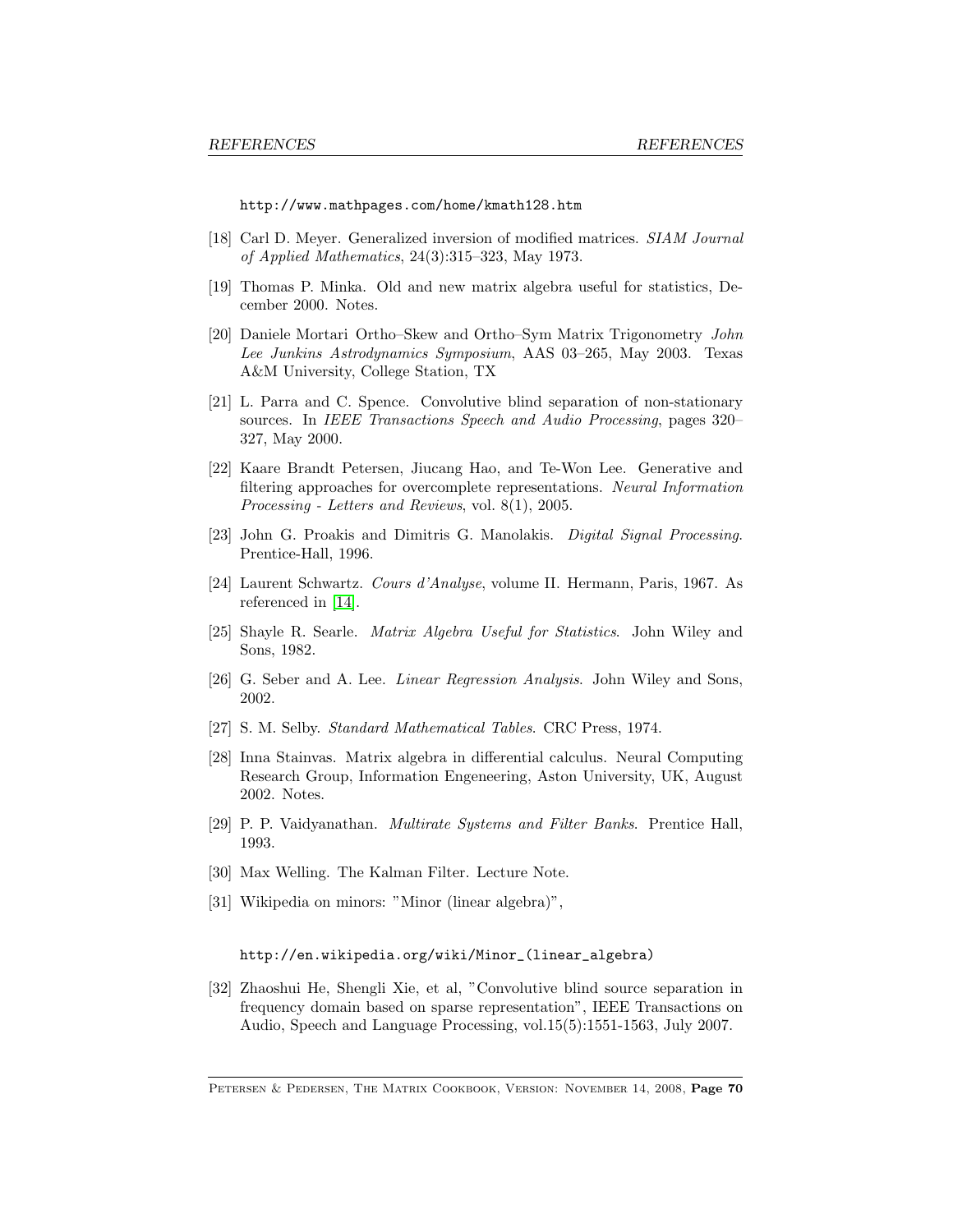http://www.mathpages.com/home/kmath128.htm

[18] Carl D. Meyer. Generalized inversion of modified matrices. *SIAM Journal of Applied Mathematics*, 24(3):315–323, May 1973.

[19] Thomas P. Minka. Old and new matrix algebra useful for statistics, December 2000. Notes.

[20] Daniele Mortari Ortho–Skew and Ortho–Sym Matrix Trigonometry *John Lee Junkins Astrodynamics Symposium*, AAS 03–265, May 2003. Texas A&M University, College Station, TX

[21] L. Parra and C. Spence. Convolutive blind separation of non-stationary sources. In *IEEE Transactions Speech and Audio Processing*, pages 320–327, May 2000.

[22] Kaare Brandt Petersen, Jiucang Hao, and Te-Won Lee. Generative and filtering approaches for overcomplete representations. *Neural Information Processing - Letters and Reviews*, vol. 8(1), 2005.

[23] John G. Proakis and Dimitris G. Manolakis. *Digital Signal Processing*. Prentice-Hall, 1996.

[24] Laurent Schwartz. *Cours d'Analyse*, volume II. Hermann, Paris, 1967. As referenced in [14].

[25] Shayle R. Searle. *Matrix Algebra Useful for Statistics*. John Wiley and Sons, 1982.

[26] G. Seber and A. Lee. *Linear Regression Analysis*. John Wiley and Sons, 2002.

[27] S. M. Selby. *Standard Mathematical Tables*. CRC Press, 1974.

[28] Inna Stainvas. Matrix algebra in differential calculus. Neural Computing Research Group, Information Engeneering, Aston University, UK, August 2002. Notes.

[29] P. P. Vaidyanathan. *Multirate Systems and Filter Banks*. Prentice Hall, 1993.

[30] Max Welling. The Kalman Filter. Lecture Note.

[31] Wikipedia on minors: "Minor (linear algebra)",

http://en.wikipedia.org/wiki/Minor_(linear_algebra)

[32] Zhaoshui He, Shengli Xie, et al, "Convolutive blind source separation in frequency domain based on sparse representation", IEEE Transactions on Audio, Speech and Language Processing, vol.15(5):1551-1563, July 2007.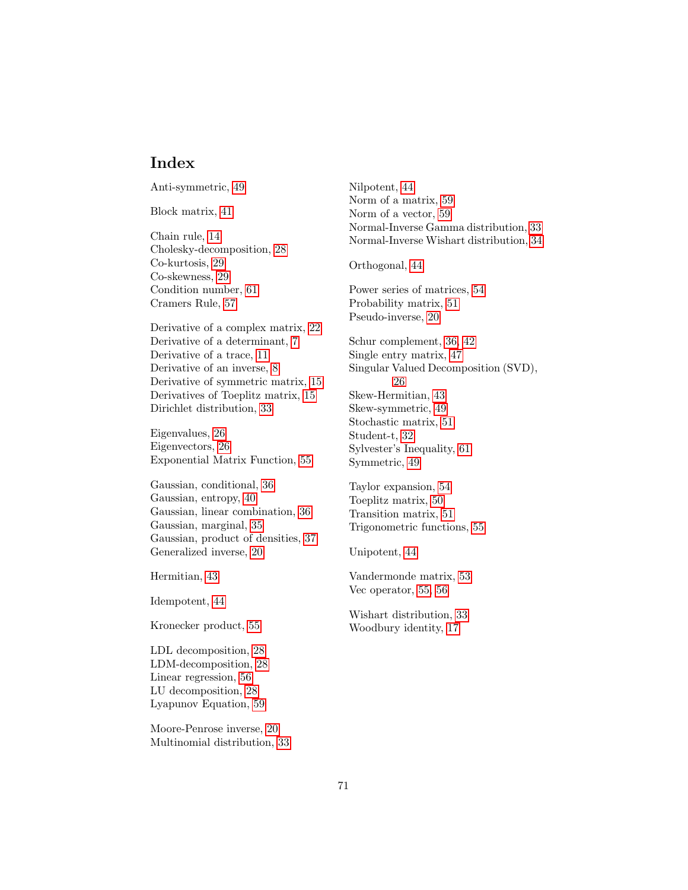# Index

Anti-symmetric, 49

Block matrix, 41

Chain rule, 14
Cholesky-decomposition, 28
Co-kurtosis, 29
Co-skewness, 29
Condition number, 61
Cramers Rule, 57

Derivative of a complex matrix, 22
Derivative of a determinant, 7
Derivative of a trace, 11
Derivative of an inverse, 8
Derivative of symmetric matrix, 15
Derivatives of Toeplitz matrix, 15
Dirichlet distribution, 33

Eigenvalues, 26
Eigenvectors, 26
Exponential Matrix Function, 55

Gaussian, conditional, 36
Gaussian, entropy, 40
Gaussian, linear combination, 36
Gaussian, marginal, 35
Gaussian, product of densities, 37
Generalized inverse, 20

Hermitian, 43

Idempotent, 44

Kronecker product, 55

LDL decomposition, 28
LDM-decomposition, 28
Linear regression, 56
LU decomposition, 28
Lyapunov Equation, 59

Moore-Penrose inverse, 20
Multinomial distribution, 33

Nilpotent, 44
Norm of a matrix, 59
Norm of a vector, 59
Normal-Inverse Gamma distribution, 33
Normal-Inverse Wishart distribution, 34

Orthogonal, 44

Power series of matrices, 54
Probability matrix, 51
Pseudo-inverse, 20

Schur complement, 36, 42
Single entry matrix, 47
Singular Valued Decomposition (SVD), 26
Skew-Hermitian, 43
Skew-symmetric, 49
Stochastic matrix, 51
Student-t, 32
Sylvester's Inequality, 61
Symmetric, 49

Taylor expansion, 54
Toeplitz matrix, 50
Transition matrix, 51
Trigonometric functions, 55

Unipotent, 44

Vandermonde matrix, 53
Vec operator, 55, 56

Wishart distribution, 33
Woodbury identity, 17